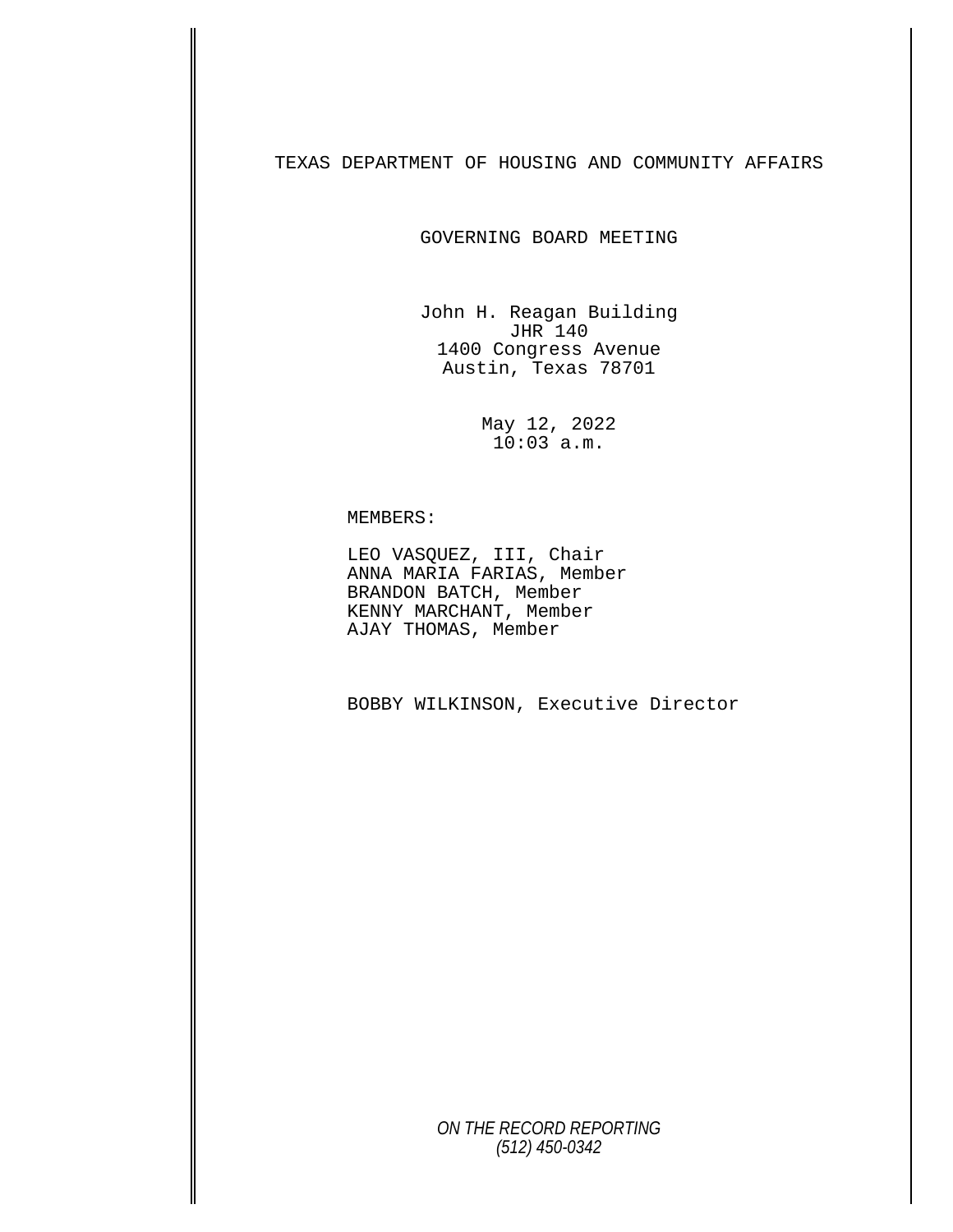# TEXAS DEPARTMENT OF HOUSING AND COMMUNITY AFFAIRS

## GOVERNING BOARD MEETING

John H. Reagan Building
JHR 140
1400 Congress Avenue
Austin, Texas 78701

May 12, 2022
10:03 a.m.

MEMBERS:

LEO VASQUEZ, III, Chair
ANNA MARIA FARIAS, Member
BRANDON BATCH, Member
KENNY MARCHANT, Member
AJAY THOMAS, Member

BOBBY WILKINSON, Executive Director

*ON THE RECORD REPORTING*
*(512) 450-0342*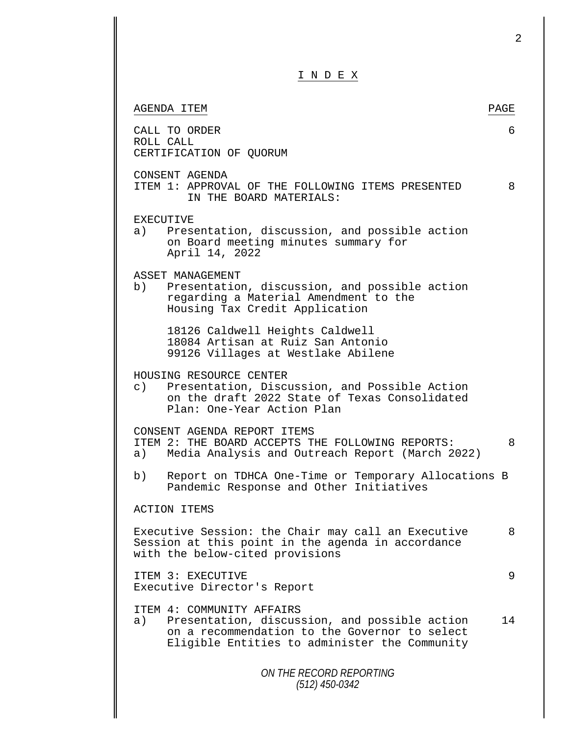# I N D E X

| AGENDA ITEM | PAGE |
|---|---|
| CALL TO ORDER<br>ROLL CALL<br>CERTIFICATION OF QUORUM | 6 |
| CONSENT AGENDA<br>ITEM 1: APPROVAL OF THE FOLLOWING ITEMS PRESENTED IN THE BOARD MATERIALS: | 8 |
| EXECUTIVE<br>a) Presentation, discussion, and possible action on Board meeting minutes summary for April 14, 2022 | |
| ASSET MANAGEMENT<br>b) Presentation, discussion, and possible action regarding a Material Amendment to the Housing Tax Credit Application | |
| 18126 Caldwell Heights Caldwell<br>18084 Artisan at Ruiz San Antonio<br>99126 Villages at Westlake Abilene | |
| HOUSING RESOURCE CENTER<br>c) Presentation, Discussion, and Possible Action on the draft 2022 State of Texas Consolidated Plan: One-Year Action Plan | |
| CONSENT AGENDA REPORT ITEMS<br>ITEM 2: THE BOARD ACCEPTS THE FOLLOWING REPORTS:<br>a) Media Analysis and Outreach Report (March 2022) | 8 |
| b) Report on TDHCA One-Time or Temporary Allocations B Pandemic Response and Other Initiatives | |
| ACTION ITEMS | |
| Executive Session: the Chair may call an Executive Session at this point in the agenda in accordance with the below-cited provisions | 8 |
| ITEM 3: EXECUTIVE<br>Executive Director's Report | 9 |
| ITEM 4: COMMUNITY AFFAIRS<br>a) Presentation, discussion, and possible action on a recommendation to the Governor to select Eligible Entities to administer the Community | 14 |

ON THE RECORD REPORTING
(512) 450-0342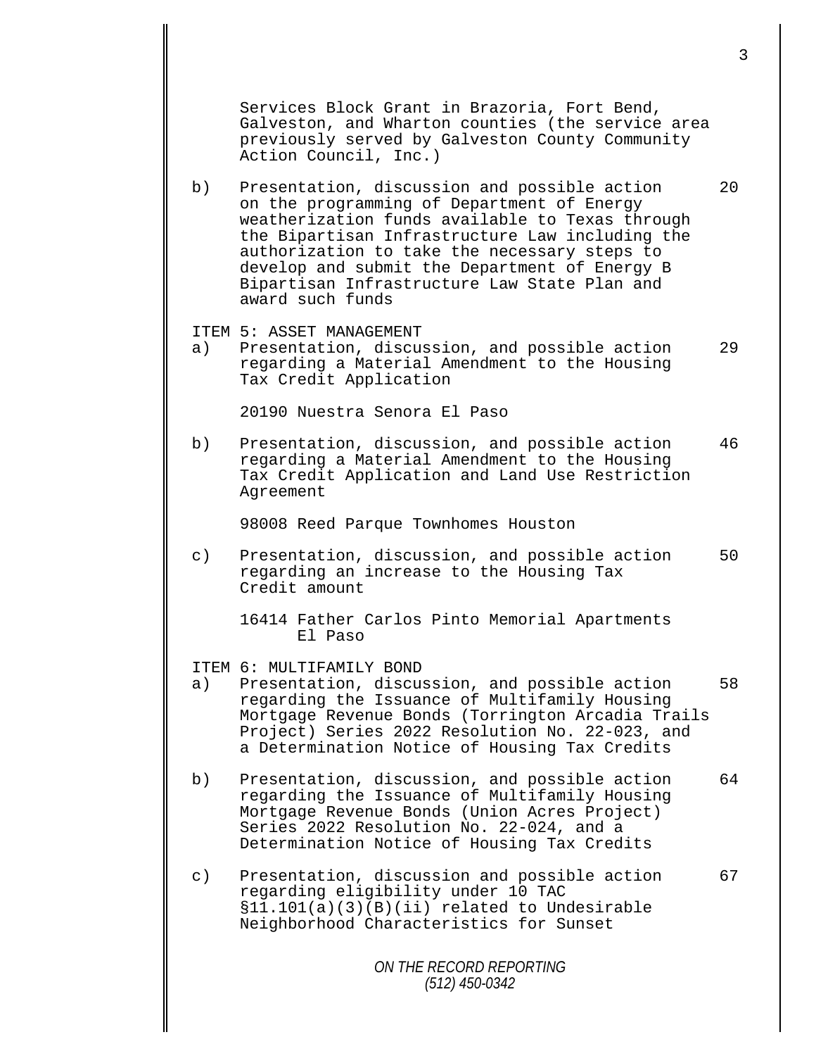Services Block Grant in Brazoria, Fort Bend, Galveston, and Wharton counties (the service area previously served by Galveston County Community Action Council, Inc.)

b) Presentation, discussion and possible action on the programming of Department of Energy weatherization funds available to Texas through the Bipartisan Infrastructure Law including the authorization to take the necessary steps to develop and submit the Department of Energy B Bipartisan Infrastructure Law State Plan and award such funds — 20

ITEM 5: ASSET MANAGEMENT

a) Presentation, discussion, and possible action regarding a Material Amendment to the Housing Tax Credit Application — 29

20190 Nuestra Senora El Paso

b) Presentation, discussion, and possible action regarding a Material Amendment to the Housing Tax Credit Application and Land Use Restriction Agreement — 46

98008 Reed Parque Townhomes Houston

c) Presentation, discussion, and possible action regarding an increase to the Housing Tax Credit amount — 50

16414 Father Carlos Pinto Memorial Apartments El Paso

ITEM 6: MULTIFAMILY BOND

a) Presentation, discussion, and possible action regarding the Issuance of Multifamily Housing Mortgage Revenue Bonds (Torrington Arcadia Trails Project) Series 2022 Resolution No. 22-023, and a Determination Notice of Housing Tax Credits — 58

b) Presentation, discussion, and possible action regarding the Issuance of Multifamily Housing Mortgage Revenue Bonds (Union Acres Project) Series 2022 Resolution No. 22-024, and a Determination Notice of Housing Tax Credits — 64

c) Presentation, discussion and possible action regarding eligibility under 10 TAC §11.101(a)(3)(B)(ii) related to Undesirable Neighborhood Characteristics for Sunset — 67

ON THE RECORD REPORTING
(512) 450-0342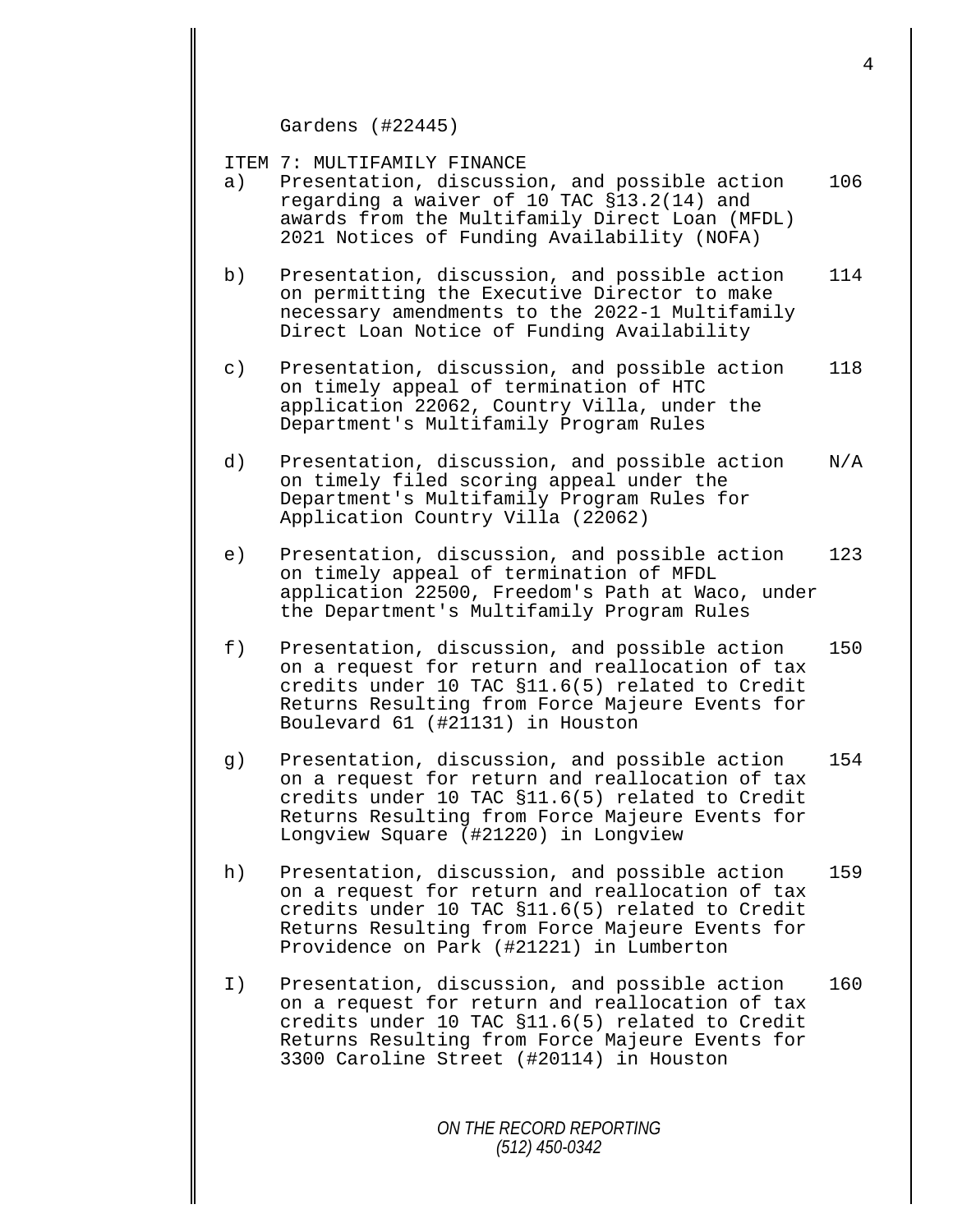Gardens (#22445)

ITEM 7: MULTIFAMILY FINANCE

| | | |
|---|---|---|
| a) | Presentation, discussion, and possible action regarding a waiver of 10 TAC §13.2(14) and awards from the Multifamily Direct Loan (MFDL) 2021 Notices of Funding Availability (NOFA) | 106 |
| b) | Presentation, discussion, and possible action on permitting the Executive Director to make necessary amendments to the 2022-1 Multifamily Direct Loan Notice of Funding Availability | 114 |
| c) | Presentation, discussion, and possible action on timely appeal of termination of HTC application 22062, Country Villa, under the Department's Multifamily Program Rules | 118 |
| d) | Presentation, discussion, and possible action on timely filed scoring appeal under the Department's Multifamily Program Rules for Application Country Villa (22062) | N/A |
| e) | Presentation, discussion, and possible action on timely appeal of termination of MFDL application 22500, Freedom's Path at Waco, under the Department's Multifamily Program Rules | 123 |
| f) | Presentation, discussion, and possible action on a request for return and reallocation of tax credits under 10 TAC §11.6(5) related to Credit Returns Resulting from Force Majeure Events for Boulevard 61 (#21131) in Houston | 150 |
| g) | Presentation, discussion, and possible action on a request for return and reallocation of tax credits under 10 TAC §11.6(5) related to Credit Returns Resulting from Force Majeure Events for Longview Square (#21220) in Longview | 154 |
| h) | Presentation, discussion, and possible action on a request for return and reallocation of tax credits under 10 TAC §11.6(5) related to Credit Returns Resulting from Force Majeure Events for Providence on Park (#21221) in Lumberton | 159 |
| I) | Presentation, discussion, and possible action on a request for return and reallocation of tax credits under 10 TAC §11.6(5) related to Credit Returns Resulting from Force Majeure Events for 3300 Caroline Street (#20114) in Houston | 160 |

*ON THE RECORD REPORTING*
*(512) 450-0342*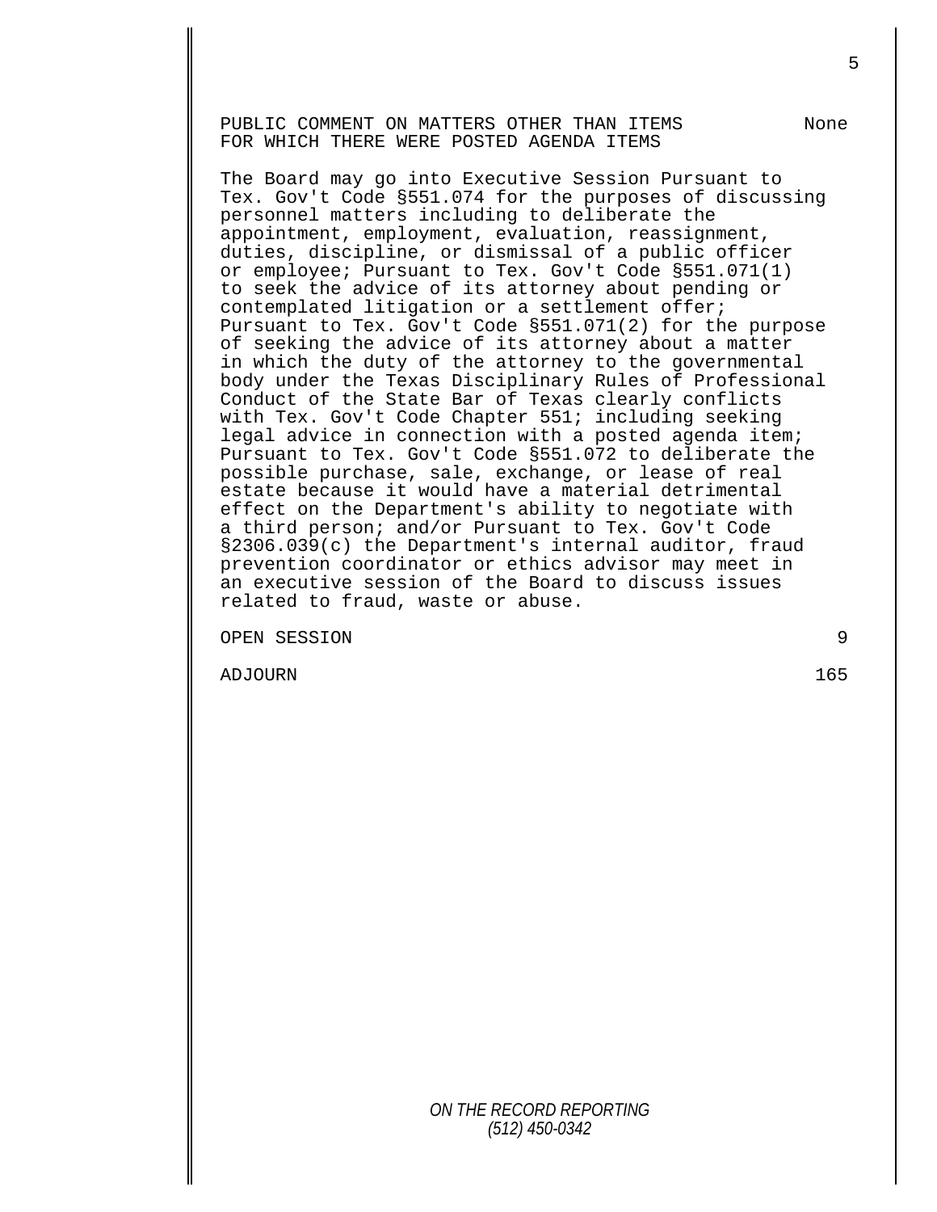| | |
|---|---|
| PUBLIC COMMENT ON MATTERS OTHER THAN ITEMS FOR WHICH THERE WERE POSTED AGENDA ITEMS | None |

The Board may go into Executive Session Pursuant to Tex. Gov't Code §551.074 for the purposes of discussing personnel matters including to deliberate the appointment, employment, evaluation, reassignment, duties, discipline, or dismissal of a public officer or employee; Pursuant to Tex. Gov't Code §551.071(1) to seek the advice of its attorney about pending or contemplated litigation or a settlement offer; Pursuant to Tex. Gov't Code §551.071(2) for the purpose of seeking the advice of its attorney about a matter in which the duty of the attorney to the governmental body under the Texas Disciplinary Rules of Professional Conduct of the State Bar of Texas clearly conflicts with Tex. Gov't Code Chapter 551; including seeking legal advice in connection with a posted agenda item; Pursuant to Tex. Gov't Code §551.072 to deliberate the possible purchase, sale, exchange, or lease of real estate because it would have a material detrimental effect on the Department's ability to negotiate with a third person; and/or Pursuant to Tex. Gov't Code §2306.039(c) the Department's internal auditor, fraud prevention coordinator or ethics advisor may meet in an executive session of the Board to discuss issues related to fraud, waste or abuse.

| | |
|---|---|
| OPEN SESSION | 9 |
| ADJOURN | 165 |

*ON THE RECORD REPORTING*
*(512) 450-0342*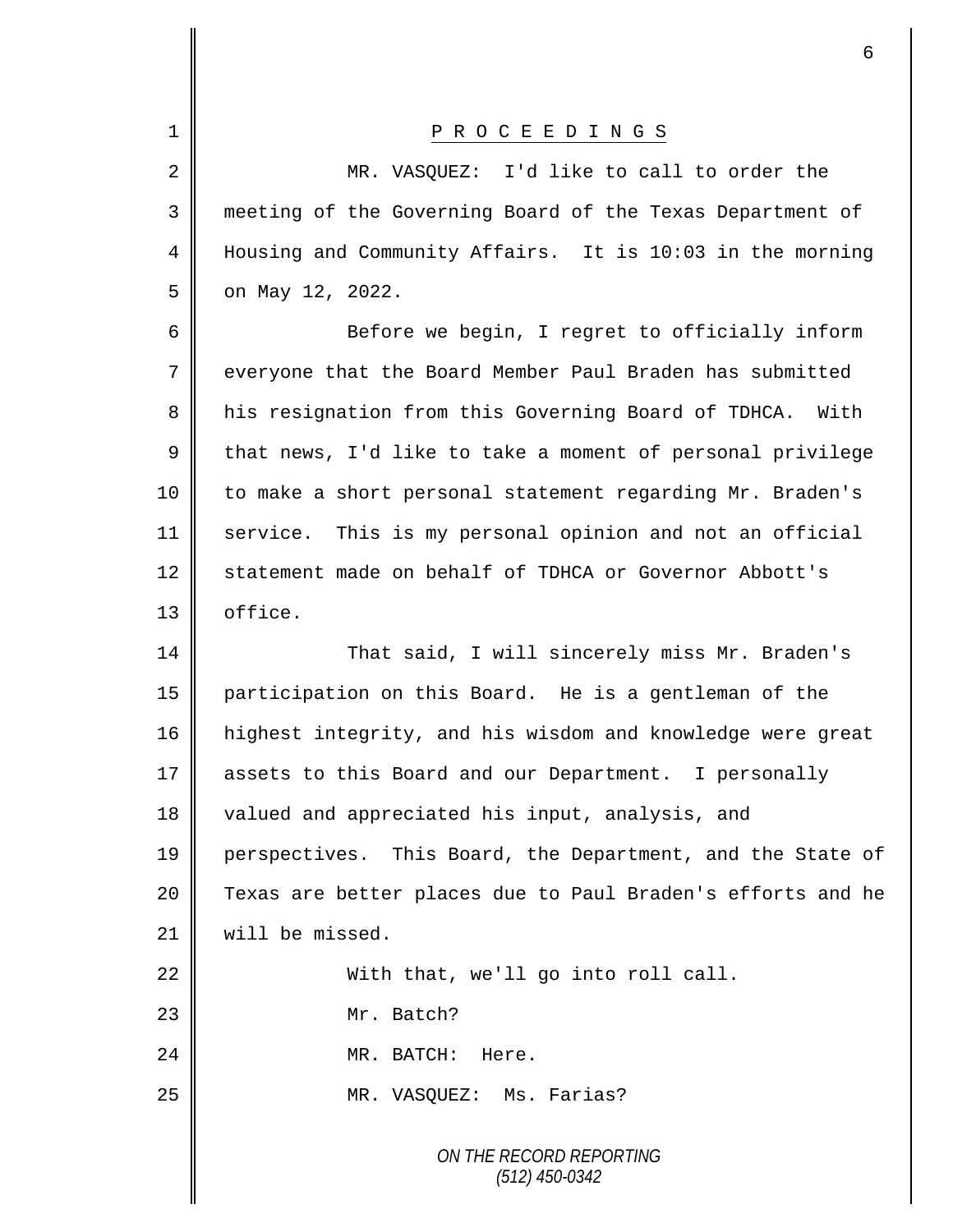P R O C E E D I N G S

MR. VASQUEZ: I'd like to call to order the meeting of the Governing Board of the Texas Department of Housing and Community Affairs. It is 10:03 in the morning on May 12, 2022.

Before we begin, I regret to officially inform everyone that the Board Member Paul Braden has submitted his resignation from this Governing Board of TDHCA. With that news, I'd like to take a moment of personal privilege to make a short personal statement regarding Mr. Braden's service. This is my personal opinion and not an official statement made on behalf of TDHCA or Governor Abbott's office.

That said, I will sincerely miss Mr. Braden's participation on this Board. He is a gentleman of the highest integrity, and his wisdom and knowledge were great assets to this Board and our Department. I personally valued and appreciated his input, analysis, and perspectives. This Board, the Department, and the State of Texas are better places due to Paul Braden's efforts and he will be missed.

With that, we'll go into roll call.

Mr. Batch?

MR. BATCH: Here.

MR. VASQUEZ: Ms. Farias?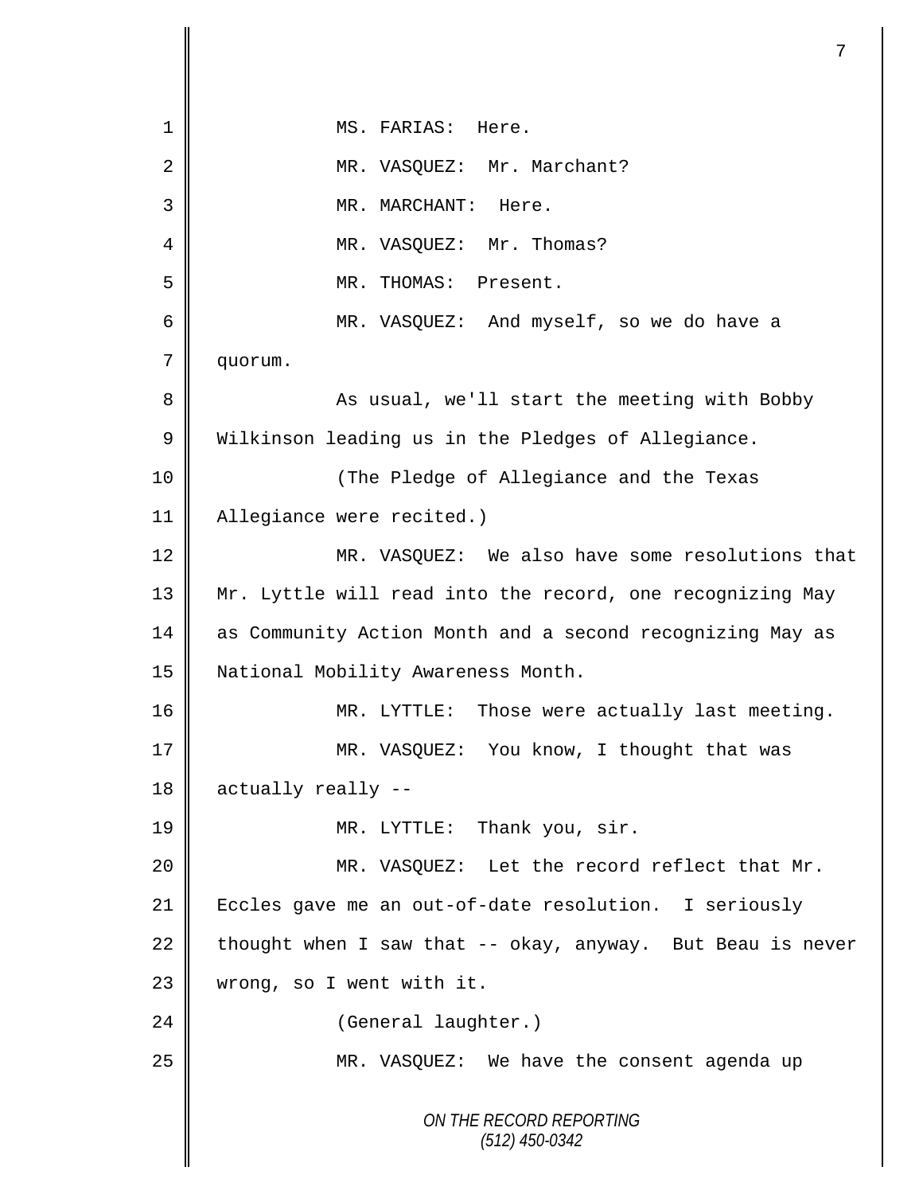MS. FARIAS: Here.

MR. VASQUEZ: Mr. Marchant?

MR. MARCHANT: Here.

MR. VASQUEZ: Mr. Thomas?

MR. THOMAS: Present.

MR. VASQUEZ: And myself, so we do have a quorum.

As usual, we'll start the meeting with Bobby Wilkinson leading us in the Pledges of Allegiance.

(The Pledge of Allegiance and the Texas Allegiance were recited.)

MR. VASQUEZ: We also have some resolutions that Mr. Lyttle will read into the record, one recognizing May as Community Action Month and a second recognizing May as National Mobility Awareness Month.

MR. LYTTLE: Those were actually last meeting.

MR. VASQUEZ: You know, I thought that was actually really --

MR. LYTTLE: Thank you, sir.

MR. VASQUEZ: Let the record reflect that Mr. Eccles gave me an out-of-date resolution. I seriously thought when I saw that -- okay, anyway. But Beau is never wrong, so I went with it.

(General laughter.)

MR. VASQUEZ: We have the consent agenda up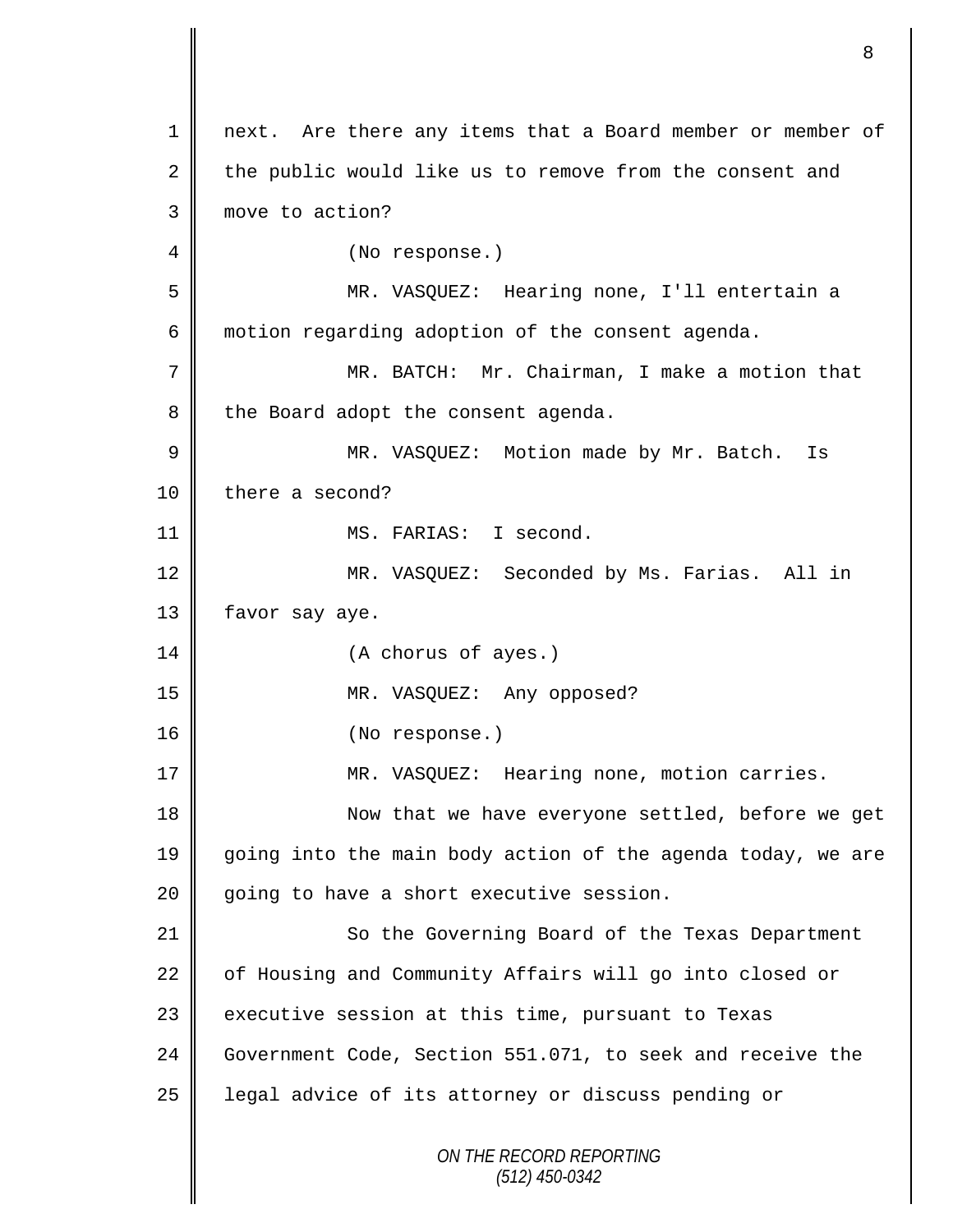next. Are there any items that a Board member or member of the public would like us to remove from the consent and move to action?

(No response.)

MR. VASQUEZ: Hearing none, I'll entertain a motion regarding adoption of the consent agenda.

MR. BATCH: Mr. Chairman, I make a motion that the Board adopt the consent agenda.

MR. VASQUEZ: Motion made by Mr. Batch. Is there a second?

MS. FARIAS: I second.

MR. VASQUEZ: Seconded by Ms. Farias. All in favor say aye.

(A chorus of ayes.)

MR. VASQUEZ: Any opposed?

(No response.)

MR. VASQUEZ: Hearing none, motion carries.

Now that we have everyone settled, before we get going into the main body action of the agenda today, we are going to have a short executive session.

So the Governing Board of the Texas Department of Housing and Community Affairs will go into closed or executive session at this time, pursuant to Texas Government Code, Section 551.071, to seek and receive the legal advice of its attorney or discuss pending or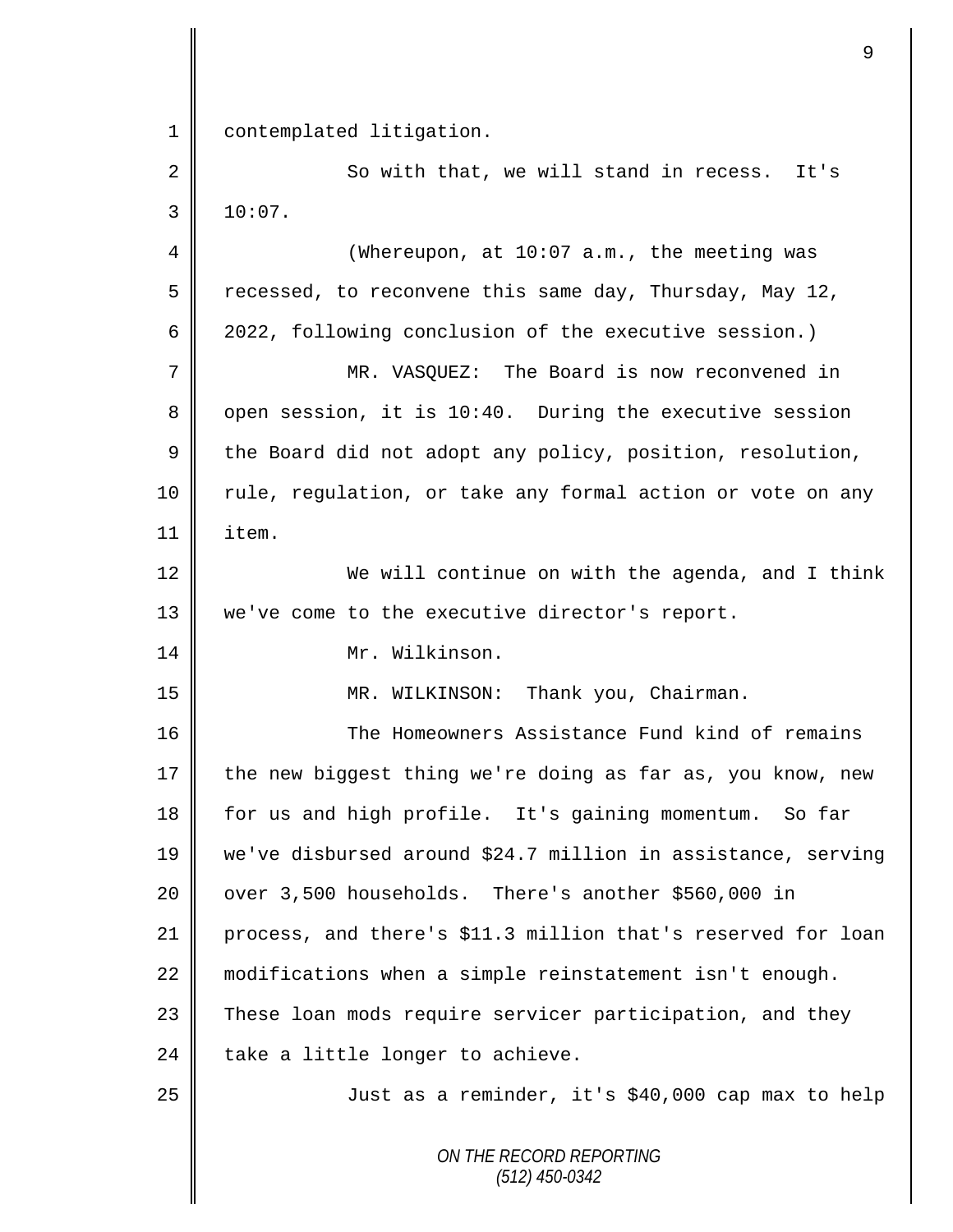contemplated litigation.

So with that, we will stand in recess. It's 10:07.

(Whereupon, at 10:07 a.m., the meeting was recessed, to reconvene this same day, Thursday, May 12, 2022, following conclusion of the executive session.)

MR. VASQUEZ: The Board is now reconvened in open session, it is 10:40. During the executive session the Board did not adopt any policy, position, resolution, rule, regulation, or take any formal action or vote on any item.

We will continue on with the agenda, and I think we've come to the executive director's report.

Mr. Wilkinson.

MR. WILKINSON: Thank you, Chairman.

The Homeowners Assistance Fund kind of remains the new biggest thing we're doing as far as, you know, new for us and high profile. It's gaining momentum. So far we've disbursed around $24.7 million in assistance, serving over 3,500 households. There's another $560,000 in process, and there's $11.3 million that's reserved for loan modifications when a simple reinstatement isn't enough. These loan mods require servicer participation, and they take a little longer to achieve.

Just as a reminder, it's $40,000 cap max to help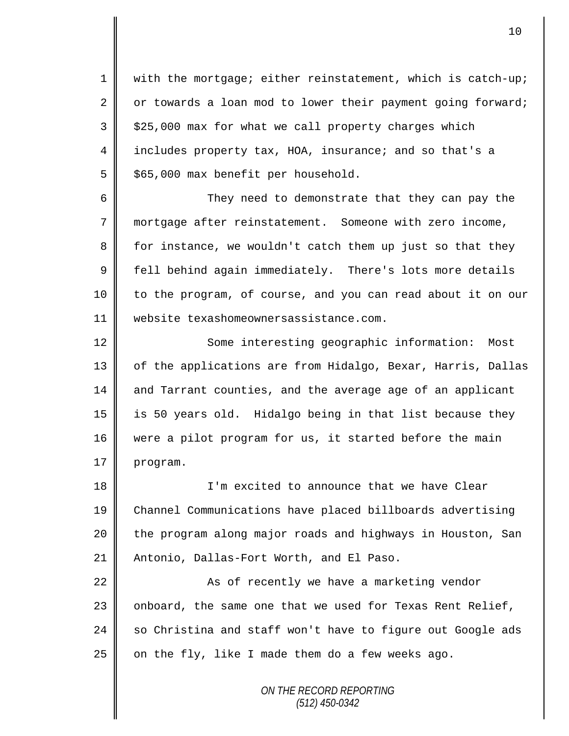with the mortgage; either reinstatement, which is catch-up; or towards a loan mod to lower their payment going forward; $25,000 max for what we call property charges which includes property tax, HOA, insurance; and so that's a $65,000 max benefit per household.

They need to demonstrate that they can pay the mortgage after reinstatement. Someone with zero income, for instance, we wouldn't catch them up just so that they fell behind again immediately. There's lots more details to the program, of course, and you can read about it on our website texashomeownersassistance.com.

Some interesting geographic information: Most of the applications are from Hidalgo, Bexar, Harris, Dallas and Tarrant counties, and the average age of an applicant is 50 years old. Hidalgo being in that list because they were a pilot program for us, it started before the main program.

I'm excited to announce that we have Clear Channel Communications have placed billboards advertising the program along major roads and highways in Houston, San Antonio, Dallas-Fort Worth, and El Paso.

As of recently we have a marketing vendor onboard, the same one that we used for Texas Rent Relief, so Christina and staff won't have to figure out Google ads on the fly, like I made them do a few weeks ago.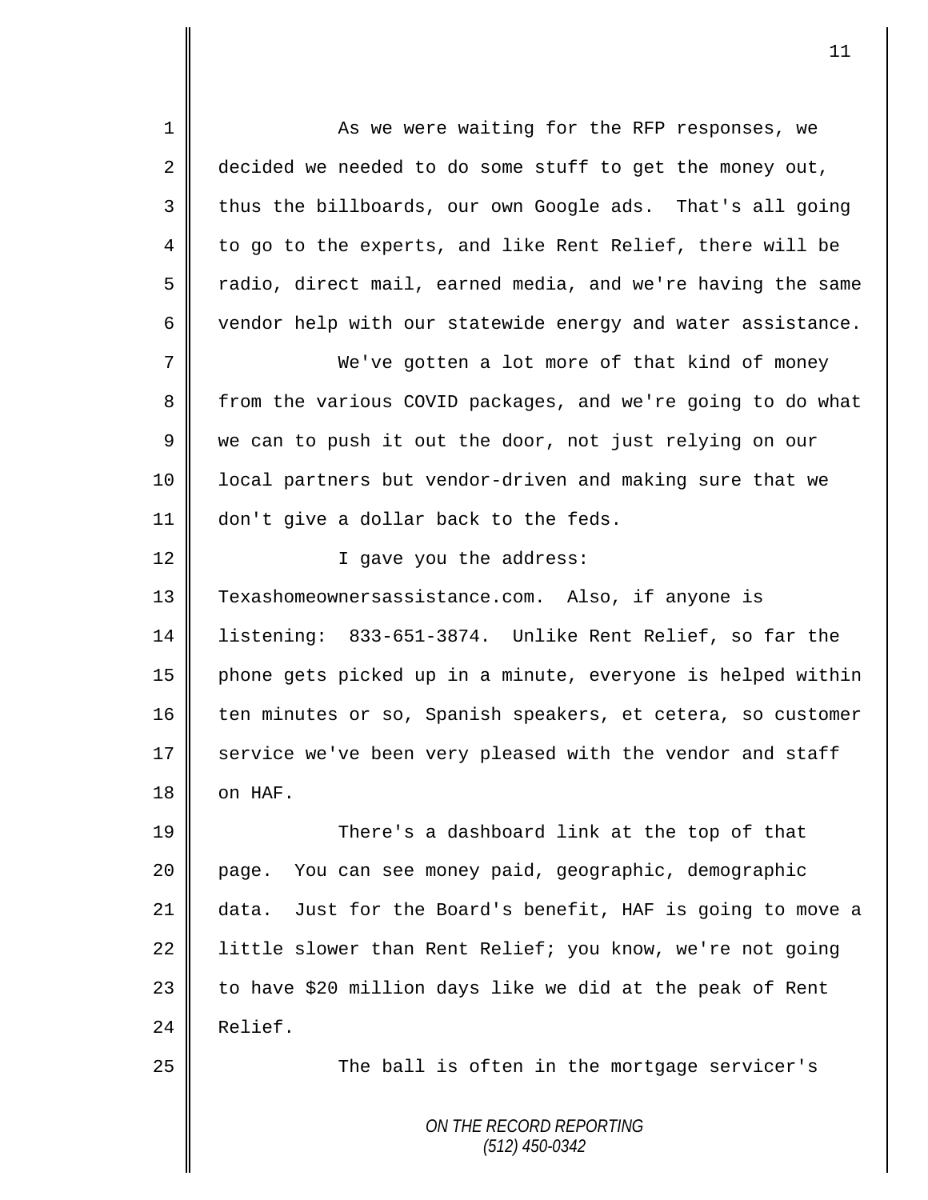As we were waiting for the RFP responses, we decided we needed to do some stuff to get the money out, thus the billboards, our own Google ads. That's all going to go to the experts, and like Rent Relief, there will be radio, direct mail, earned media, and we're having the same vendor help with our statewide energy and water assistance.

We've gotten a lot more of that kind of money from the various COVID packages, and we're going to do what we can to push it out the door, not just relying on our local partners but vendor-driven and making sure that we don't give a dollar back to the feds.

I gave you the address: Texashomeownersassistance.com. Also, if anyone is listening: 833-651-3874. Unlike Rent Relief, so far the phone gets picked up in a minute, everyone is helped within ten minutes or so, Spanish speakers, et cetera, so customer service we've been very pleased with the vendor and staff on HAF.

There's a dashboard link at the top of that page. You can see money paid, geographic, demographic data. Just for the Board's benefit, HAF is going to move a little slower than Rent Relief; you know, we're not going to have $20 million days like we did at the peak of Rent Relief.

The ball is often in the mortgage servicer's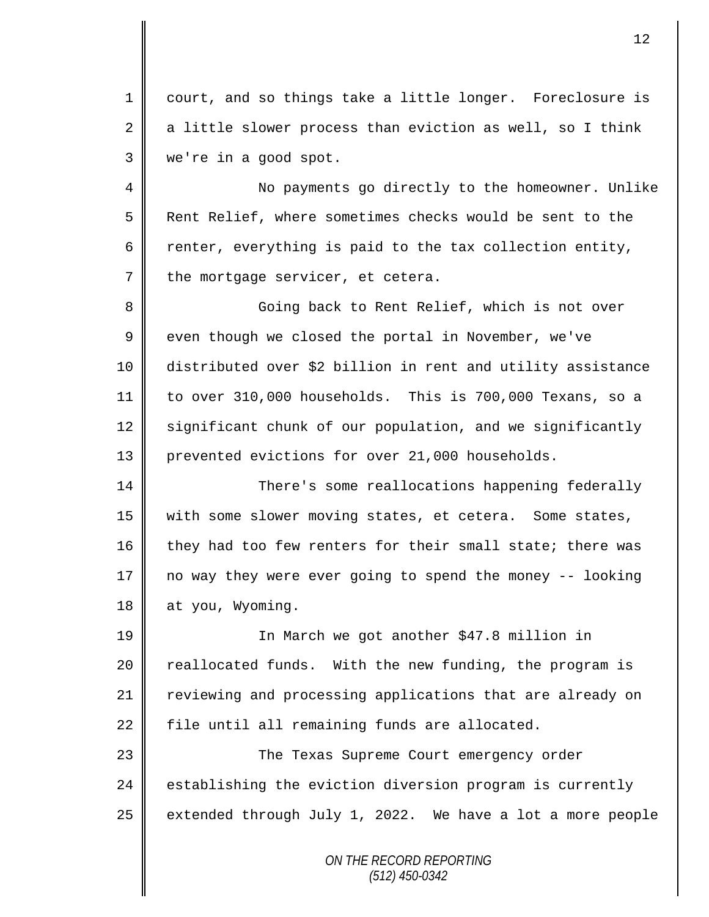court, and so things take a little longer. Foreclosure is a little slower process than eviction as well, so I think we're in a good spot.

No payments go directly to the homeowner. Unlike Rent Relief, where sometimes checks would be sent to the renter, everything is paid to the tax collection entity, the mortgage servicer, et cetera.

Going back to Rent Relief, which is not over even though we closed the portal in November, we've distributed over $2 billion in rent and utility assistance to over 310,000 households. This is 700,000 Texans, so a significant chunk of our population, and we significantly prevented evictions for over 21,000 households.

There's some reallocations happening federally with some slower moving states, et cetera. Some states, they had too few renters for their small state; there was no way they were ever going to spend the money -- looking at you, Wyoming.

In March we got another $47.8 million in reallocated funds. With the new funding, the program is reviewing and processing applications that are already on file until all remaining funds are allocated.

The Texas Supreme Court emergency order establishing the eviction diversion program is currently extended through July 1, 2022. We have a lot a more people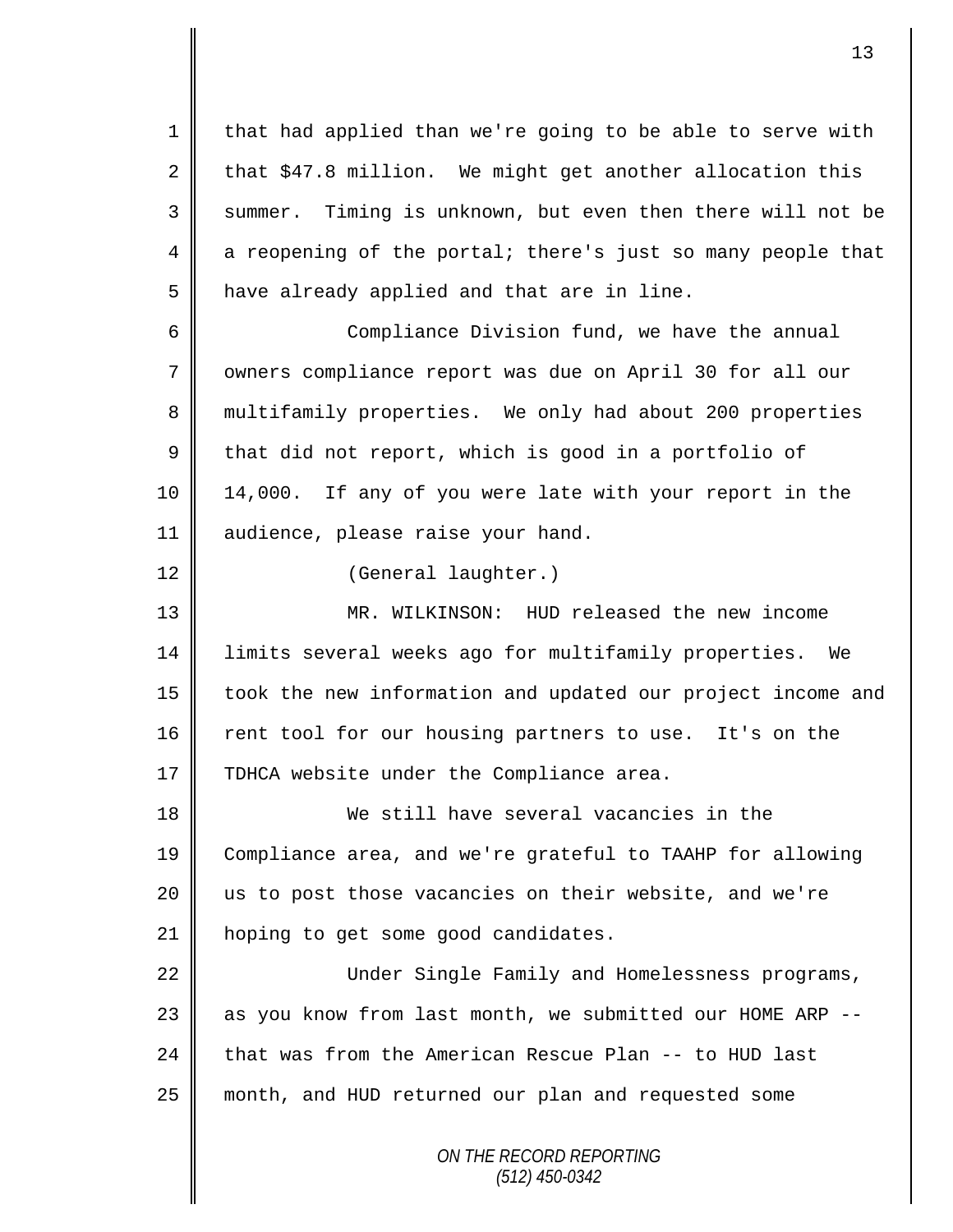that had applied than we're going to be able to serve with that $47.8 million. We might get another allocation this summer. Timing is unknown, but even then there will not be a reopening of the portal; there's just so many people that have already applied and that are in line.

Compliance Division fund, we have the annual owners compliance report was due on April 30 for all our multifamily properties. We only had about 200 properties that did not report, which is good in a portfolio of 14,000. If any of you were late with your report in the audience, please raise your hand.

(General laughter.)

MR. WILKINSON: HUD released the new income limits several weeks ago for multifamily properties. We took the new information and updated our project income and rent tool for our housing partners to use. It's on the TDHCA website under the Compliance area.

We still have several vacancies in the Compliance area, and we're grateful to TAAHP for allowing us to post those vacancies on their website, and we're hoping to get some good candidates.

Under Single Family and Homelessness programs, as you know from last month, we submitted our HOME ARP -- that was from the American Rescue Plan -- to HUD last month, and HUD returned our plan and requested some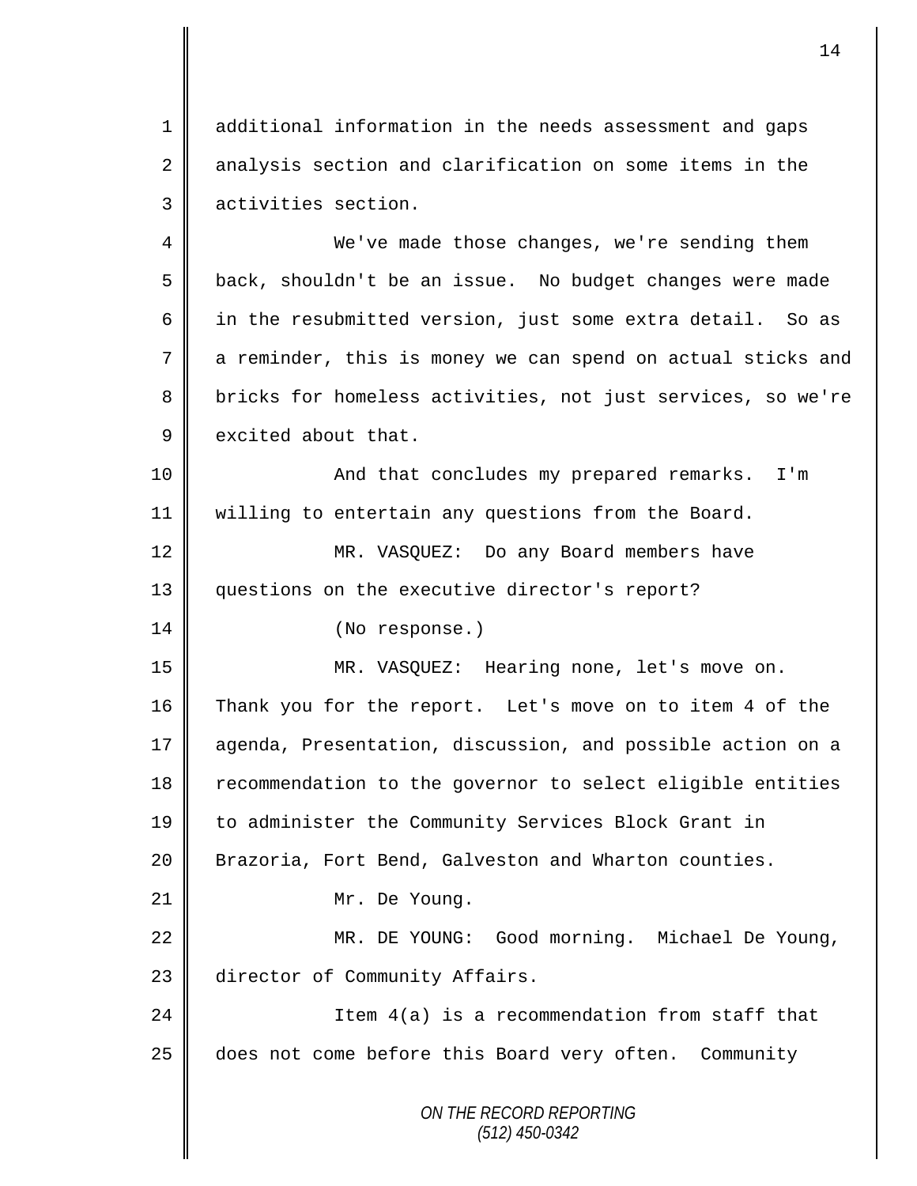additional information in the needs assessment and gaps analysis section and clarification on some items in the activities section.

We've made those changes, we're sending them back, shouldn't be an issue. No budget changes were made in the resubmitted version, just some extra detail. So as a reminder, this is money we can spend on actual sticks and bricks for homeless activities, not just services, so we're excited about that.

And that concludes my prepared remarks. I'm willing to entertain any questions from the Board.

MR. VASQUEZ: Do any Board members have questions on the executive director's report?

(No response.)

MR. VASQUEZ: Hearing none, let's move on. Thank you for the report. Let's move on to item 4 of the agenda, Presentation, discussion, and possible action on a recommendation to the governor to select eligible entities to administer the Community Services Block Grant in Brazoria, Fort Bend, Galveston and Wharton counties.

Mr. De Young.

MR. DE YOUNG: Good morning. Michael De Young, director of Community Affairs.

Item 4(a) is a recommendation from staff that does not come before this Board very often. Community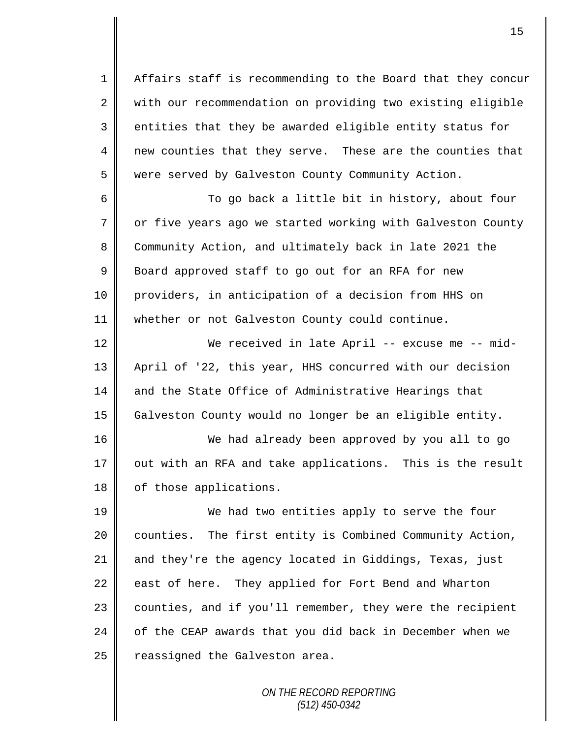Affairs staff is recommending to the Board that they concur with our recommendation on providing two existing eligible entities that they be awarded eligible entity status for new counties that they serve. These are the counties that were served by Galveston County Community Action.

To go back a little bit in history, about four or five years ago we started working with Galveston County Community Action, and ultimately back in late 2021 the Board approved staff to go out for an RFA for new providers, in anticipation of a decision from HHS on whether or not Galveston County could continue.

We received in late April -- excuse me -- mid-April of '22, this year, HHS concurred with our decision and the State Office of Administrative Hearings that Galveston County would no longer be an eligible entity.

We had already been approved by you all to go out with an RFA and take applications. This is the result of those applications.

We had two entities apply to serve the four counties. The first entity is Combined Community Action, and they're the agency located in Giddings, Texas, just east of here. They applied for Fort Bend and Wharton counties, and if you'll remember, they were the recipient of the CEAP awards that you did back in December when we reassigned the Galveston area.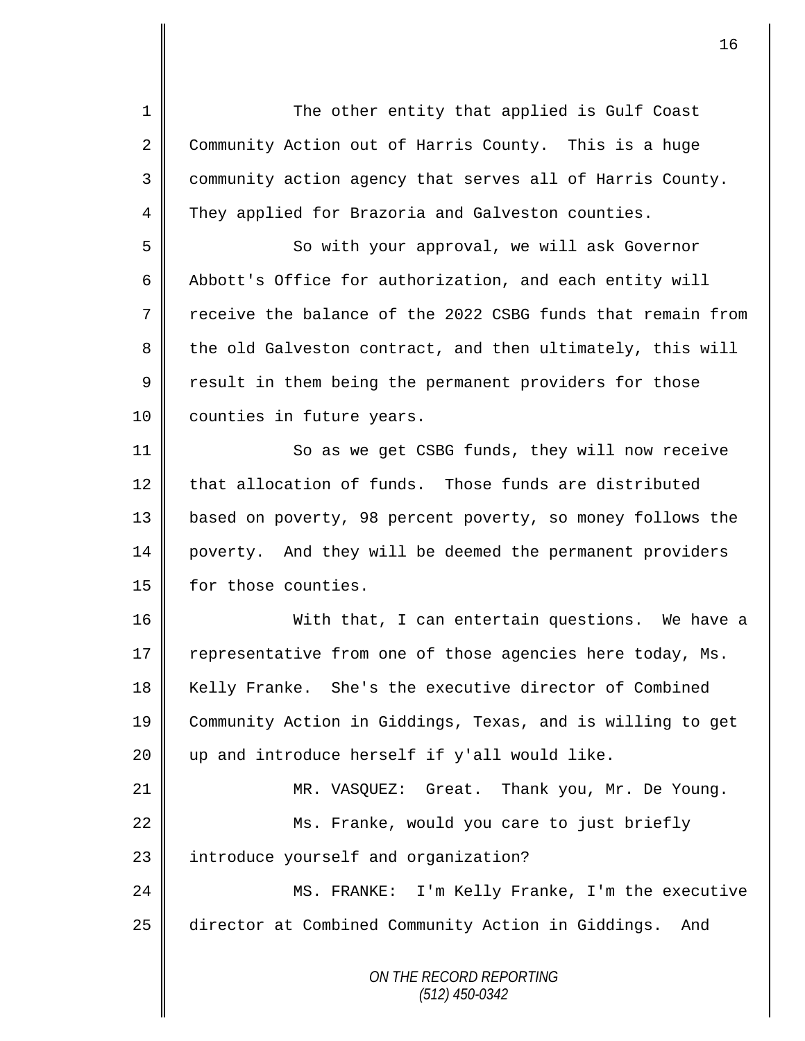The other entity that applied is Gulf Coast Community Action out of Harris County. This is a huge community action agency that serves all of Harris County. They applied for Brazoria and Galveston counties.

So with your approval, we will ask Governor Abbott's Office for authorization, and each entity will receive the balance of the 2022 CSBG funds that remain from the old Galveston contract, and then ultimately, this will result in them being the permanent providers for those counties in future years.

So as we get CSBG funds, they will now receive that allocation of funds. Those funds are distributed based on poverty, 98 percent poverty, so money follows the poverty. And they will be deemed the permanent providers for those counties.

With that, I can entertain questions. We have a representative from one of those agencies here today, Ms. Kelly Franke. She's the executive director of Combined Community Action in Giddings, Texas, and is willing to get up and introduce herself if y'all would like.

MR. VASQUEZ: Great. Thank you, Mr. De Young.

Ms. Franke, would you care to just briefly introduce yourself and organization?

MS. FRANKE: I'm Kelly Franke, I'm the executive director at Combined Community Action in Giddings. And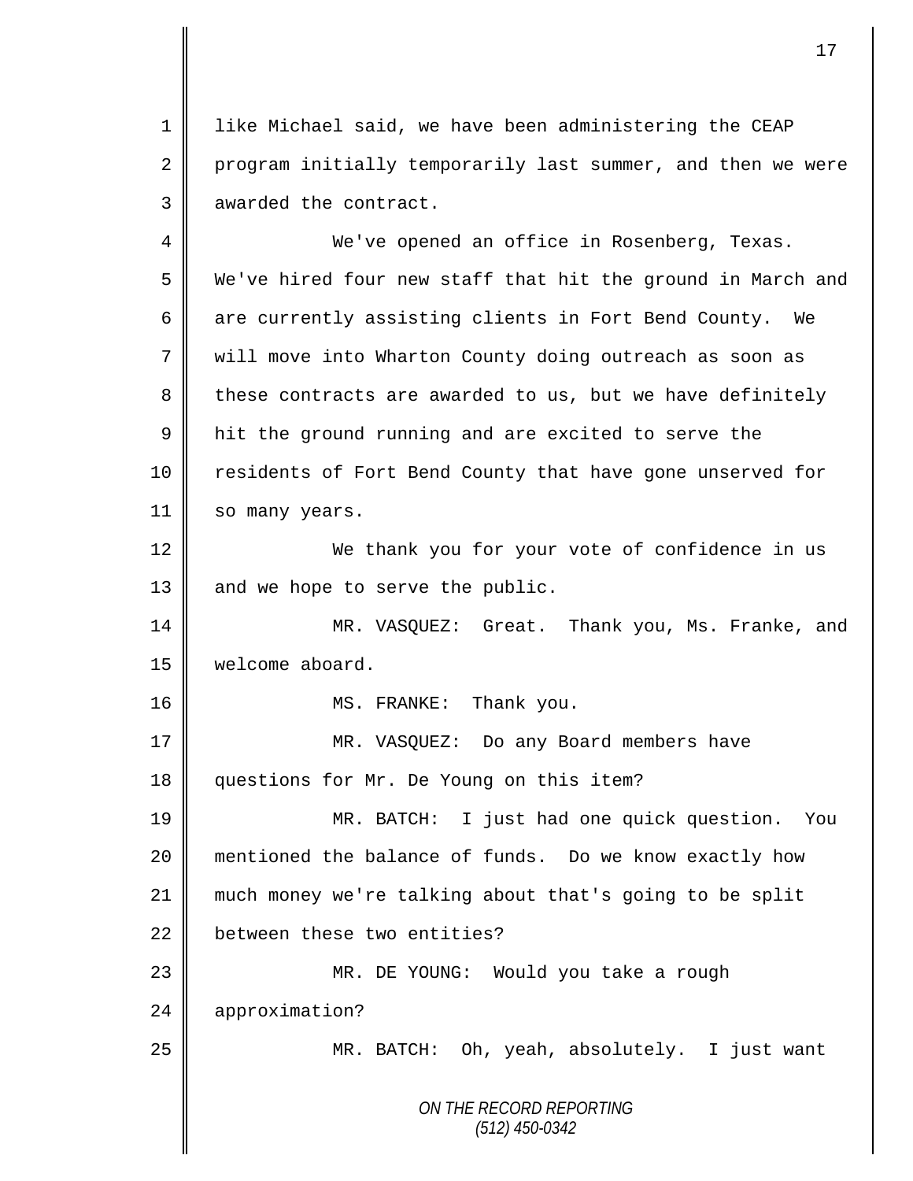like Michael said, we have been administering the CEAP program initially temporarily last summer, and then we were awarded the contract.

We've opened an office in Rosenberg, Texas. We've hired four new staff that hit the ground in March and are currently assisting clients in Fort Bend County. We will move into Wharton County doing outreach as soon as these contracts are awarded to us, but we have definitely hit the ground running and are excited to serve the residents of Fort Bend County that have gone unserved for so many years.

We thank you for your vote of confidence in us and we hope to serve the public.

MR. VASQUEZ: Great. Thank you, Ms. Franke, and welcome aboard.

MS. FRANKE: Thank you.

MR. VASQUEZ: Do any Board members have questions for Mr. De Young on this item?

MR. BATCH: I just had one quick question. You mentioned the balance of funds. Do we know exactly how much money we're talking about that's going to be split between these two entities?

MR. DE YOUNG: Would you take a rough approximation?

MR. BATCH: Oh, yeah, absolutely. I just want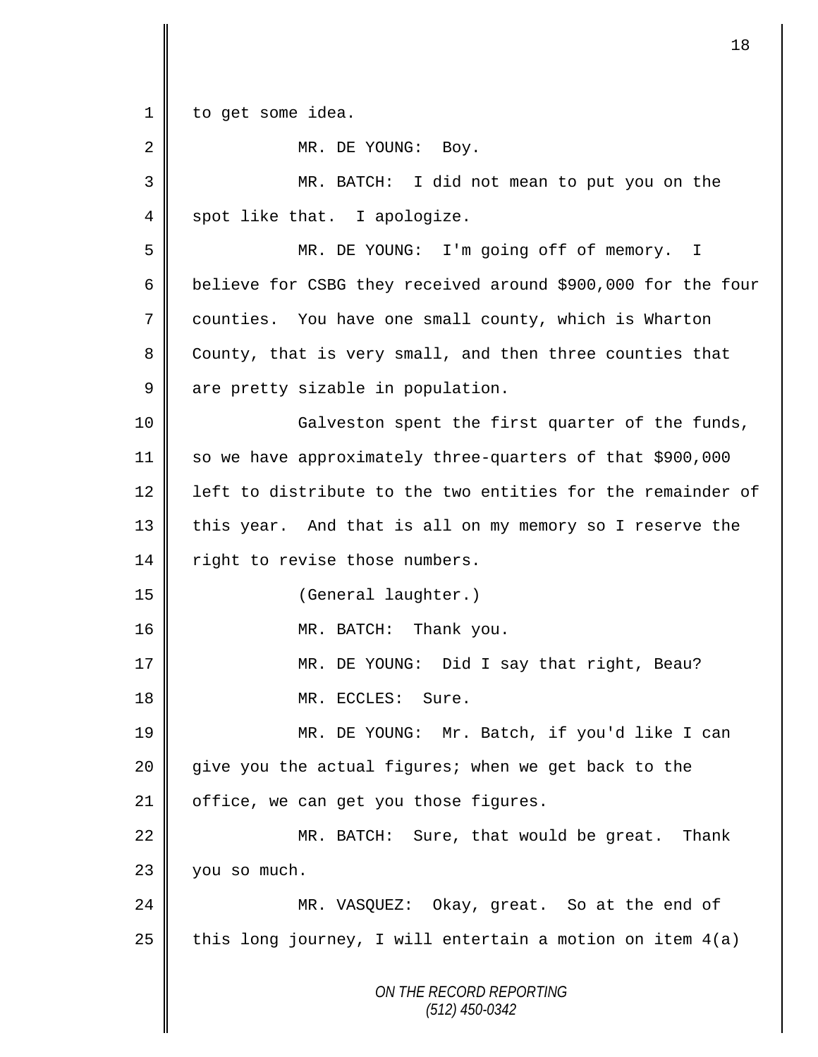to get some idea.

MR. DE YOUNG: Boy.

MR. BATCH: I did not mean to put you on the spot like that. I apologize.

MR. DE YOUNG: I'm going off of memory. I believe for CSBG they received around $900,000 for the four counties. You have one small county, which is Wharton County, that is very small, and then three counties that are pretty sizable in population.

Galveston spent the first quarter of the funds, so we have approximately three-quarters of that $900,000 left to distribute to the two entities for the remainder of this year. And that is all on my memory so I reserve the right to revise those numbers.

(General laughter.)

MR. BATCH: Thank you.

MR. DE YOUNG: Did I say that right, Beau?

MR. ECCLES: Sure.

MR. DE YOUNG: Mr. Batch, if you'd like I can give you the actual figures; when we get back to the office, we can get you those figures.

MR. BATCH: Sure, that would be great. Thank you so much.

MR. VASQUEZ: Okay, great. So at the end of this long journey, I will entertain a motion on item 4(a)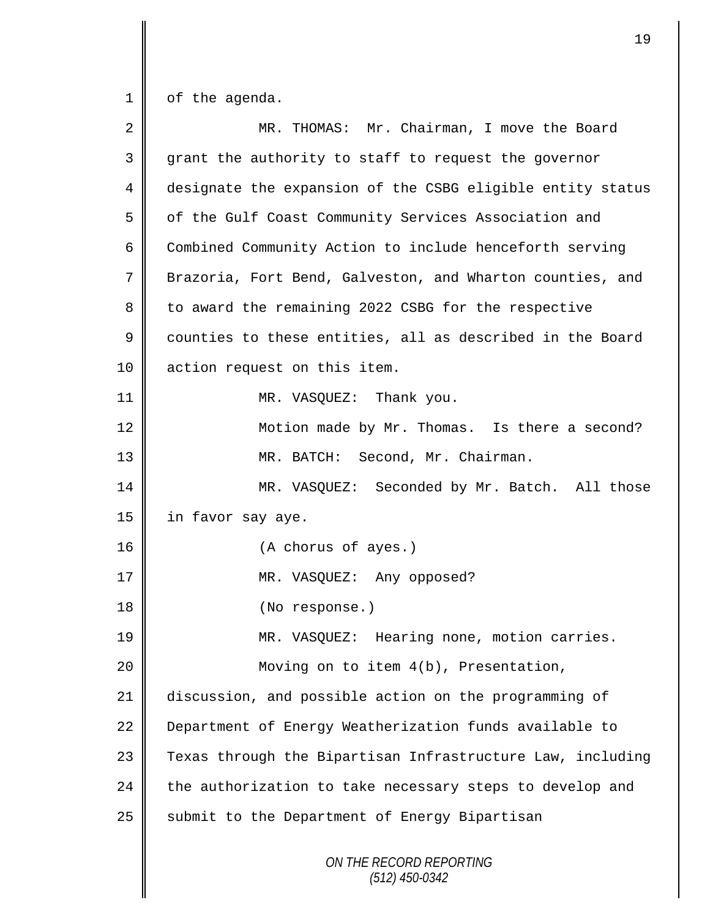of the agenda.

MR. THOMAS: Mr. Chairman, I move the Board grant the authority to staff to request the governor designate the expansion of the CSBG eligible entity status of the Gulf Coast Community Services Association and Combined Community Action to include henceforth serving Brazoria, Fort Bend, Galveston, and Wharton counties, and to award the remaining 2022 CSBG for the respective counties to these entities, all as described in the Board action request on this item.

MR. VASQUEZ: Thank you.

Motion made by Mr. Thomas. Is there a second?

MR. BATCH: Second, Mr. Chairman.

MR. VASQUEZ: Seconded by Mr. Batch. All those in favor say aye.

(A chorus of ayes.)

MR. VASQUEZ: Any opposed?

(No response.)

MR. VASQUEZ: Hearing none, motion carries.

Moving on to item 4(b), Presentation, discussion, and possible action on the programming of Department of Energy Weatherization funds available to Texas through the Bipartisan Infrastructure Law, including the authorization to take necessary steps to develop and submit to the Department of Energy Bipartisan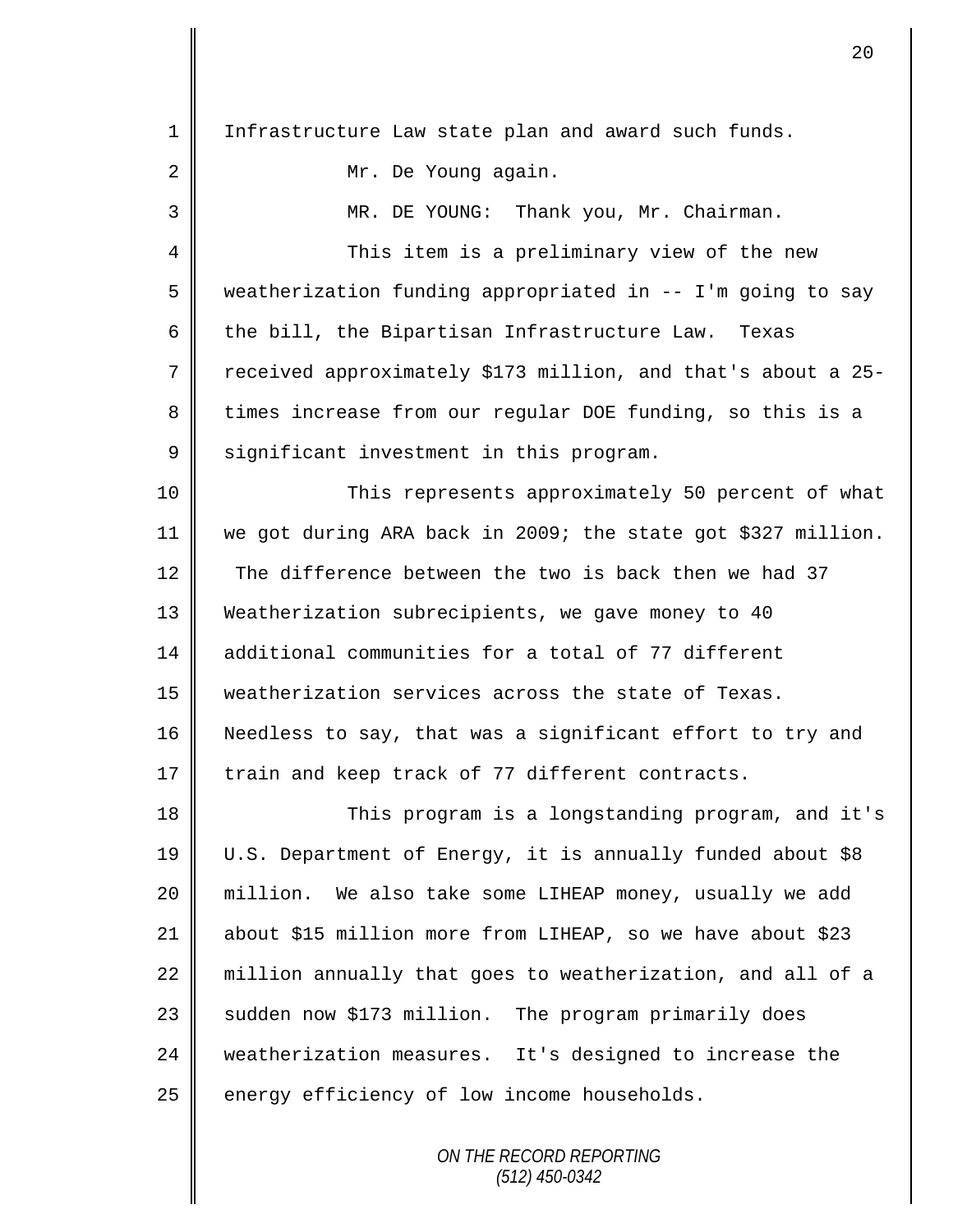Infrastructure Law state plan and award such funds.

Mr. De Young again.

MR. DE YOUNG: Thank you, Mr. Chairman.

This item is a preliminary view of the new weatherization funding appropriated in -- I'm going to say the bill, the Bipartisan Infrastructure Law. Texas received approximately $173 million, and that's about a 25-times increase from our regular DOE funding, so this is a significant investment in this program.

This represents approximately 50 percent of what we got during ARA back in 2009; the state got $327 million. The difference between the two is back then we had 37 Weatherization subrecipients, we gave money to 40 additional communities for a total of 77 different weatherization services across the state of Texas. Needless to say, that was a significant effort to try and train and keep track of 77 different contracts.

This program is a longstanding program, and it's U.S. Department of Energy, it is annually funded about $8 million. We also take some LIHEAP money, usually we add about $15 million more from LIHEAP, so we have about $23 million annually that goes to weatherization, and all of a sudden now $173 million. The program primarily does weatherization measures. It's designed to increase the energy efficiency of low income households.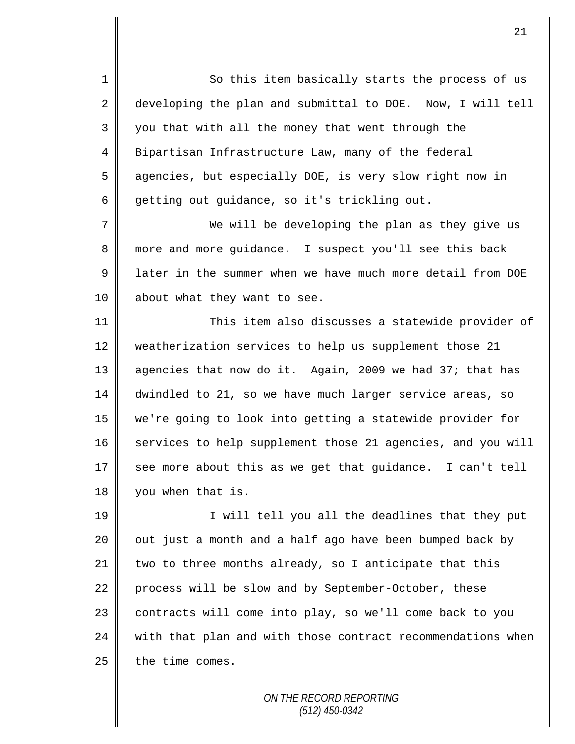So this item basically starts the process of us developing the plan and submittal to DOE. Now, I will tell you that with all the money that went through the Bipartisan Infrastructure Law, many of the federal agencies, but especially DOE, is very slow right now in getting out guidance, so it's trickling out.

We will be developing the plan as they give us more and more guidance. I suspect you'll see this back later in the summer when we have much more detail from DOE about what they want to see.

This item also discusses a statewide provider of weatherization services to help us supplement those 21 agencies that now do it. Again, 2009 we had 37; that has dwindled to 21, so we have much larger service areas, so we're going to look into getting a statewide provider for services to help supplement those 21 agencies, and you will see more about this as we get that guidance. I can't tell you when that is.

I will tell you all the deadlines that they put out just a month and a half ago have been bumped back by two to three months already, so I anticipate that this process will be slow and by September-October, these contracts will come into play, so we'll come back to you with that plan and with those contract recommendations when the time comes.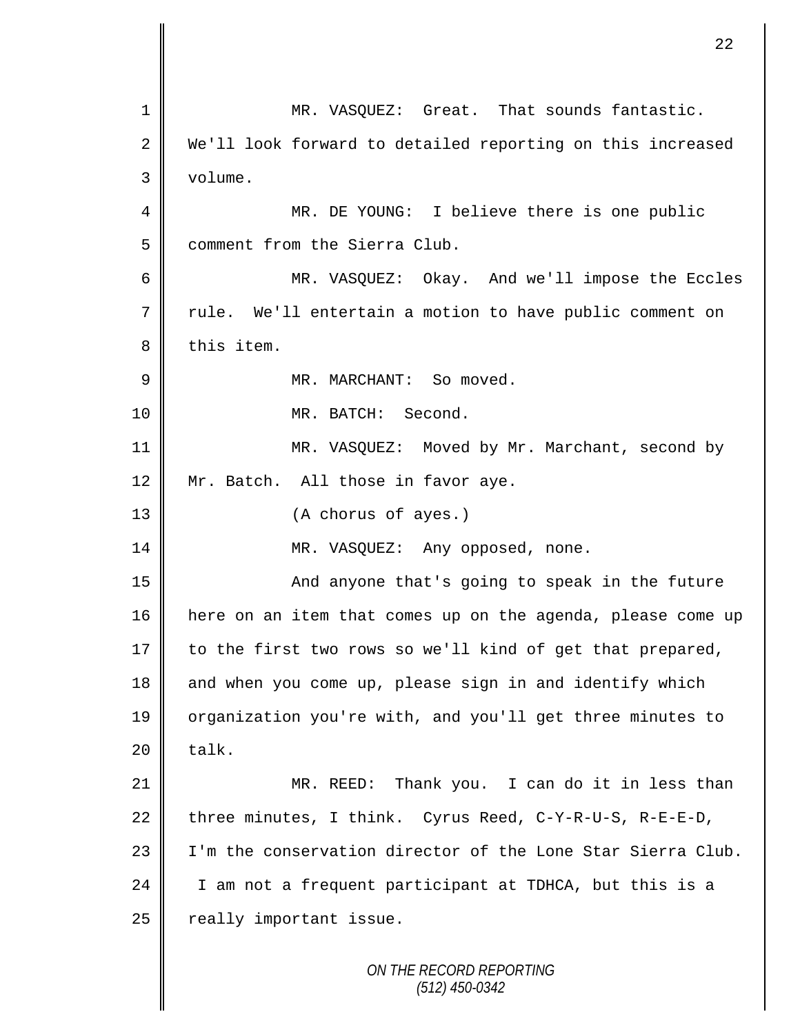MR. VASQUEZ: Great. That sounds fantastic. We'll look forward to detailed reporting on this increased volume.

MR. DE YOUNG: I believe there is one public comment from the Sierra Club.

MR. VASQUEZ: Okay. And we'll impose the Eccles rule. We'll entertain a motion to have public comment on this item.

MR. MARCHANT: So moved.

MR. BATCH: Second.

MR. VASQUEZ: Moved by Mr. Marchant, second by Mr. Batch. All those in favor aye.

(A chorus of ayes.)

MR. VASQUEZ: Any opposed, none.

And anyone that's going to speak in the future here on an item that comes up on the agenda, please come up to the first two rows so we'll kind of get that prepared, and when you come up, please sign in and identify which organization you're with, and you'll get three minutes to talk.

MR. REED: Thank you. I can do it in less than three minutes, I think. Cyrus Reed, C-Y-R-U-S, R-E-E-D, I'm the conservation director of the Lone Star Sierra Club. I am not a frequent participant at TDHCA, but this is a really important issue.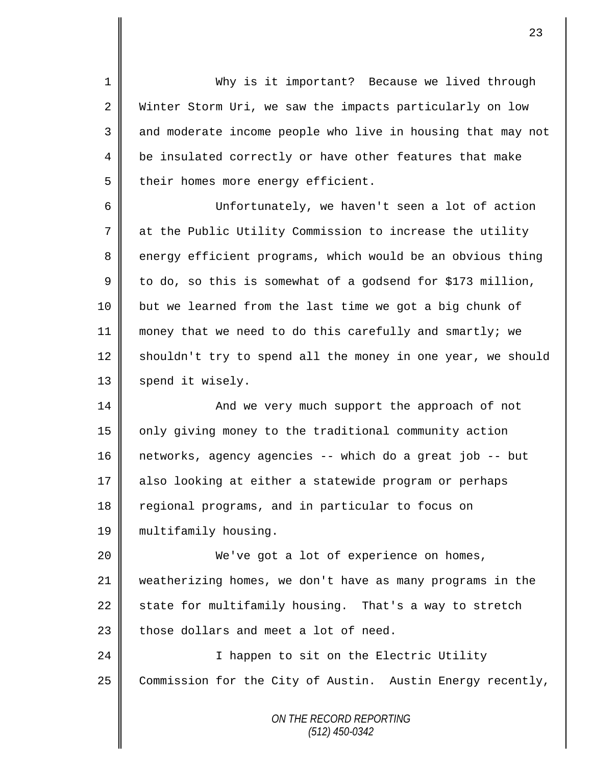Why is it important? Because we lived through Winter Storm Uri, we saw the impacts particularly on low and moderate income people who live in housing that may not be insulated correctly or have other features that make their homes more energy efficient.

Unfortunately, we haven't seen a lot of action at the Public Utility Commission to increase the utility energy efficient programs, which would be an obvious thing to do, so this is somewhat of a godsend for $173 million, but we learned from the last time we got a big chunk of money that we need to do this carefully and smartly; we shouldn't try to spend all the money in one year, we should spend it wisely.

And we very much support the approach of not only giving money to the traditional community action networks, agency agencies -- which do a great job -- but also looking at either a statewide program or perhaps regional programs, and in particular to focus on multifamily housing.

We've got a lot of experience on homes, weatherizing homes, we don't have as many programs in the state for multifamily housing. That's a way to stretch those dollars and meet a lot of need.

I happen to sit on the Electric Utility Commission for the City of Austin. Austin Energy recently,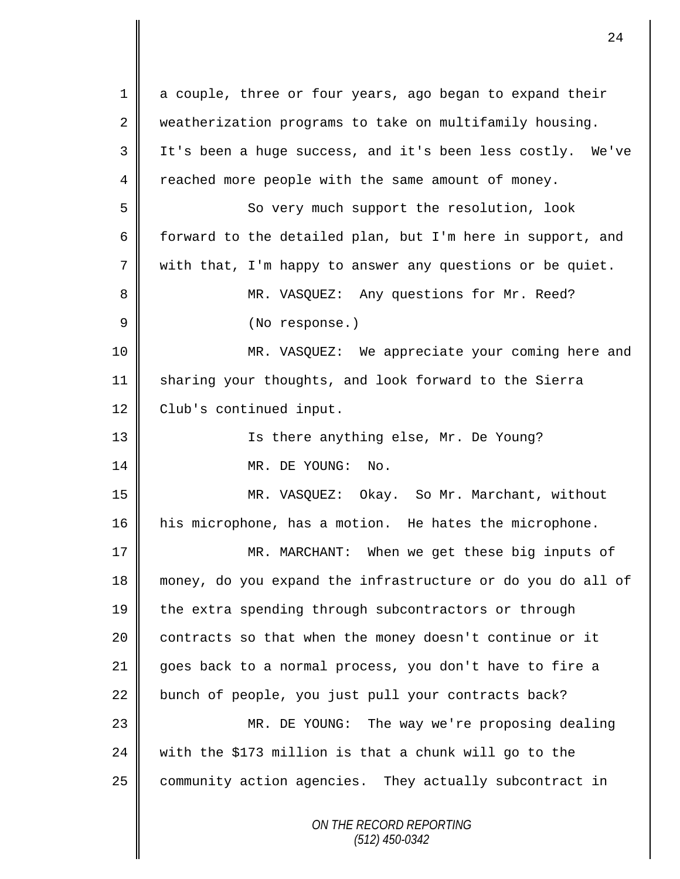a couple, three or four years, ago began to expand their weatherization programs to take on multifamily housing. It's been a huge success, and it's been less costly. We've reached more people with the same amount of money.

So very much support the resolution, look forward to the detailed plan, but I'm here in support, and with that, I'm happy to answer any questions or be quiet.

MR. VASQUEZ: Any questions for Mr. Reed?

(No response.)

MR. VASQUEZ: We appreciate your coming here and sharing your thoughts, and look forward to the Sierra Club's continued input.

Is there anything else, Mr. De Young?

MR. DE YOUNG: No.

MR. VASQUEZ: Okay. So Mr. Marchant, without his microphone, has a motion. He hates the microphone.

MR. MARCHANT: When we get these big inputs of money, do you expand the infrastructure or do you do all of the extra spending through subcontractors or through contracts so that when the money doesn't continue or it goes back to a normal process, you don't have to fire a bunch of people, you just pull your contracts back?

MR. DE YOUNG: The way we're proposing dealing with the $173 million is that a chunk will go to the community action agencies. They actually subcontract in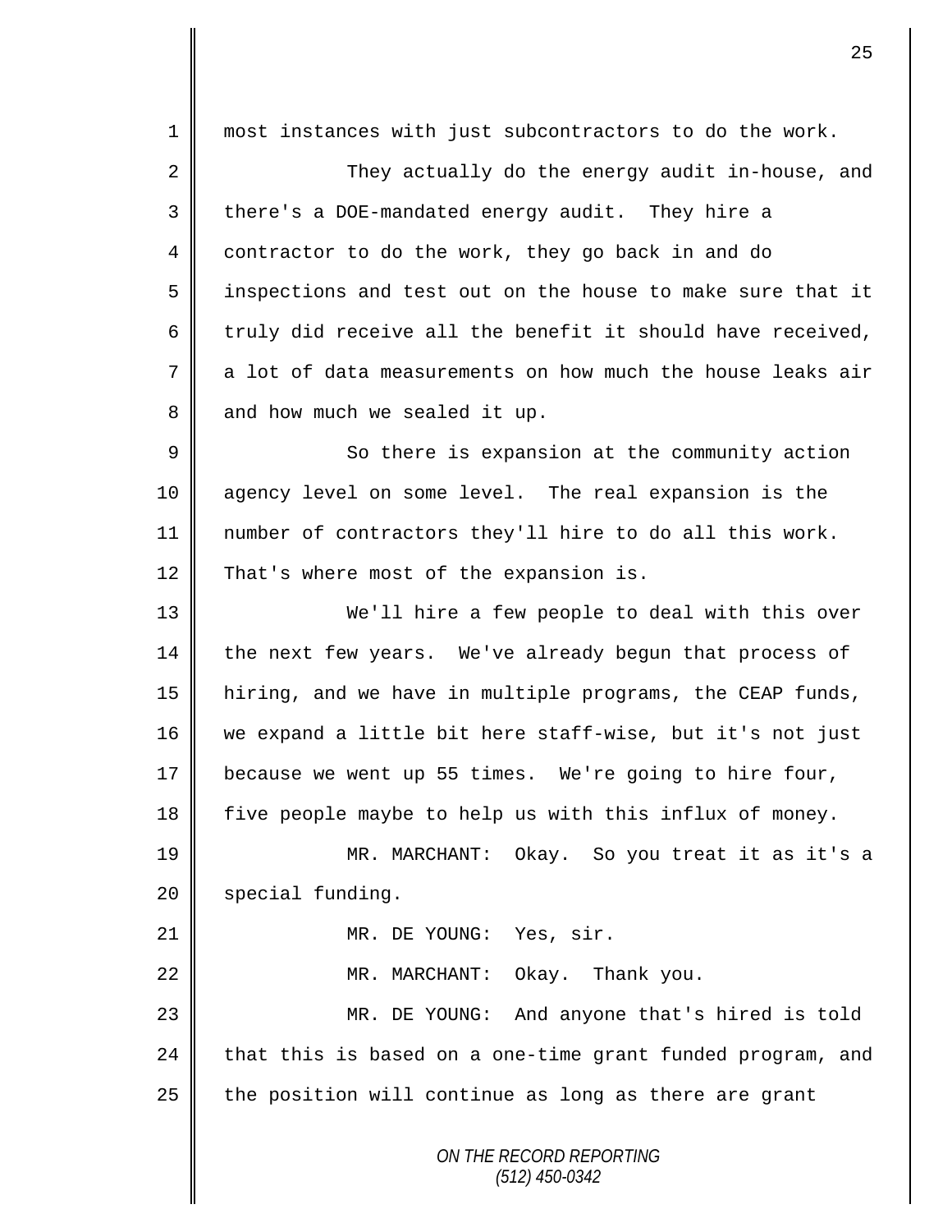most instances with just subcontractors to do the work.

They actually do the energy audit in-house, and there's a DOE-mandated energy audit. They hire a contractor to do the work, they go back in and do inspections and test out on the house to make sure that it truly did receive all the benefit it should have received, a lot of data measurements on how much the house leaks air and how much we sealed it up.

So there is expansion at the community action agency level on some level. The real expansion is the number of contractors they'll hire to do all this work. That's where most of the expansion is.

We'll hire a few people to deal with this over the next few years. We've already begun that process of hiring, and we have in multiple programs, the CEAP funds, we expand a little bit here staff-wise, but it's not just because we went up 55 times. We're going to hire four, five people maybe to help us with this influx of money.

MR. MARCHANT: Okay. So you treat it as it's a special funding.

MR. DE YOUNG: Yes, sir.

MR. MARCHANT: Okay. Thank you.

MR. DE YOUNG: And anyone that's hired is told that this is based on a one-time grant funded program, and the position will continue as long as there are grant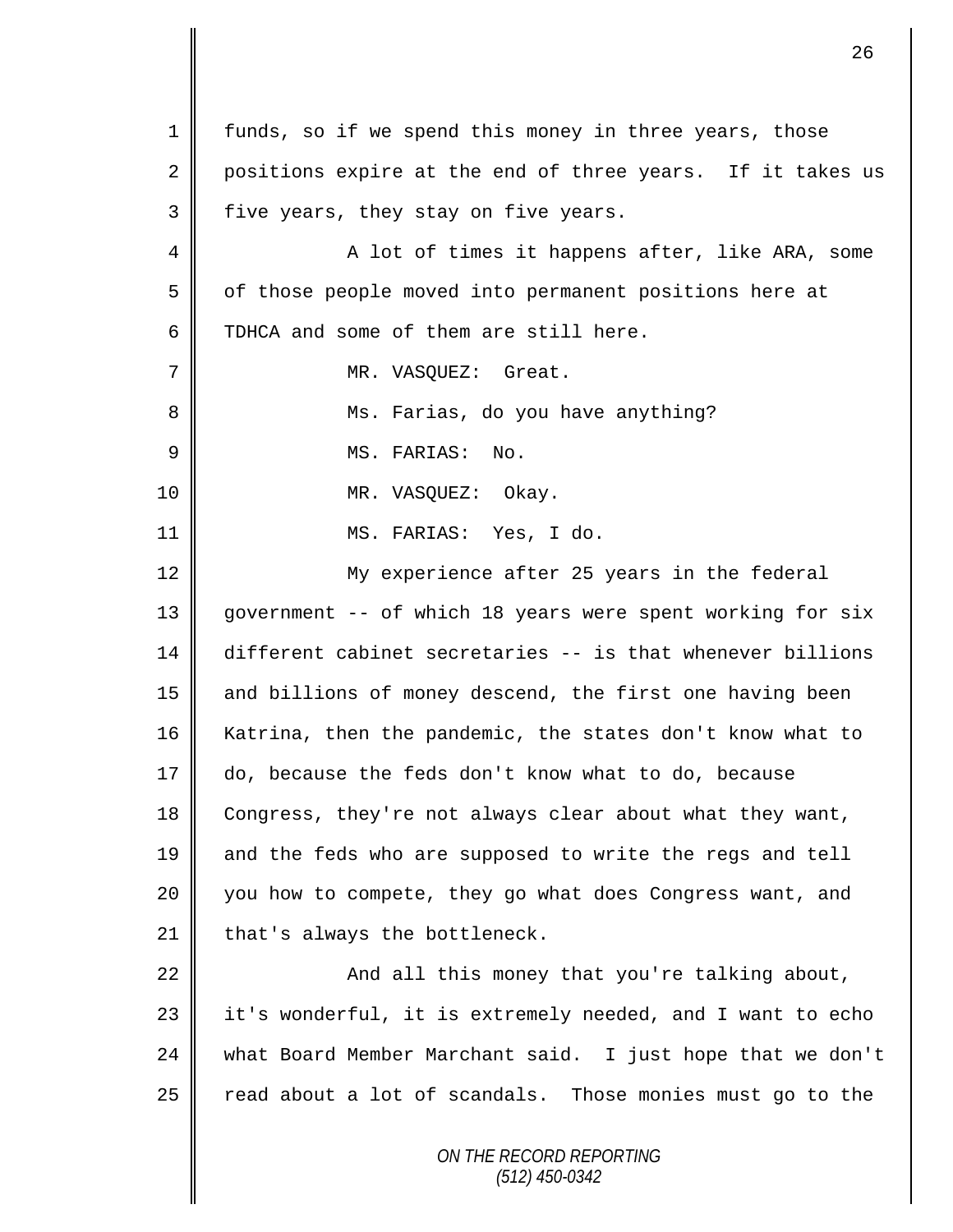funds, so if we spend this money in three years, those positions expire at the end of three years. If it takes us five years, they stay on five years.

A lot of times it happens after, like ARA, some of those people moved into permanent positions here at TDHCA and some of them are still here.

MR. VASQUEZ: Great.

Ms. Farias, do you have anything?

MS. FARIAS: No.

MR. VASQUEZ: Okay.

MS. FARIAS: Yes, I do.

My experience after 25 years in the federal government -- of which 18 years were spent working for six different cabinet secretaries -- is that whenever billions and billions of money descend, the first one having been Katrina, then the pandemic, the states don't know what to do, because the feds don't know what to do, because Congress, they're not always clear about what they want, and the feds who are supposed to write the regs and tell you how to compete, they go what does Congress want, and that's always the bottleneck.

And all this money that you're talking about, it's wonderful, it is extremely needed, and I want to echo what Board Member Marchant said. I just hope that we don't read about a lot of scandals. Those monies must go to the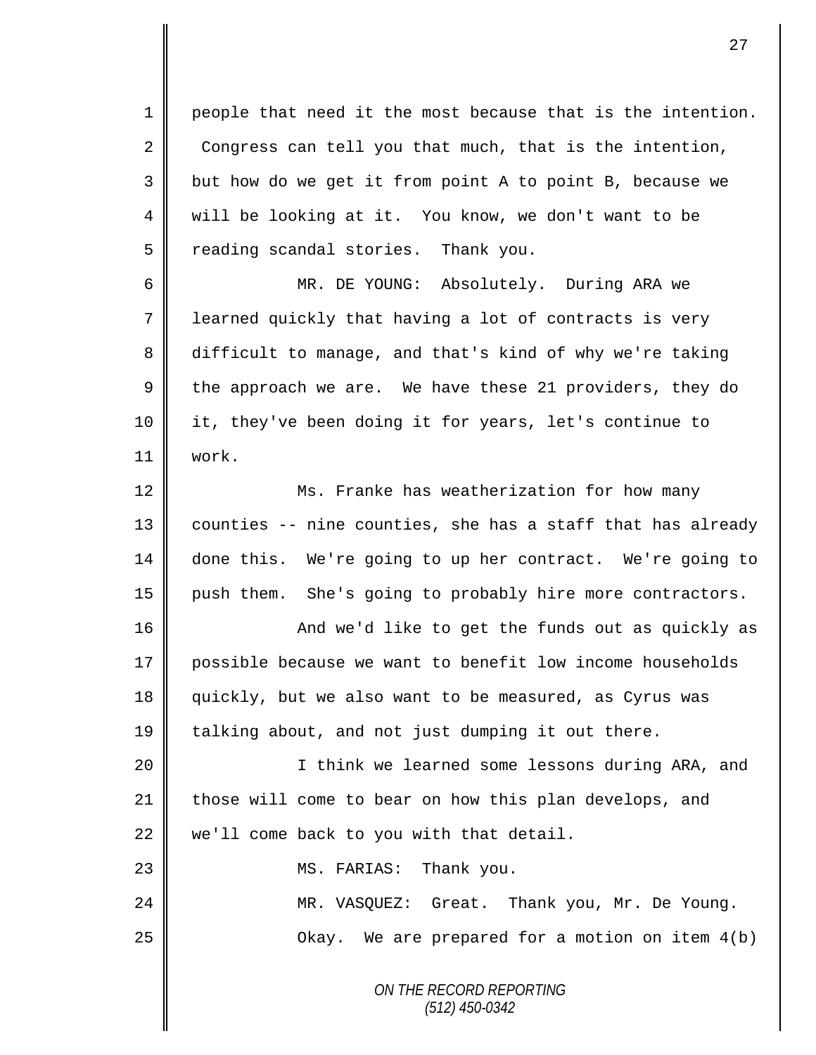1 people that need it the most because that is the intention.
2 Congress can tell you that much, that is the intention,
3 but how do we get it from point A to point B, because we
4 will be looking at it. You know, we don't want to be
5 reading scandal stories. Thank you.

6 MR. DE YOUNG: Absolutely. During ARA we
7 learned quickly that having a lot of contracts is very
8 difficult to manage, and that's kind of why we're taking
9 the approach we are. We have these 21 providers, they do
10 it, they've been doing it for years, let's continue to
11 work.

12 Ms. Franke has weatherization for how many
13 counties -- nine counties, she has a staff that has already
14 done this. We're going to up her contract. We're going to
15 push them. She's going to probably hire more contractors.

16 And we'd like to get the funds out as quickly as
17 possible because we want to benefit low income households
18 quickly, but we also want to be measured, as Cyrus was
19 talking about, and not just dumping it out there.

20 I think we learned some lessons during ARA, and
21 those will come to bear on how this plan develops, and
22 we'll come back to you with that detail.

23 MS. FARIAS: Thank you.

24 MR. VASQUEZ: Great. Thank you, Mr. De Young.

25 Okay. We are prepared for a motion on item 4(b)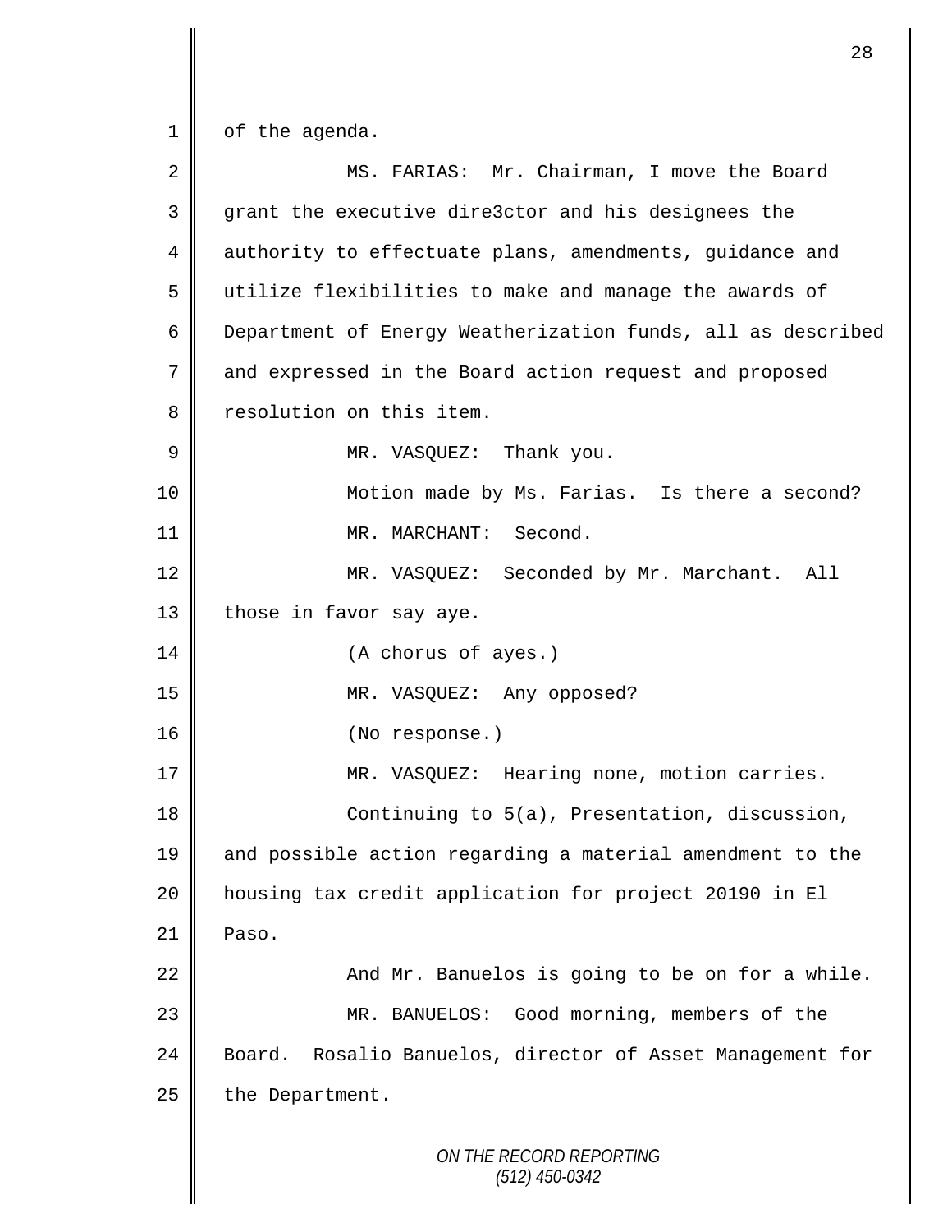of the agenda.

MS. FARIAS: Mr. Chairman, I move the Board grant the executive dire3ctor and his designees the authority to effectuate plans, amendments, guidance and utilize flexibilities to make and manage the awards of Department of Energy Weatherization funds, all as described and expressed in the Board action request and proposed resolution on this item.

MR. VASQUEZ: Thank you.

Motion made by Ms. Farias. Is there a second?

MR. MARCHANT: Second.

MR. VASQUEZ: Seconded by Mr. Marchant. All those in favor say aye.

(A chorus of ayes.)

MR. VASQUEZ: Any opposed?

(No response.)

MR. VASQUEZ: Hearing none, motion carries.

Continuing to 5(a), Presentation, discussion, and possible action regarding a material amendment to the housing tax credit application for project 20190 in El Paso.

And Mr. Banuelos is going to be on for a while.

MR. BANUELOS: Good morning, members of the Board. Rosalio Banuelos, director of Asset Management for the Department.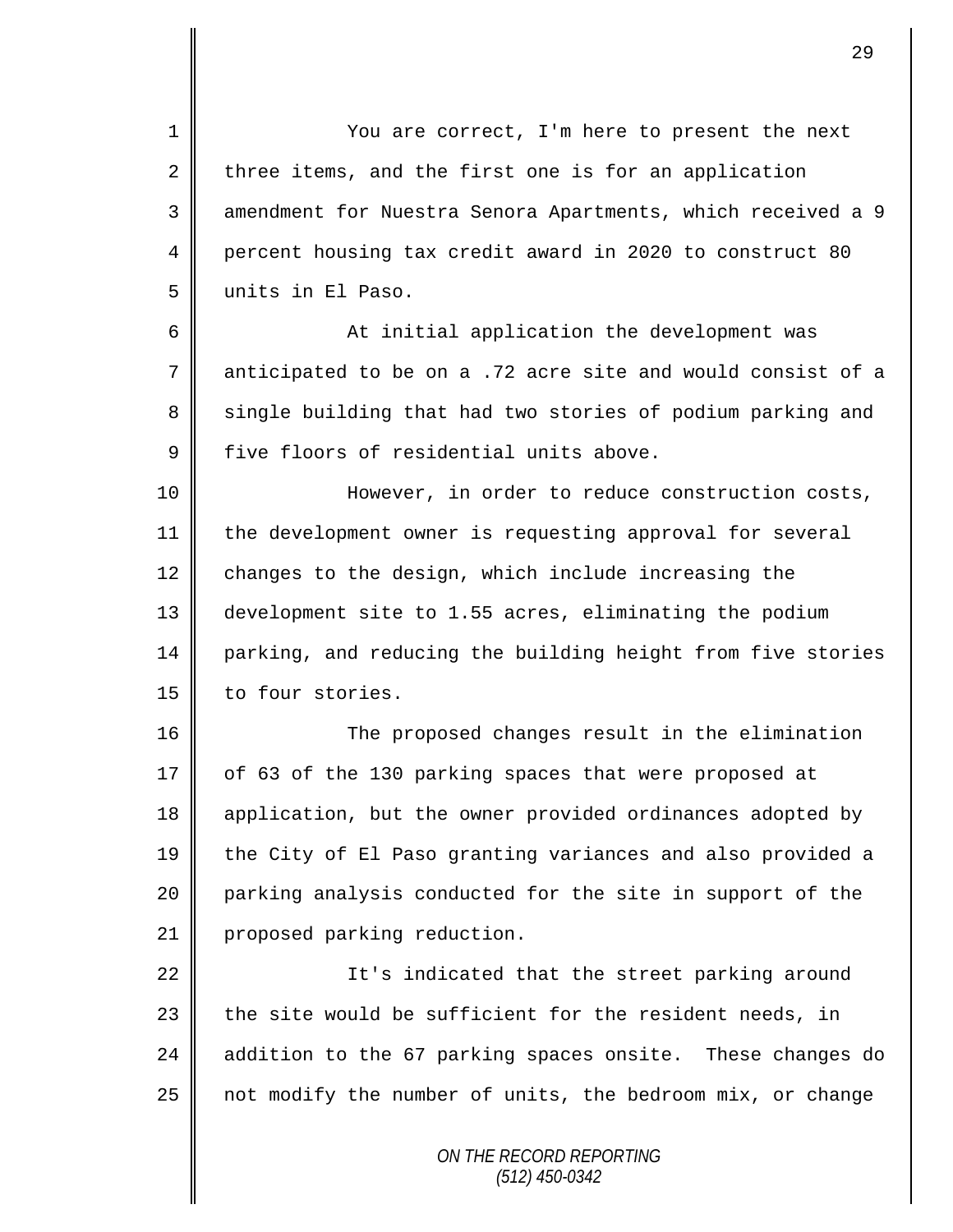You are correct, I'm here to present the next three items, and the first one is for an application amendment for Nuestra Senora Apartments, which received a 9 percent housing tax credit award in 2020 to construct 80 units in El Paso.

At initial application the development was anticipated to be on a .72 acre site and would consist of a single building that had two stories of podium parking and five floors of residential units above.

However, in order to reduce construction costs, the development owner is requesting approval for several changes to the design, which include increasing the development site to 1.55 acres, eliminating the podium parking, and reducing the building height from five stories to four stories.

The proposed changes result in the elimination of 63 of the 130 parking spaces that were proposed at application, but the owner provided ordinances adopted by the City of El Paso granting variances and also provided a parking analysis conducted for the site in support of the proposed parking reduction.

It's indicated that the street parking around the site would be sufficient for the resident needs, in addition to the 67 parking spaces onsite. These changes do not modify the number of units, the bedroom mix, or change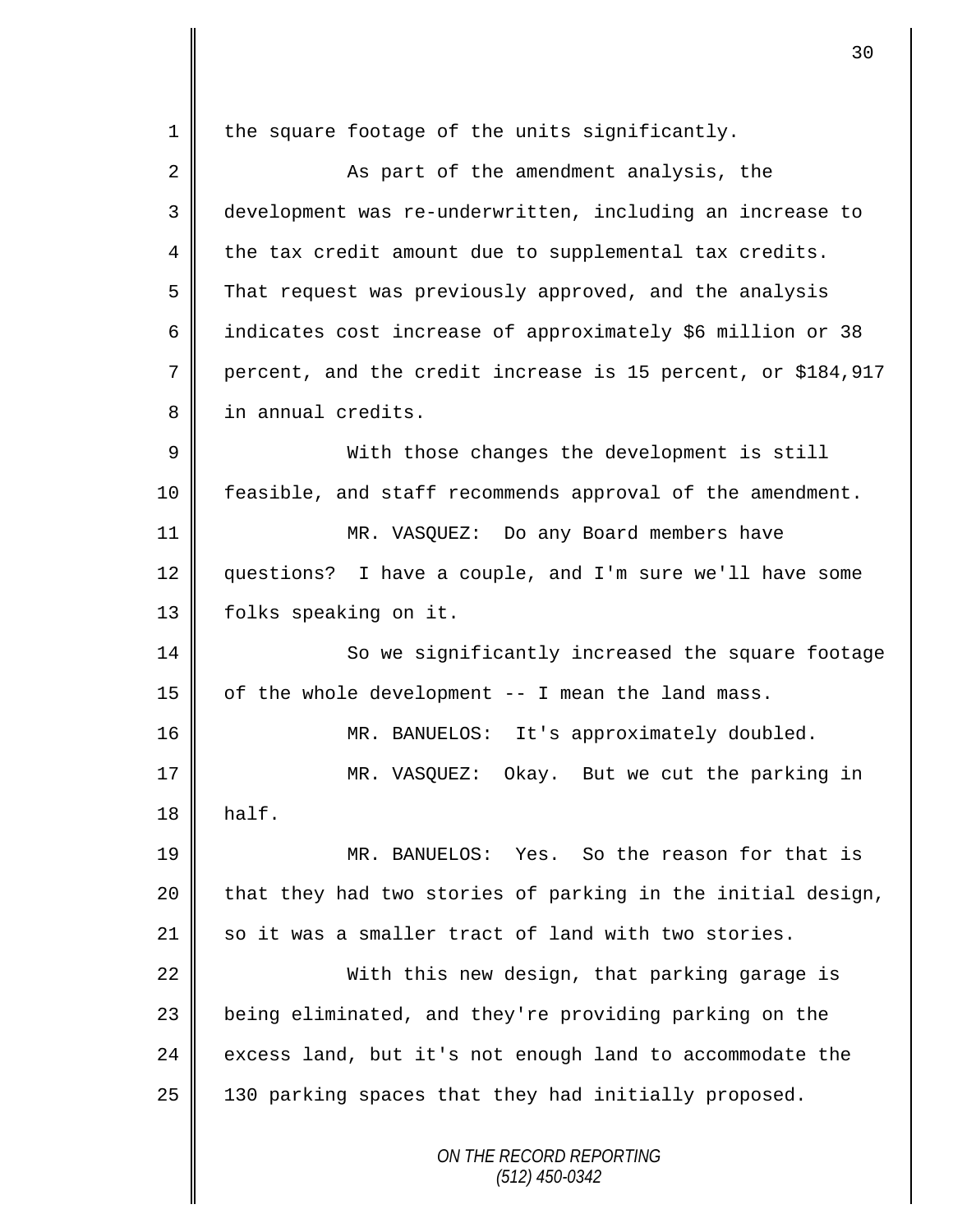the square footage of the units significantly.

As part of the amendment analysis, the development was re-underwritten, including an increase to the tax credit amount due to supplemental tax credits. That request was previously approved, and the analysis indicates cost increase of approximately $6 million or 38 percent, and the credit increase is 15 percent, or $184,917 in annual credits.

With those changes the development is still feasible, and staff recommends approval of the amendment.

MR. VASQUEZ: Do any Board members have questions? I have a couple, and I'm sure we'll have some folks speaking on it.

So we significantly increased the square footage of the whole development -- I mean the land mass.

MR. BANUELOS: It's approximately doubled.

MR. VASQUEZ: Okay. But we cut the parking in half.

MR. BANUELOS: Yes. So the reason for that is that they had two stories of parking in the initial design, so it was a smaller tract of land with two stories.

With this new design, that parking garage is being eliminated, and they're providing parking on the excess land, but it's not enough land to accommodate the 130 parking spaces that they had initially proposed.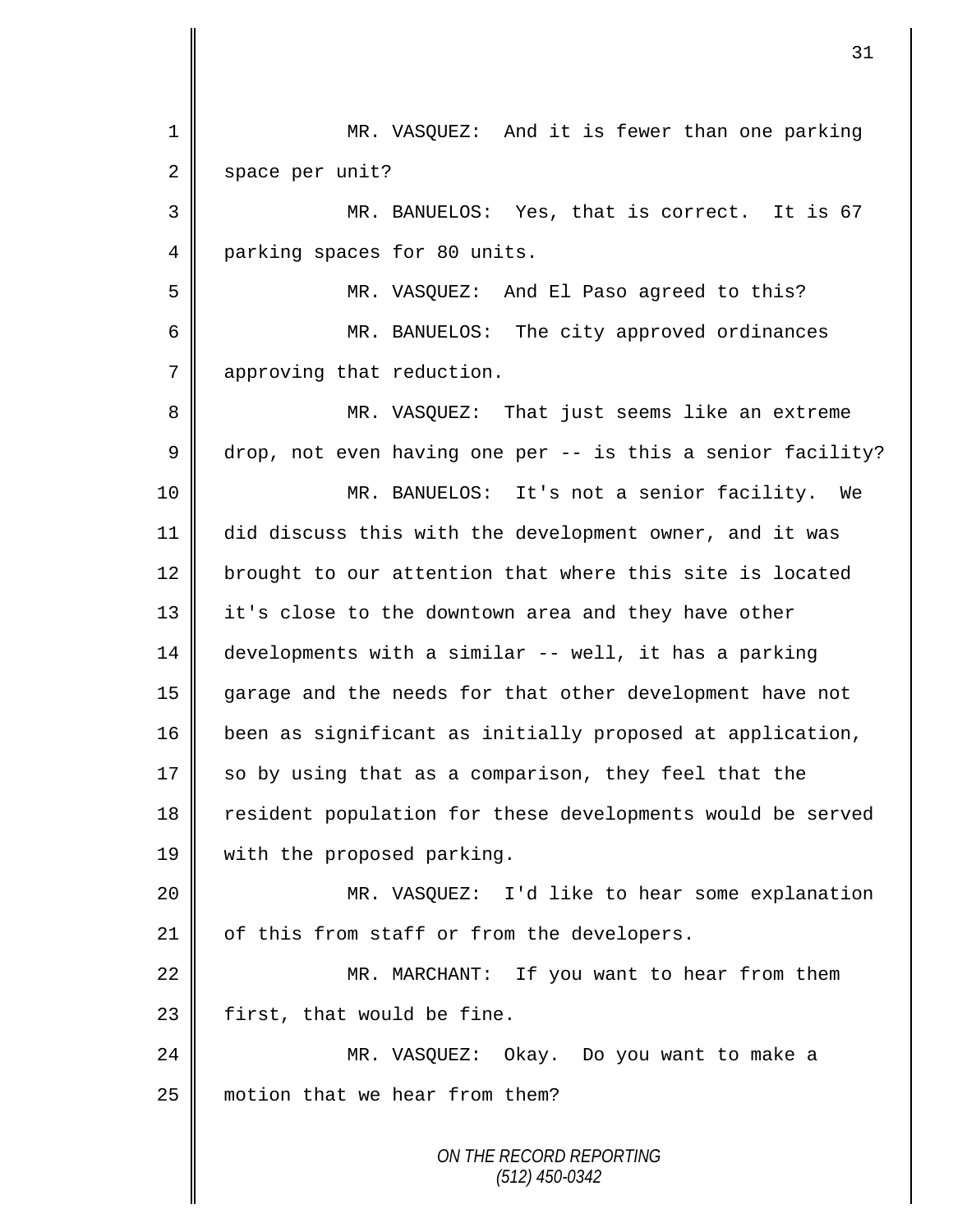MR. VASQUEZ: And it is fewer than one parking space per unit?

MR. BANUELOS: Yes, that is correct. It is 67 parking spaces for 80 units.

MR. VASQUEZ: And El Paso agreed to this?

MR. BANUELOS: The city approved ordinances approving that reduction.

MR. VASQUEZ: That just seems like an extreme drop, not even having one per -- is this a senior facility?

MR. BANUELOS: It's not a senior facility. We did discuss this with the development owner, and it was brought to our attention that where this site is located it's close to the downtown area and they have other developments with a similar -- well, it has a parking garage and the needs for that other development have not been as significant as initially proposed at application, so by using that as a comparison, they feel that the resident population for these developments would be served with the proposed parking.

MR. VASQUEZ: I'd like to hear some explanation of this from staff or from the developers.

MR. MARCHANT: If you want to hear from them first, that would be fine.

MR. VASQUEZ: Okay. Do you want to make a motion that we hear from them?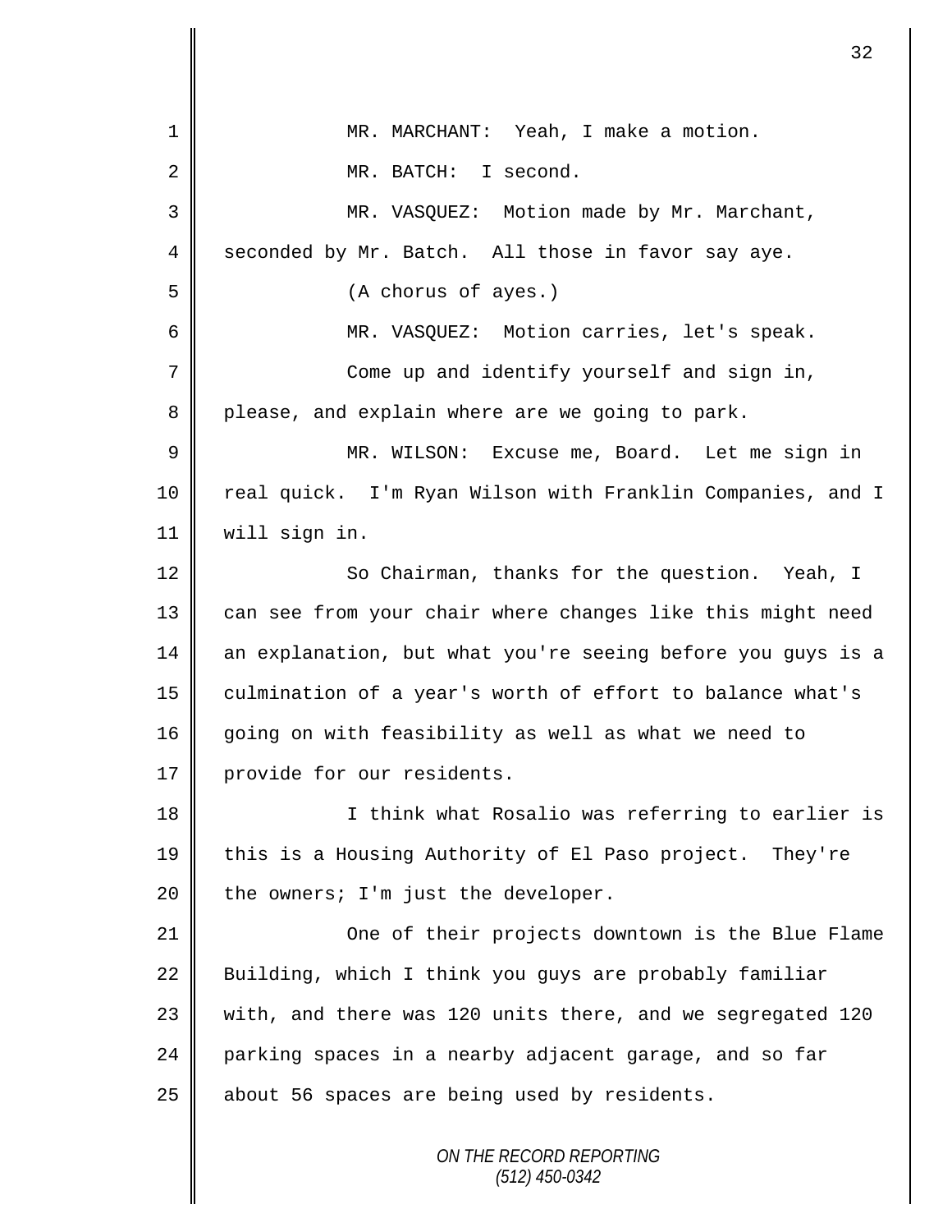MR. MARCHANT: Yeah, I make a motion.

MR. BATCH: I second.

MR. VASQUEZ: Motion made by Mr. Marchant, seconded by Mr. Batch. All those in favor say aye.

(A chorus of ayes.)

MR. VASQUEZ: Motion carries, let's speak.

Come up and identify yourself and sign in, please, and explain where are we going to park.

MR. WILSON: Excuse me, Board. Let me sign in real quick. I'm Ryan Wilson with Franklin Companies, and I will sign in.

So Chairman, thanks for the question. Yeah, I can see from your chair where changes like this might need an explanation, but what you're seeing before you guys is a culmination of a year's worth of effort to balance what's going on with feasibility as well as what we need to provide for our residents.

I think what Rosalio was referring to earlier is this is a Housing Authority of El Paso project. They're the owners; I'm just the developer.

One of their projects downtown is the Blue Flame Building, which I think you guys are probably familiar with, and there was 120 units there, and we segregated 120 parking spaces in a nearby adjacent garage, and so far about 56 spaces are being used by residents.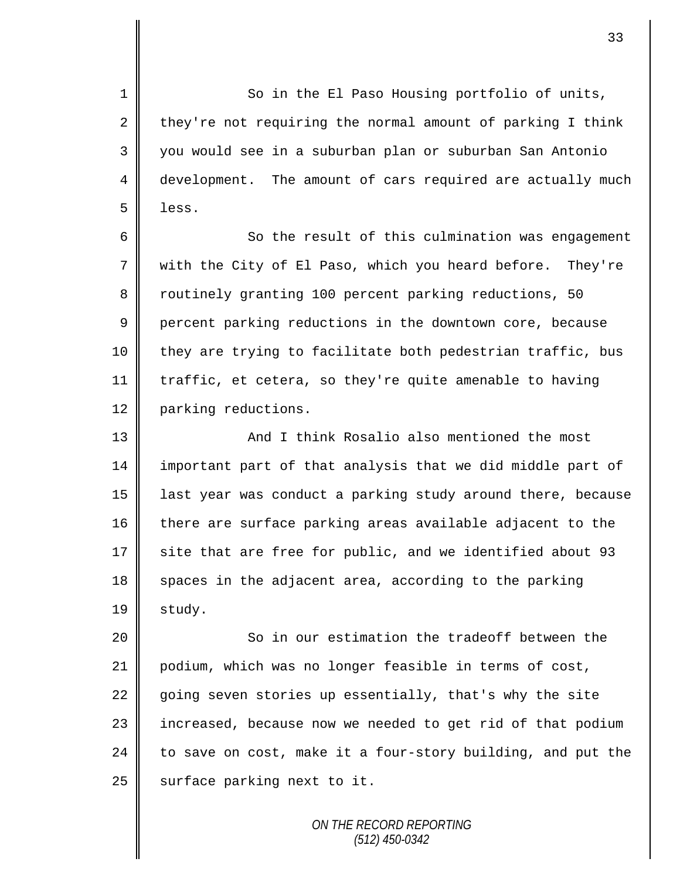So in the El Paso Housing portfolio of units, they're not requiring the normal amount of parking I think you would see in a suburban plan or suburban San Antonio development. The amount of cars required are actually much less.

So the result of this culmination was engagement with the City of El Paso, which you heard before. They're routinely granting 100 percent parking reductions, 50 percent parking reductions in the downtown core, because they are trying to facilitate both pedestrian traffic, bus traffic, et cetera, so they're quite amenable to having parking reductions.

And I think Rosalio also mentioned the most important part of that analysis that we did middle part of last year was conduct a parking study around there, because there are surface parking areas available adjacent to the site that are free for public, and we identified about 93 spaces in the adjacent area, according to the parking study.

So in our estimation the tradeoff between the podium, which was no longer feasible in terms of cost, going seven stories up essentially, that's why the site increased, because now we needed to get rid of that podium to save on cost, make it a four-story building, and put the surface parking next to it.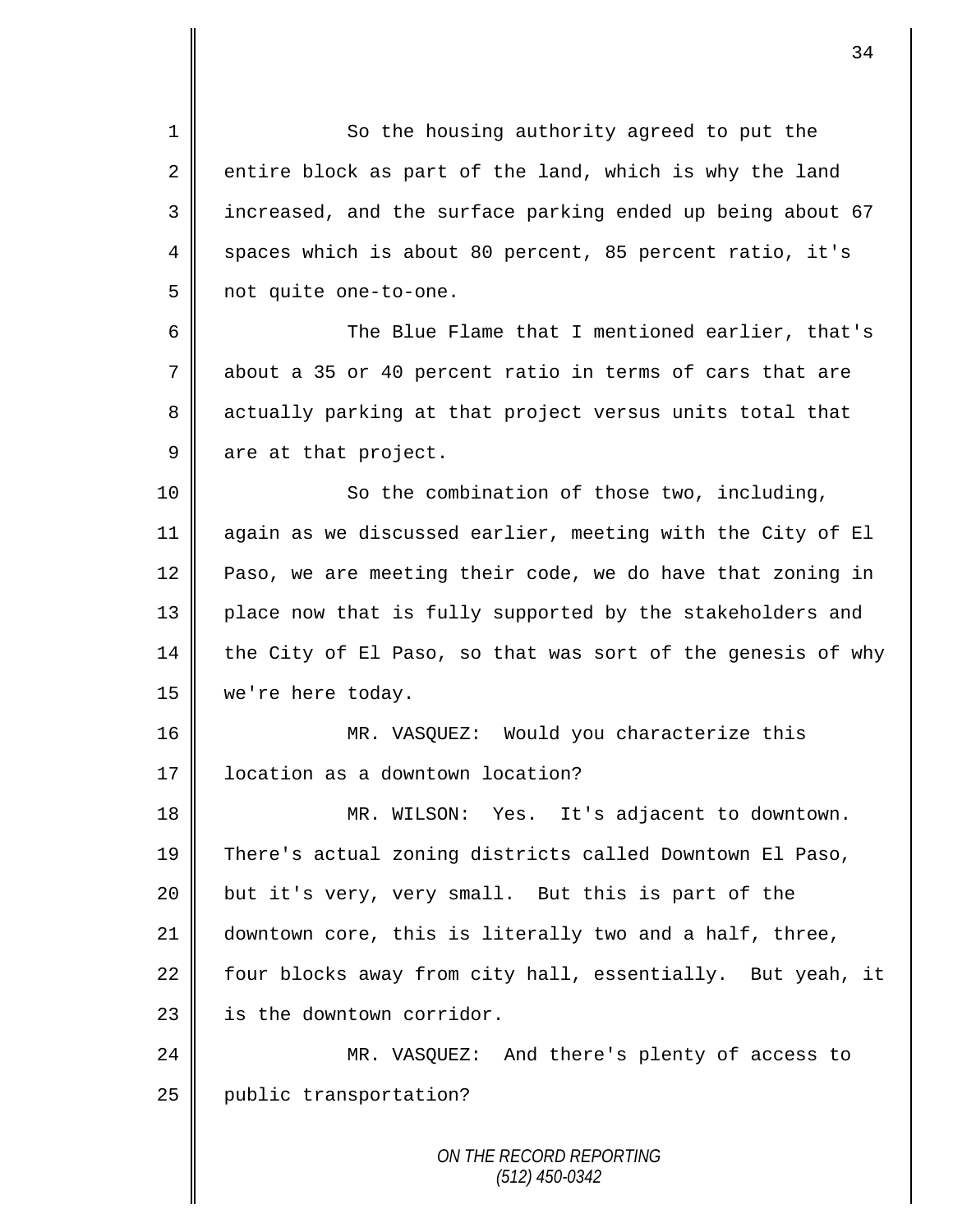So the housing authority agreed to put the entire block as part of the land, which is why the land increased, and the surface parking ended up being about 67 spaces which is about 80 percent, 85 percent ratio, it's not quite one-to-one.

The Blue Flame that I mentioned earlier, that's about a 35 or 40 percent ratio in terms of cars that are actually parking at that project versus units total that are at that project.

So the combination of those two, including, again as we discussed earlier, meeting with the City of El Paso, we are meeting their code, we do have that zoning in place now that is fully supported by the stakeholders and the City of El Paso, so that was sort of the genesis of why we're here today.

MR. VASQUEZ: Would you characterize this location as a downtown location?

MR. WILSON: Yes. It's adjacent to downtown. There's actual zoning districts called Downtown El Paso, but it's very, very small. But this is part of the downtown core, this is literally two and a half, three, four blocks away from city hall, essentially. But yeah, it is the downtown corridor.

MR. VASQUEZ: And there's plenty of access to public transportation?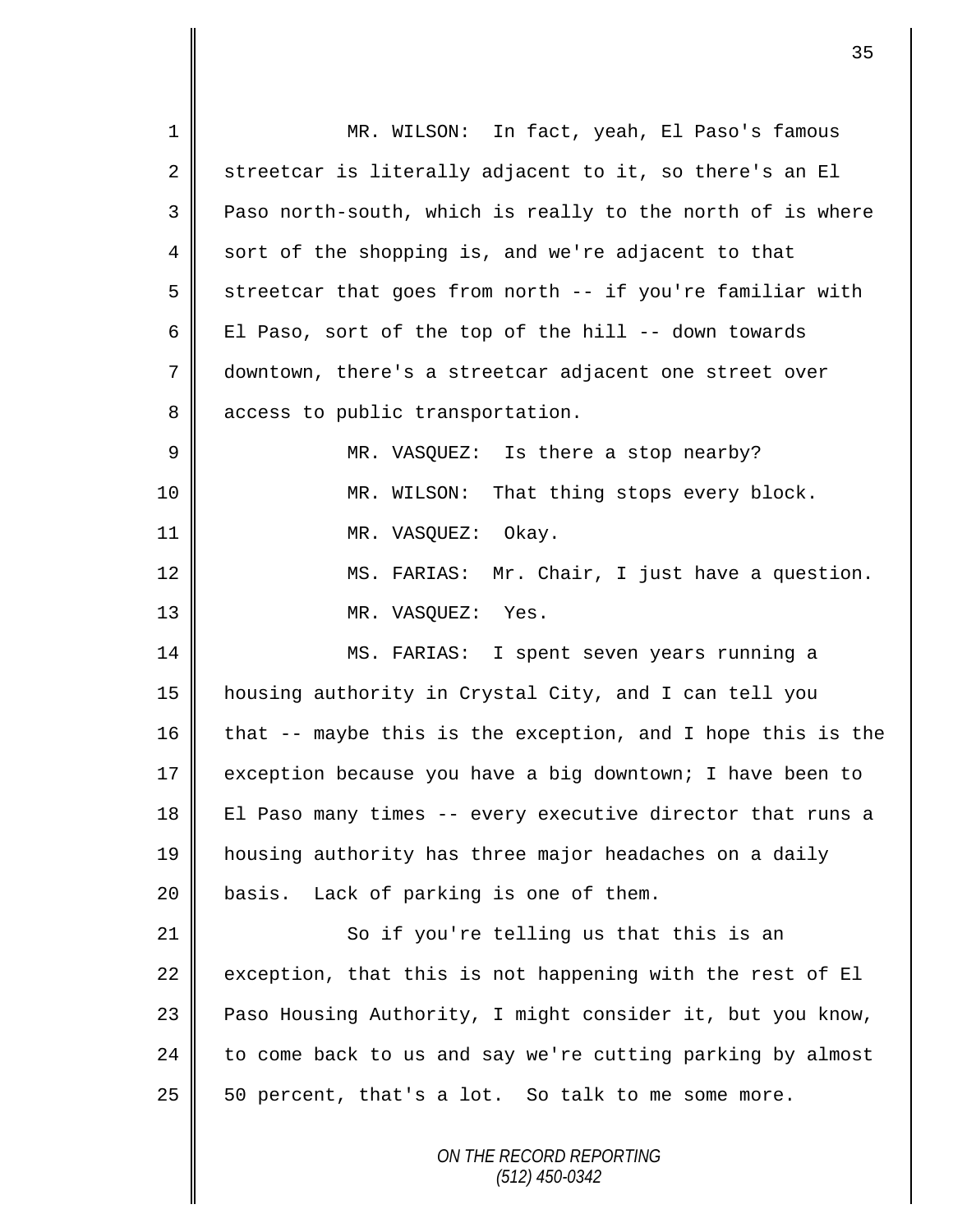MR. WILSON: In fact, yeah, El Paso's famous streetcar is literally adjacent to it, so there's an El Paso north-south, which is really to the north of is where sort of the shopping is, and we're adjacent to that streetcar that goes from north -- if you're familiar with El Paso, sort of the top of the hill -- down towards downtown, there's a streetcar adjacent one street over access to public transportation.

MR. VASQUEZ: Is there a stop nearby?

MR. WILSON: That thing stops every block.

MR. VASQUEZ: Okay.

MS. FARIAS: Mr. Chair, I just have a question.

MR. VASQUEZ: Yes.

MS. FARIAS: I spent seven years running a housing authority in Crystal City, and I can tell you that -- maybe this is the exception, and I hope this is the exception because you have a big downtown; I have been to El Paso many times -- every executive director that runs a housing authority has three major headaches on a daily basis. Lack of parking is one of them.

So if you're telling us that this is an exception, that this is not happening with the rest of El Paso Housing Authority, I might consider it, but you know, to come back to us and say we're cutting parking by almost 50 percent, that's a lot. So talk to me some more.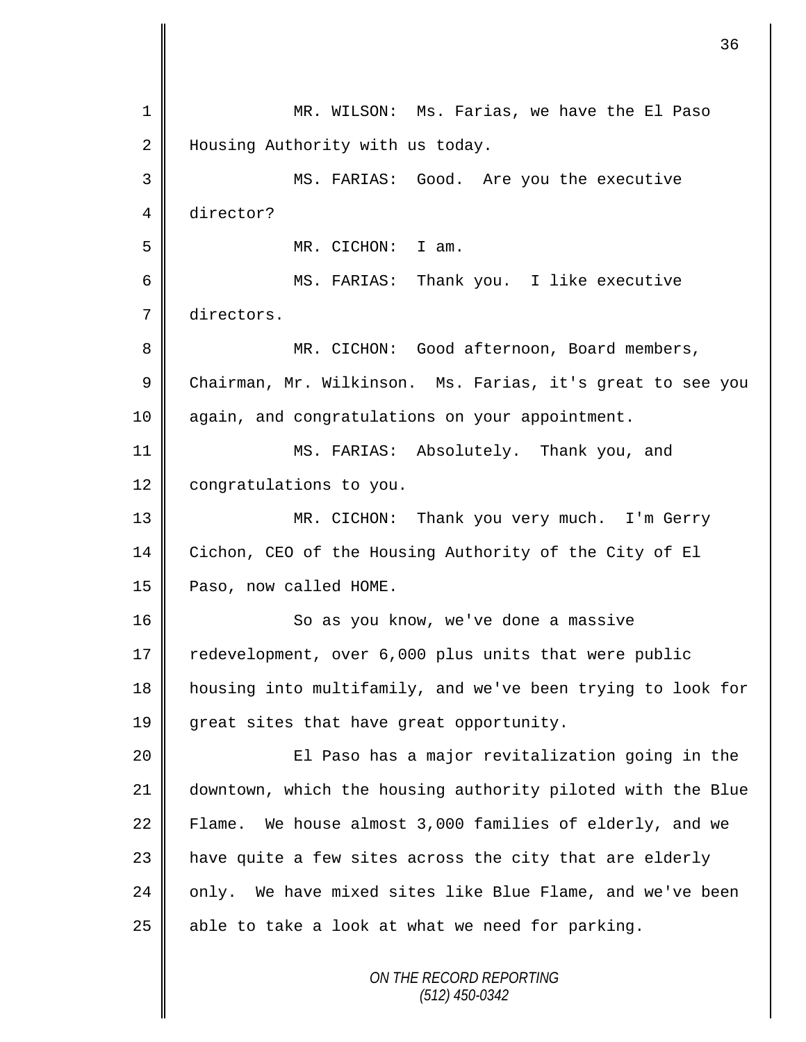MR. WILSON: Ms. Farias, we have the El Paso Housing Authority with us today.

MS. FARIAS: Good. Are you the executive director?

MR. CICHON: I am.

MS. FARIAS: Thank you. I like executive directors.

MR. CICHON: Good afternoon, Board members, Chairman, Mr. Wilkinson. Ms. Farias, it's great to see you again, and congratulations on your appointment.

MS. FARIAS: Absolutely. Thank you, and congratulations to you.

MR. CICHON: Thank you very much. I'm Gerry Cichon, CEO of the Housing Authority of the City of El Paso, now called HOME.

So as you know, we've done a massive redevelopment, over 6,000 plus units that were public housing into multifamily, and we've been trying to look for great sites that have great opportunity.

El Paso has a major revitalization going in the downtown, which the housing authority piloted with the Blue Flame. We house almost 3,000 families of elderly, and we have quite a few sites across the city that are elderly only. We have mixed sites like Blue Flame, and we've been able to take a look at what we need for parking.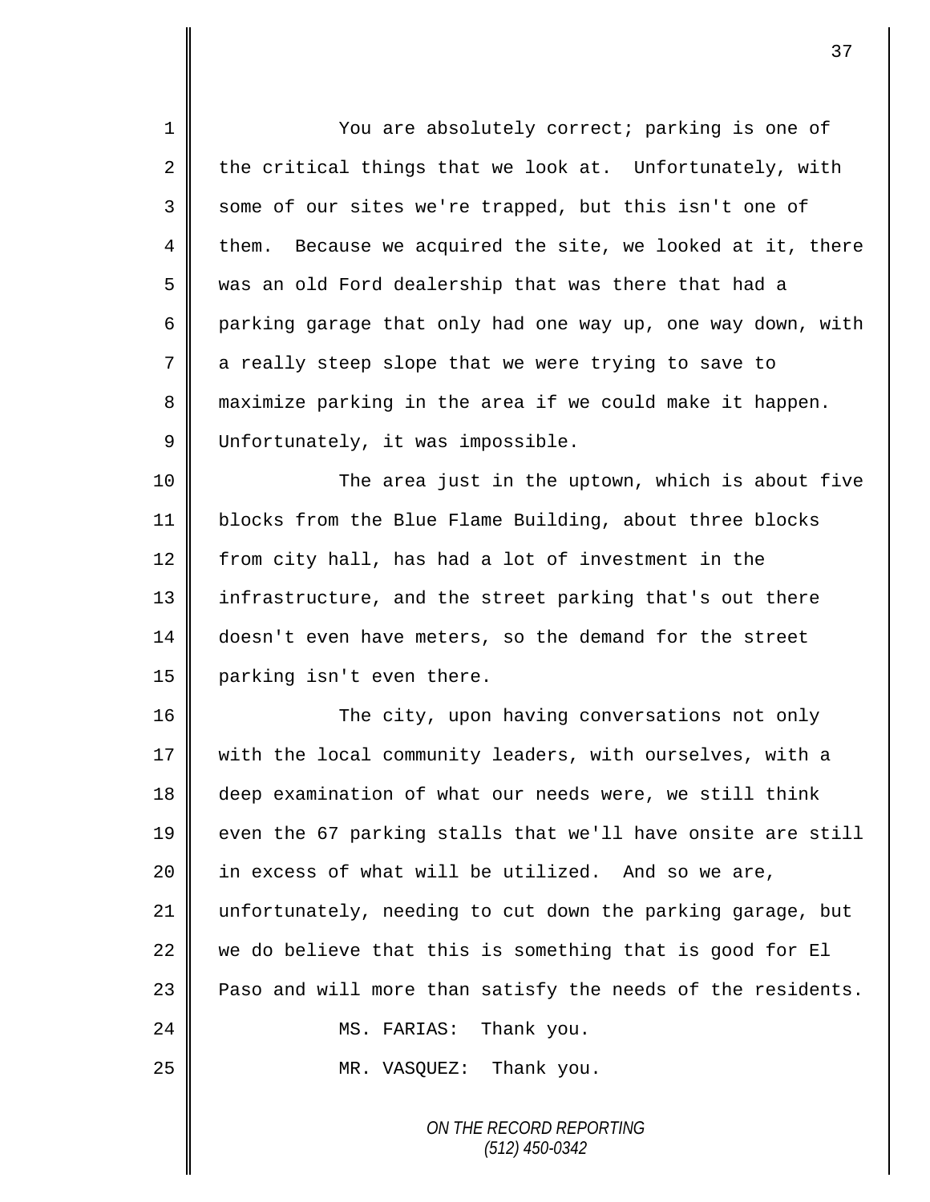You are absolutely correct; parking is one of the critical things that we look at. Unfortunately, with some of our sites we're trapped, but this isn't one of them. Because we acquired the site, we looked at it, there was an old Ford dealership that was there that had a parking garage that only had one way up, one way down, with a really steep slope that we were trying to save to maximize parking in the area if we could make it happen. Unfortunately, it was impossible.

The area just in the uptown, which is about five blocks from the Blue Flame Building, about three blocks from city hall, has had a lot of investment in the infrastructure, and the street parking that's out there doesn't even have meters, so the demand for the street parking isn't even there.

The city, upon having conversations not only with the local community leaders, with ourselves, with a deep examination of what our needs were, we still think even the 67 parking stalls that we'll have onsite are still in excess of what will be utilized. And so we are, unfortunately, needing to cut down the parking garage, but we do believe that this is something that is good for El Paso and will more than satisfy the needs of the residents.

MS. FARIAS: Thank you.

MR. VASQUEZ: Thank you.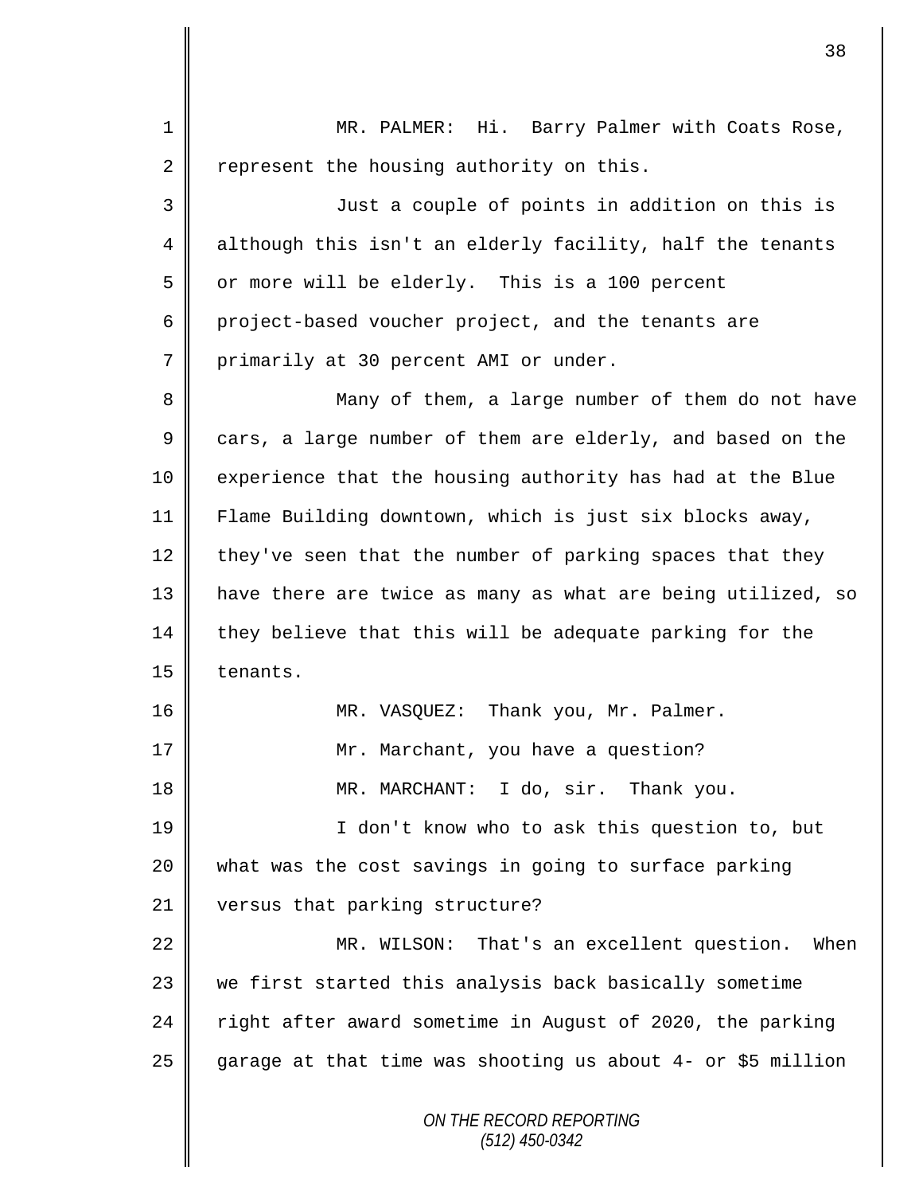MR. PALMER: Hi. Barry Palmer with Coats Rose, represent the housing authority on this.

Just a couple of points in addition on this is although this isn't an elderly facility, half the tenants or more will be elderly. This is a 100 percent project-based voucher project, and the tenants are primarily at 30 percent AMI or under.

Many of them, a large number of them do not have cars, a large number of them are elderly, and based on the experience that the housing authority has had at the Blue Flame Building downtown, which is just six blocks away, they've seen that the number of parking spaces that they have there are twice as many as what are being utilized, so they believe that this will be adequate parking for the tenants.

MR. VASQUEZ: Thank you, Mr. Palmer.

Mr. Marchant, you have a question?

MR. MARCHANT: I do, sir. Thank you.

I don't know who to ask this question to, but what was the cost savings in going to surface parking versus that parking structure?

MR. WILSON: That's an excellent question. When we first started this analysis back basically sometime right after award sometime in August of 2020, the parking garage at that time was shooting us about 4- or $5 million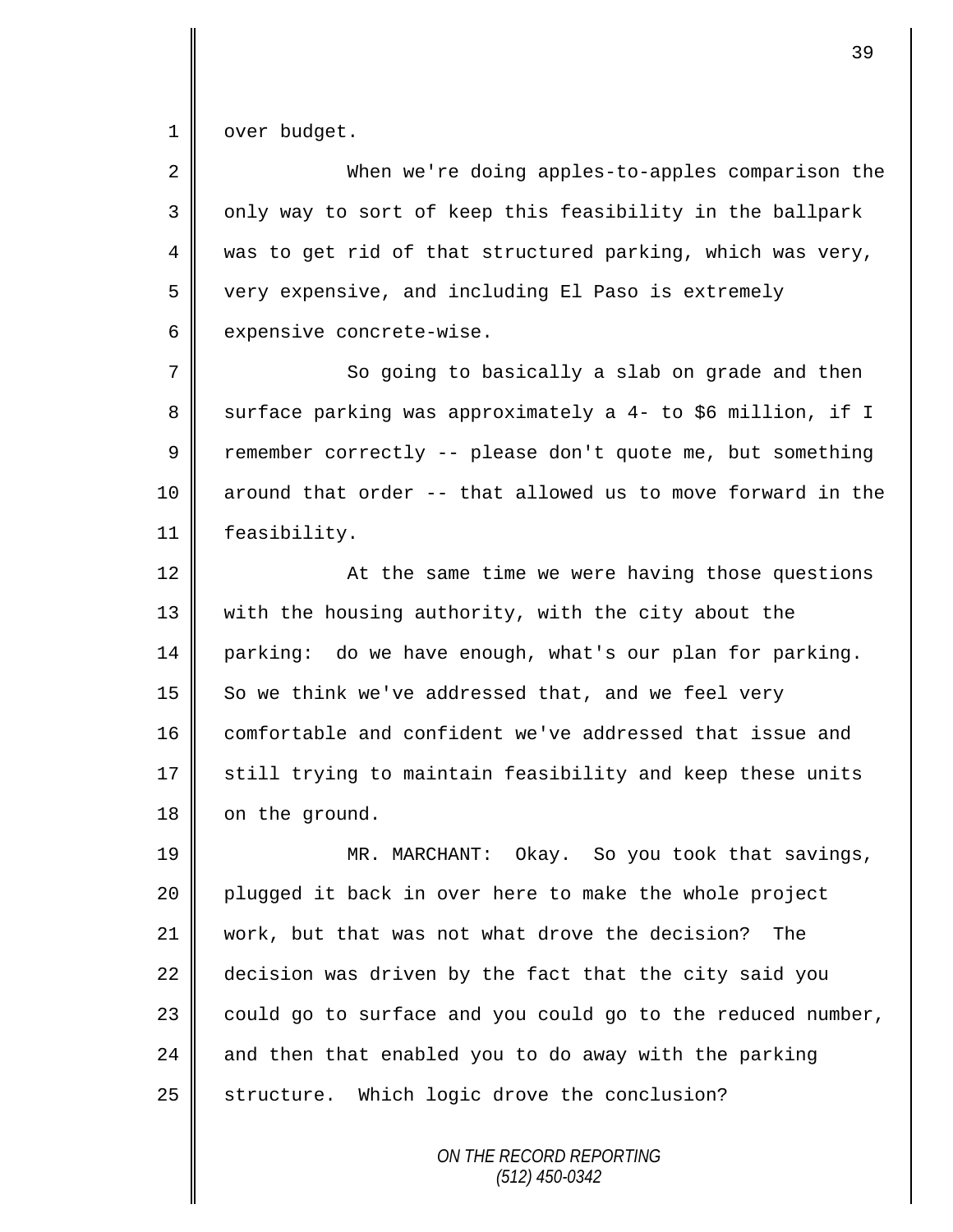over budget.

When we're doing apples-to-apples comparison the only way to sort of keep this feasibility in the ballpark was to get rid of that structured parking, which was very, very expensive, and including El Paso is extremely expensive concrete-wise.

So going to basically a slab on grade and then surface parking was approximately a 4- to $6 million, if I remember correctly -- please don't quote me, but something around that order -- that allowed us to move forward in the feasibility.

At the same time we were having those questions with the housing authority, with the city about the parking: do we have enough, what's our plan for parking. So we think we've addressed that, and we feel very comfortable and confident we've addressed that issue and still trying to maintain feasibility and keep these units on the ground.

MR. MARCHANT: Okay. So you took that savings, plugged it back in over here to make the whole project work, but that was not what drove the decision? The decision was driven by the fact that the city said you could go to surface and you could go to the reduced number, and then that enabled you to do away with the parking structure. Which logic drove the conclusion?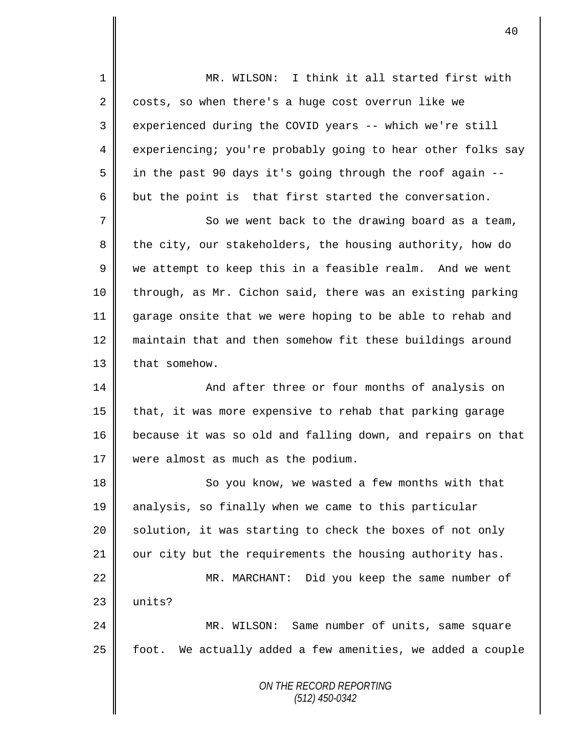MR. WILSON: I think it all started first with costs, so when there's a huge cost overrun like we experienced during the COVID years -- which we're still experiencing; you're probably going to hear other folks say in the past 90 days it's going through the roof again -- but the point is that first started the conversation.

So we went back to the drawing board as a team, the city, our stakeholders, the housing authority, how do we attempt to keep this in a feasible realm. And we went through, as Mr. Cichon said, there was an existing parking garage onsite that we were hoping to be able to rehab and maintain that and then somehow fit these buildings around that somehow.

And after three or four months of analysis on that, it was more expensive to rehab that parking garage because it was so old and falling down, and repairs on that were almost as much as the podium.

So you know, we wasted a few months with that analysis, so finally when we came to this particular solution, it was starting to check the boxes of not only our city but the requirements the housing authority has.

MR. MARCHANT: Did you keep the same number of units?

MR. WILSON: Same number of units, same square foot. We actually added a few amenities, we added a couple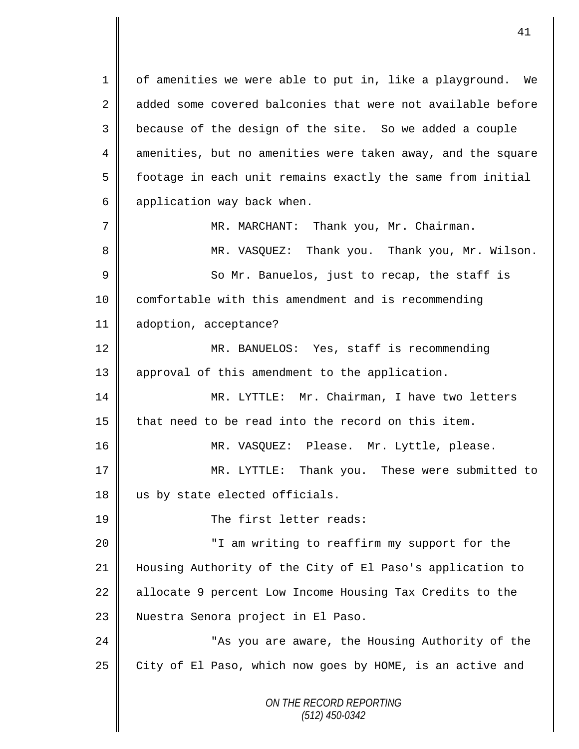of amenities we were able to put in, like a playground. We added some covered balconies that were not available before because of the design of the site. So we added a couple amenities, but no amenities were taken away, and the square footage in each unit remains exactly the same from initial application way back when.

MR. MARCHANT: Thank you, Mr. Chairman.

MR. VASQUEZ: Thank you. Thank you, Mr. Wilson.

So Mr. Banuelos, just to recap, the staff is comfortable with this amendment and is recommending adoption, acceptance?

MR. BANUELOS: Yes, staff is recommending approval of this amendment to the application.

MR. LYTTLE: Mr. Chairman, I have two letters that need to be read into the record on this item.

MR. VASQUEZ: Please. Mr. Lyttle, please.

MR. LYTTLE: Thank you. These were submitted to us by state elected officials.

The first letter reads:

"I am writing to reaffirm my support for the Housing Authority of the City of El Paso's application to allocate 9 percent Low Income Housing Tax Credits to the Nuestra Senora project in El Paso.

"As you are aware, the Housing Authority of the City of El Paso, which now goes by HOME, is an active and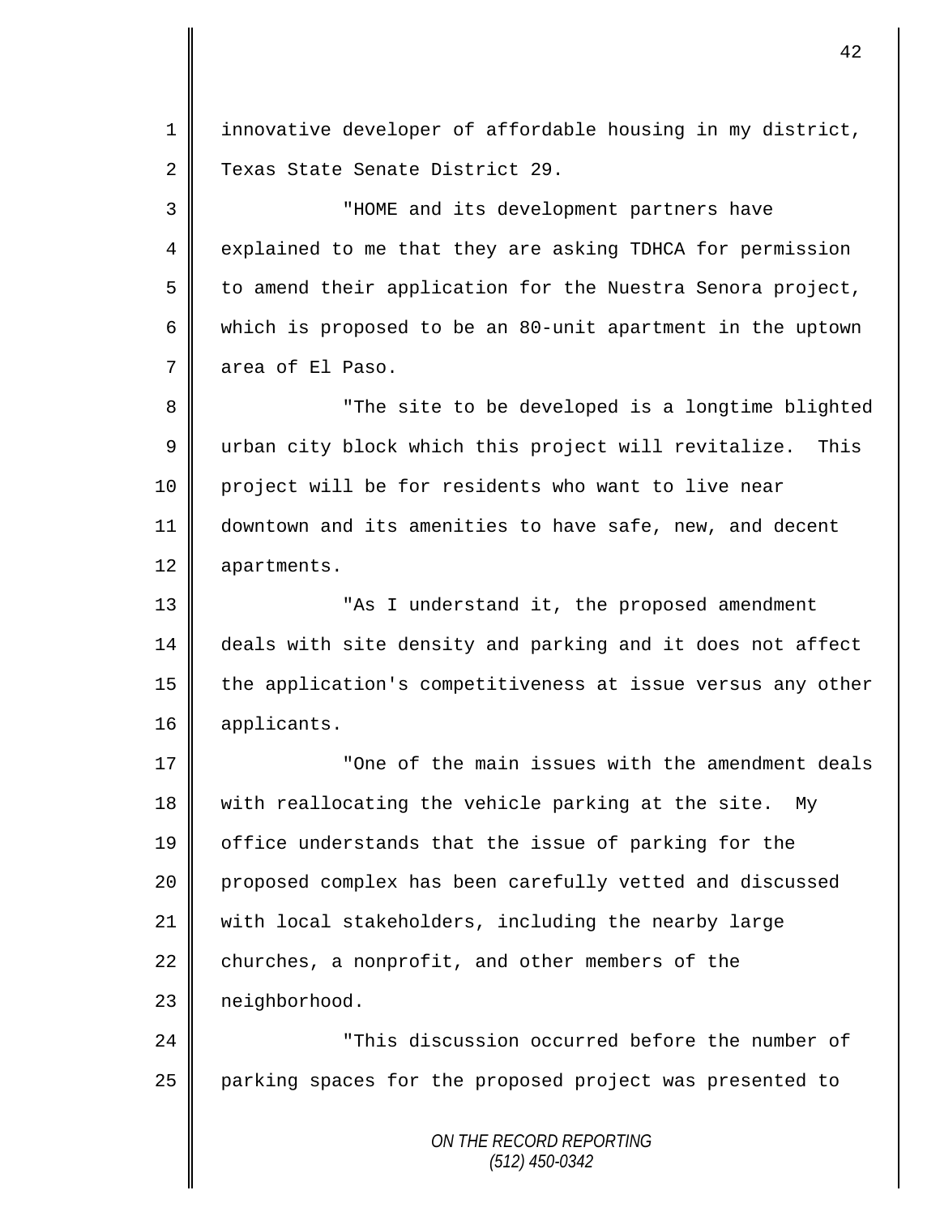innovative developer of affordable housing in my district, Texas State Senate District 29.

"HOME and its development partners have explained to me that they are asking TDHCA for permission to amend their application for the Nuestra Senora project, which is proposed to be an 80-unit apartment in the uptown area of El Paso.

"The site to be developed is a longtime blighted urban city block which this project will revitalize. This project will be for residents who want to live near downtown and its amenities to have safe, new, and decent apartments.

"As I understand it, the proposed amendment deals with site density and parking and it does not affect the application's competitiveness at issue versus any other applicants.

"One of the main issues with the amendment deals with reallocating the vehicle parking at the site. My office understands that the issue of parking for the proposed complex has been carefully vetted and discussed with local stakeholders, including the nearby large churches, a nonprofit, and other members of the neighborhood.

"This discussion occurred before the number of parking spaces for the proposed project was presented to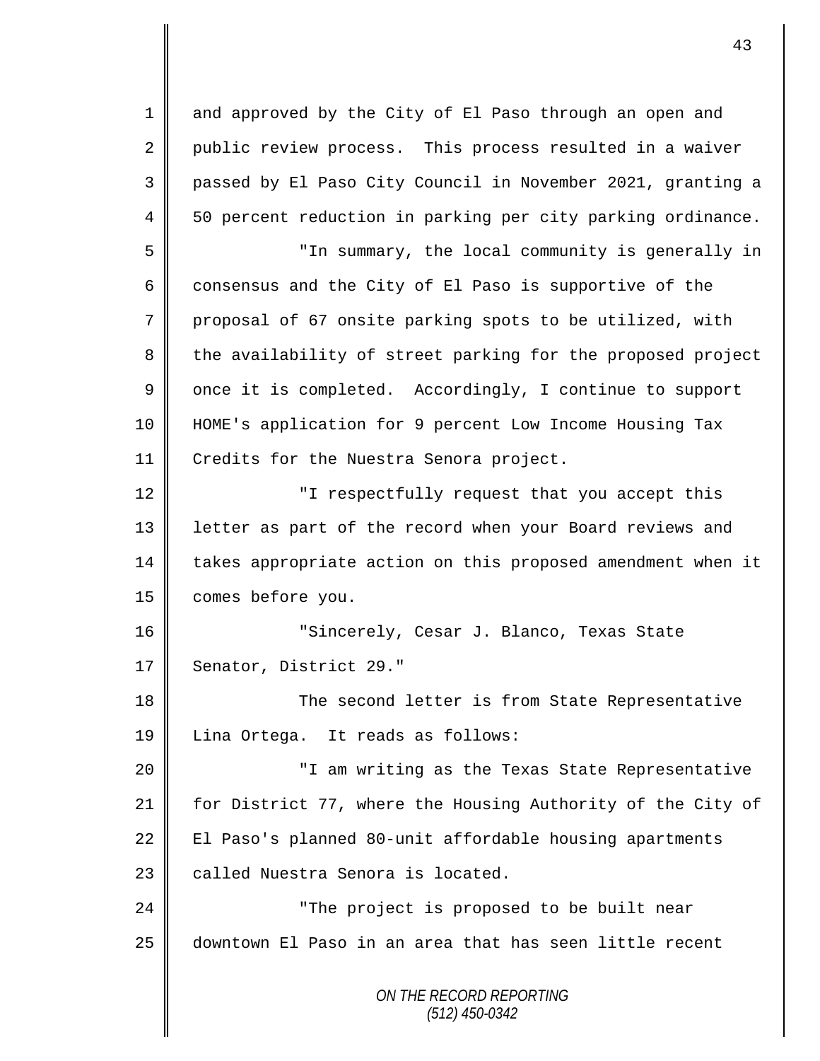and approved by the City of El Paso through an open and public review process. This process resulted in a waiver passed by El Paso City Council in November 2021, granting a 50 percent reduction in parking per city parking ordinance.

"In summary, the local community is generally in consensus and the City of El Paso is supportive of the proposal of 67 onsite parking spots to be utilized, with the availability of street parking for the proposed project once it is completed. Accordingly, I continue to support HOME's application for 9 percent Low Income Housing Tax Credits for the Nuestra Senora project.

"I respectfully request that you accept this letter as part of the record when your Board reviews and takes appropriate action on this proposed amendment when it comes before you.

"Sincerely, Cesar J. Blanco, Texas State Senator, District 29."

The second letter is from State Representative Lina Ortega. It reads as follows:

"I am writing as the Texas State Representative for District 77, where the Housing Authority of the City of El Paso's planned 80-unit affordable housing apartments called Nuestra Senora is located.

"The project is proposed to be built near downtown El Paso in an area that has seen little recent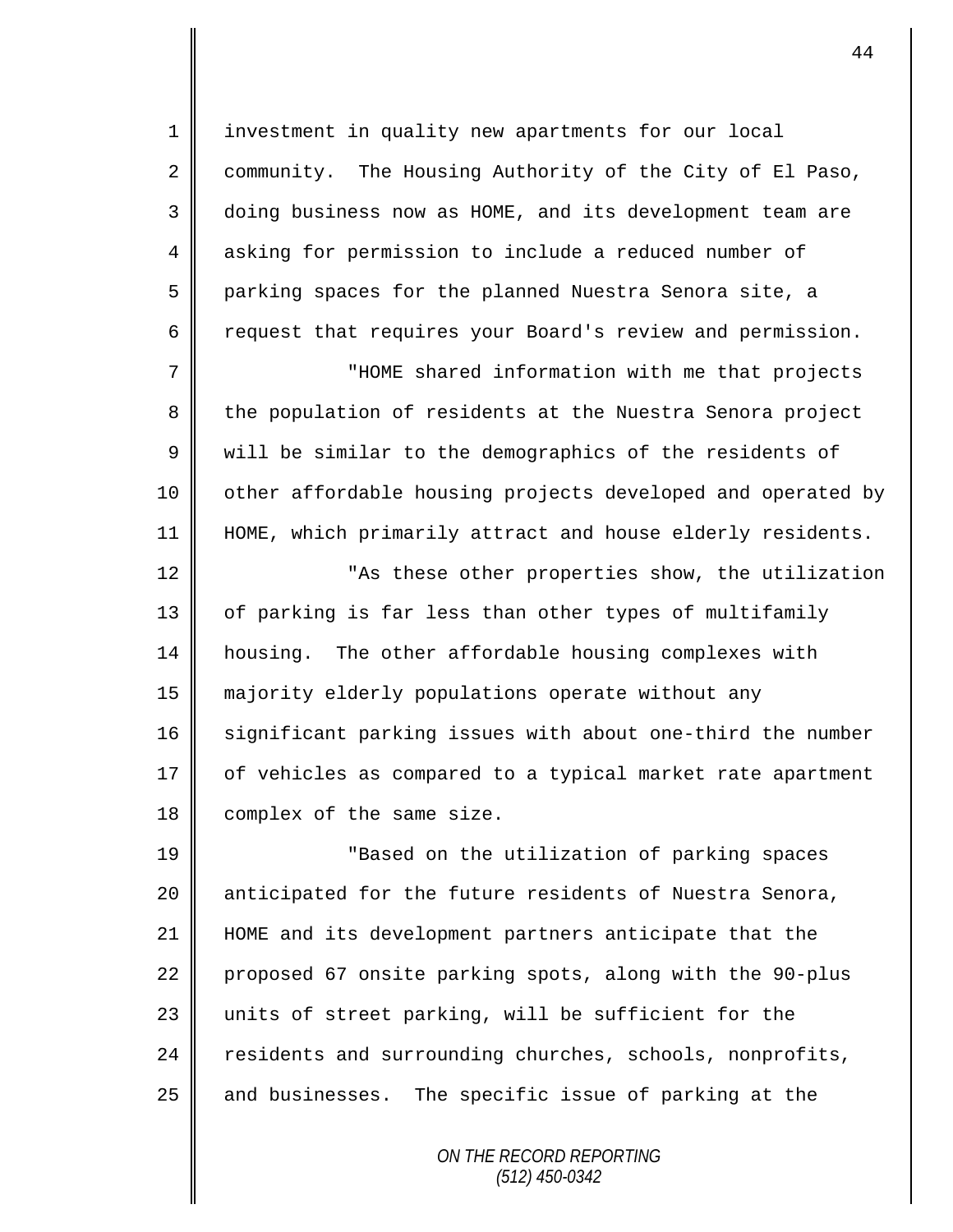investment in quality new apartments for our local community. The Housing Authority of the City of El Paso, doing business now as HOME, and its development team are asking for permission to include a reduced number of parking spaces for the planned Nuestra Senora site, a request that requires your Board's review and permission.

"HOME shared information with me that projects the population of residents at the Nuestra Senora project will be similar to the demographics of the residents of other affordable housing projects developed and operated by HOME, which primarily attract and house elderly residents.

"As these other properties show, the utilization of parking is far less than other types of multifamily housing. The other affordable housing complexes with majority elderly populations operate without any significant parking issues with about one-third the number of vehicles as compared to a typical market rate apartment complex of the same size.

"Based on the utilization of parking spaces anticipated for the future residents of Nuestra Senora, HOME and its development partners anticipate that the proposed 67 onsite parking spots, along with the 90-plus units of street parking, will be sufficient for the residents and surrounding churches, schools, nonprofits, and businesses. The specific issue of parking at the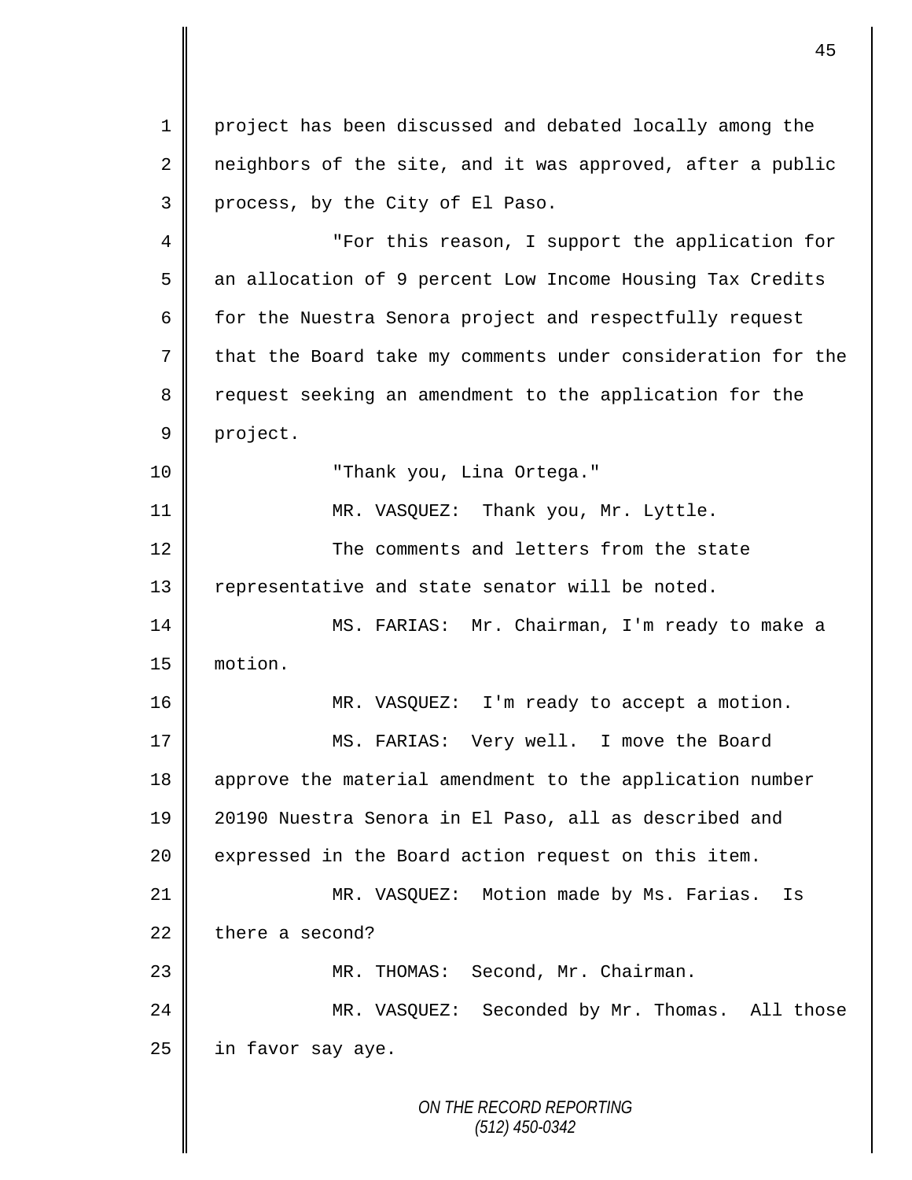project has been discussed and debated locally among the neighbors of the site, and it was approved, after a public process, by the City of El Paso.

"For this reason, I support the application for an allocation of 9 percent Low Income Housing Tax Credits for the Nuestra Senora project and respectfully request that the Board take my comments under consideration for the request seeking an amendment to the application for the project.

"Thank you, Lina Ortega."

MR. VASQUEZ: Thank you, Mr. Lyttle.

The comments and letters from the state representative and state senator will be noted.

MS. FARIAS: Mr. Chairman, I'm ready to make a motion.

MR. VASQUEZ: I'm ready to accept a motion.

MS. FARIAS: Very well. I move the Board approve the material amendment to the application number 20190 Nuestra Senora in El Paso, all as described and expressed in the Board action request on this item.

MR. VASQUEZ: Motion made by Ms. Farias. Is there a second?

MR. THOMAS: Second, Mr. Chairman.

MR. VASQUEZ: Seconded by Mr. Thomas. All those in favor say aye.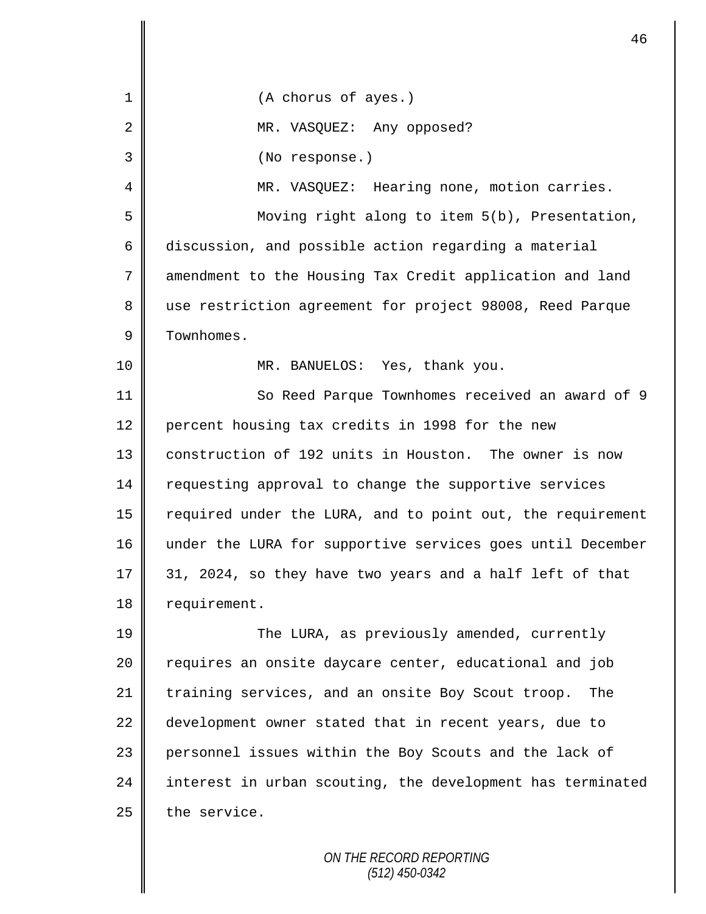(A chorus of ayes.)

MR. VASQUEZ: Any opposed?

(No response.)

MR. VASQUEZ: Hearing none, motion carries.

Moving right along to item 5(b), Presentation, discussion, and possible action regarding a material amendment to the Housing Tax Credit application and land use restriction agreement for project 98008, Reed Parque Townhomes.

MR. BANUELOS: Yes, thank you.

So Reed Parque Townhomes received an award of 9 percent housing tax credits in 1998 for the new construction of 192 units in Houston. The owner is now requesting approval to change the supportive services required under the LURA, and to point out, the requirement under the LURA for supportive services goes until December 31, 2024, so they have two years and a half left of that requirement.

The LURA, as previously amended, currently requires an onsite daycare center, educational and job training services, and an onsite Boy Scout troop. The development owner stated that in recent years, due to personnel issues within the Boy Scouts and the lack of interest in urban scouting, the development has terminated the service.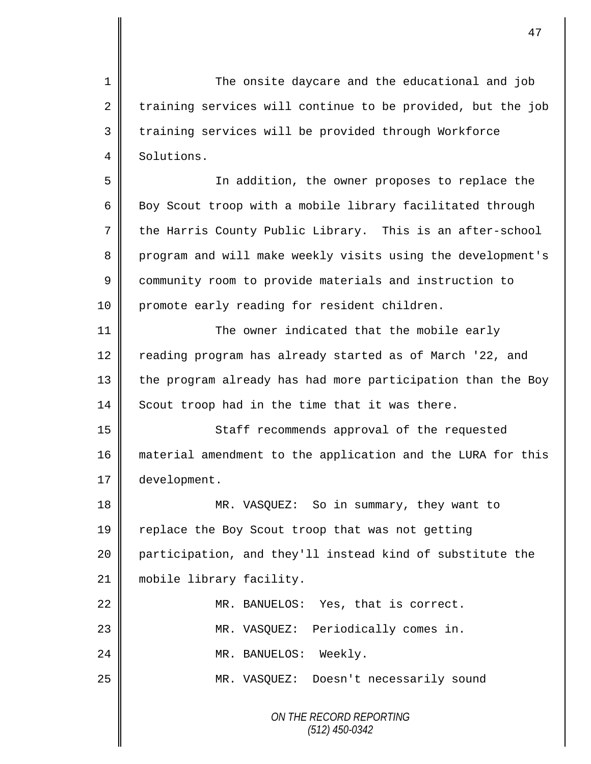The onsite daycare and the educational and job training services will continue to be provided, but the job training services will be provided through Workforce Solutions.

In addition, the owner proposes to replace the Boy Scout troop with a mobile library facilitated through the Harris County Public Library. This is an after-school program and will make weekly visits using the development's community room to provide materials and instruction to promote early reading for resident children.

The owner indicated that the mobile early reading program has already started as of March '22, and the program already has had more participation than the Boy Scout troop had in the time that it was there.

Staff recommends approval of the requested material amendment to the application and the LURA for this development.

MR. VASQUEZ: So in summary, they want to replace the Boy Scout troop that was not getting participation, and they'll instead kind of substitute the mobile library facility.

MR. BANUELOS: Yes, that is correct.

MR. VASQUEZ: Periodically comes in.

MR. BANUELOS: Weekly.

MR. VASQUEZ: Doesn't necessarily sound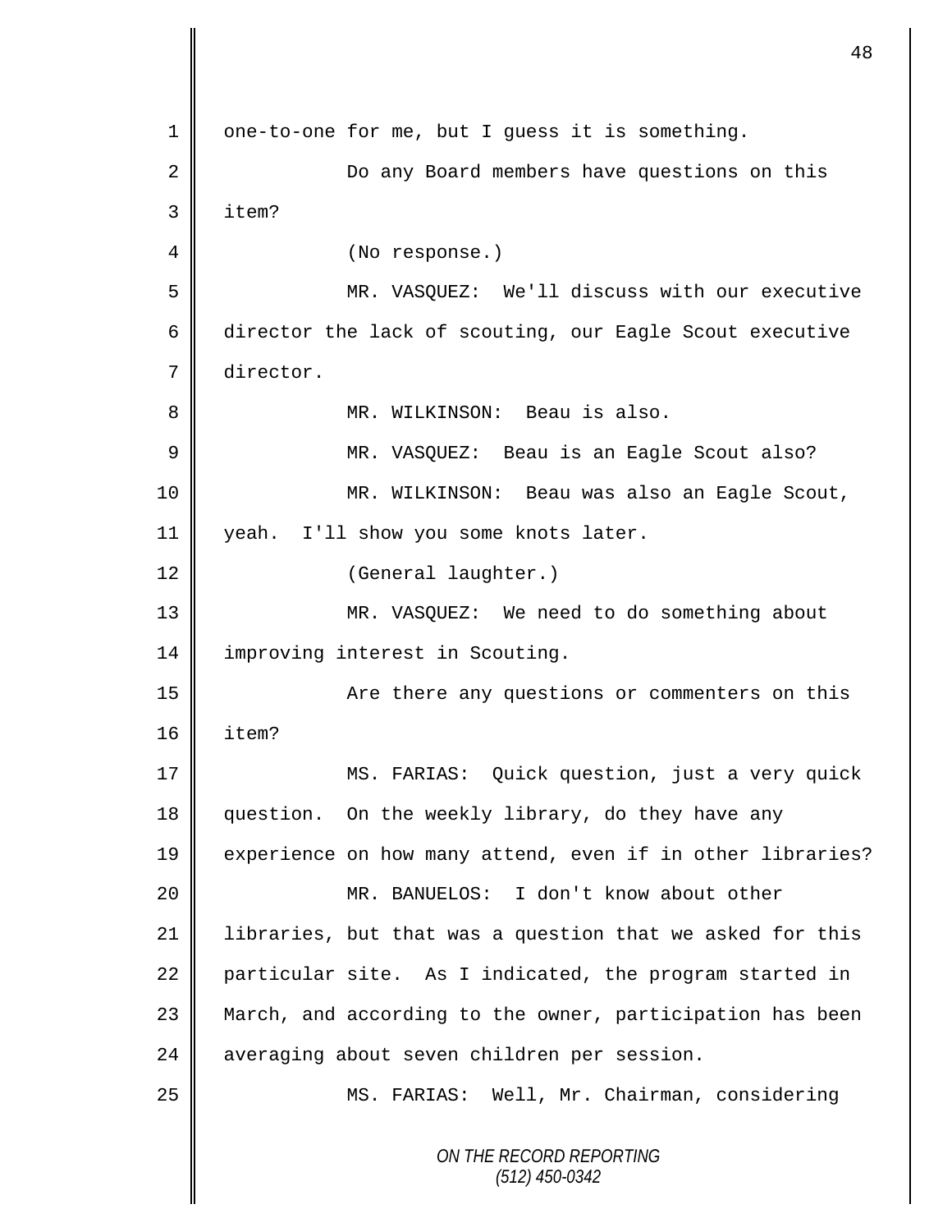one-to-one for me, but I guess it is something.

Do any Board members have questions on this item?

(No response.)

MR. VASQUEZ: We'll discuss with our executive director the lack of scouting, our Eagle Scout executive director.

MR. WILKINSON: Beau is also.

MR. VASQUEZ: Beau is an Eagle Scout also?

MR. WILKINSON: Beau was also an Eagle Scout, yeah. I'll show you some knots later.

(General laughter.)

MR. VASQUEZ: We need to do something about improving interest in Scouting.

Are there any questions or commenters on this item?

MS. FARIAS: Quick question, just a very quick question. On the weekly library, do they have any experience on how many attend, even if in other libraries?

MR. BANUELOS: I don't know about other libraries, but that was a question that we asked for this particular site. As I indicated, the program started in March, and according to the owner, participation has been averaging about seven children per session.

MS. FARIAS: Well, Mr. Chairman, considering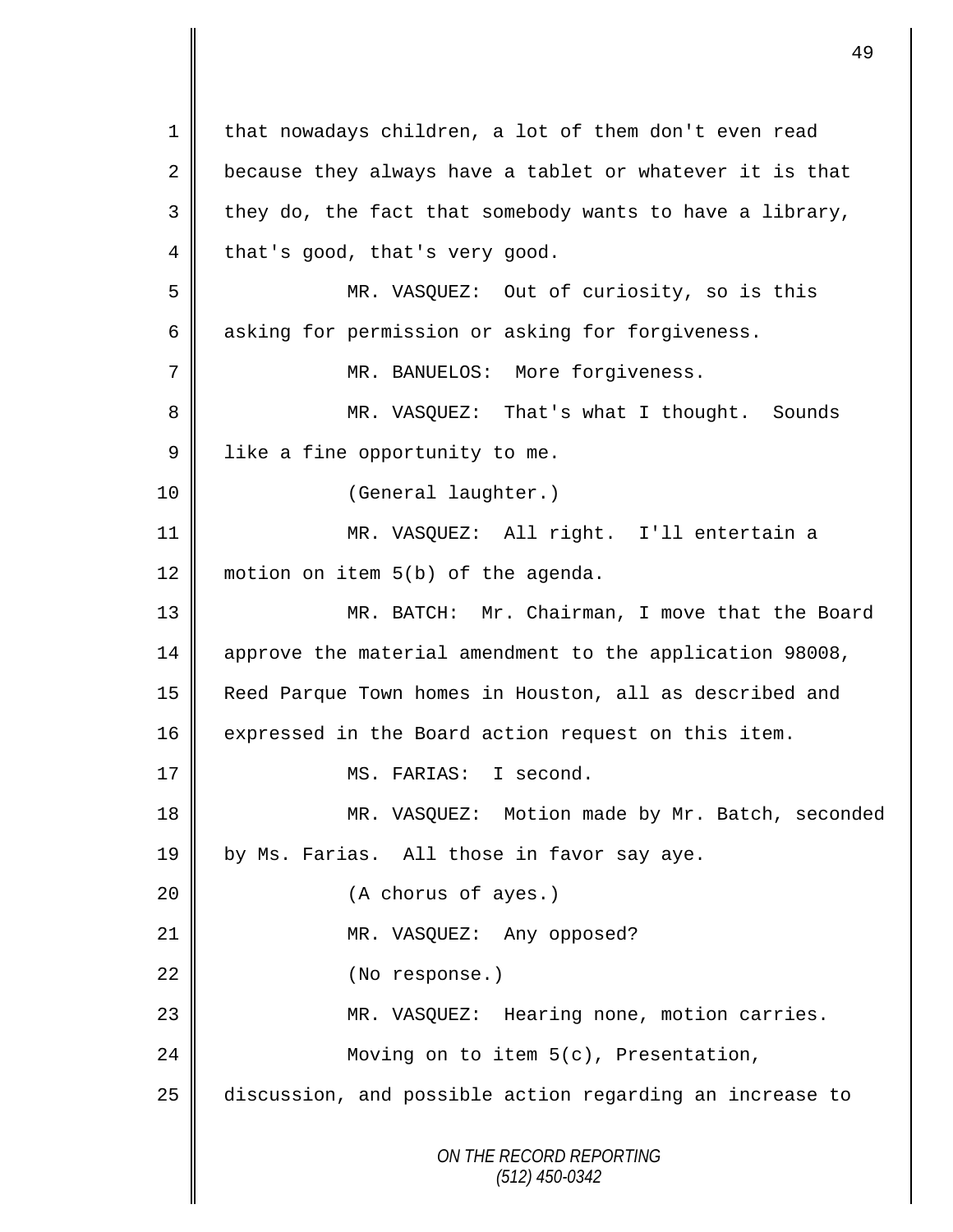that nowadays children, a lot of them don't even read because they always have a tablet or whatever it is that they do, the fact that somebody wants to have a library, that's good, that's very good.

MR. VASQUEZ: Out of curiosity, so is this asking for permission or asking for forgiveness.

MR. BANUELOS: More forgiveness.

MR. VASQUEZ: That's what I thought. Sounds like a fine opportunity to me.

(General laughter.)

MR. VASQUEZ: All right. I'll entertain a motion on item 5(b) of the agenda.

MR. BATCH: Mr. Chairman, I move that the Board approve the material amendment to the application 98008, Reed Parque Town homes in Houston, all as described and expressed in the Board action request on this item.

MS. FARIAS: I second.

MR. VASQUEZ: Motion made by Mr. Batch, seconded by Ms. Farias. All those in favor say aye.

(A chorus of ayes.)

MR. VASQUEZ: Any opposed?

(No response.)

MR. VASQUEZ: Hearing none, motion carries.

Moving on to item 5(c), Presentation, discussion, and possible action regarding an increase to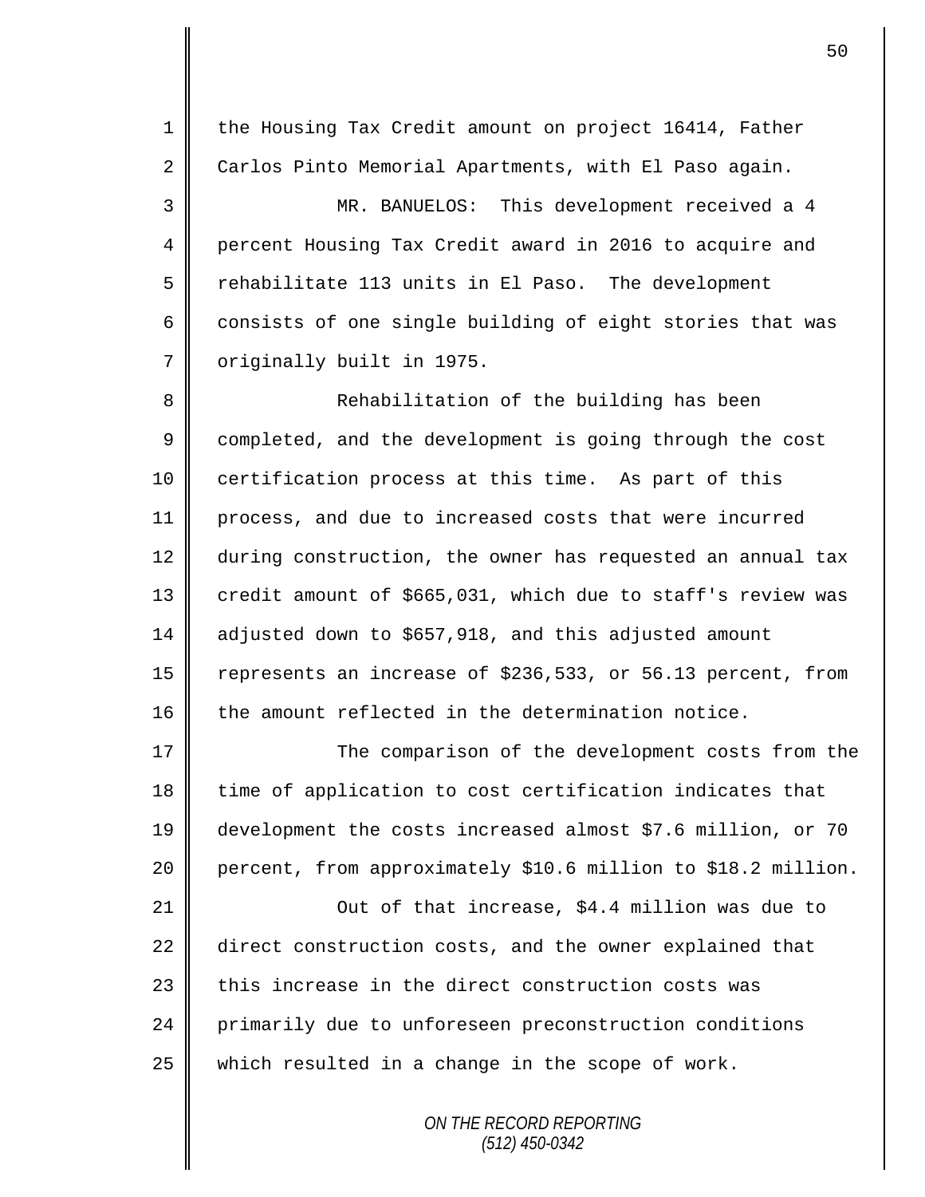the Housing Tax Credit amount on project 16414, Father Carlos Pinto Memorial Apartments, with El Paso again.

MR. BANUELOS: This development received a 4 percent Housing Tax Credit award in 2016 to acquire and rehabilitate 113 units in El Paso. The development consists of one single building of eight stories that was originally built in 1975.

Rehabilitation of the building has been completed, and the development is going through the cost certification process at this time. As part of this process, and due to increased costs that were incurred during construction, the owner has requested an annual tax credit amount of $665,031, which due to staff's review was adjusted down to $657,918, and this adjusted amount represents an increase of $236,533, or 56.13 percent, from the amount reflected in the determination notice.

The comparison of the development costs from the time of application to cost certification indicates that development the costs increased almost $7.6 million, or 70 percent, from approximately $10.6 million to $18.2 million.

Out of that increase, $4.4 million was due to direct construction costs, and the owner explained that this increase in the direct construction costs was primarily due to unforeseen preconstruction conditions which resulted in a change in the scope of work.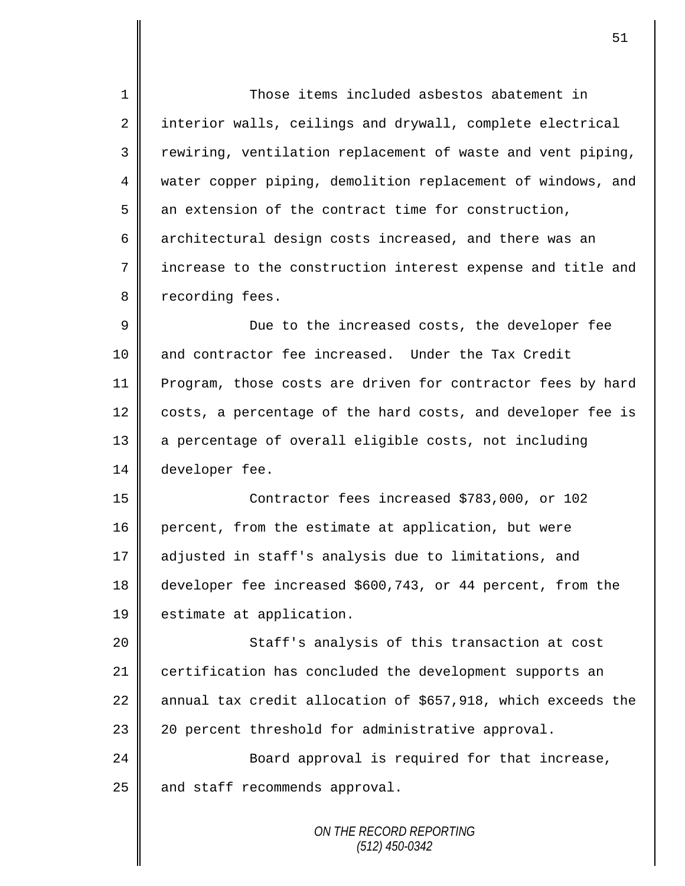Those items included asbestos abatement in interior walls, ceilings and drywall, complete electrical rewiring, ventilation replacement of waste and vent piping, water copper piping, demolition replacement of windows, and an extension of the contract time for construction, architectural design costs increased, and there was an increase to the construction interest expense and title and recording fees.

Due to the increased costs, the developer fee and contractor fee increased. Under the Tax Credit Program, those costs are driven for contractor fees by hard costs, a percentage of the hard costs, and developer fee is a percentage of overall eligible costs, not including developer fee.

Contractor fees increased $783,000, or 102 percent, from the estimate at application, but were adjusted in staff's analysis due to limitations, and developer fee increased $600,743, or 44 percent, from the estimate at application.

Staff's analysis of this transaction at cost certification has concluded the development supports an annual tax credit allocation of $657,918, which exceeds the 20 percent threshold for administrative approval.

Board approval is required for that increase, and staff recommends approval.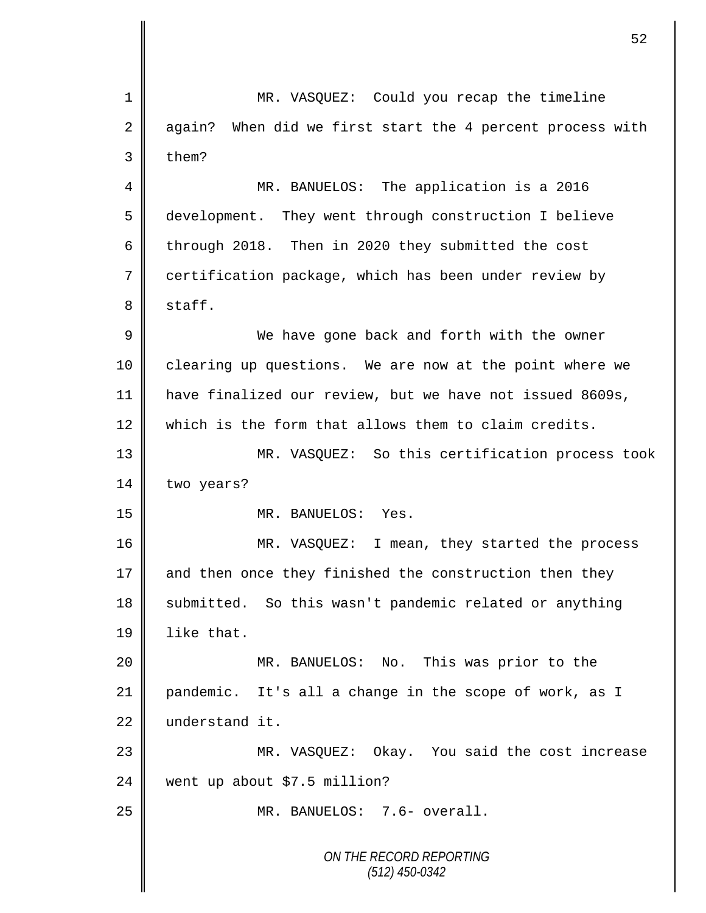MR. VASQUEZ: Could you recap the timeline again? When did we first start the 4 percent process with them?

MR. BANUELOS: The application is a 2016 development. They went through construction I believe through 2018. Then in 2020 they submitted the cost certification package, which has been under review by staff.

We have gone back and forth with the owner clearing up questions. We are now at the point where we have finalized our review, but we have not issued 8609s, which is the form that allows them to claim credits.

MR. VASQUEZ: So this certification process took two years?

MR. BANUELOS: Yes.

MR. VASQUEZ: I mean, they started the process and then once they finished the construction then they submitted. So this wasn't pandemic related or anything like that.

MR. BANUELOS: No. This was prior to the pandemic. It's all a change in the scope of work, as I understand it.

MR. VASQUEZ: Okay. You said the cost increase went up about $7.5 million?

MR. BANUELOS: 7.6- overall.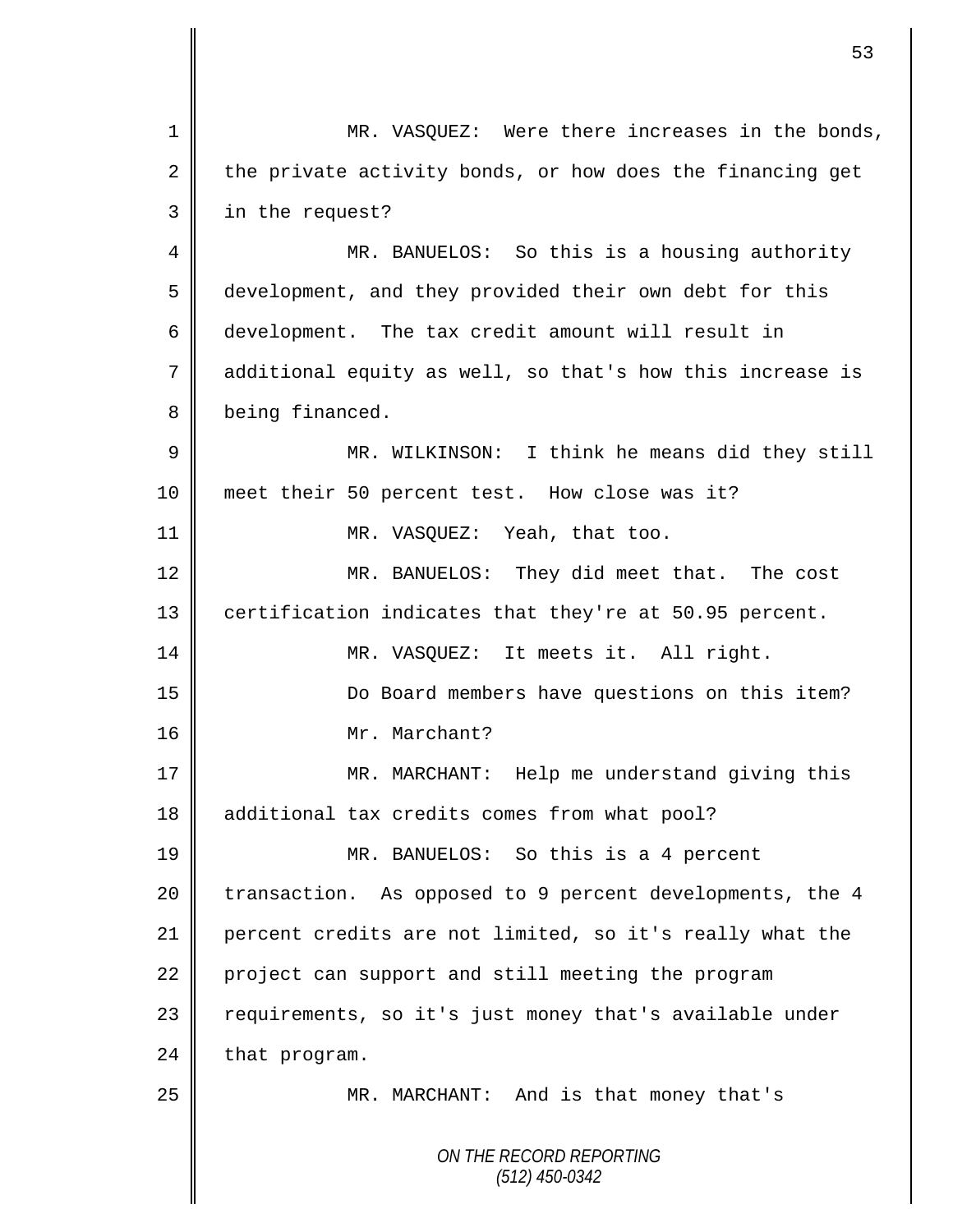MR. VASQUEZ: Were there increases in the bonds, the private activity bonds, or how does the financing get in the request?

MR. BANUELOS: So this is a housing authority development, and they provided their own debt for this development. The tax credit amount will result in additional equity as well, so that's how this increase is being financed.

MR. WILKINSON: I think he means did they still meet their 50 percent test. How close was it?

MR. VASQUEZ: Yeah, that too.

MR. BANUELOS: They did meet that. The cost certification indicates that they're at 50.95 percent.

MR. VASQUEZ: It meets it. All right.

Do Board members have questions on this item?

Mr. Marchant?

MR. MARCHANT: Help me understand giving this additional tax credits comes from what pool?

MR. BANUELOS: So this is a 4 percent transaction. As opposed to 9 percent developments, the 4 percent credits are not limited, so it's really what the project can support and still meeting the program requirements, so it's just money that's available under that program.

MR. MARCHANT: And is that money that's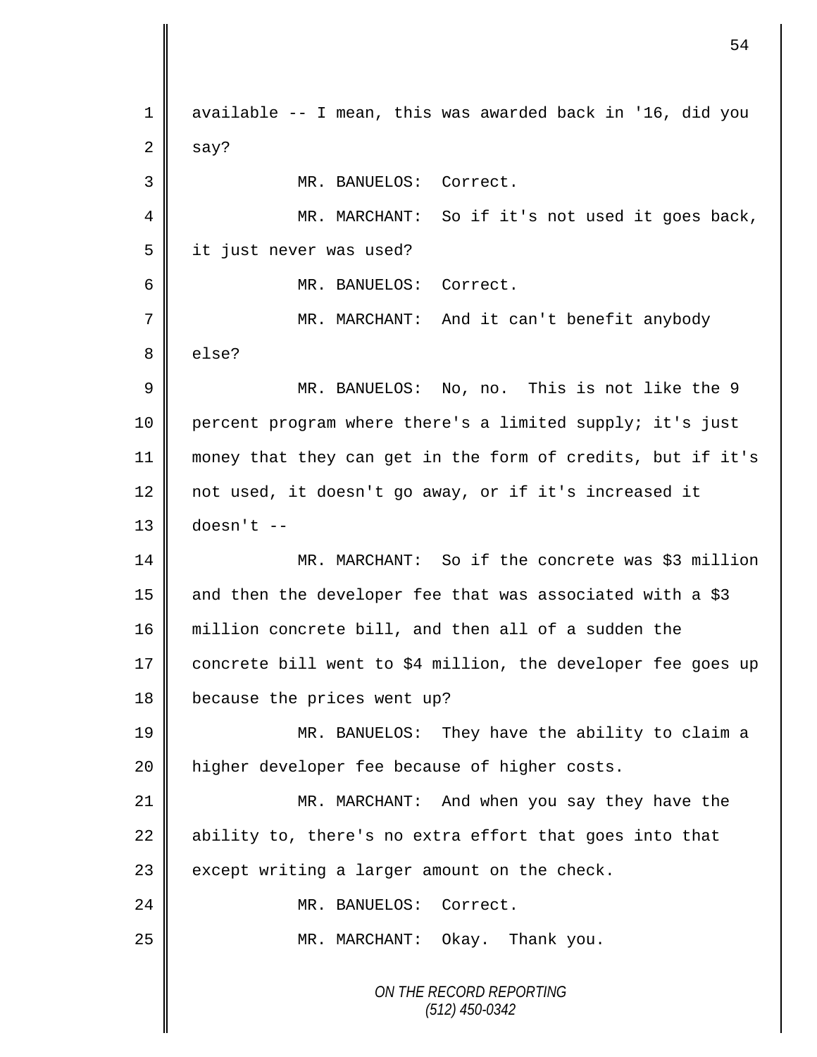available -- I mean, this was awarded back in '16, did you say?

MR. BANUELOS: Correct.

MR. MARCHANT: So if it's not used it goes back, it just never was used?

MR. BANUELOS: Correct.

MR. MARCHANT: And it can't benefit anybody else?

MR. BANUELOS: No, no. This is not like the 9 percent program where there's a limited supply; it's just money that they can get in the form of credits, but if it's not used, it doesn't go away, or if it's increased it doesn't --

MR. MARCHANT: So if the concrete was $3 million and then the developer fee that was associated with a $3 million concrete bill, and then all of a sudden the concrete bill went to $4 million, the developer fee goes up because the prices went up?

MR. BANUELOS: They have the ability to claim a higher developer fee because of higher costs.

MR. MARCHANT: And when you say they have the ability to, there's no extra effort that goes into that except writing a larger amount on the check.

MR. BANUELOS: Correct.

MR. MARCHANT: Okay. Thank you.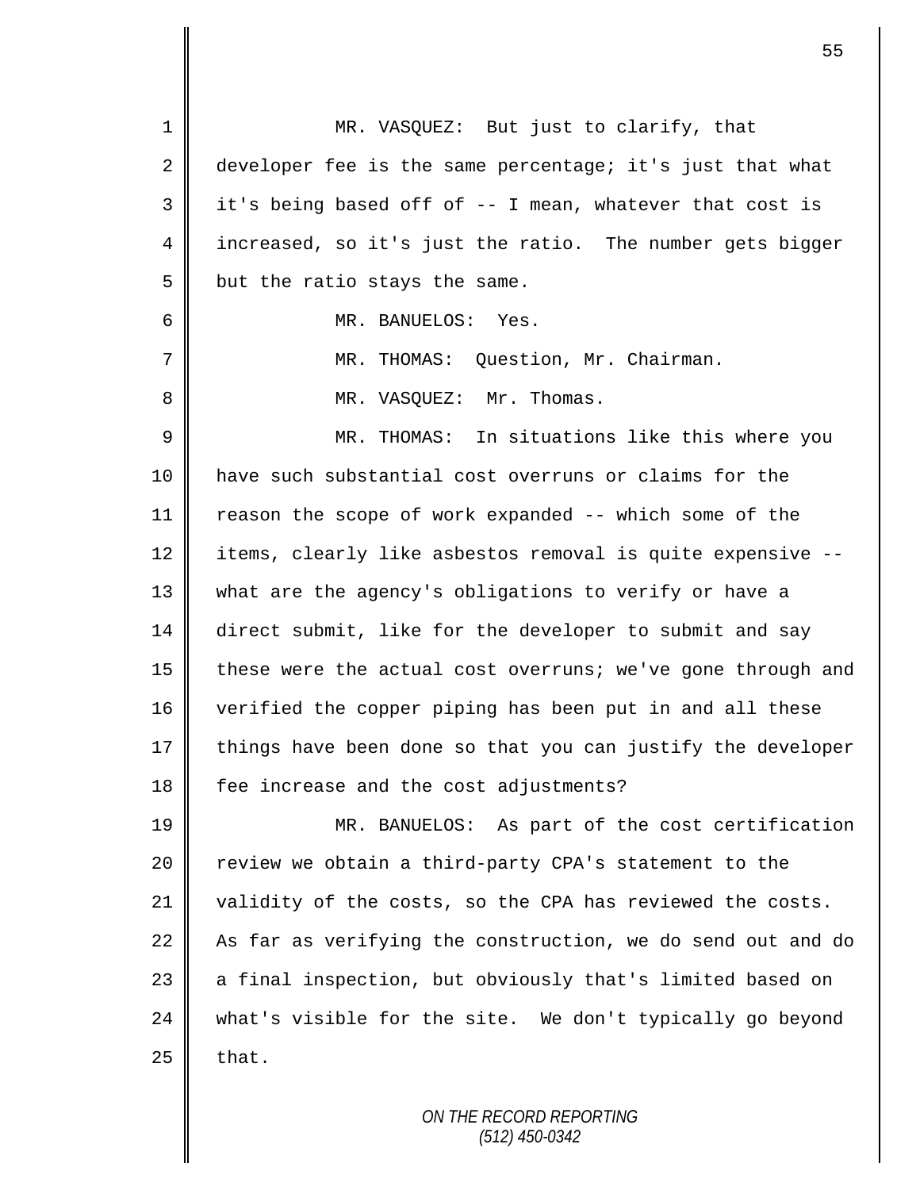MR. VASQUEZ: But just to clarify, that developer fee is the same percentage; it's just that what it's being based off of -- I mean, whatever that cost is increased, so it's just the ratio. The number gets bigger but the ratio stays the same.

MR. BANUELOS: Yes.

MR. THOMAS: Question, Mr. Chairman.

MR. VASQUEZ: Mr. Thomas.

MR. THOMAS: In situations like this where you have such substantial cost overruns or claims for the reason the scope of work expanded -- which some of the items, clearly like asbestos removal is quite expensive -- what are the agency's obligations to verify or have a direct submit, like for the developer to submit and say these were the actual cost overruns; we've gone through and verified the copper piping has been put in and all these things have been done so that you can justify the developer fee increase and the cost adjustments?

MR. BANUELOS: As part of the cost certification review we obtain a third-party CPA's statement to the validity of the costs, so the CPA has reviewed the costs. As far as verifying the construction, we do send out and do a final inspection, but obviously that's limited based on what's visible for the site. We don't typically go beyond that.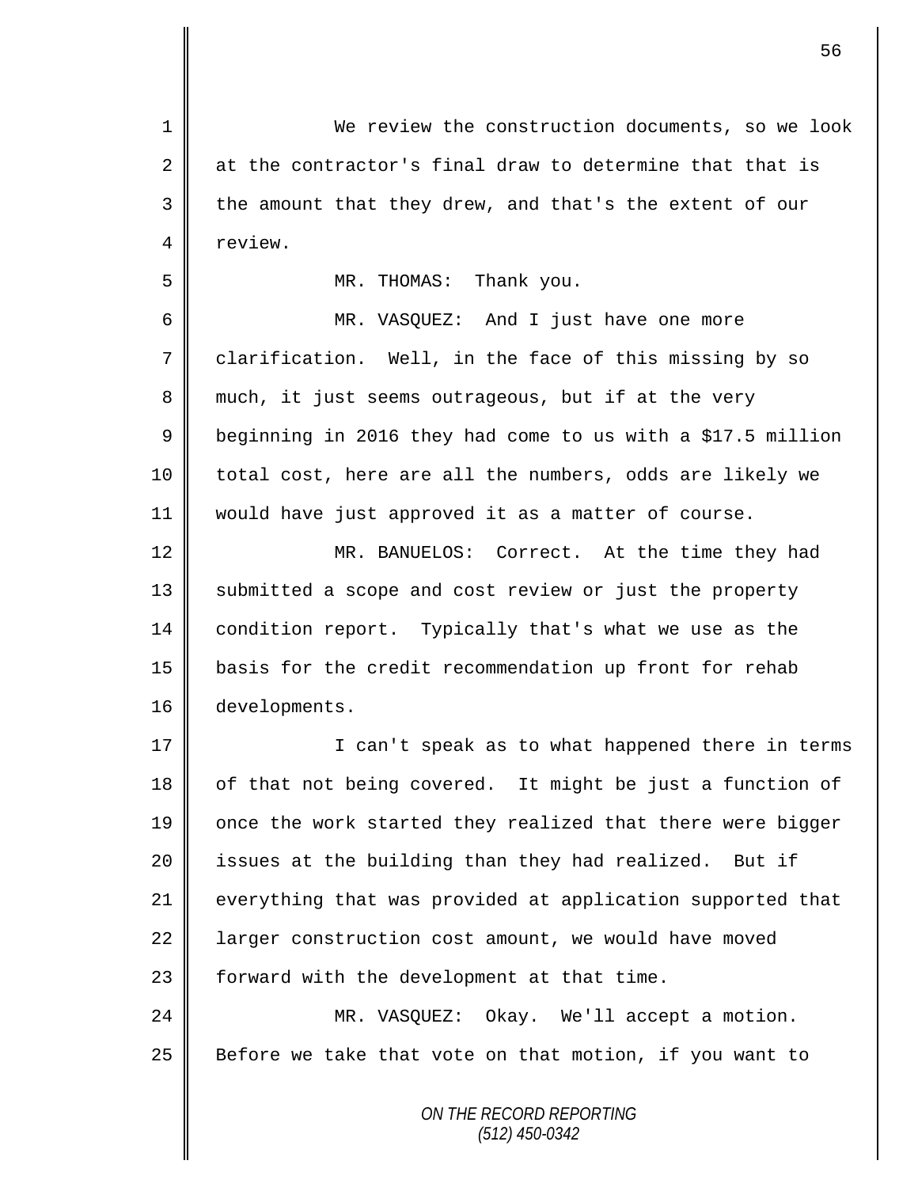We review the construction documents, so we look at the contractor's final draw to determine that that is the amount that they drew, and that's the extent of our review.

MR. THOMAS: Thank you.

MR. VASQUEZ: And I just have one more clarification. Well, in the face of this missing by so much, it just seems outrageous, but if at the very beginning in 2016 they had come to us with a $17.5 million total cost, here are all the numbers, odds are likely we would have just approved it as a matter of course.

MR. BANUELOS: Correct. At the time they had submitted a scope and cost review or just the property condition report. Typically that's what we use as the basis for the credit recommendation up front for rehab developments.

I can't speak as to what happened there in terms of that not being covered. It might be just a function of once the work started they realized that there were bigger issues at the building than they had realized. But if everything that was provided at application supported that larger construction cost amount, we would have moved forward with the development at that time.

MR. VASQUEZ: Okay. We'll accept a motion. Before we take that vote on that motion, if you want to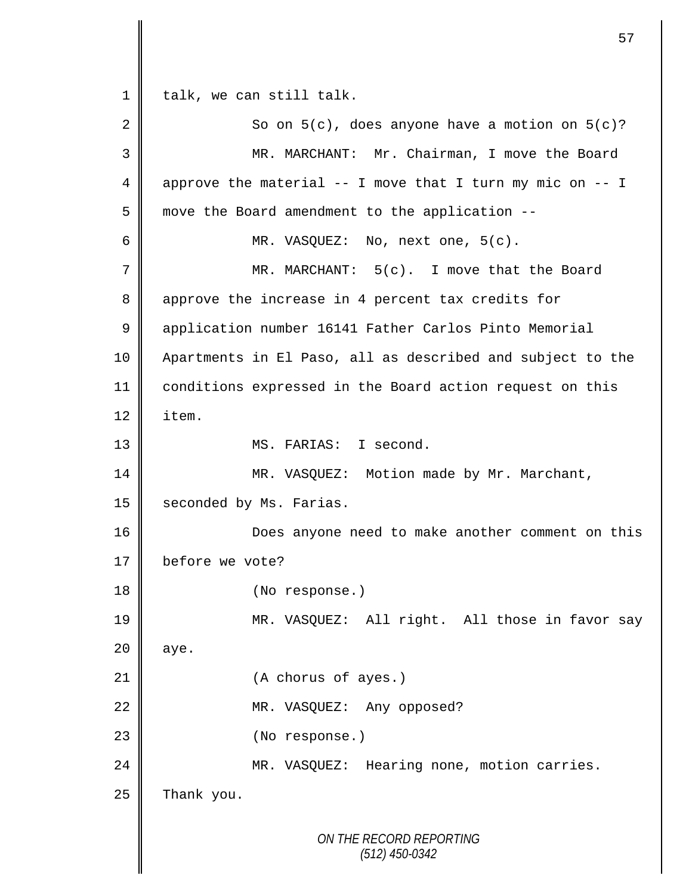1 talk, we can still talk.

2 So on 5(c), does anyone have a motion on 5(c)?

3 MR. MARCHANT: Mr. Chairman, I move the Board

4 approve the material -- I move that I turn my mic on -- I

5 move the Board amendment to the application --

6 MR. VASQUEZ: No, next one, 5(c).

7 MR. MARCHANT: 5(c). I move that the Board

8 approve the increase in 4 percent tax credits for

9 application number 16141 Father Carlos Pinto Memorial

10 Apartments in El Paso, all as described and subject to the

11 conditions expressed in the Board action request on this

12 item.

13 MS. FARIAS: I second.

14 MR. VASQUEZ: Motion made by Mr. Marchant,

15 seconded by Ms. Farias.

16 Does anyone need to make another comment on this

17 before we vote?

18 (No response.)

19 MR. VASQUEZ: All right. All those in favor say

20 aye.

21 (A chorus of ayes.)

22 MR. VASQUEZ: Any opposed?

23 (No response.)

24 MR. VASQUEZ: Hearing none, motion carries.

25 Thank you.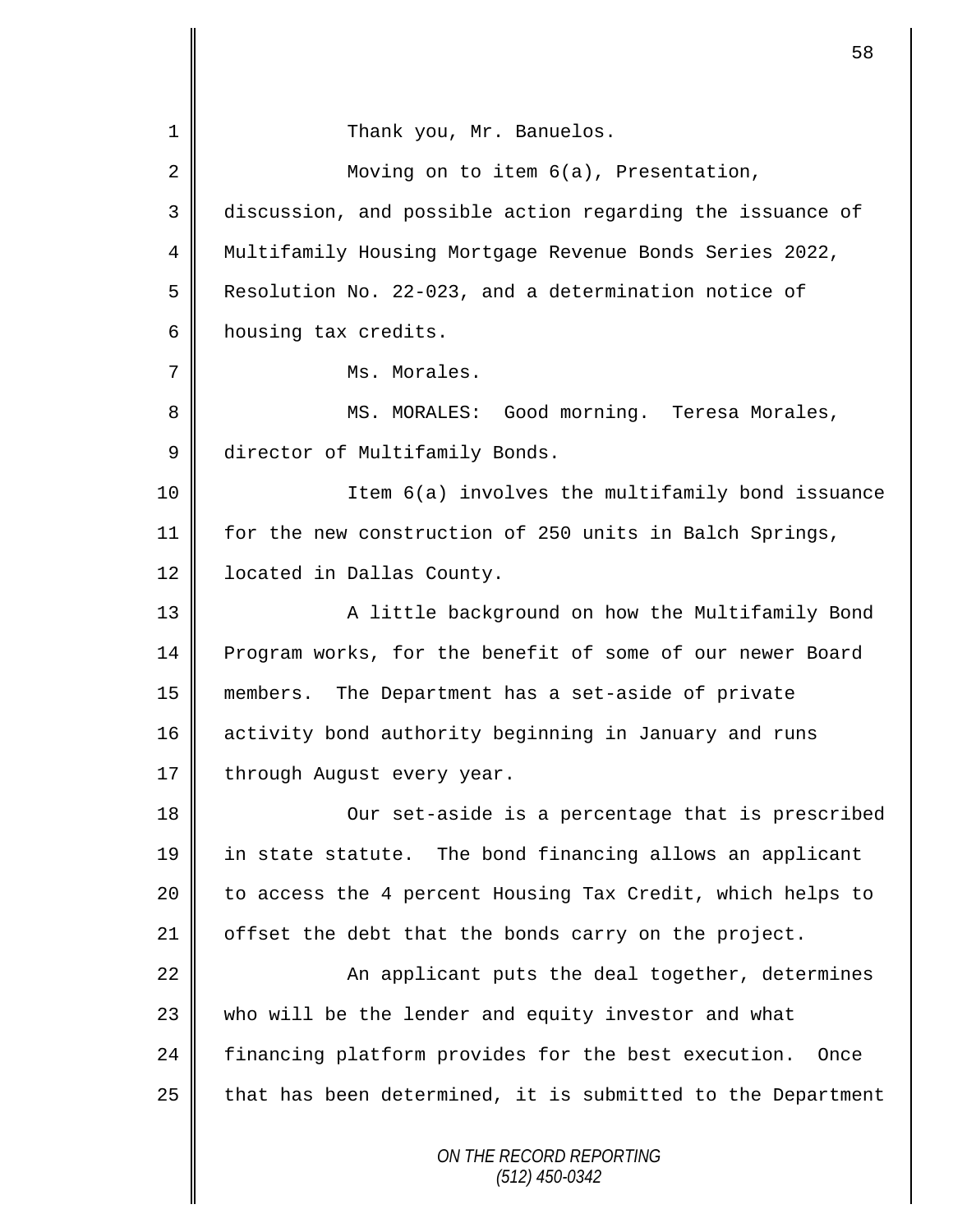Thank you, Mr. Banuelos.

Moving on to item 6(a), Presentation, discussion, and possible action regarding the issuance of Multifamily Housing Mortgage Revenue Bonds Series 2022, Resolution No. 22-023, and a determination notice of housing tax credits.

Ms. Morales.

MS. MORALES: Good morning. Teresa Morales, director of Multifamily Bonds.

Item 6(a) involves the multifamily bond issuance for the new construction of 250 units in Balch Springs, located in Dallas County.

A little background on how the Multifamily Bond Program works, for the benefit of some of our newer Board members. The Department has a set-aside of private activity bond authority beginning in January and runs through August every year.

Our set-aside is a percentage that is prescribed in state statute. The bond financing allows an applicant to access the 4 percent Housing Tax Credit, which helps to offset the debt that the bonds carry on the project.

An applicant puts the deal together, determines who will be the lender and equity investor and what financing platform provides for the best execution. Once that has been determined, it is submitted to the Department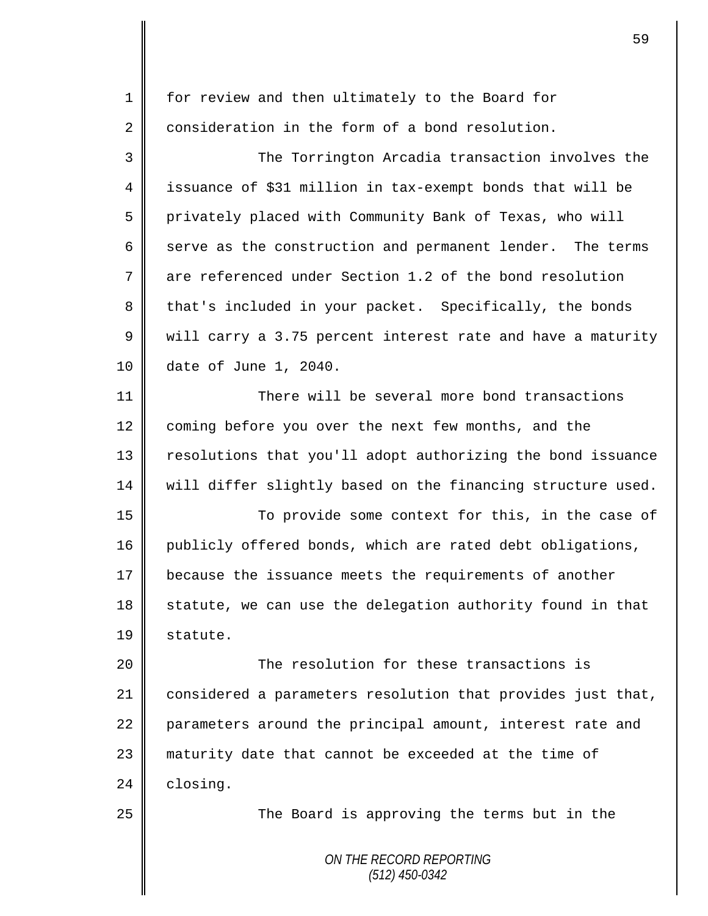for review and then ultimately to the Board for consideration in the form of a bond resolution.

The Torrington Arcadia transaction involves the issuance of $31 million in tax-exempt bonds that will be privately placed with Community Bank of Texas, who will serve as the construction and permanent lender. The terms are referenced under Section 1.2 of the bond resolution that's included in your packet. Specifically, the bonds will carry a 3.75 percent interest rate and have a maturity date of June 1, 2040.

There will be several more bond transactions coming before you over the next few months, and the resolutions that you'll adopt authorizing the bond issuance will differ slightly based on the financing structure used.

To provide some context for this, in the case of publicly offered bonds, which are rated debt obligations, because the issuance meets the requirements of another statute, we can use the delegation authority found in that statute.

The resolution for these transactions is considered a parameters resolution that provides just that, parameters around the principal amount, interest rate and maturity date that cannot be exceeded at the time of closing.

The Board is approving the terms but in the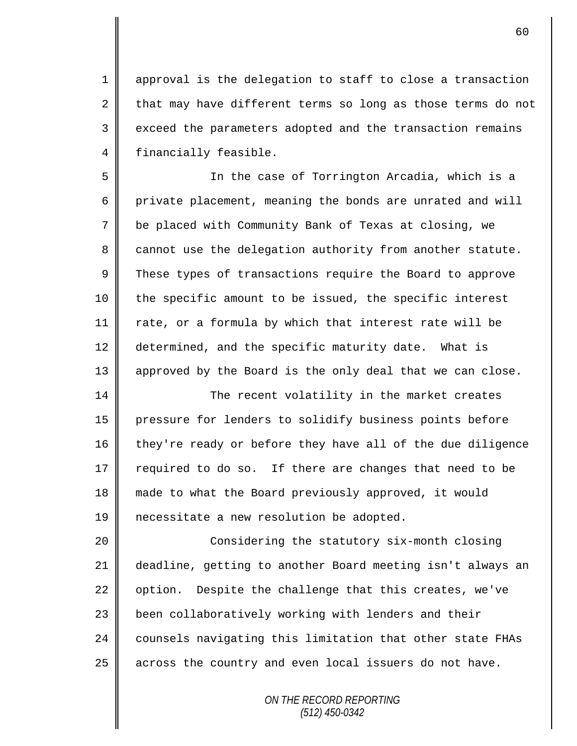approval is the delegation to staff to close a transaction that may have different terms so long as those terms do not exceed the parameters adopted and the transaction remains financially feasible.

In the case of Torrington Arcadia, which is a private placement, meaning the bonds are unrated and will be placed with Community Bank of Texas at closing, we cannot use the delegation authority from another statute. These types of transactions require the Board to approve the specific amount to be issued, the specific interest rate, or a formula by which that interest rate will be determined, and the specific maturity date. What is approved by the Board is the only deal that we can close.

The recent volatility in the market creates pressure for lenders to solidify business points before they're ready or before they have all of the due diligence required to do so. If there are changes that need to be made to what the Board previously approved, it would necessitate a new resolution be adopted.

Considering the statutory six-month closing deadline, getting to another Board meeting isn't always an option. Despite the challenge that this creates, we've been collaboratively working with lenders and their counsels navigating this limitation that other state FHAs across the country and even local issuers do not have.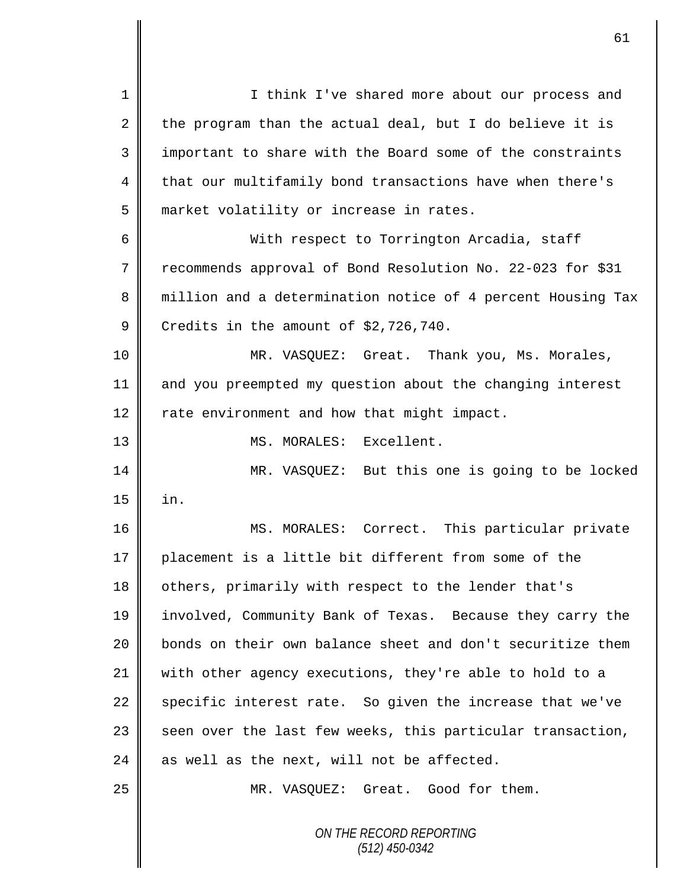I think I've shared more about our process and the program than the actual deal, but I do believe it is important to share with the Board some of the constraints that our multifamily bond transactions have when there's market volatility or increase in rates.

With respect to Torrington Arcadia, staff recommends approval of Bond Resolution No. 22-023 for $31 million and a determination notice of 4 percent Housing Tax Credits in the amount of $2,726,740.

MR. VASQUEZ: Great. Thank you, Ms. Morales, and you preempted my question about the changing interest rate environment and how that might impact.

MS. MORALES: Excellent.

MR. VASQUEZ: But this one is going to be locked in.

MS. MORALES: Correct. This particular private placement is a little bit different from some of the others, primarily with respect to the lender that's involved, Community Bank of Texas. Because they carry the bonds on their own balance sheet and don't securitize them with other agency executions, they're able to hold to a specific interest rate. So given the increase that we've seen over the last few weeks, this particular transaction, as well as the next, will not be affected.

MR. VASQUEZ: Great. Good for them.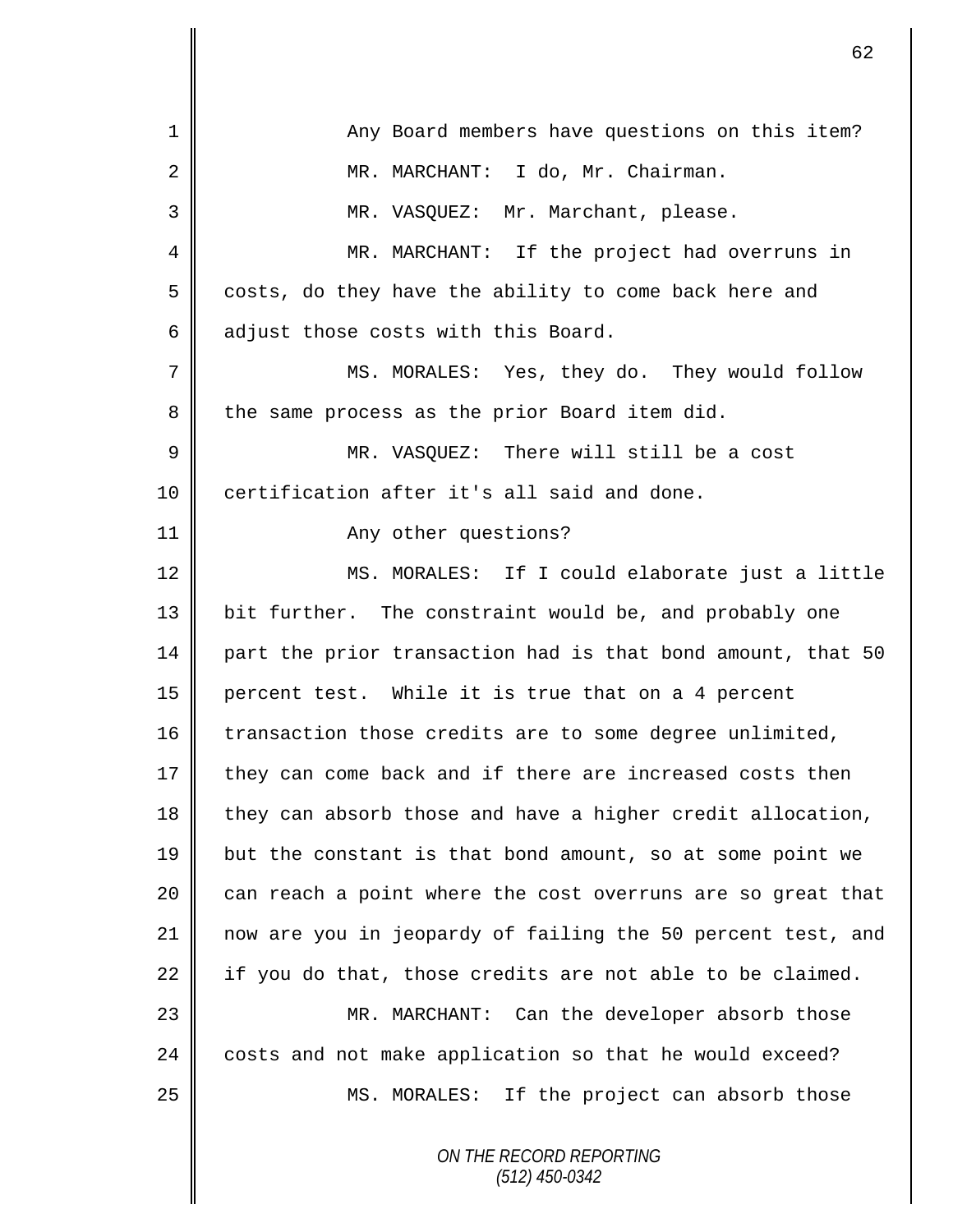Any Board members have questions on this item?

MR. MARCHANT: I do, Mr. Chairman.

MR. VASQUEZ: Mr. Marchant, please.

MR. MARCHANT: If the project had overruns in costs, do they have the ability to come back here and adjust those costs with this Board.

MS. MORALES: Yes, they do. They would follow the same process as the prior Board item did.

MR. VASQUEZ: There will still be a cost certification after it's all said and done.

Any other questions?

MS. MORALES: If I could elaborate just a little bit further. The constraint would be, and probably one part the prior transaction had is that bond amount, that 50 percent test. While it is true that on a 4 percent transaction those credits are to some degree unlimited, they can come back and if there are increased costs then they can absorb those and have a higher credit allocation, but the constant is that bond amount, so at some point we can reach a point where the cost overruns are so great that now are you in jeopardy of failing the 50 percent test, and if you do that, those credits are not able to be claimed.

MR. MARCHANT: Can the developer absorb those costs and not make application so that he would exceed?

MS. MORALES: If the project can absorb those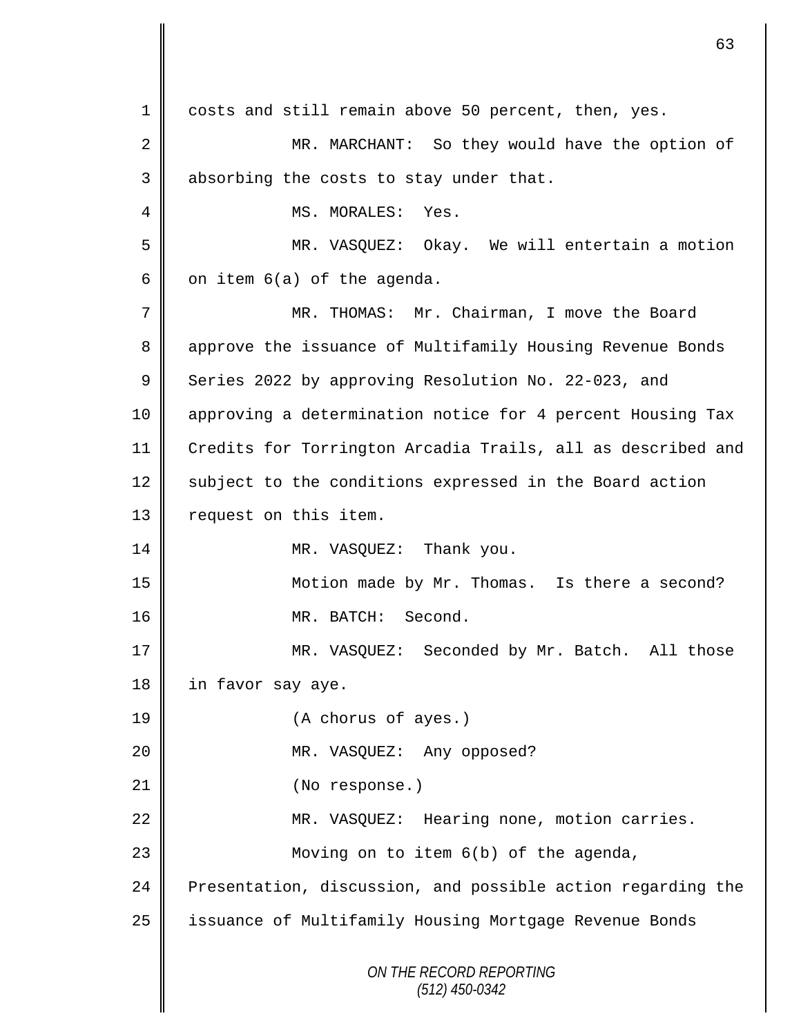costs and still remain above 50 percent, then, yes.

MR. MARCHANT: So they would have the option of absorbing the costs to stay under that.

MS. MORALES: Yes.

MR. VASQUEZ: Okay. We will entertain a motion on item 6(a) of the agenda.

MR. THOMAS: Mr. Chairman, I move the Board approve the issuance of Multifamily Housing Revenue Bonds Series 2022 by approving Resolution No. 22-023, and approving a determination notice for 4 percent Housing Tax Credits for Torrington Arcadia Trails, all as described and subject to the conditions expressed in the Board action request on this item.

MR. VASQUEZ: Thank you.

Motion made by Mr. Thomas. Is there a second?

MR. BATCH: Second.

MR. VASQUEZ: Seconded by Mr. Batch. All those in favor say aye.

(A chorus of ayes.)

MR. VASQUEZ: Any opposed?

(No response.)

MR. VASQUEZ: Hearing none, motion carries.

Moving on to item 6(b) of the agenda, Presentation, discussion, and possible action regarding the issuance of Multifamily Housing Mortgage Revenue Bonds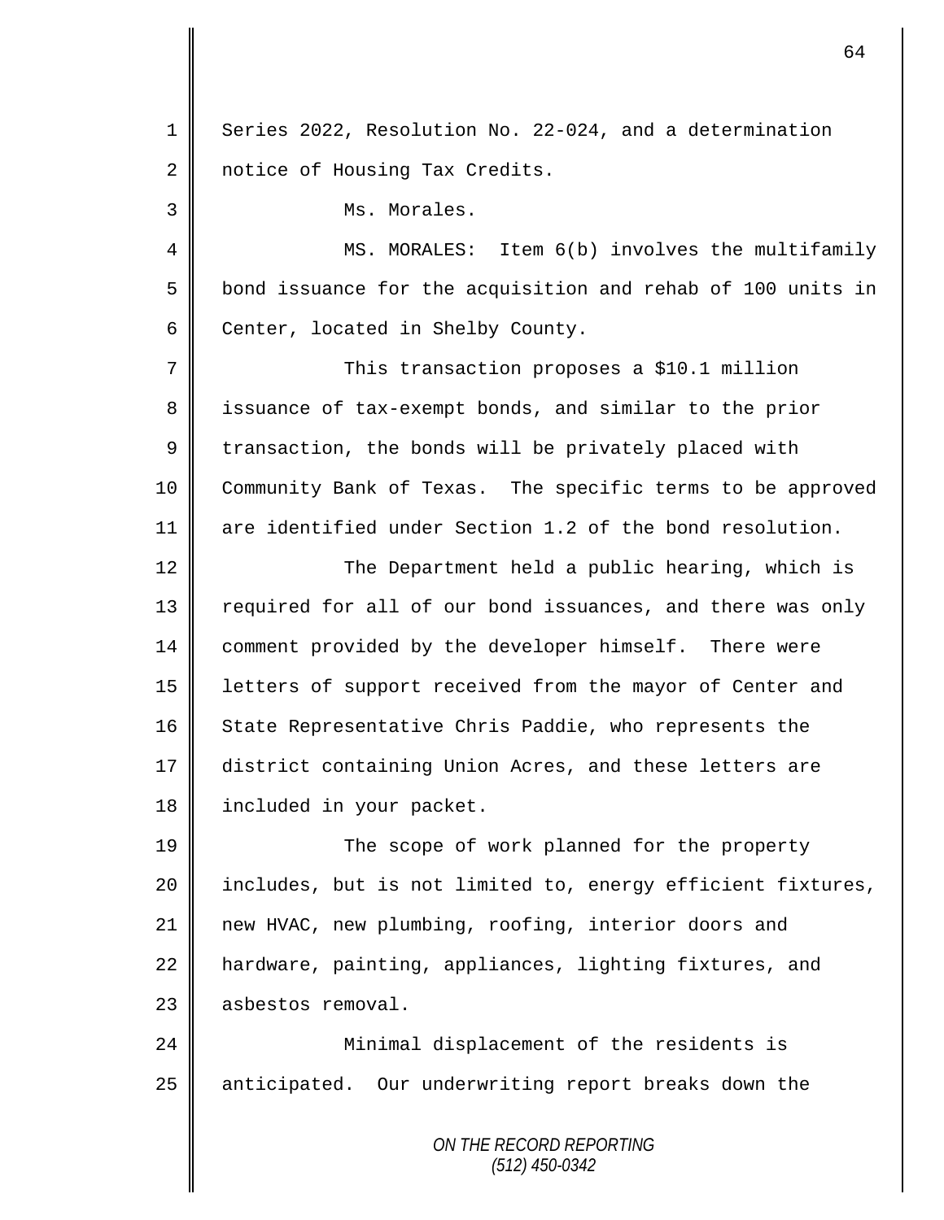Series 2022, Resolution No. 22-024, and a determination notice of Housing Tax Credits.

Ms. Morales.

MS. MORALES: Item 6(b) involves the multifamily bond issuance for the acquisition and rehab of 100 units in Center, located in Shelby County.

This transaction proposes a $10.1 million issuance of tax-exempt bonds, and similar to the prior transaction, the bonds will be privately placed with Community Bank of Texas. The specific terms to be approved are identified under Section 1.2 of the bond resolution.

The Department held a public hearing, which is required for all of our bond issuances, and there was only comment provided by the developer himself. There were letters of support received from the mayor of Center and State Representative Chris Paddie, who represents the district containing Union Acres, and these letters are included in your packet.

The scope of work planned for the property includes, but is not limited to, energy efficient fixtures, new HVAC, new plumbing, roofing, interior doors and hardware, painting, appliances, lighting fixtures, and asbestos removal.

Minimal displacement of the residents is anticipated. Our underwriting report breaks down the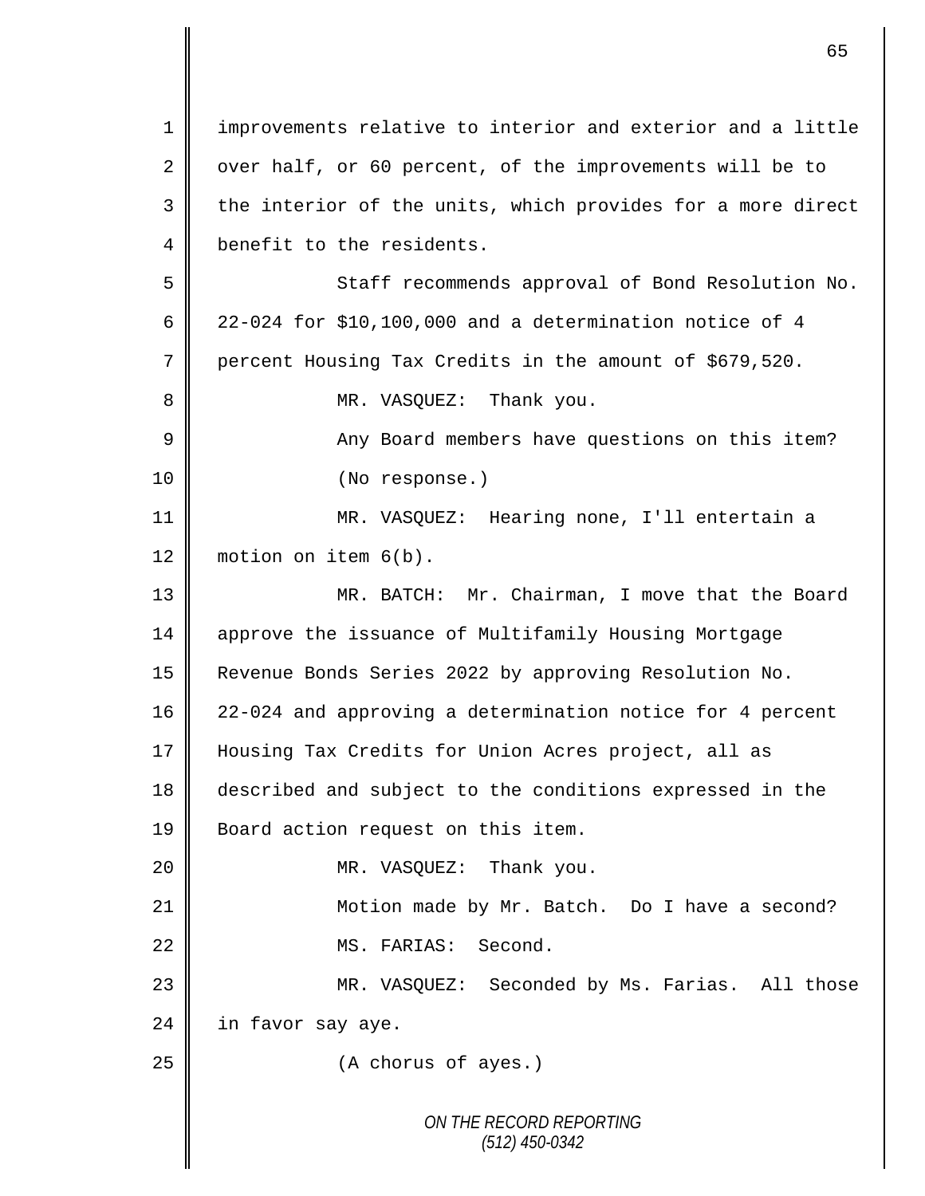improvements relative to interior and exterior and a little over half, or 60 percent, of the improvements will be to the interior of the units, which provides for a more direct benefit to the residents.

Staff recommends approval of Bond Resolution No. 22-024 for $10,100,000 and a determination notice of 4 percent Housing Tax Credits in the amount of $679,520.

MR. VASQUEZ: Thank you.

Any Board members have questions on this item?

(No response.)

MR. VASQUEZ: Hearing none, I'll entertain a motion on item 6(b).

MR. BATCH: Mr. Chairman, I move that the Board approve the issuance of Multifamily Housing Mortgage Revenue Bonds Series 2022 by approving Resolution No. 22-024 and approving a determination notice for 4 percent Housing Tax Credits for Union Acres project, all as described and subject to the conditions expressed in the Board action request on this item.

MR. VASQUEZ: Thank you.

Motion made by Mr. Batch. Do I have a second?

MS. FARIAS: Second.

MR. VASQUEZ: Seconded by Ms. Farias. All those in favor say aye.

(A chorus of ayes.)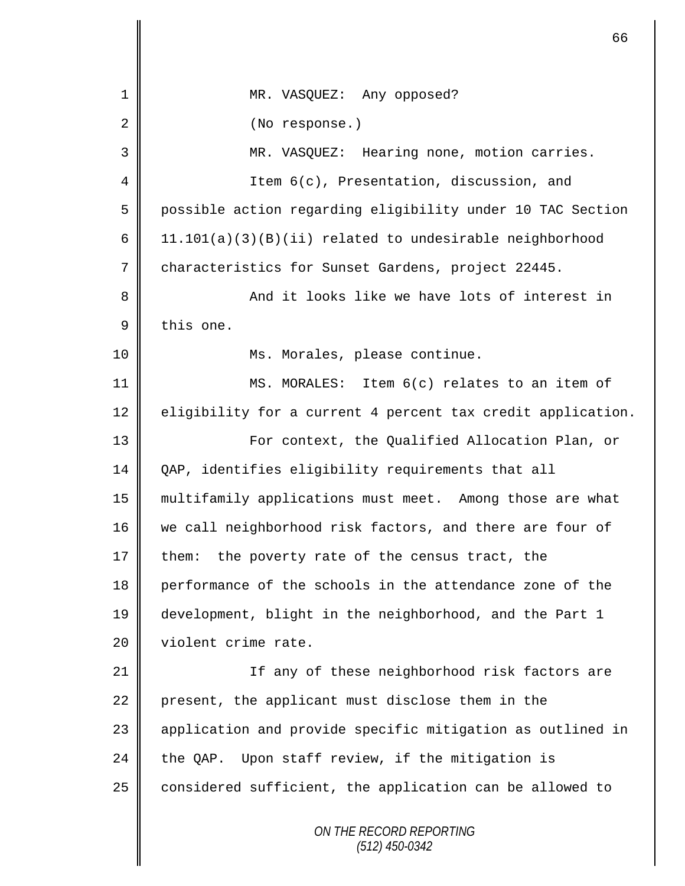MR. VASQUEZ: Any opposed?

(No response.)

MR. VASQUEZ: Hearing none, motion carries.

Item 6(c), Presentation, discussion, and possible action regarding eligibility under 10 TAC Section 11.101(a)(3)(B)(ii) related to undesirable neighborhood characteristics for Sunset Gardens, project 22445.

And it looks like we have lots of interest in this one.

Ms. Morales, please continue.

MS. MORALES: Item 6(c) relates to an item of eligibility for a current 4 percent tax credit application.

For context, the Qualified Allocation Plan, or QAP, identifies eligibility requirements that all multifamily applications must meet. Among those are what we call neighborhood risk factors, and there are four of them: the poverty rate of the census tract, the performance of the schools in the attendance zone of the development, blight in the neighborhood, and the Part 1 violent crime rate.

If any of these neighborhood risk factors are present, the applicant must disclose them in the application and provide specific mitigation as outlined in the QAP. Upon staff review, if the mitigation is considered sufficient, the application can be allowed to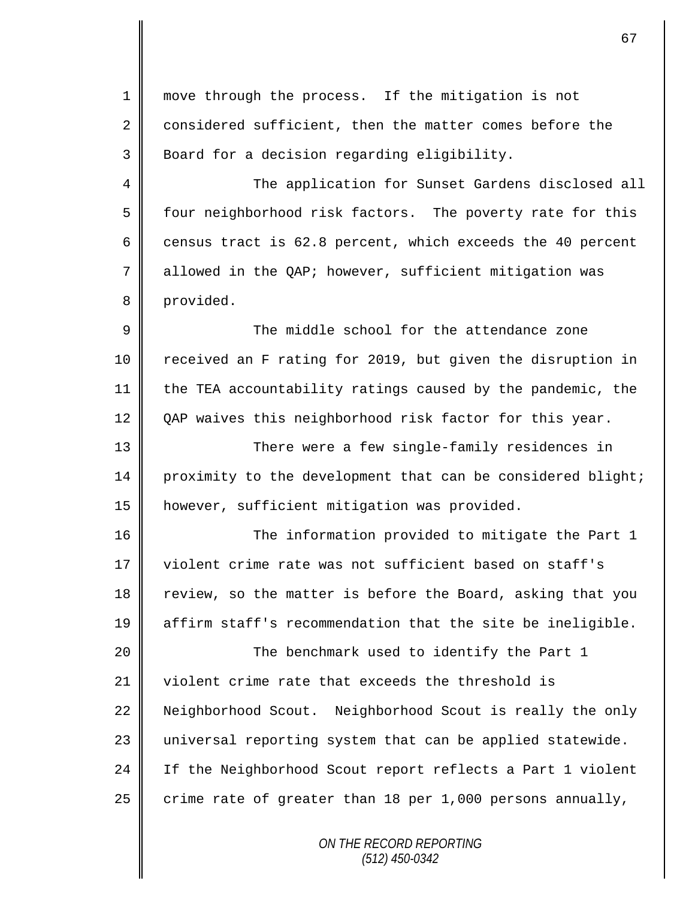move through the process. If the mitigation is not considered sufficient, then the matter comes before the Board for a decision regarding eligibility.

The application for Sunset Gardens disclosed all four neighborhood risk factors. The poverty rate for this census tract is 62.8 percent, which exceeds the 40 percent allowed in the QAP; however, sufficient mitigation was provided.

The middle school for the attendance zone received an F rating for 2019, but given the disruption in the TEA accountability ratings caused by the pandemic, the QAP waives this neighborhood risk factor for this year.

There were a few single-family residences in proximity to the development that can be considered blight; however, sufficient mitigation was provided.

The information provided to mitigate the Part 1 violent crime rate was not sufficient based on staff's review, so the matter is before the Board, asking that you affirm staff's recommendation that the site be ineligible.

The benchmark used to identify the Part 1 violent crime rate that exceeds the threshold is Neighborhood Scout. Neighborhood Scout is really the only universal reporting system that can be applied statewide. If the Neighborhood Scout report reflects a Part 1 violent crime rate of greater than 18 per 1,000 persons annually,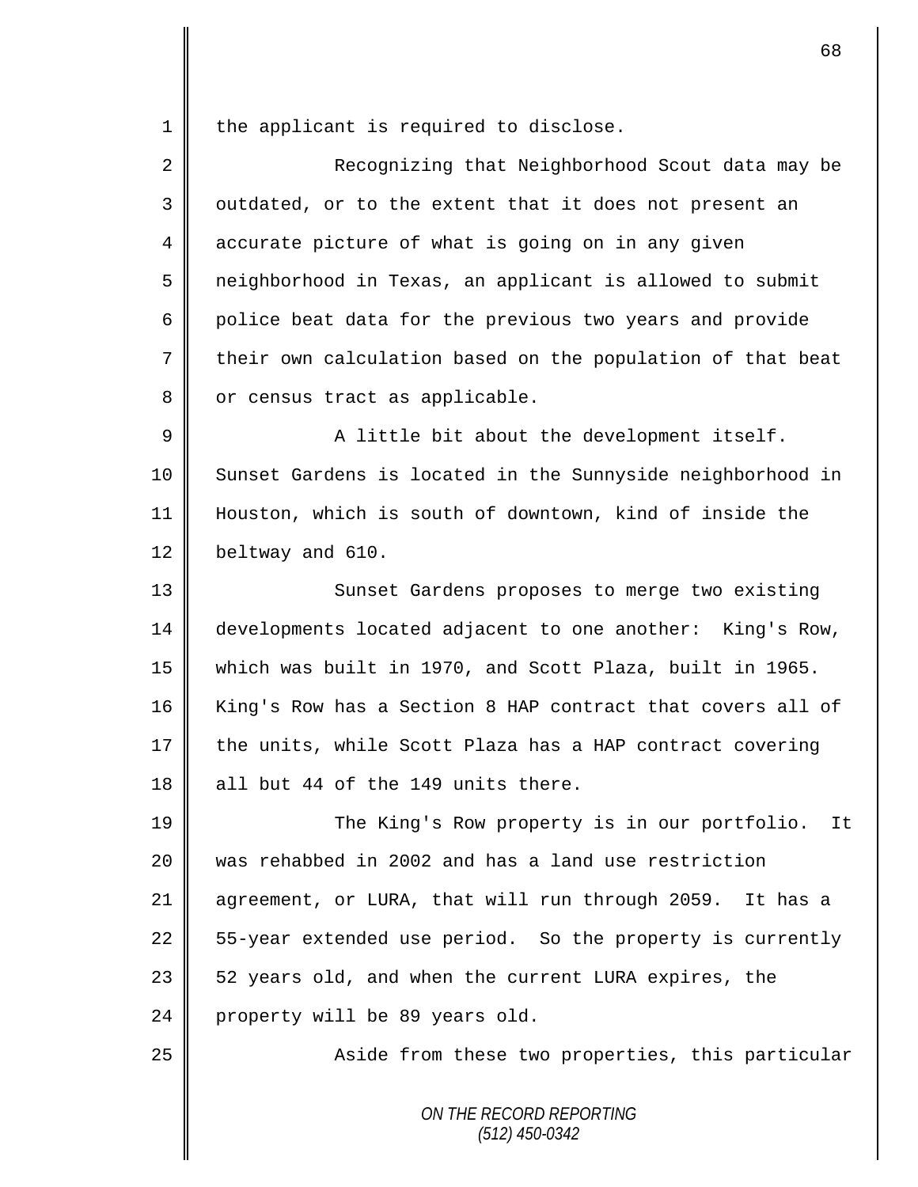the applicant is required to disclose.

Recognizing that Neighborhood Scout data may be outdated, or to the extent that it does not present an accurate picture of what is going on in any given neighborhood in Texas, an applicant is allowed to submit police beat data for the previous two years and provide their own calculation based on the population of that beat or census tract as applicable.

A little bit about the development itself. Sunset Gardens is located in the Sunnyside neighborhood in Houston, which is south of downtown, kind of inside the beltway and 610.

Sunset Gardens proposes to merge two existing developments located adjacent to one another: King's Row, which was built in 1970, and Scott Plaza, built in 1965. King's Row has a Section 8 HAP contract that covers all of the units, while Scott Plaza has a HAP contract covering all but 44 of the 149 units there.

The King's Row property is in our portfolio. It was rehabbed in 2002 and has a land use restriction agreement, or LURA, that will run through 2059. It has a 55-year extended use period. So the property is currently 52 years old, and when the current LURA expires, the property will be 89 years old.

Aside from these two properties, this particular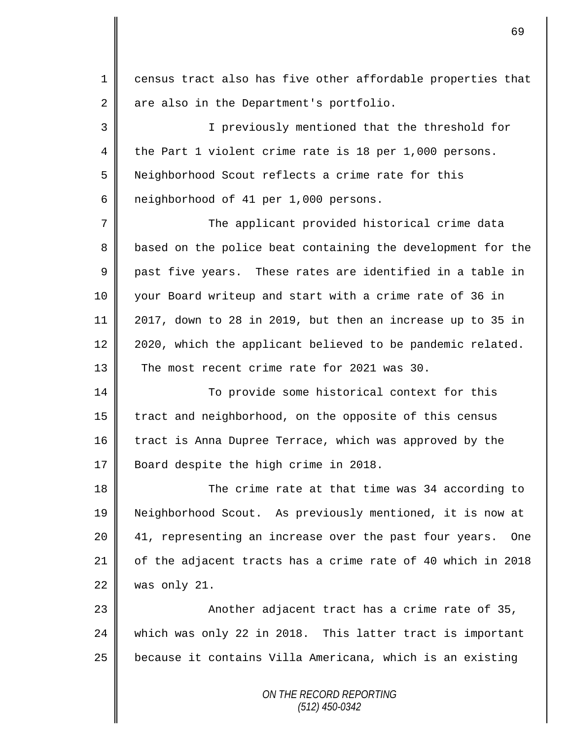census tract also has five other affordable properties that are also in the Department's portfolio.

I previously mentioned that the threshold for the Part 1 violent crime rate is 18 per 1,000 persons. Neighborhood Scout reflects a crime rate for this neighborhood of 41 per 1,000 persons.

The applicant provided historical crime data based on the police beat containing the development for the past five years. These rates are identified in a table in your Board writeup and start with a crime rate of 36 in 2017, down to 28 in 2019, but then an increase up to 35 in 2020, which the applicant believed to be pandemic related. The most recent crime rate for 2021 was 30.

To provide some historical context for this tract and neighborhood, on the opposite of this census tract is Anna Dupree Terrace, which was approved by the Board despite the high crime in 2018.

The crime rate at that time was 34 according to Neighborhood Scout. As previously mentioned, it is now at 41, representing an increase over the past four years. One of the adjacent tracts has a crime rate of 40 which in 2018 was only 21.

Another adjacent tract has a crime rate of 35, which was only 22 in 2018. This latter tract is important because it contains Villa Americana, which is an existing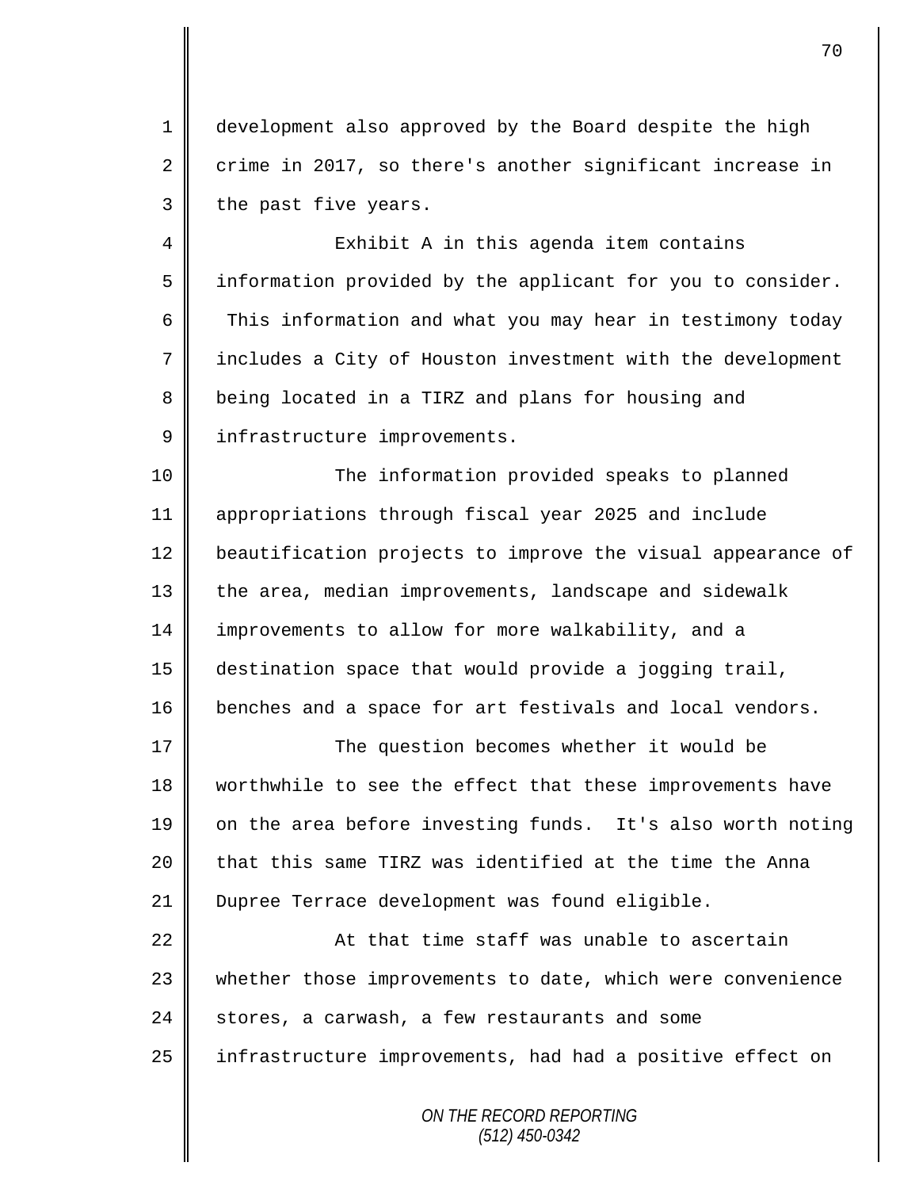development also approved by the Board despite the high crime in 2017, so there's another significant increase in the past five years.

Exhibit A in this agenda item contains information provided by the applicant for you to consider. This information and what you may hear in testimony today includes a City of Houston investment with the development being located in a TIRZ and plans for housing and infrastructure improvements.

The information provided speaks to planned appropriations through fiscal year 2025 and include beautification projects to improve the visual appearance of the area, median improvements, landscape and sidewalk improvements to allow for more walkability, and a destination space that would provide a jogging trail, benches and a space for art festivals and local vendors.

The question becomes whether it would be worthwhile to see the effect that these improvements have on the area before investing funds. It's also worth noting that this same TIRZ was identified at the time the Anna Dupree Terrace development was found eligible.

At that time staff was unable to ascertain whether those improvements to date, which were convenience stores, a carwash, a few restaurants and some infrastructure improvements, had had a positive effect on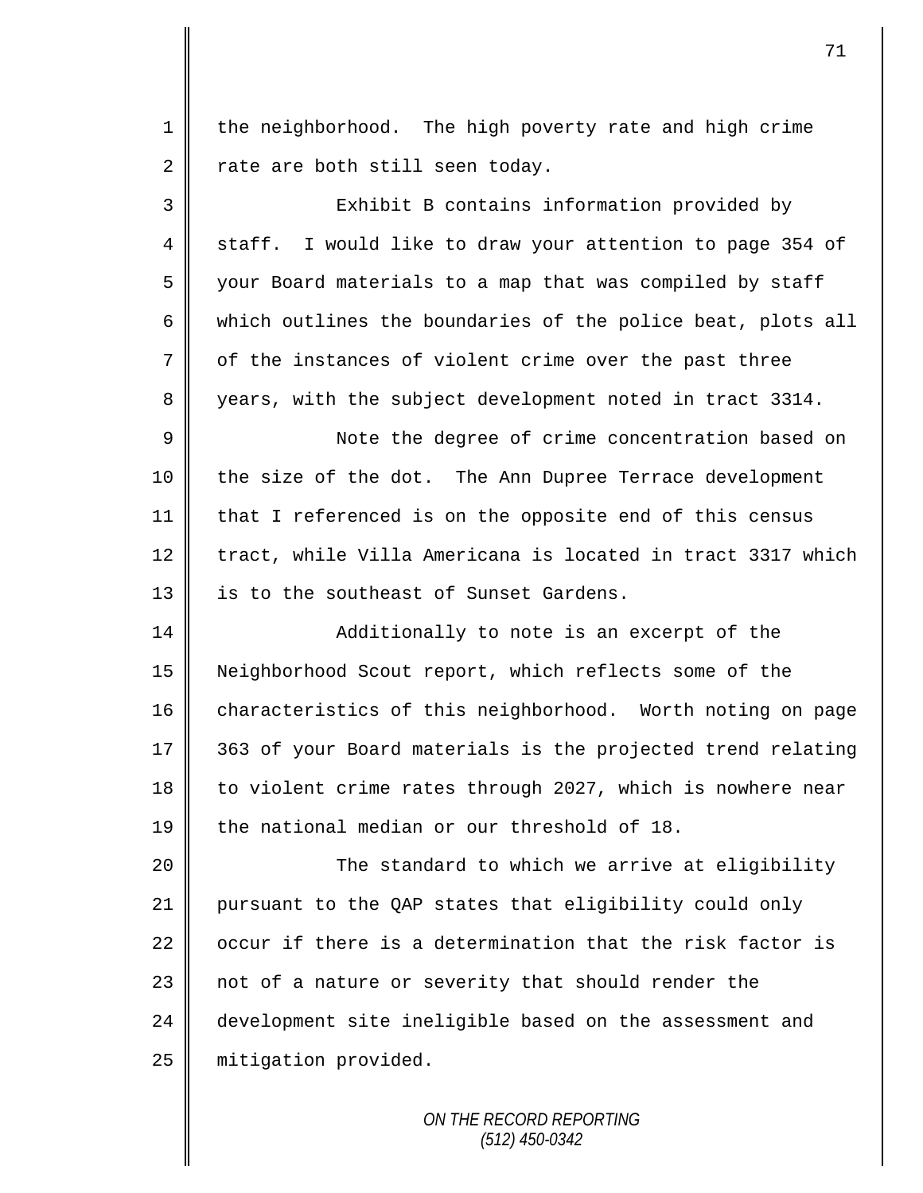the neighborhood. The high poverty rate and high crime rate are both still seen today.

Exhibit B contains information provided by staff. I would like to draw your attention to page 354 of your Board materials to a map that was compiled by staff which outlines the boundaries of the police beat, plots all of the instances of violent crime over the past three years, with the subject development noted in tract 3314.

Note the degree of crime concentration based on the size of the dot. The Ann Dupree Terrace development that I referenced is on the opposite end of this census tract, while Villa Americana is located in tract 3317 which is to the southeast of Sunset Gardens.

Additionally to note is an excerpt of the Neighborhood Scout report, which reflects some of the characteristics of this neighborhood. Worth noting on page 363 of your Board materials is the projected trend relating to violent crime rates through 2027, which is nowhere near the national median or our threshold of 18.

The standard to which we arrive at eligibility pursuant to the QAP states that eligibility could only occur if there is a determination that the risk factor is not of a nature or severity that should render the development site ineligible based on the assessment and mitigation provided.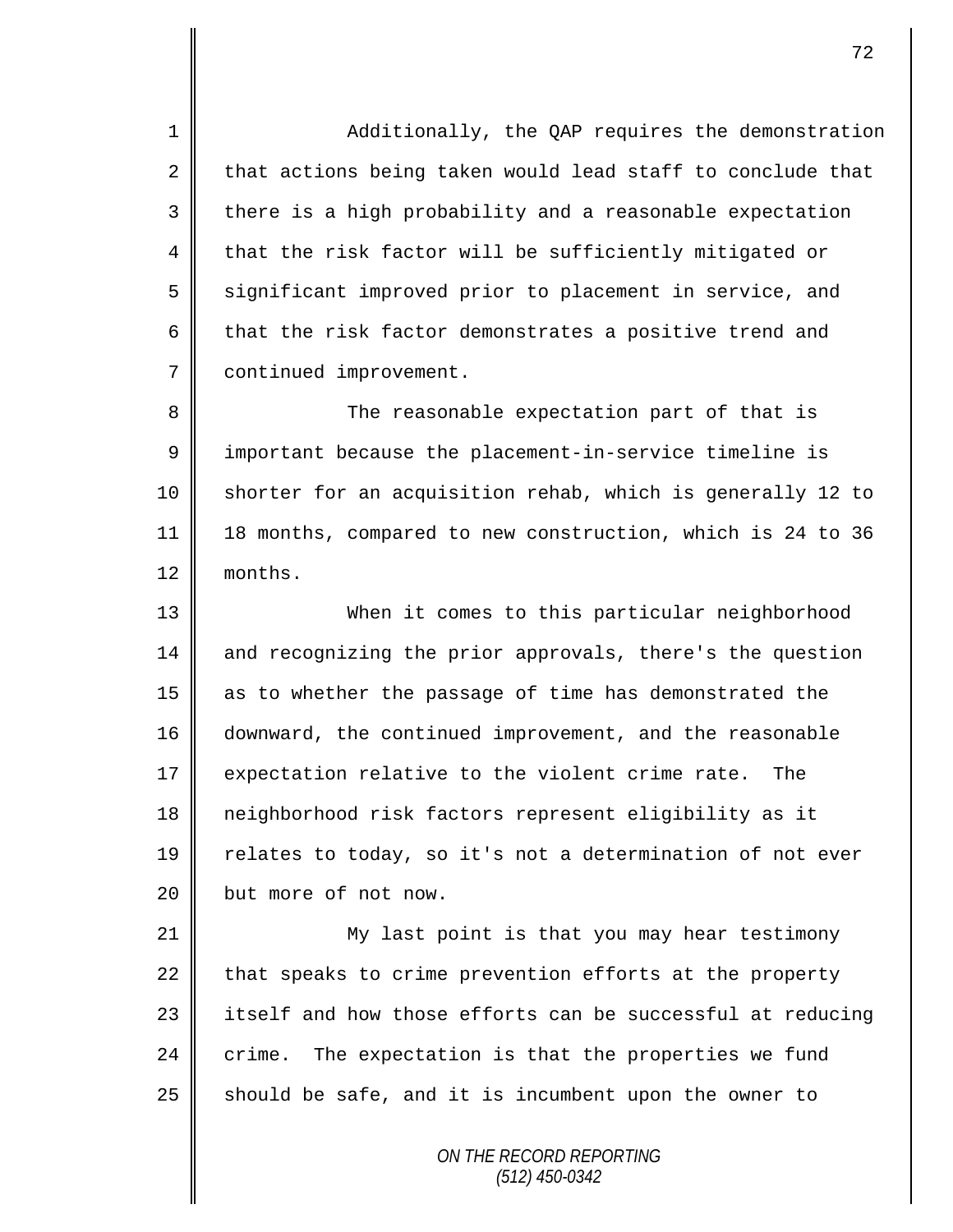Additionally, the QAP requires the demonstration that actions being taken would lead staff to conclude that there is a high probability and a reasonable expectation that the risk factor will be sufficiently mitigated or significant improved prior to placement in service, and that the risk factor demonstrates a positive trend and continued improvement.

The reasonable expectation part of that is important because the placement-in-service timeline is shorter for an acquisition rehab, which is generally 12 to 18 months, compared to new construction, which is 24 to 36 months.

When it comes to this particular neighborhood and recognizing the prior approvals, there's the question as to whether the passage of time has demonstrated the downward, the continued improvement, and the reasonable expectation relative to the violent crime rate. The neighborhood risk factors represent eligibility as it relates to today, so it's not a determination of not ever but more of not now.

My last point is that you may hear testimony that speaks to crime prevention efforts at the property itself and how those efforts can be successful at reducing crime. The expectation is that the properties we fund should be safe, and it is incumbent upon the owner to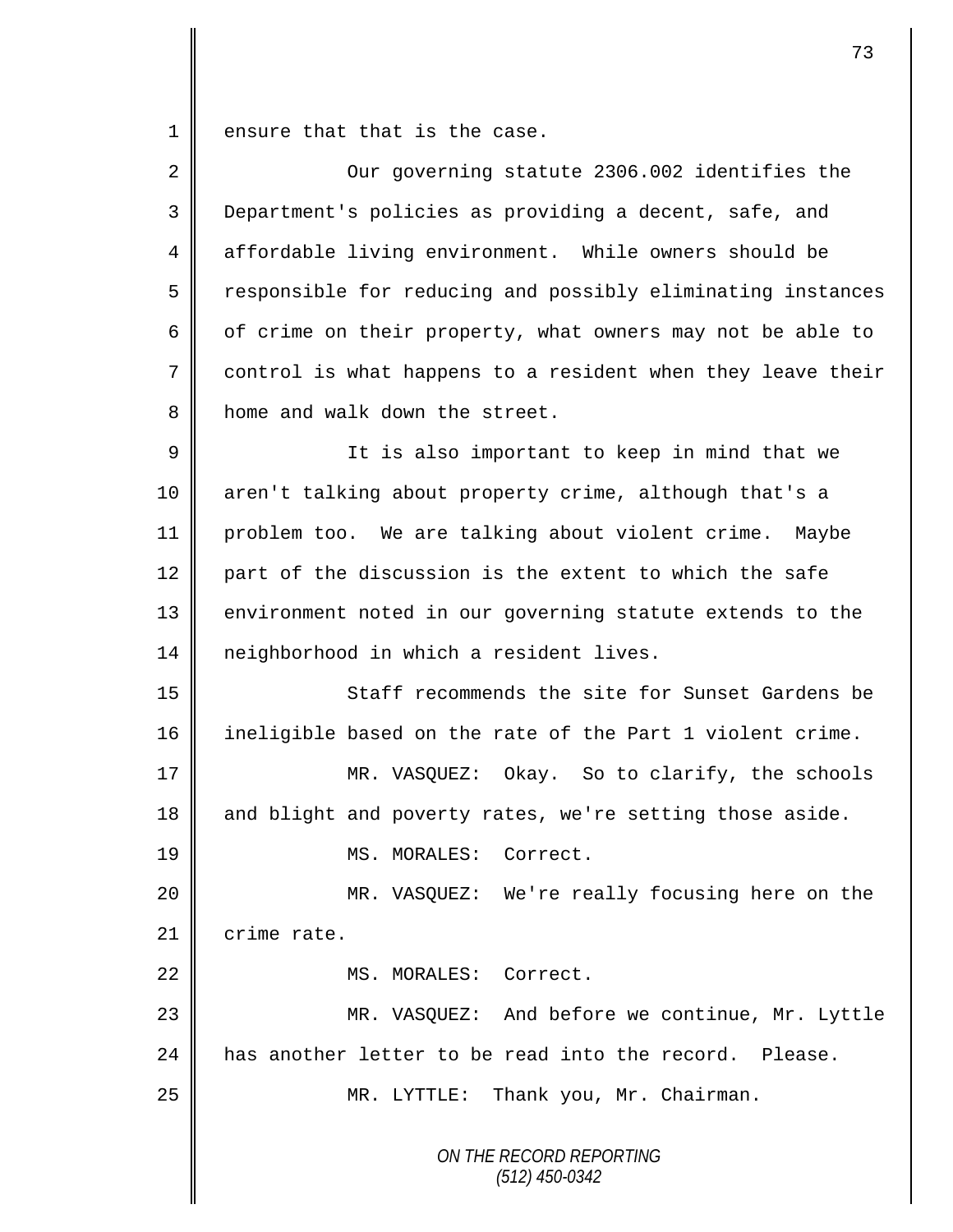ensure that that is the case.

Our governing statute 2306.002 identifies the Department's policies as providing a decent, safe, and affordable living environment. While owners should be responsible for reducing and possibly eliminating instances of crime on their property, what owners may not be able to control is what happens to a resident when they leave their home and walk down the street.

It is also important to keep in mind that we aren't talking about property crime, although that's a problem too. We are talking about violent crime. Maybe part of the discussion is the extent to which the safe environment noted in our governing statute extends to the neighborhood in which a resident lives.

Staff recommends the site for Sunset Gardens be ineligible based on the rate of the Part 1 violent crime.

MR. VASQUEZ: Okay. So to clarify, the schools and blight and poverty rates, we're setting those aside.

MS. MORALES: Correct.

MR. VASQUEZ: We're really focusing here on the crime rate.

MS. MORALES: Correct.

MR. VASQUEZ: And before we continue, Mr. Lyttle has another letter to be read into the record. Please.

MR. LYTTLE: Thank you, Mr. Chairman.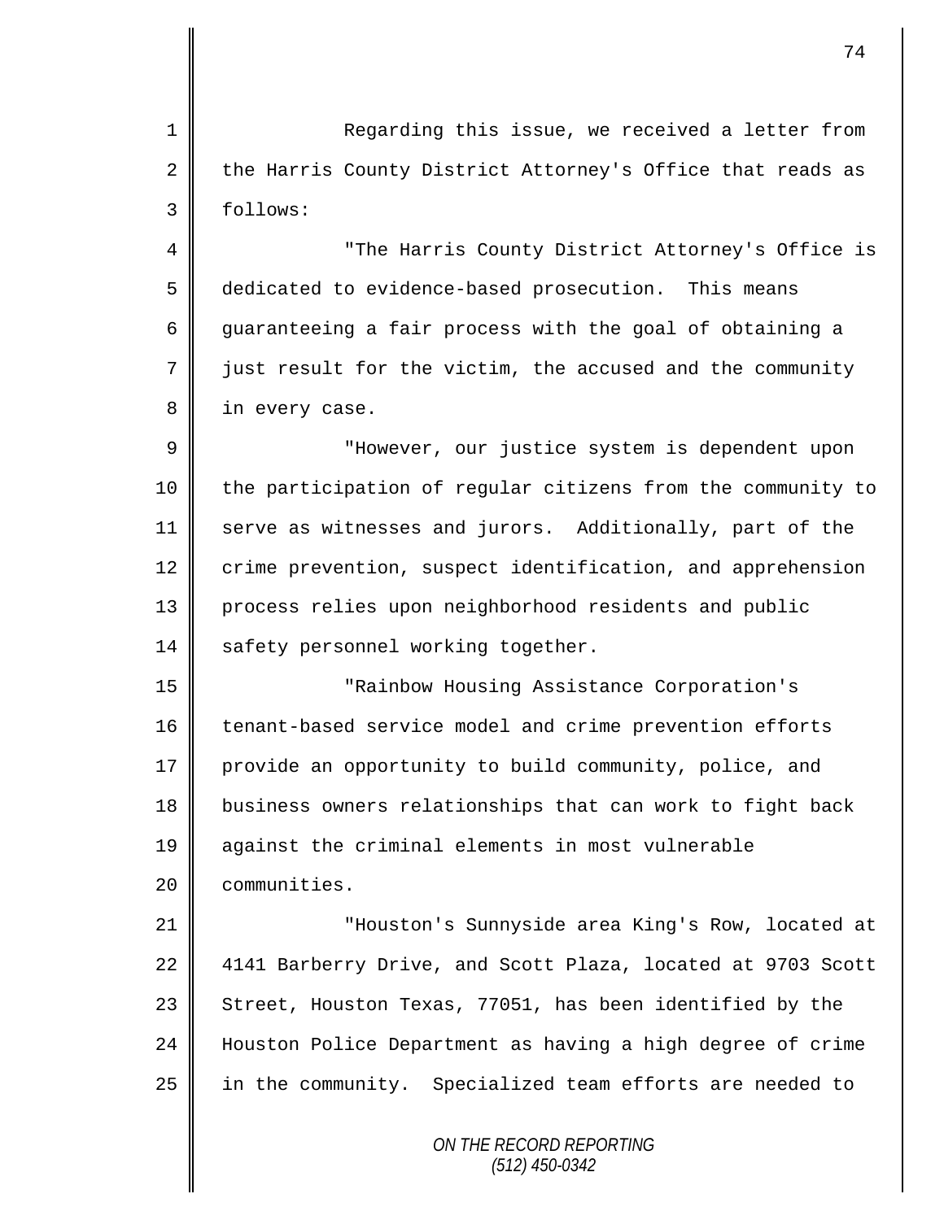Regarding this issue, we received a letter from the Harris County District Attorney's Office that reads as follows:

"The Harris County District Attorney's Office is dedicated to evidence-based prosecution. This means guaranteeing a fair process with the goal of obtaining a just result for the victim, the accused and the community in every case.

"However, our justice system is dependent upon the participation of regular citizens from the community to serve as witnesses and jurors. Additionally, part of the crime prevention, suspect identification, and apprehension process relies upon neighborhood residents and public safety personnel working together.

"Rainbow Housing Assistance Corporation's tenant-based service model and crime prevention efforts provide an opportunity to build community, police, and business owners relationships that can work to fight back against the criminal elements in most vulnerable communities.

"Houston's Sunnyside area King's Row, located at 4141 Barberry Drive, and Scott Plaza, located at 9703 Scott Street, Houston Texas, 77051, has been identified by the Houston Police Department as having a high degree of crime in the community. Specialized team efforts are needed to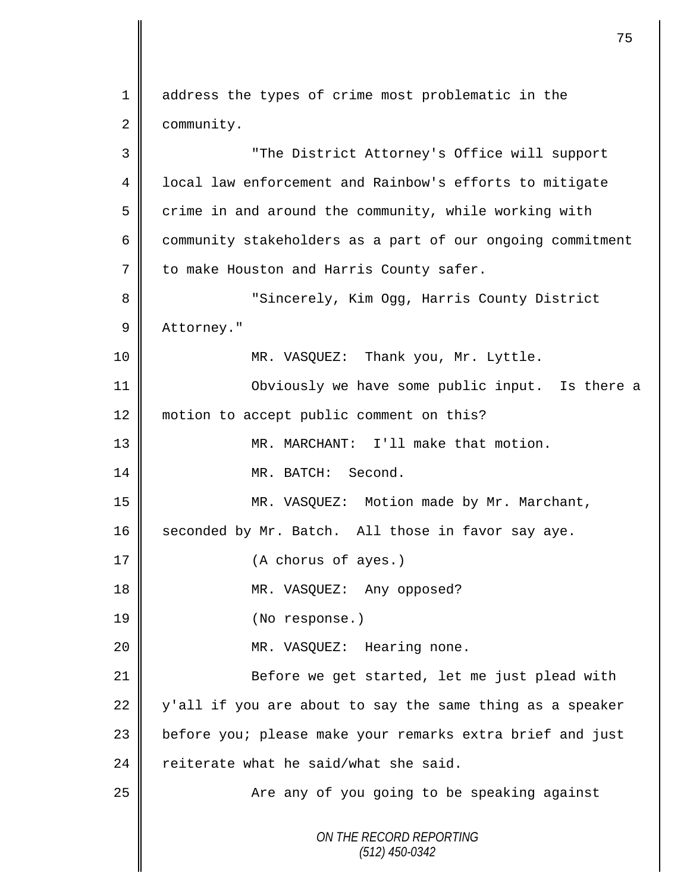address the types of crime most problematic in the community.

"The District Attorney's Office will support local law enforcement and Rainbow's efforts to mitigate crime in and around the community, while working with community stakeholders as a part of our ongoing commitment to make Houston and Harris County safer.

"Sincerely, Kim Ogg, Harris County District Attorney."

MR. VASQUEZ: Thank you, Mr. Lyttle.

Obviously we have some public input. Is there a motion to accept public comment on this?

MR. MARCHANT: I'll make that motion.

MR. BATCH: Second.

MR. VASQUEZ: Motion made by Mr. Marchant, seconded by Mr. Batch. All those in favor say aye.

(A chorus of ayes.)

MR. VASQUEZ: Any opposed?

(No response.)

MR. VASQUEZ: Hearing none.

Before we get started, let me just plead with y'all if you are about to say the same thing as a speaker before you; please make your remarks extra brief and just reiterate what he said/what she said.

Are any of you going to be speaking against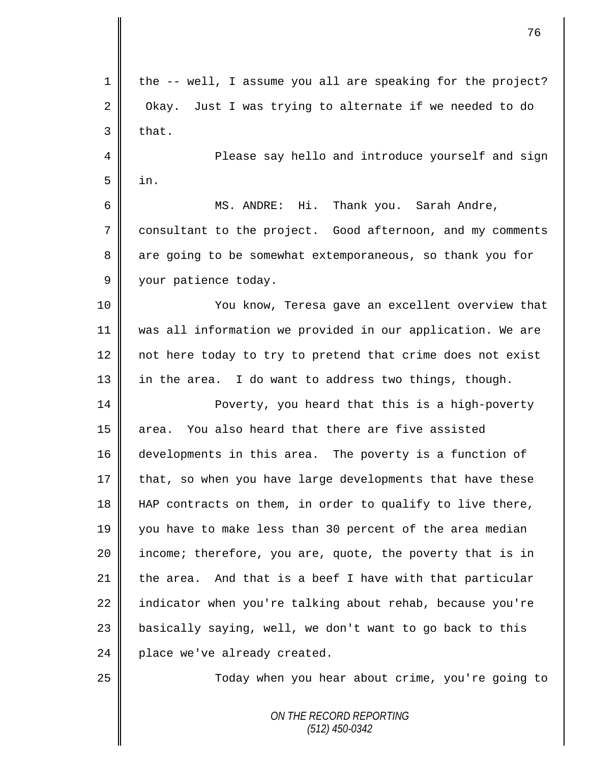the -- well, I assume you all are speaking for the project? Okay. Just I was trying to alternate if we needed to do that.

Please say hello and introduce yourself and sign in.

MS. ANDRE: Hi. Thank you. Sarah Andre, consultant to the project. Good afternoon, and my comments are going to be somewhat extemporaneous, so thank you for your patience today.

You know, Teresa gave an excellent overview that was all information we provided in our application. We are not here today to try to pretend that crime does not exist in the area. I do want to address two things, though.

Poverty, you heard that this is a high-poverty area. You also heard that there are five assisted developments in this area. The poverty is a function of that, so when you have large developments that have these HAP contracts on them, in order to qualify to live there, you have to make less than 30 percent of the area median income; therefore, you are, quote, the poverty that is in the area. And that is a beef I have with that particular indicator when you're talking about rehab, because you're basically saying, well, we don't want to go back to this place we've already created.

Today when you hear about crime, you're going to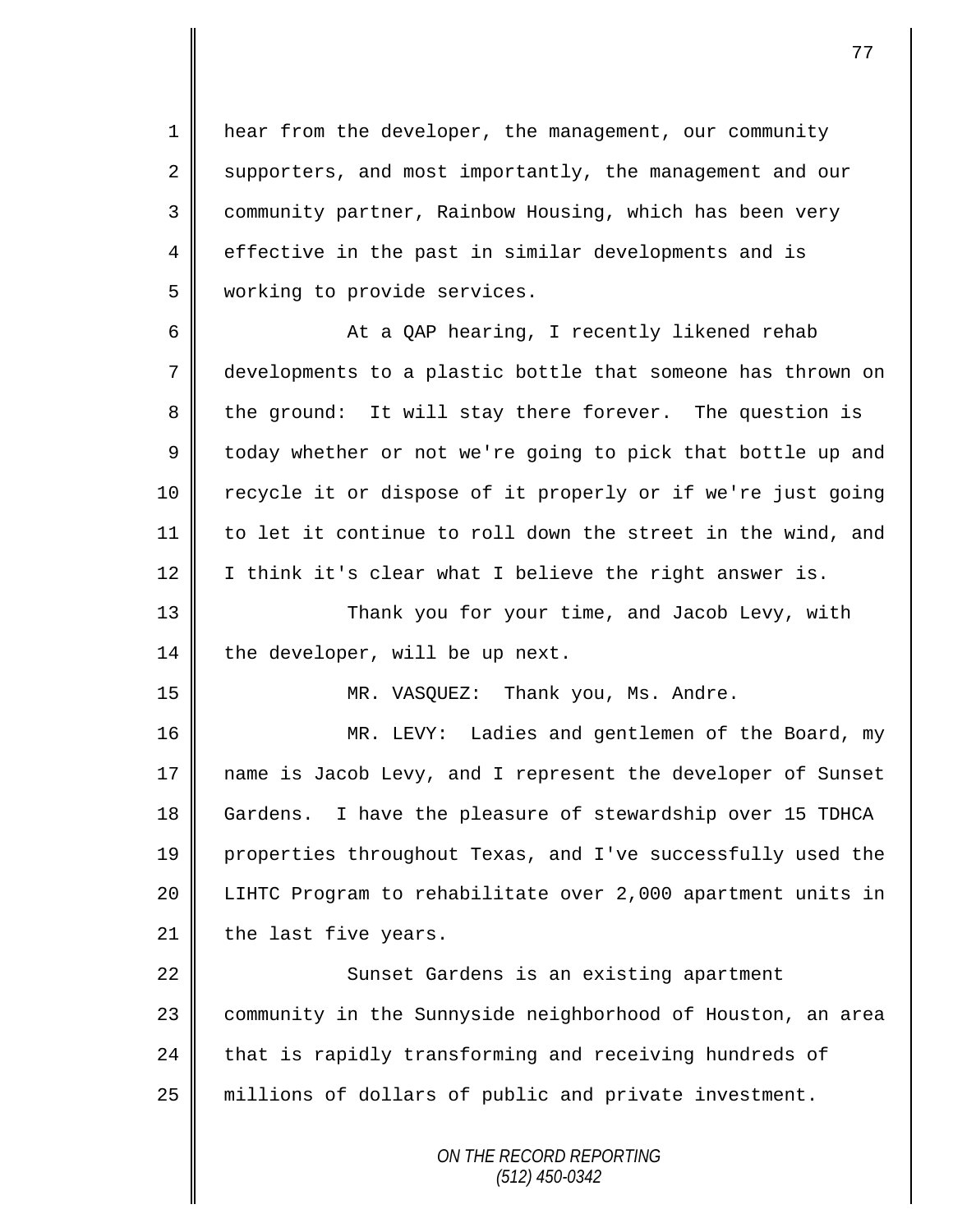hear from the developer, the management, our community supporters, and most importantly, the management and our community partner, Rainbow Housing, which has been very effective in the past in similar developments and is working to provide services.

At a QAP hearing, I recently likened rehab developments to a plastic bottle that someone has thrown on the ground: It will stay there forever. The question is today whether or not we're going to pick that bottle up and recycle it or dispose of it properly or if we're just going to let it continue to roll down the street in the wind, and I think it's clear what I believe the right answer is.

Thank you for your time, and Jacob Levy, with the developer, will be up next.

MR. VASQUEZ: Thank you, Ms. Andre.

MR. LEVY: Ladies and gentlemen of the Board, my name is Jacob Levy, and I represent the developer of Sunset Gardens. I have the pleasure of stewardship over 15 TDHCA properties throughout Texas, and I've successfully used the LIHTC Program to rehabilitate over 2,000 apartment units in the last five years.

Sunset Gardens is an existing apartment community in the Sunnyside neighborhood of Houston, an area that is rapidly transforming and receiving hundreds of millions of dollars of public and private investment.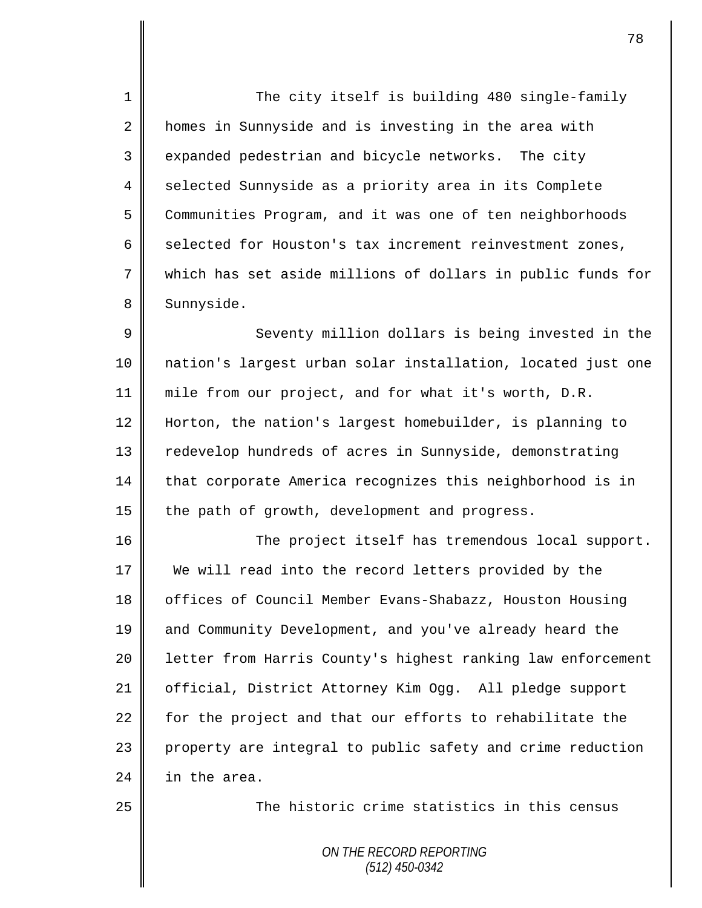The city itself is building 480 single-family homes in Sunnyside and is investing in the area with expanded pedestrian and bicycle networks. The city selected Sunnyside as a priority area in its Complete Communities Program, and it was one of ten neighborhoods selected for Houston's tax increment reinvestment zones, which has set aside millions of dollars in public funds for Sunnyside.

Seventy million dollars is being invested in the nation's largest urban solar installation, located just one mile from our project, and for what it's worth, D.R. Horton, the nation's largest homebuilder, is planning to redevelop hundreds of acres in Sunnyside, demonstrating that corporate America recognizes this neighborhood is in the path of growth, development and progress.

The project itself has tremendous local support. We will read into the record letters provided by the offices of Council Member Evans-Shabazz, Houston Housing and Community Development, and you've already heard the letter from Harris County's highest ranking law enforcement official, District Attorney Kim Ogg. All pledge support for the project and that our efforts to rehabilitate the property are integral to public safety and crime reduction in the area.

The historic crime statistics in this census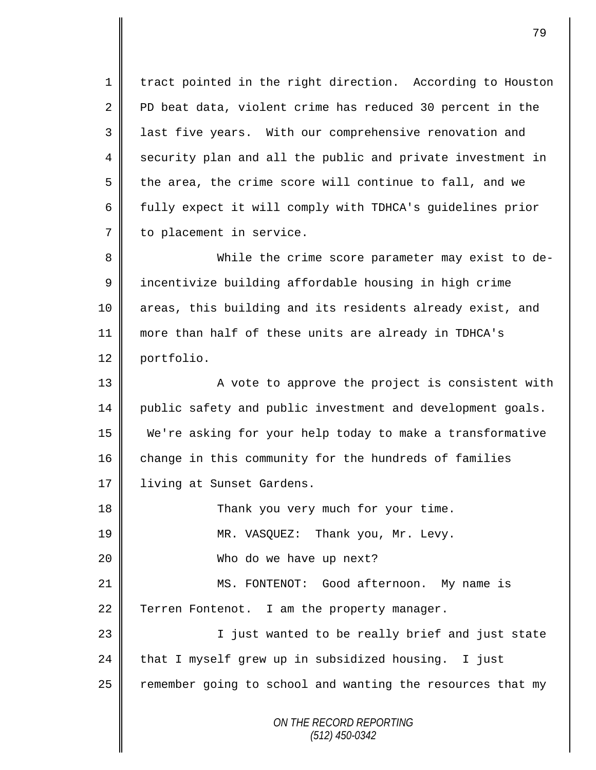tract pointed in the right direction. According to Houston PD beat data, violent crime has reduced 30 percent in the last five years. With our comprehensive renovation and security plan and all the public and private investment in the area, the crime score will continue to fall, and we fully expect it will comply with TDHCA's guidelines prior to placement in service.

While the crime score parameter may exist to de-incentivize building affordable housing in high crime areas, this building and its residents already exist, and more than half of these units are already in TDHCA's portfolio.

A vote to approve the project is consistent with public safety and public investment and development goals. We're asking for your help today to make a transformative change in this community for the hundreds of families living at Sunset Gardens.

Thank you very much for your time.

MR. VASQUEZ: Thank you, Mr. Levy.

Who do we have up next?

MS. FONTENOT: Good afternoon. My name is Terren Fontenot. I am the property manager.

I just wanted to be really brief and just state that I myself grew up in subsidized housing. I just remember going to school and wanting the resources that my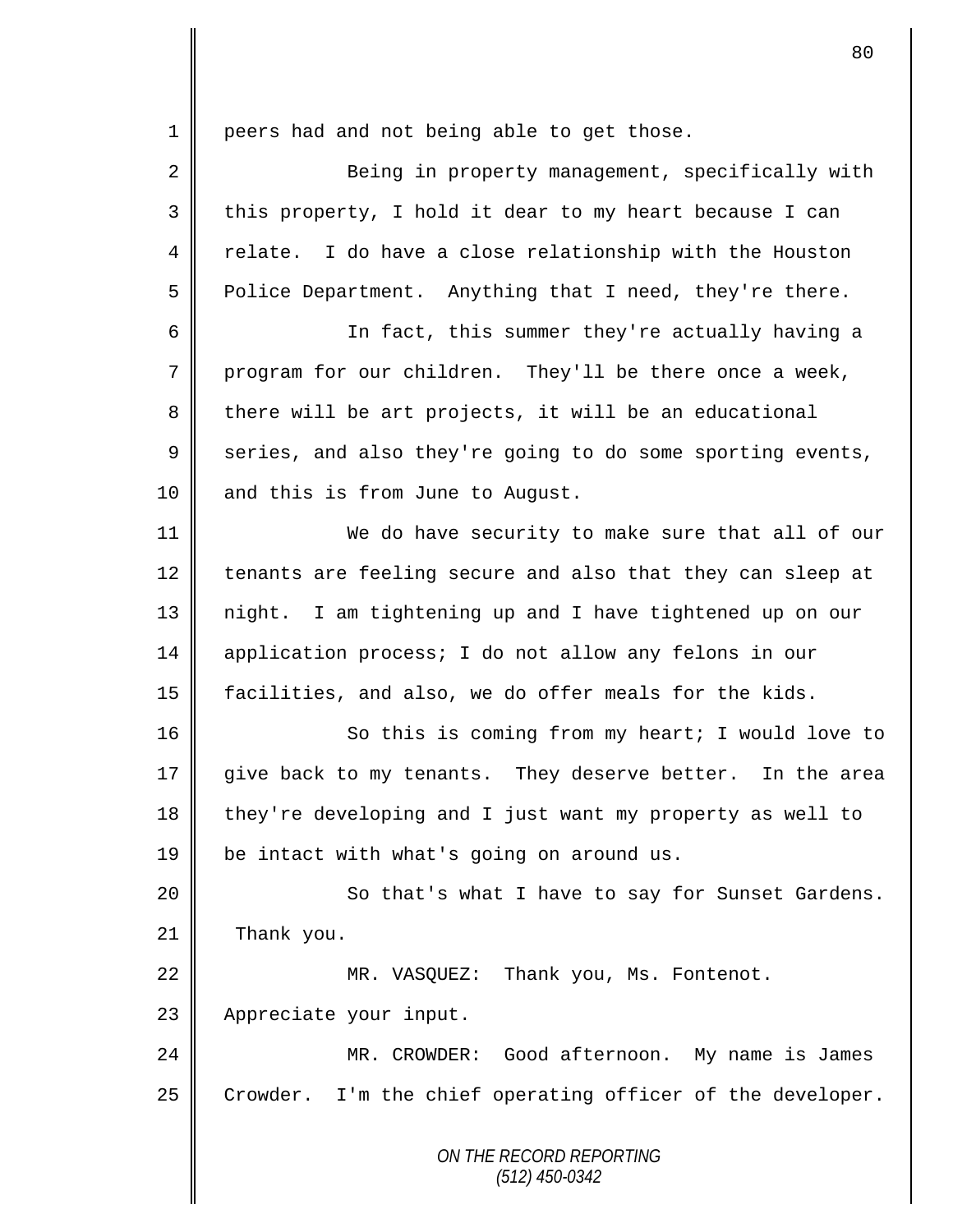peers had and not being able to get those.

Being in property management, specifically with this property, I hold it dear to my heart because I can relate. I do have a close relationship with the Houston Police Department. Anything that I need, they're there.

In fact, this summer they're actually having a program for our children. They'll be there once a week, there will be art projects, it will be an educational series, and also they're going to do some sporting events, and this is from June to August.

We do have security to make sure that all of our tenants are feeling secure and also that they can sleep at night. I am tightening up and I have tightened up on our application process; I do not allow any felons in our facilities, and also, we do offer meals for the kids.

So this is coming from my heart; I would love to give back to my tenants. They deserve better. In the area they're developing and I just want my property as well to be intact with what's going on around us.

So that's what I have to say for Sunset Gardens. Thank you.

MR. VASQUEZ: Thank you, Ms. Fontenot. Appreciate your input.

MR. CROWDER: Good afternoon. My name is James Crowder. I'm the chief operating officer of the developer.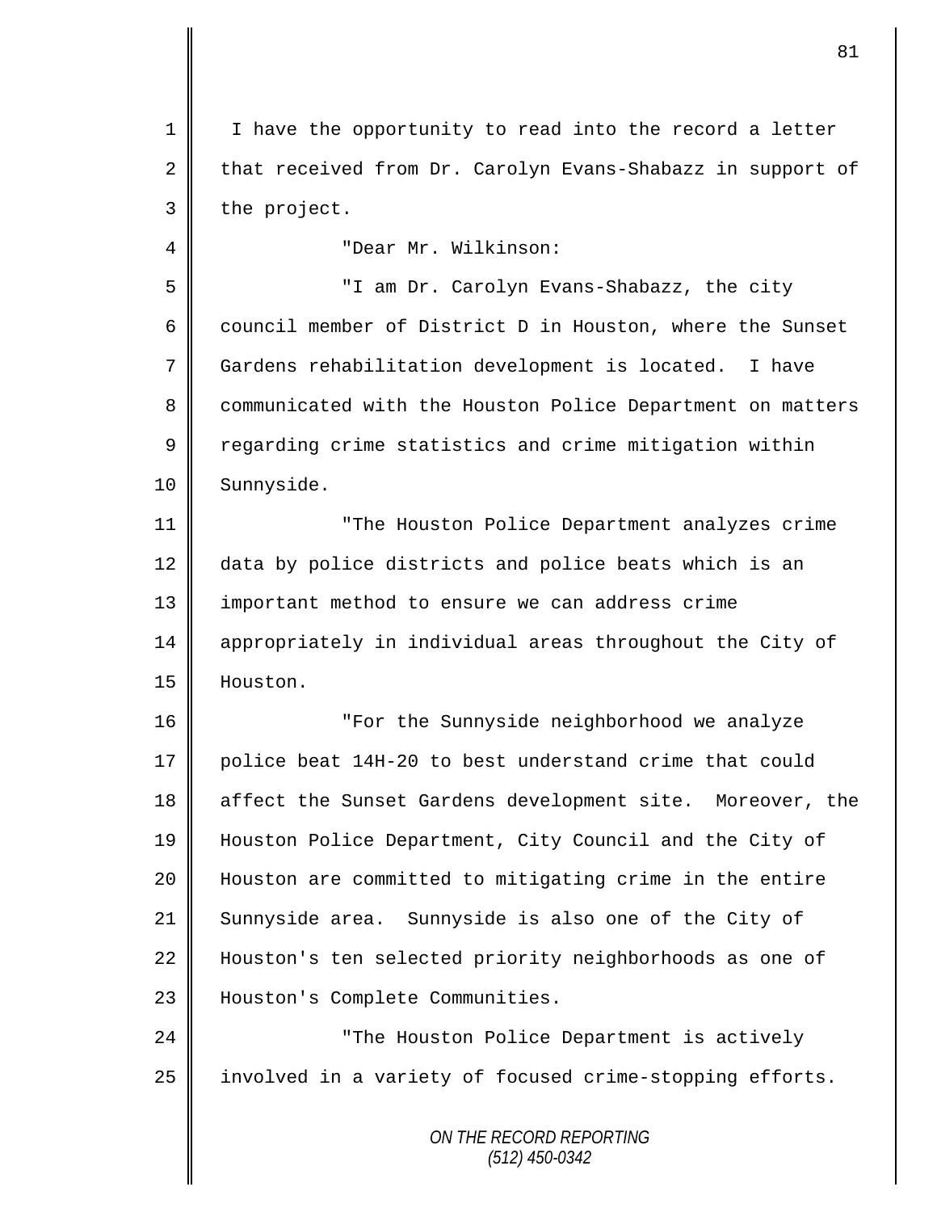I have the opportunity to read into the record a letter that received from Dr. Carolyn Evans-Shabazz in support of the project.

"Dear Mr. Wilkinson:

"I am Dr. Carolyn Evans-Shabazz, the city council member of District D in Houston, where the Sunset Gardens rehabilitation development is located. I have communicated with the Houston Police Department on matters regarding crime statistics and crime mitigation within Sunnyside.

"The Houston Police Department analyzes crime data by police districts and police beats which is an important method to ensure we can address crime appropriately in individual areas throughout the City of Houston.

"For the Sunnyside neighborhood we analyze police beat 14H-20 to best understand crime that could affect the Sunset Gardens development site. Moreover, the Houston Police Department, City Council and the City of Houston are committed to mitigating crime in the entire Sunnyside area. Sunnyside is also one of the City of Houston's ten selected priority neighborhoods as one of Houston's Complete Communities.

"The Houston Police Department is actively involved in a variety of focused crime-stopping efforts.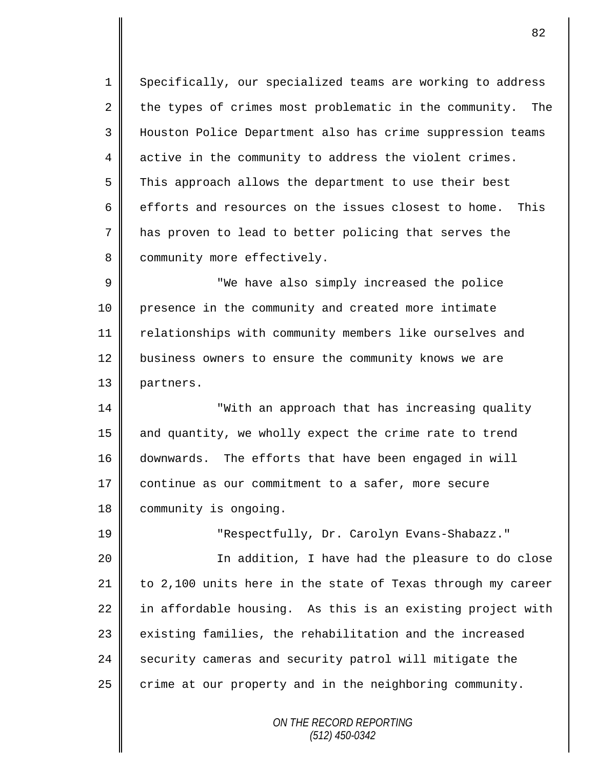Specifically, our specialized teams are working to address the types of crimes most problematic in the community. The Houston Police Department also has crime suppression teams active in the community to address the violent crimes. This approach allows the department to use their best efforts and resources on the issues closest to home. This has proven to lead to better policing that serves the community more effectively.

"We have also simply increased the police presence in the community and created more intimate relationships with community members like ourselves and business owners to ensure the community knows we are partners.

"With an approach that has increasing quality and quantity, we wholly expect the crime rate to trend downwards. The efforts that have been engaged in will continue as our commitment to a safer, more secure community is ongoing.

"Respectfully, Dr. Carolyn Evans-Shabazz."

In addition, I have had the pleasure to do close to 2,100 units here in the state of Texas through my career in affordable housing. As this is an existing project with existing families, the rehabilitation and the increased security cameras and security patrol will mitigate the crime at our property and in the neighboring community.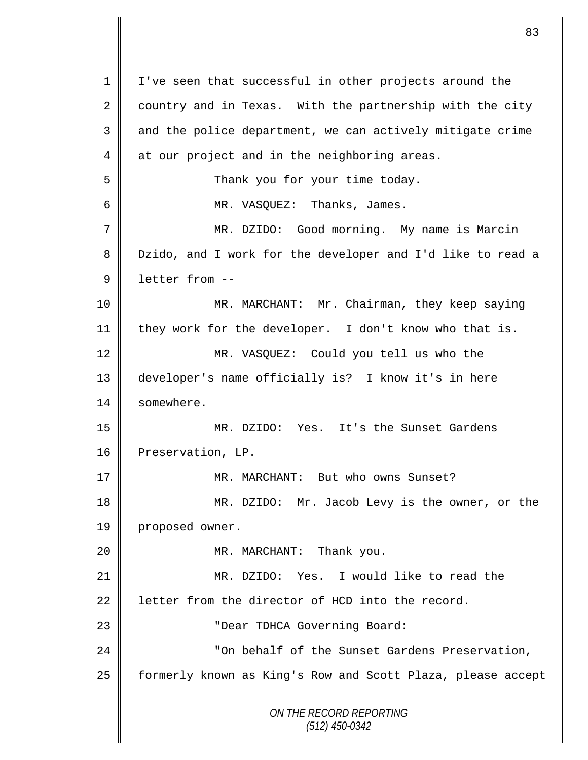I've seen that successful in other projects around the country and in Texas. With the partnership with the city and the police department, we can actively mitigate crime at our project and in the neighboring areas.

Thank you for your time today.

MR. VASQUEZ: Thanks, James.

MR. DZIDO: Good morning. My name is Marcin Dzido, and I work for the developer and I'd like to read a letter from --

MR. MARCHANT: Mr. Chairman, they keep saying they work for the developer. I don't know who that is.

MR. VASQUEZ: Could you tell us who the developer's name officially is? I know it's in here somewhere.

MR. DZIDO: Yes. It's the Sunset Gardens Preservation, LP.

MR. MARCHANT: But who owns Sunset?

MR. DZIDO: Mr. Jacob Levy is the owner, or the proposed owner.

MR. MARCHANT: Thank you.

MR. DZIDO: Yes. I would like to read the letter from the director of HCD into the record.

"Dear TDHCA Governing Board:

"On behalf of the Sunset Gardens Preservation, formerly known as King's Row and Scott Plaza, please accept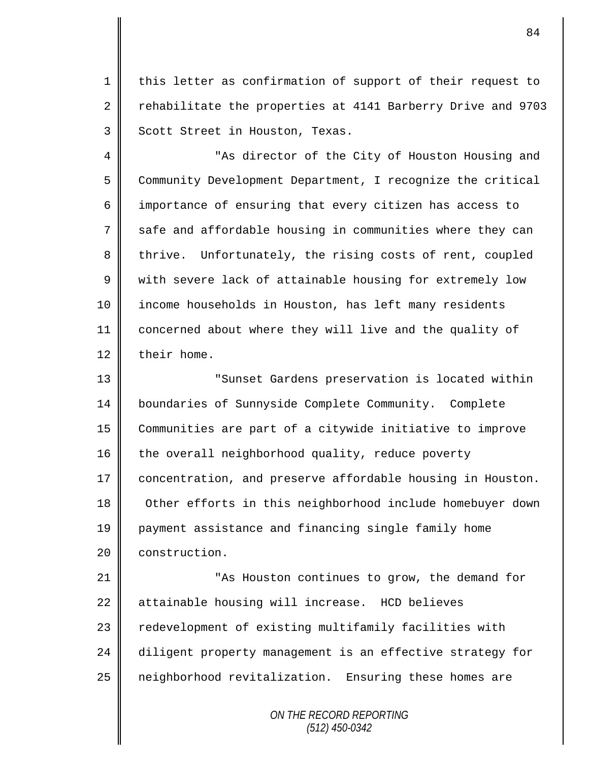1 this letter as confirmation of support of their request to
2 rehabilitate the properties at 4141 Barberry Drive and 9703
3 Scott Street in Houston, Texas.

4 "As director of the City of Houston Housing and
5 Community Development Department, I recognize the critical
6 importance of ensuring that every citizen has access to
7 safe and affordable housing in communities where they can
8 thrive. Unfortunately, the rising costs of rent, coupled
9 with severe lack of attainable housing for extremely low
10 income households in Houston, has left many residents
11 concerned about where they will live and the quality of
12 their home.

13 "Sunset Gardens preservation is located within
14 boundaries of Sunnyside Complete Community. Complete
15 Communities are part of a citywide initiative to improve
16 the overall neighborhood quality, reduce poverty
17 concentration, and preserve affordable housing in Houston.
18 Other efforts in this neighborhood include homebuyer down
19 payment assistance and financing single family home
20 construction.

21 "As Houston continues to grow, the demand for
22 attainable housing will increase. HCD believes
23 redevelopment of existing multifamily facilities with
24 diligent property management is an effective strategy for
25 neighborhood revitalization. Ensuring these homes are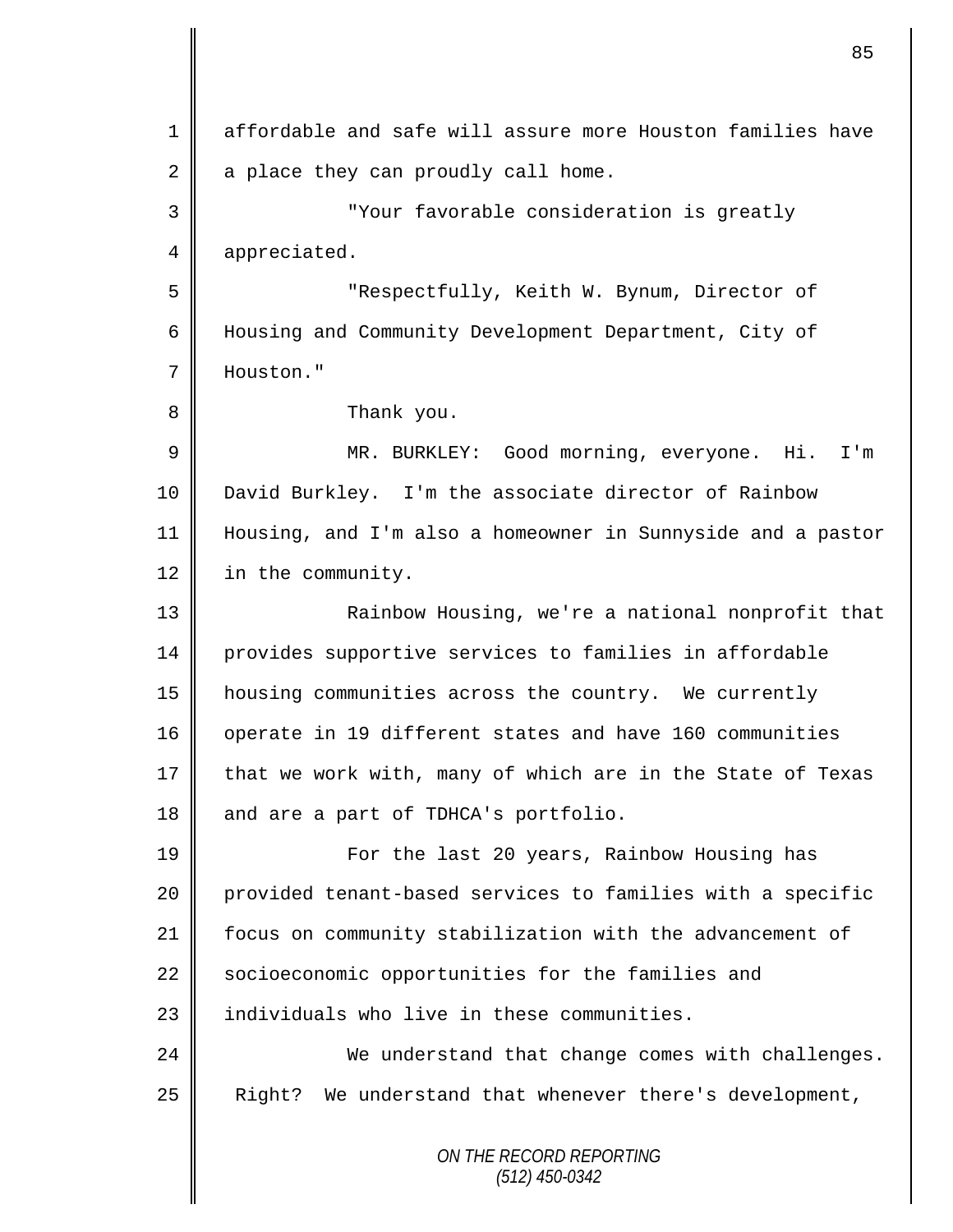affordable and safe will assure more Houston families have a place they can proudly call home.

"Your favorable consideration is greatly appreciated.

"Respectfully, Keith W. Bynum, Director of Housing and Community Development Department, City of Houston."

Thank you.

MR. BURKLEY: Good morning, everyone. Hi. I'm David Burkley. I'm the associate director of Rainbow Housing, and I'm also a homeowner in Sunnyside and a pastor in the community.

Rainbow Housing, we're a national nonprofit that provides supportive services to families in affordable housing communities across the country. We currently operate in 19 different states and have 160 communities that we work with, many of which are in the State of Texas and are a part of TDHCA's portfolio.

For the last 20 years, Rainbow Housing has provided tenant-based services to families with a specific focus on community stabilization with the advancement of socioeconomic opportunities for the families and individuals who live in these communities.

We understand that change comes with challenges. Right? We understand that whenever there's development,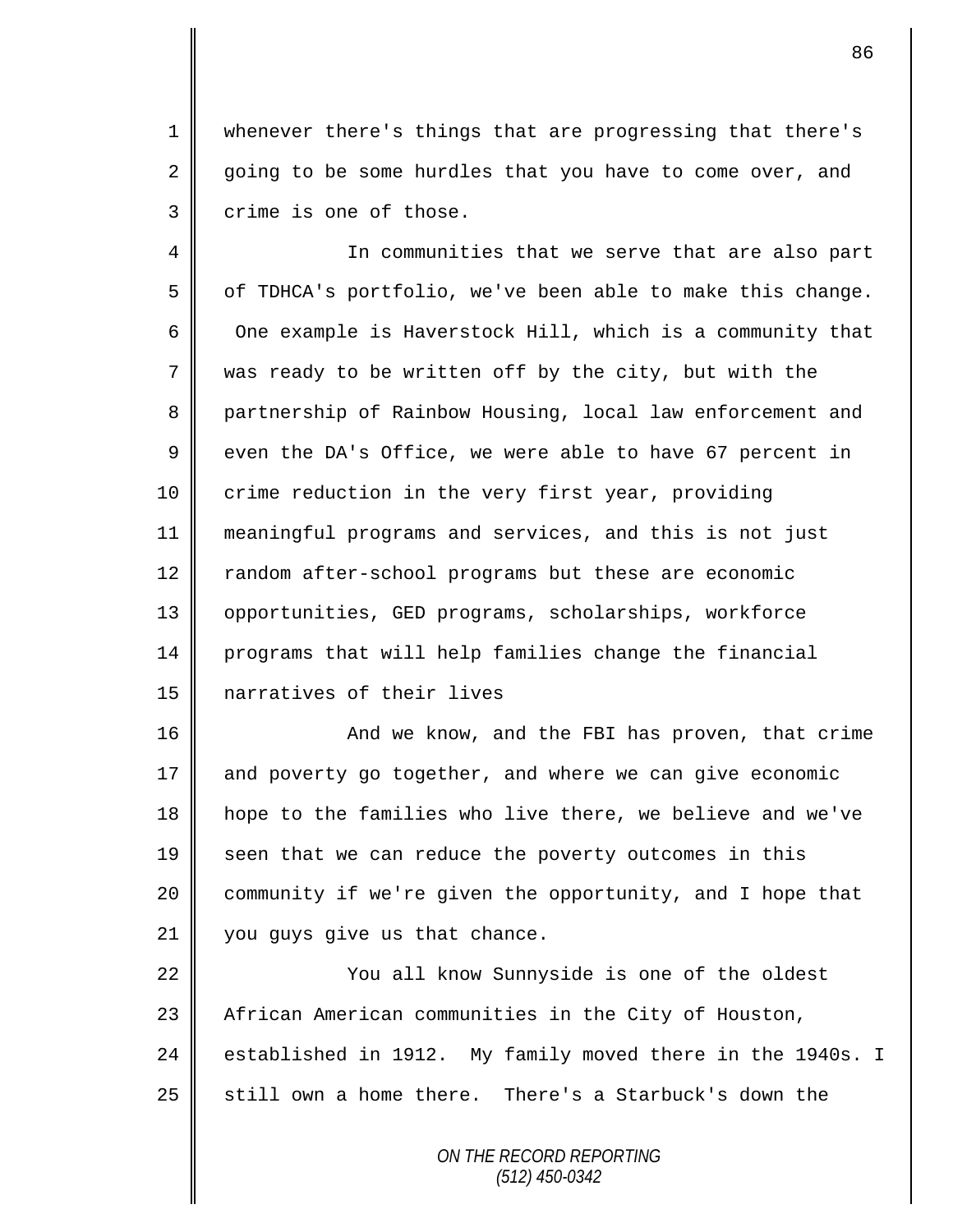whenever there's things that are progressing that there's going to be some hurdles that you have to come over, and crime is one of those.

In communities that we serve that are also part of TDHCA's portfolio, we've been able to make this change. One example is Haverstock Hill, which is a community that was ready to be written off by the city, but with the partnership of Rainbow Housing, local law enforcement and even the DA's Office, we were able to have 67 percent in crime reduction in the very first year, providing meaningful programs and services, and this is not just random after-school programs but these are economic opportunities, GED programs, scholarships, workforce programs that will help families change the financial narratives of their lives

And we know, and the FBI has proven, that crime and poverty go together, and where we can give economic hope to the families who live there, we believe and we've seen that we can reduce the poverty outcomes in this community if we're given the opportunity, and I hope that you guys give us that chance.

You all know Sunnyside is one of the oldest African American communities in the City of Houston, established in 1912. My family moved there in the 1940s. I still own a home there. There's a Starbuck's down the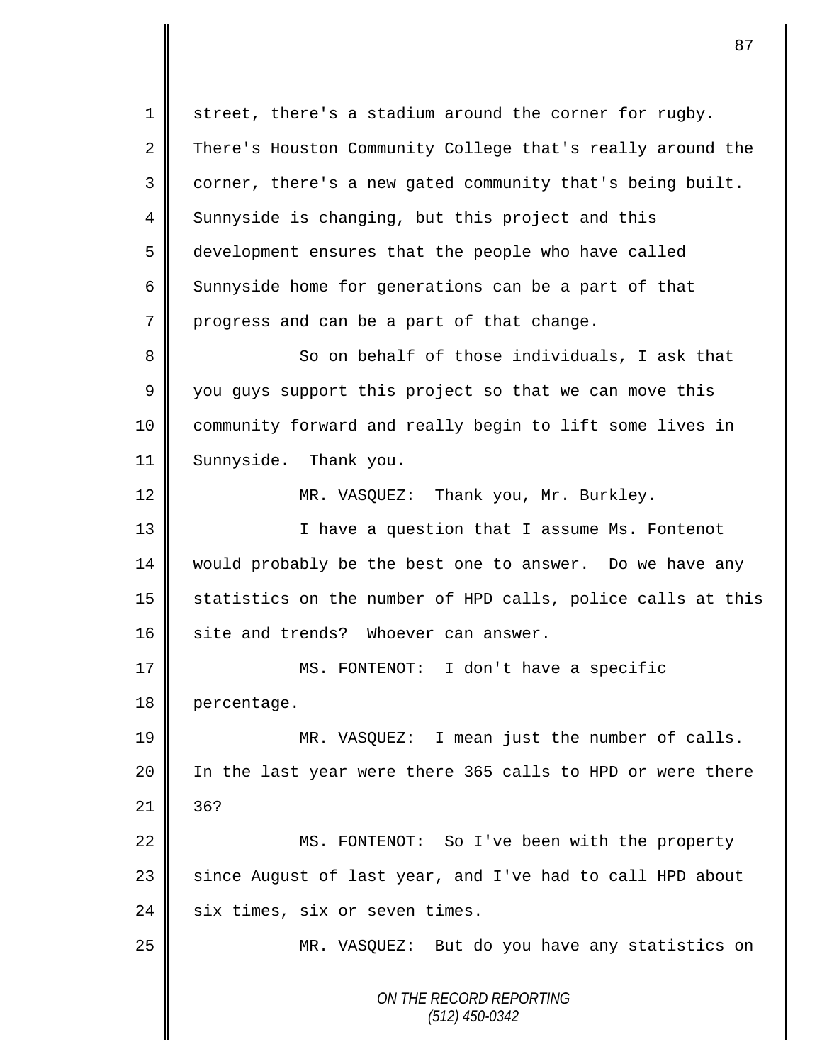street, there's a stadium around the corner for rugby. There's Houston Community College that's really around the corner, there's a new gated community that's being built. Sunnyside is changing, but this project and this development ensures that the people who have called Sunnyside home for generations can be a part of that progress and can be a part of that change.

So on behalf of those individuals, I ask that you guys support this project so that we can move this community forward and really begin to lift some lives in Sunnyside. Thank you.

MR. VASQUEZ: Thank you, Mr. Burkley.

I have a question that I assume Ms. Fontenot would probably be the best one to answer. Do we have any statistics on the number of HPD calls, police calls at this site and trends? Whoever can answer.

MS. FONTENOT: I don't have a specific percentage.

MR. VASQUEZ: I mean just the number of calls. In the last year were there 365 calls to HPD or were there 36?

MS. FONTENOT: So I've been with the property since August of last year, and I've had to call HPD about six times, six or seven times.

MR. VASQUEZ: But do you have any statistics on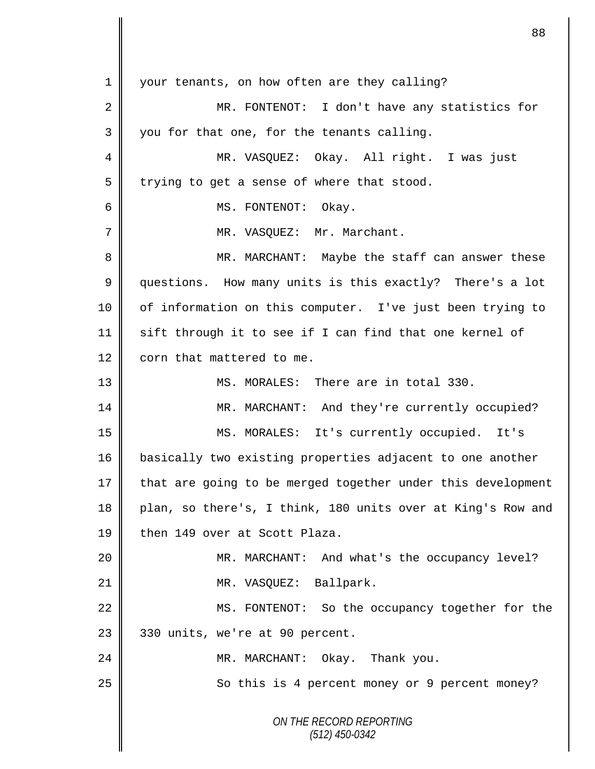your tenants, on how often are they calling?

MR. FONTENOT: I don't have any statistics for you for that one, for the tenants calling.

MR. VASQUEZ: Okay. All right. I was just trying to get a sense of where that stood.

MS. FONTENOT: Okay.

MR. VASQUEZ: Mr. Marchant.

MR. MARCHANT: Maybe the staff can answer these questions. How many units is this exactly? There's a lot of information on this computer. I've just been trying to sift through it to see if I can find that one kernel of corn that mattered to me.

MS. MORALES: There are in total 330.

MR. MARCHANT: And they're currently occupied?

MS. MORALES: It's currently occupied. It's basically two existing properties adjacent to one another that are going to be merged together under this development plan, so there's, I think, 180 units over at King's Row and then 149 over at Scott Plaza.

MR. MARCHANT: And what's the occupancy level?

MR. VASQUEZ: Ballpark.

MS. FONTENOT: So the occupancy together for the 330 units, we're at 90 percent.

MR. MARCHANT: Okay. Thank you.

So this is 4 percent money or 9 percent money?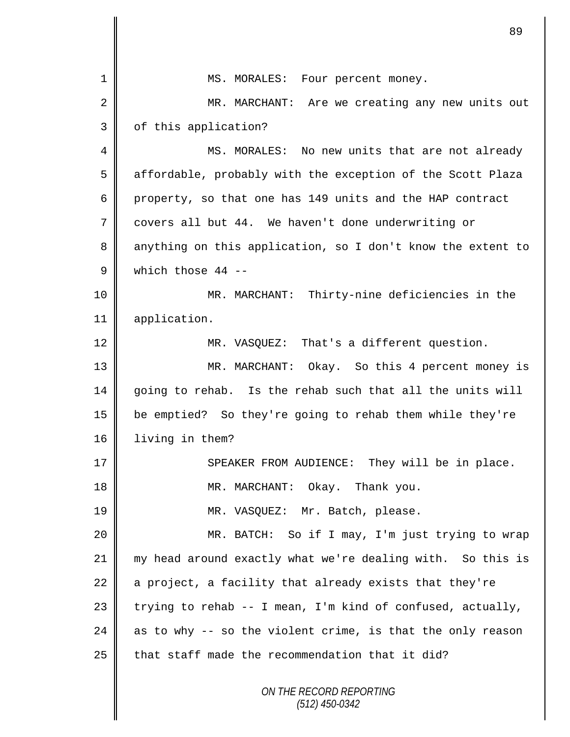MS. MORALES: Four percent money.

MR. MARCHANT: Are we creating any new units out of this application?

MS. MORALES: No new units that are not already affordable, probably with the exception of the Scott Plaza property, so that one has 149 units and the HAP contract covers all but 44. We haven't done underwriting or anything on this application, so I don't know the extent to which those 44 --

MR. MARCHANT: Thirty-nine deficiencies in the application.

MR. VASQUEZ: That's a different question.

MR. MARCHANT: Okay. So this 4 percent money is going to rehab. Is the rehab such that all the units will be emptied? So they're going to rehab them while they're living in them?

SPEAKER FROM AUDIENCE: They will be in place.

MR. MARCHANT: Okay. Thank you.

MR. VASQUEZ: Mr. Batch, please.

MR. BATCH: So if I may, I'm just trying to wrap my head around exactly what we're dealing with. So this is a project, a facility that already exists that they're trying to rehab -- I mean, I'm kind of confused, actually, as to why -- so the violent crime, is that the only reason that staff made the recommendation that it did?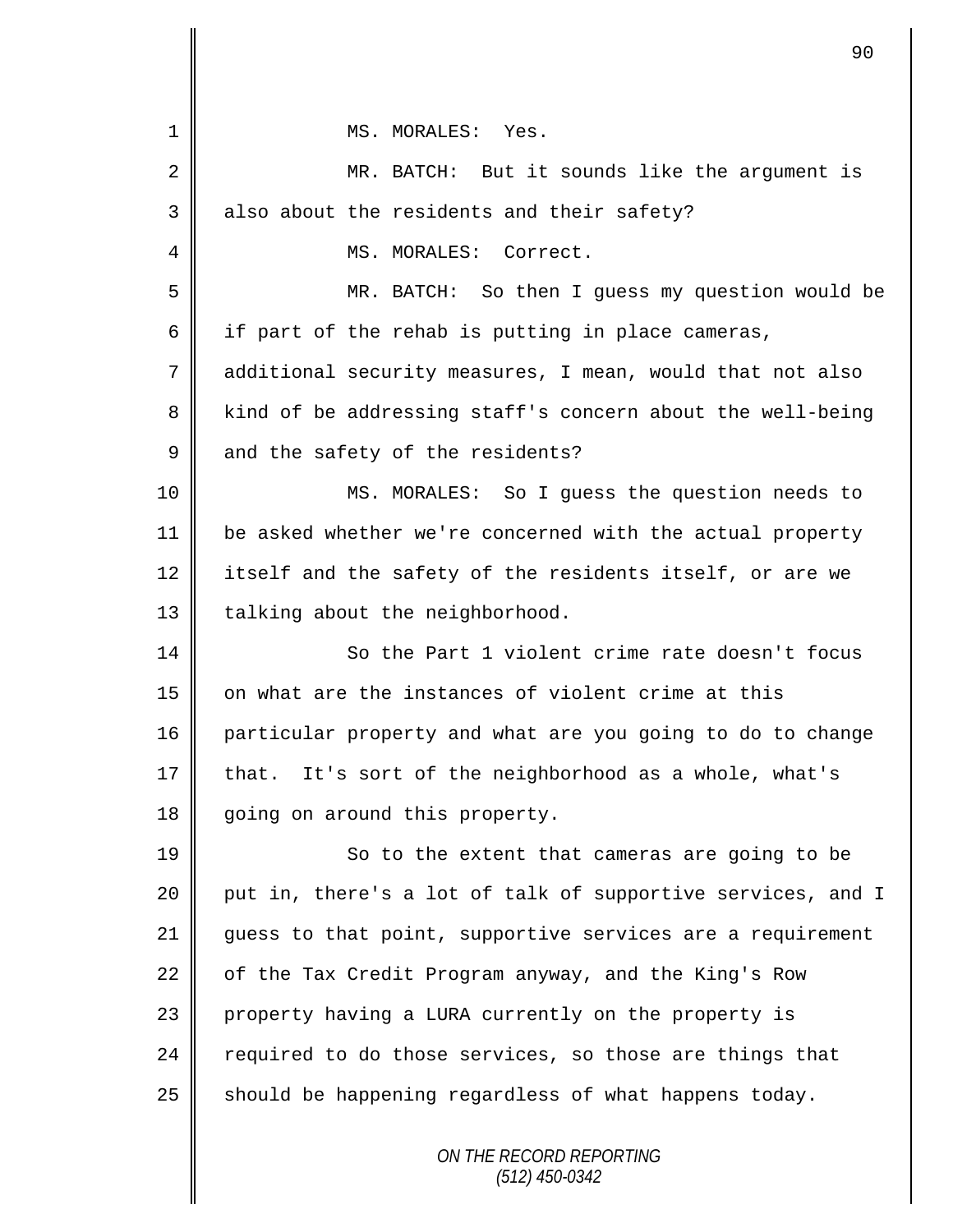MS. MORALES: Yes.

MR. BATCH: But it sounds like the argument is also about the residents and their safety?

MS. MORALES: Correct.

MR. BATCH: So then I guess my question would be if part of the rehab is putting in place cameras, additional security measures, I mean, would that not also kind of be addressing staff's concern about the well-being and the safety of the residents?

MS. MORALES: So I guess the question needs to be asked whether we're concerned with the actual property itself and the safety of the residents itself, or are we talking about the neighborhood.

So the Part 1 violent crime rate doesn't focus on what are the instances of violent crime at this particular property and what are you going to do to change that. It's sort of the neighborhood as a whole, what's going on around this property.

So to the extent that cameras are going to be put in, there's a lot of talk of supportive services, and I guess to that point, supportive services are a requirement of the Tax Credit Program anyway, and the King's Row property having a LURA currently on the property is required to do those services, so those are things that should be happening regardless of what happens today.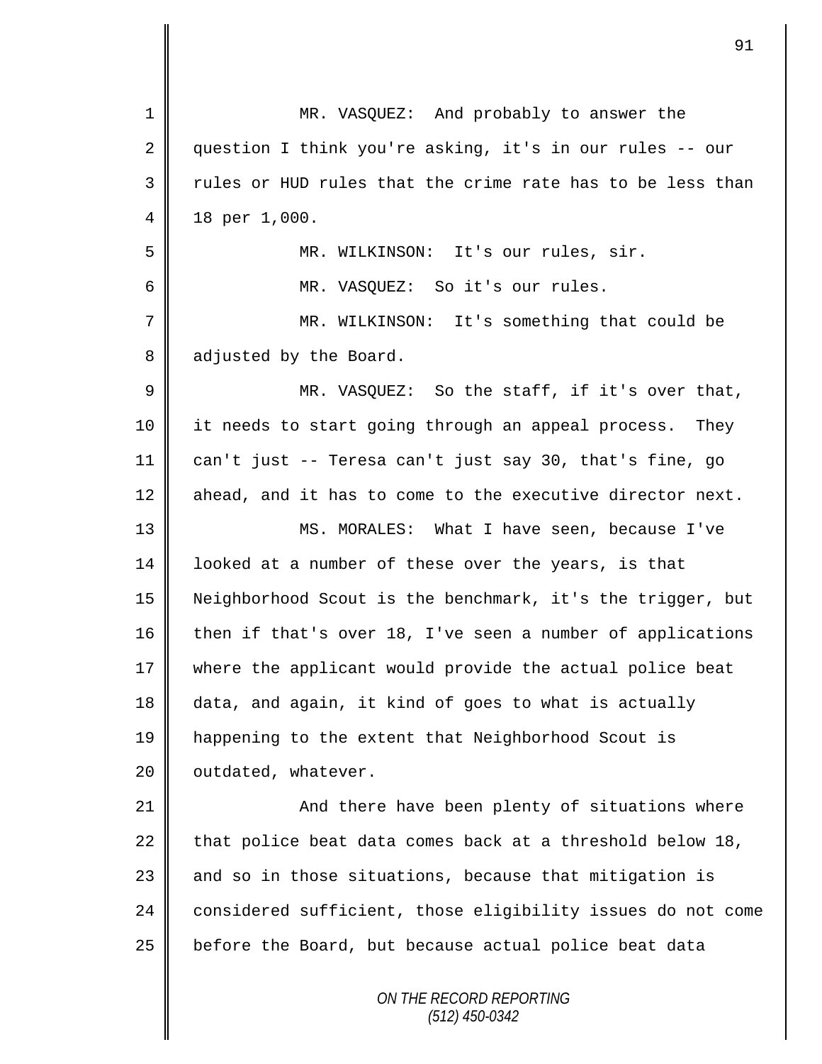MR. VASQUEZ: And probably to answer the question I think you're asking, it's in our rules -- our rules or HUD rules that the crime rate has to be less than 18 per 1,000.

MR. WILKINSON: It's our rules, sir.

MR. VASQUEZ: So it's our rules.

MR. WILKINSON: It's something that could be adjusted by the Board.

MR. VASQUEZ: So the staff, if it's over that, it needs to start going through an appeal process. They can't just -- Teresa can't just say 30, that's fine, go ahead, and it has to come to the executive director next.

MS. MORALES: What I have seen, because I've looked at a number of these over the years, is that Neighborhood Scout is the benchmark, it's the trigger, but then if that's over 18, I've seen a number of applications where the applicant would provide the actual police beat data, and again, it kind of goes to what is actually happening to the extent that Neighborhood Scout is outdated, whatever.

And there have been plenty of situations where that police beat data comes back at a threshold below 18, and so in those situations, because that mitigation is considered sufficient, those eligibility issues do not come before the Board, but because actual police beat data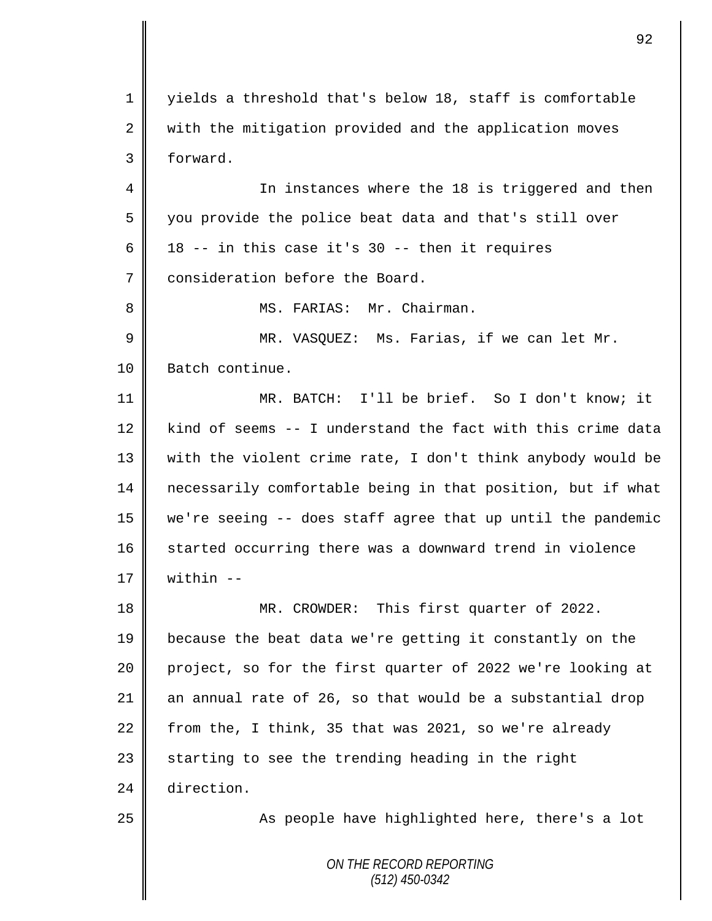yields a threshold that's below 18, staff is comfortable with the mitigation provided and the application moves forward.

In instances where the 18 is triggered and then you provide the police beat data and that's still over 18 -- in this case it's 30 -- then it requires consideration before the Board.

MS. FARIAS: Mr. Chairman.

MR. VASQUEZ: Ms. Farias, if we can let Mr. Batch continue.

MR. BATCH: I'll be brief. So I don't know; it kind of seems -- I understand the fact with this crime data with the violent crime rate, I don't think anybody would be necessarily comfortable being in that position, but if what we're seeing -- does staff agree that up until the pandemic started occurring there was a downward trend in violence within --

MR. CROWDER: This first quarter of 2022. because the beat data we're getting it constantly on the project, so for the first quarter of 2022 we're looking at an annual rate of 26, so that would be a substantial drop from the, I think, 35 that was 2021, so we're already starting to see the trending heading in the right direction.

As people have highlighted here, there's a lot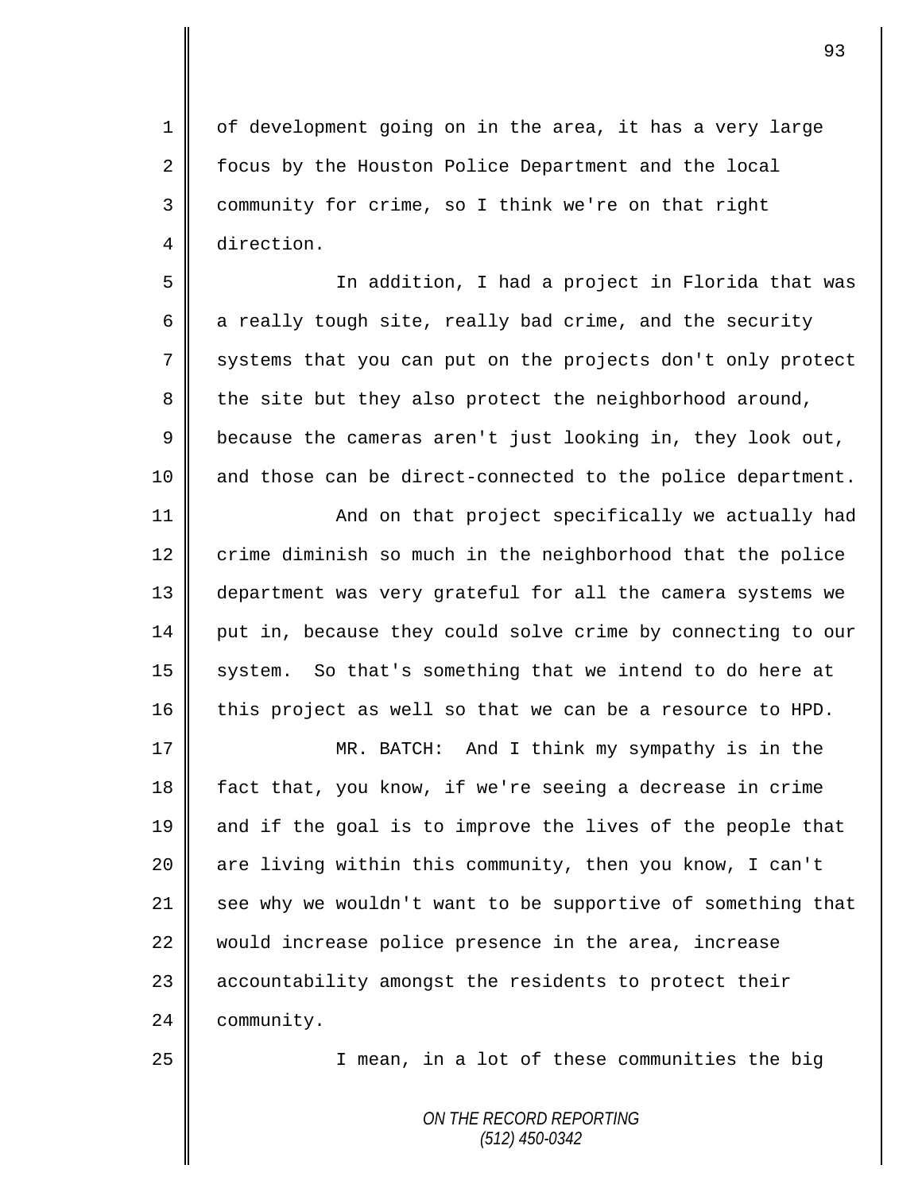of development going on in the area, it has a very large focus by the Houston Police Department and the local community for crime, so I think we're on that right direction.

In addition, I had a project in Florida that was a really tough site, really bad crime, and the security systems that you can put on the projects don't only protect the site but they also protect the neighborhood around, because the cameras aren't just looking in, they look out, and those can be direct-connected to the police department.

And on that project specifically we actually had crime diminish so much in the neighborhood that the police department was very grateful for all the camera systems we put in, because they could solve crime by connecting to our system. So that's something that we intend to do here at this project as well so that we can be a resource to HPD.

MR. BATCH: And I think my sympathy is in the fact that, you know, if we're seeing a decrease in crime and if the goal is to improve the lives of the people that are living within this community, then you know, I can't see why we wouldn't want to be supportive of something that would increase police presence in the area, increase accountability amongst the residents to protect their community.

I mean, in a lot of these communities the big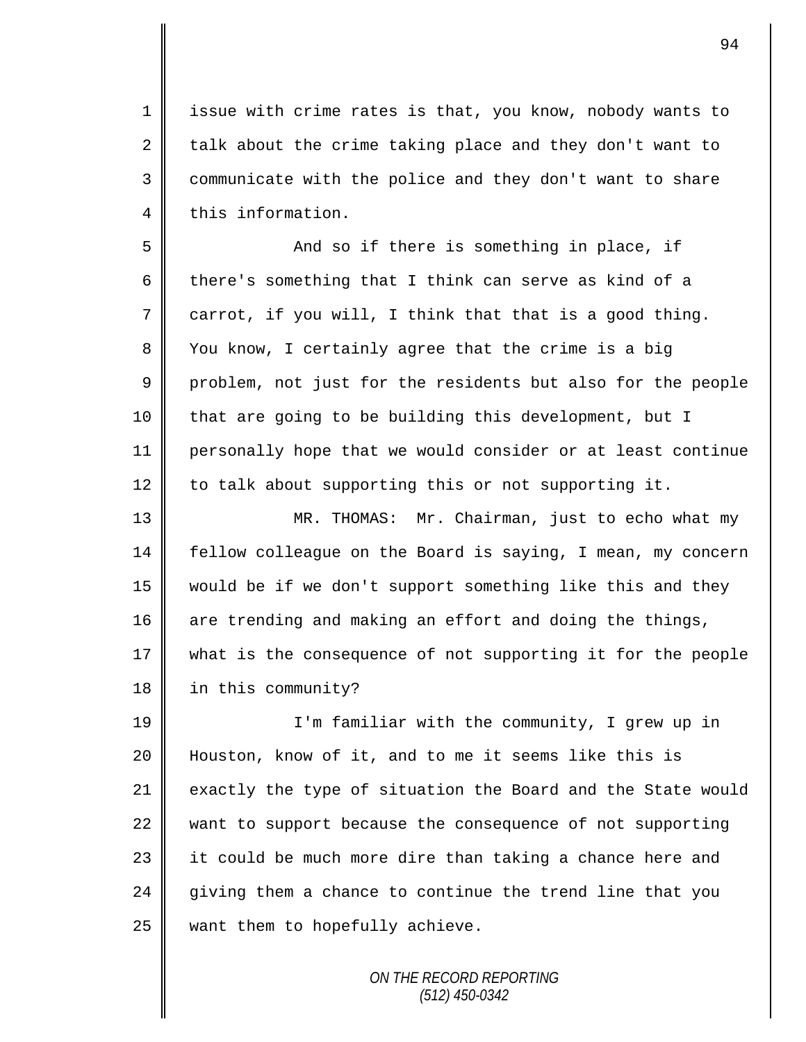issue with crime rates is that, you know, nobody wants to talk about the crime taking place and they don't want to communicate with the police and they don't want to share this information.

And so if there is something in place, if there's something that I think can serve as kind of a carrot, if you will, I think that that is a good thing. You know, I certainly agree that the crime is a big problem, not just for the residents but also for the people that are going to be building this development, but I personally hope that we would consider or at least continue to talk about supporting this or not supporting it.

MR. THOMAS: Mr. Chairman, just to echo what my fellow colleague on the Board is saying, I mean, my concern would be if we don't support something like this and they are trending and making an effort and doing the things, what is the consequence of not supporting it for the people in this community?

I'm familiar with the community, I grew up in Houston, know of it, and to me it seems like this is exactly the type of situation the Board and the State would want to support because the consequence of not supporting it could be much more dire than taking a chance here and giving them a chance to continue the trend line that you want them to hopefully achieve.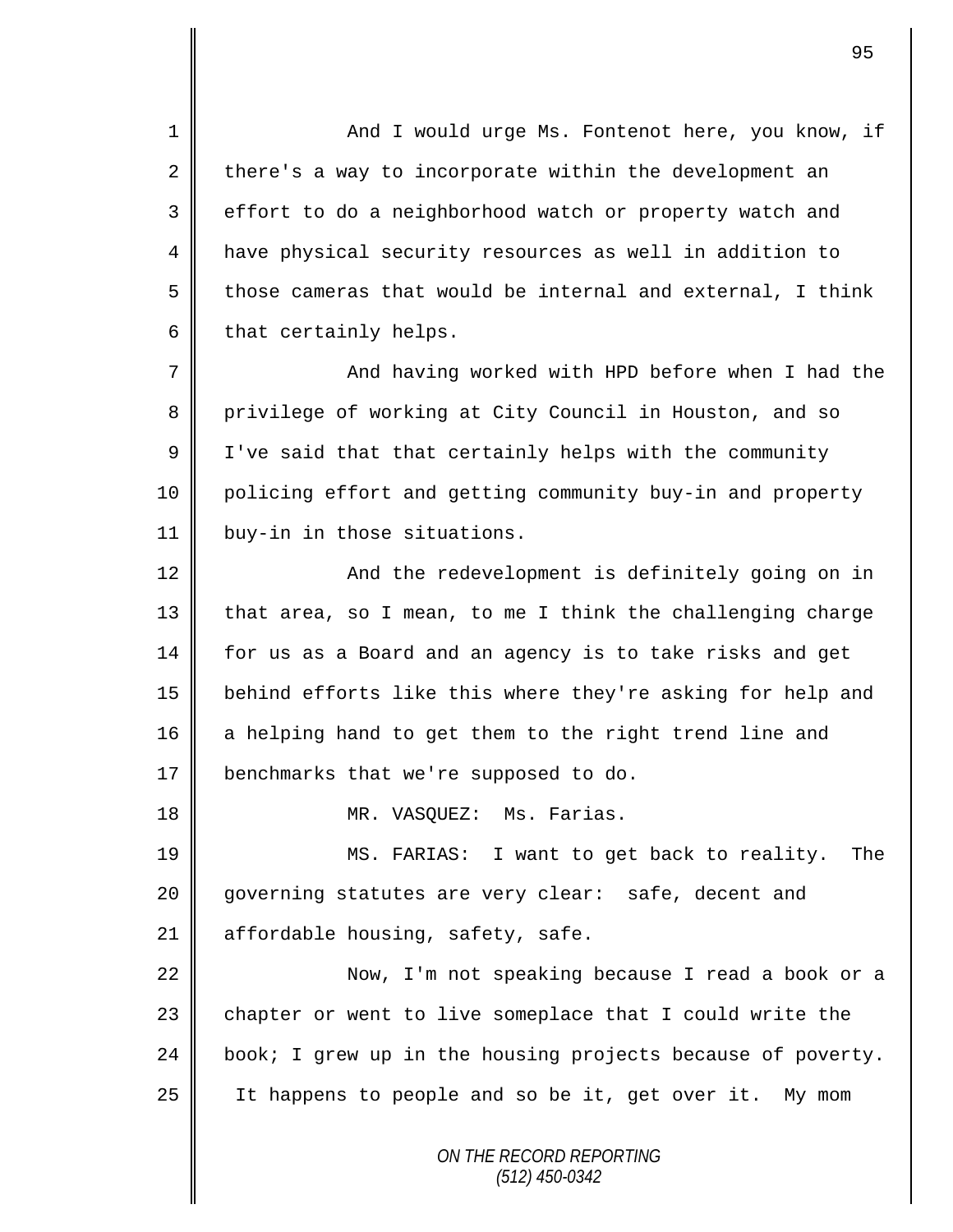And I would urge Ms. Fontenot here, you know, if there's a way to incorporate within the development an effort to do a neighborhood watch or property watch and have physical security resources as well in addition to those cameras that would be internal and external, I think that certainly helps.

And having worked with HPD before when I had the privilege of working at City Council in Houston, and so I've said that that certainly helps with the community policing effort and getting community buy-in and property buy-in in those situations.

And the redevelopment is definitely going on in that area, so I mean, to me I think the challenging charge for us as a Board and an agency is to take risks and get behind efforts like this where they're asking for help and a helping hand to get them to the right trend line and benchmarks that we're supposed to do.

MR. VASQUEZ: Ms. Farias.

MS. FARIAS: I want to get back to reality. The governing statutes are very clear: safe, decent and affordable housing, safety, safe.

Now, I'm not speaking because I read a book or a chapter or went to live someplace that I could write the book; I grew up in the housing projects because of poverty. It happens to people and so be it, get over it. My mom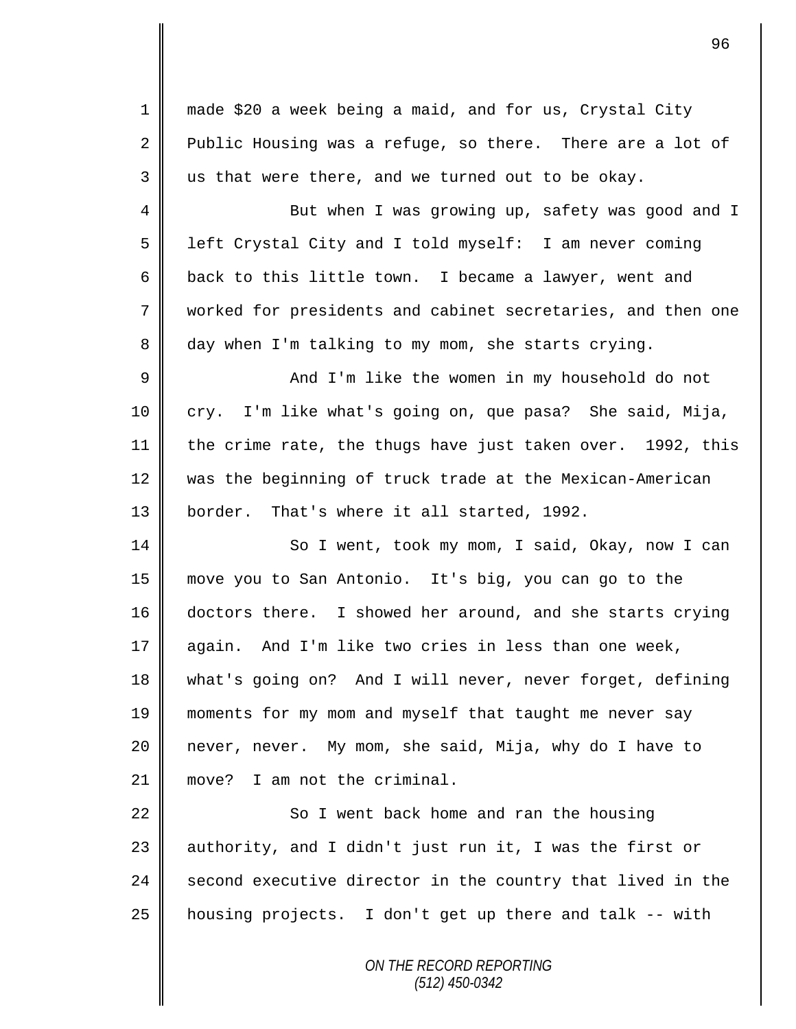made $20 a week being a maid, and for us, Crystal City Public Housing was a refuge, so there. There are a lot of us that were there, and we turned out to be okay.

But when I was growing up, safety was good and I left Crystal City and I told myself: I am never coming back to this little town. I became a lawyer, went and worked for presidents and cabinet secretaries, and then one day when I'm talking to my mom, she starts crying.

And I'm like the women in my household do not cry. I'm like what's going on, que pasa? She said, Mija, the crime rate, the thugs have just taken over. 1992, this was the beginning of truck trade at the Mexican-American border. That's where it all started, 1992.

So I went, took my mom, I said, Okay, now I can move you to San Antonio. It's big, you can go to the doctors there. I showed her around, and she starts crying again. And I'm like two cries in less than one week, what's going on? And I will never, never forget, defining moments for my mom and myself that taught me never say never, never. My mom, she said, Mija, why do I have to move? I am not the criminal.

So I went back home and ran the housing authority, and I didn't just run it, I was the first or second executive director in the country that lived in the housing projects. I don't get up there and talk -- with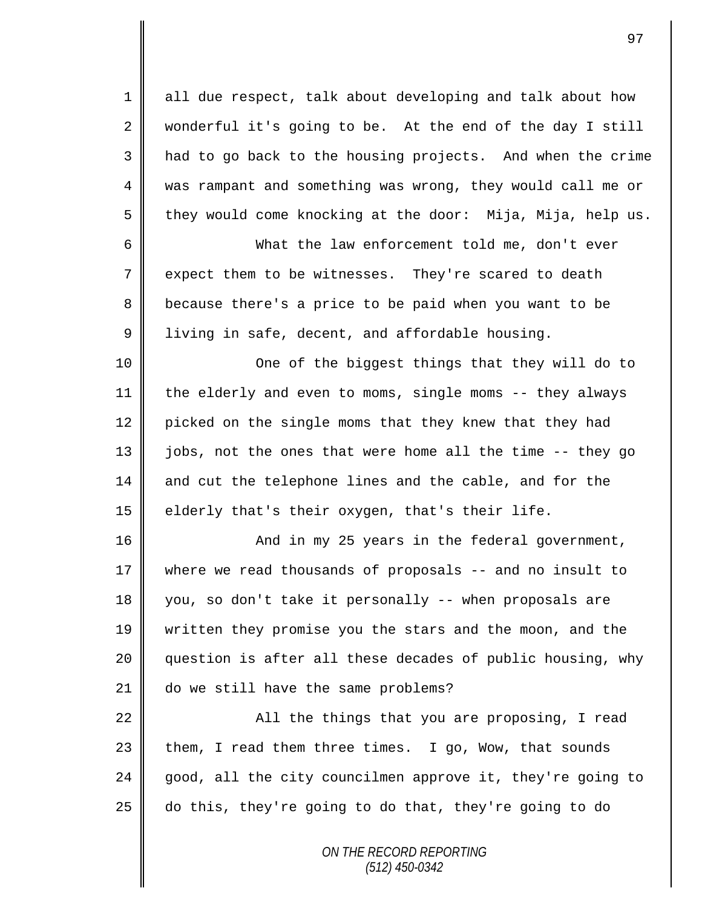all due respect, talk about developing and talk about how wonderful it's going to be. At the end of the day I still had to go back to the housing projects. And when the crime was rampant and something was wrong, they would call me or they would come knocking at the door: Mija, Mija, help us.

What the law enforcement told me, don't ever expect them to be witnesses. They're scared to death because there's a price to be paid when you want to be living in safe, decent, and affordable housing.

One of the biggest things that they will do to the elderly and even to moms, single moms -- they always picked on the single moms that they knew that they had jobs, not the ones that were home all the time -- they go and cut the telephone lines and the cable, and for the elderly that's their oxygen, that's their life.

And in my 25 years in the federal government, where we read thousands of proposals -- and no insult to you, so don't take it personally -- when proposals are written they promise you the stars and the moon, and the question is after all these decades of public housing, why do we still have the same problems?

All the things that you are proposing, I read them, I read them three times. I go, Wow, that sounds good, all the city councilmen approve it, they're going to do this, they're going to do that, they're going to do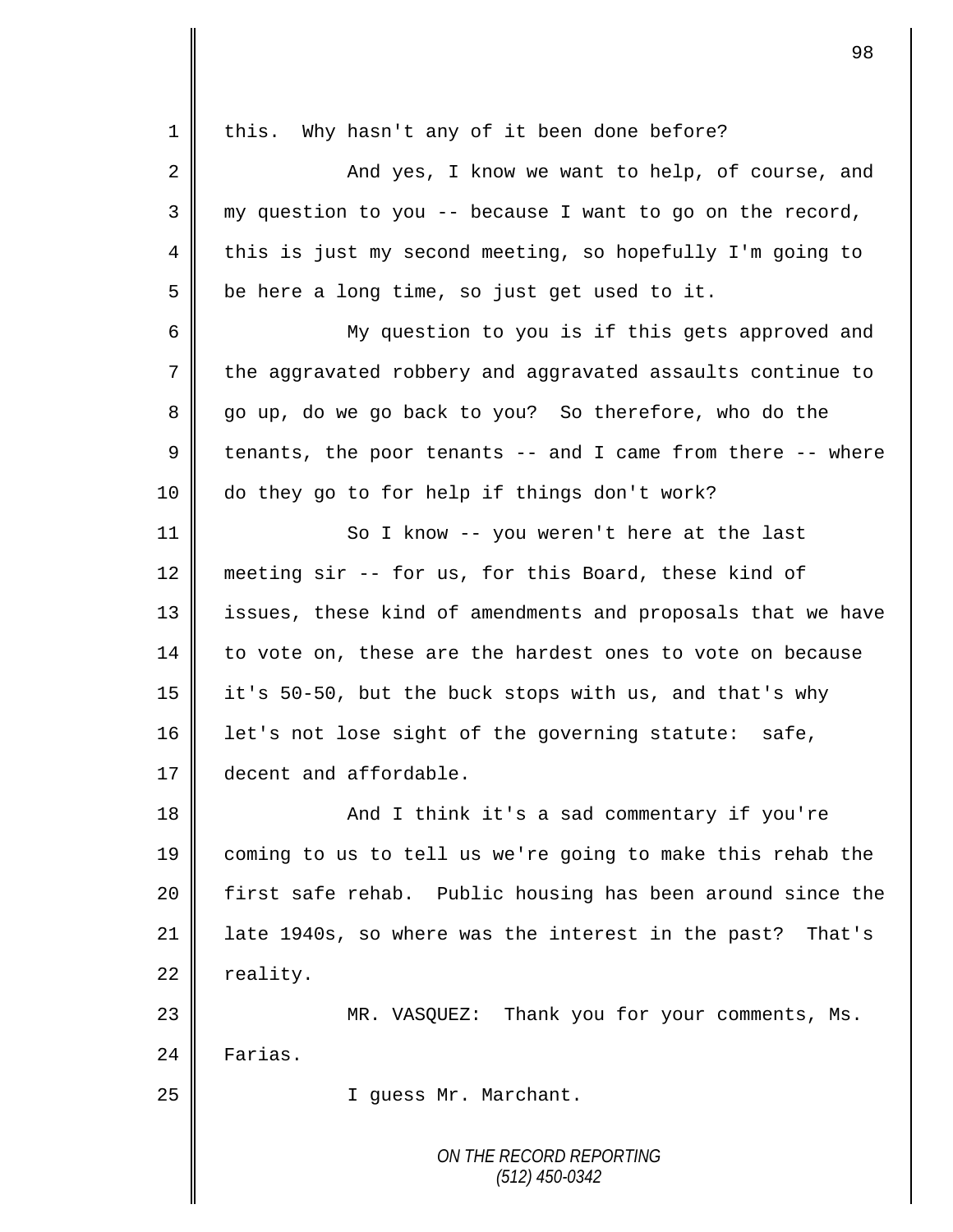this. Why hasn't any of it been done before?

And yes, I know we want to help, of course, and my question to you -- because I want to go on the record, this is just my second meeting, so hopefully I'm going to be here a long time, so just get used to it.

My question to you is if this gets approved and the aggravated robbery and aggravated assaults continue to go up, do we go back to you? So therefore, who do the tenants, the poor tenants -- and I came from there -- where do they go to for help if things don't work?

So I know -- you weren't here at the last meeting sir -- for us, for this Board, these kind of issues, these kind of amendments and proposals that we have to vote on, these are the hardest ones to vote on because it's 50-50, but the buck stops with us, and that's why let's not lose sight of the governing statute: safe, decent and affordable.

And I think it's a sad commentary if you're coming to us to tell us we're going to make this rehab the first safe rehab. Public housing has been around since the late 1940s, so where was the interest in the past? That's reality.

MR. VASQUEZ: Thank you for your comments, Ms. Farias.

I guess Mr. Marchant.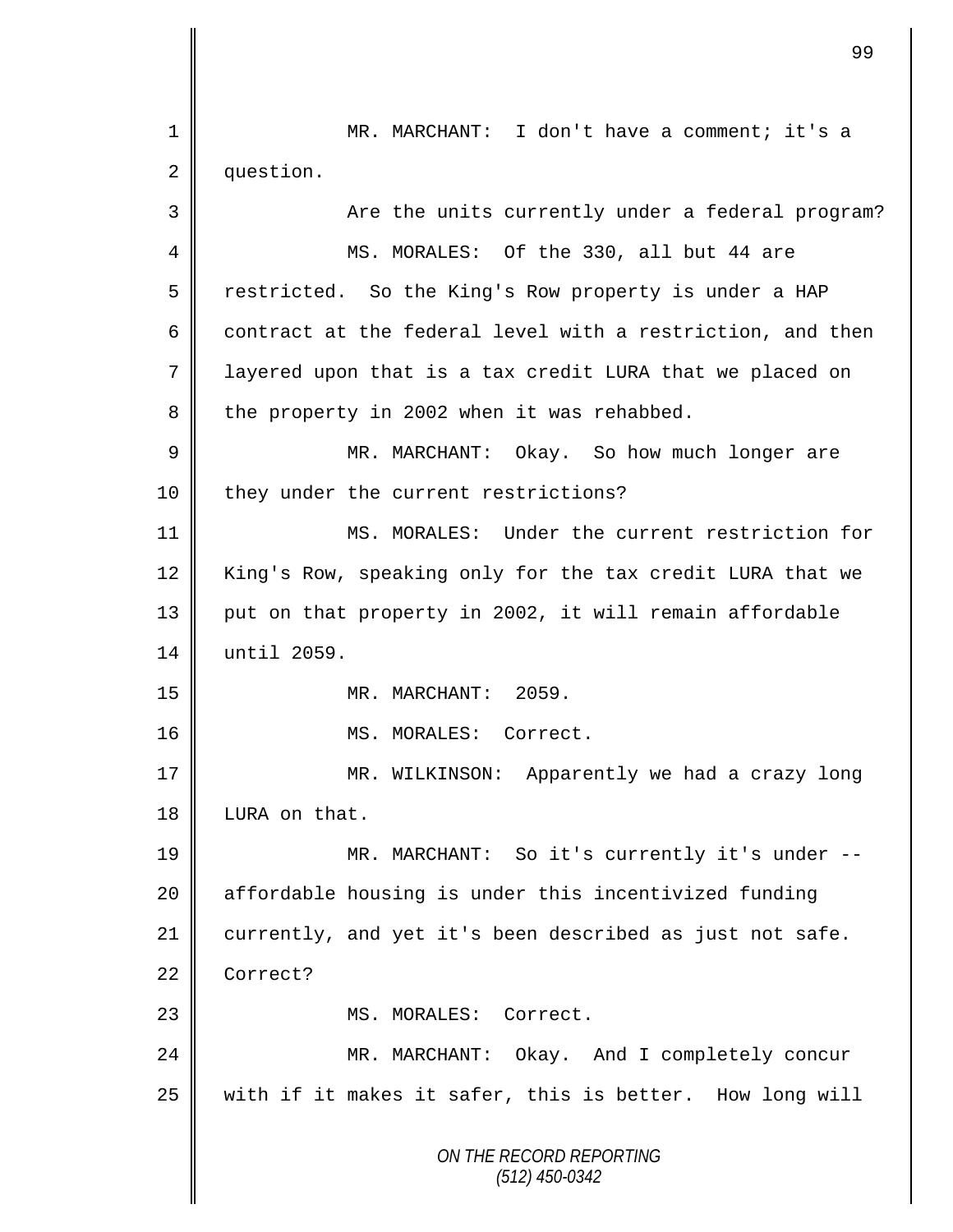MR. MARCHANT: I don't have a comment; it's a question.

Are the units currently under a federal program?

MS. MORALES: Of the 330, all but 44 are restricted. So the King's Row property is under a HAP contract at the federal level with a restriction, and then layered upon that is a tax credit LURA that we placed on the property in 2002 when it was rehabbed.

MR. MARCHANT: Okay. So how much longer are they under the current restrictions?

MS. MORALES: Under the current restriction for King's Row, speaking only for the tax credit LURA that we put on that property in 2002, it will remain affordable until 2059.

MR. MARCHANT: 2059.

MS. MORALES: Correct.

MR. WILKINSON: Apparently we had a crazy long LURA on that.

MR. MARCHANT: So it's currently it's under -- affordable housing is under this incentivized funding currently, and yet it's been described as just not safe. Correct?

MS. MORALES: Correct.

MR. MARCHANT: Okay. And I completely concur with if it makes it safer, this is better. How long will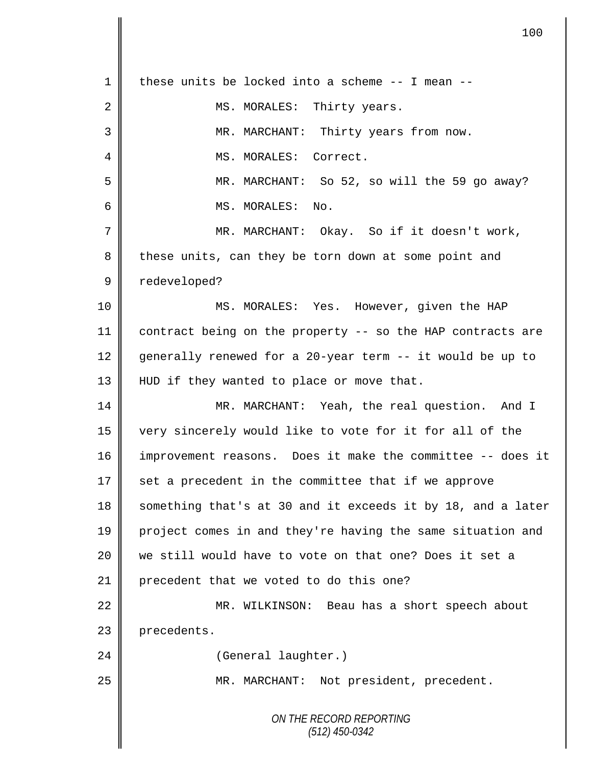these units be locked into a scheme -- I mean --

MS. MORALES: Thirty years.

MR. MARCHANT: Thirty years from now.

MS. MORALES: Correct.

MR. MARCHANT: So 52, so will the 59 go away?

MS. MORALES: No.

MR. MARCHANT: Okay. So if it doesn't work, these units, can they be torn down at some point and redeveloped?

MS. MORALES: Yes. However, given the HAP contract being on the property -- so the HAP contracts are generally renewed for a 20-year term -- it would be up to HUD if they wanted to place or move that.

MR. MARCHANT: Yeah, the real question. And I very sincerely would like to vote for it for all of the improvement reasons. Does it make the committee -- does it set a precedent in the committee that if we approve something that's at 30 and it exceeds it by 18, and a later project comes in and they're having the same situation and we still would have to vote on that one? Does it set a precedent that we voted to do this one?

MR. WILKINSON: Beau has a short speech about precedents.

(General laughter.)

MR. MARCHANT: Not president, precedent.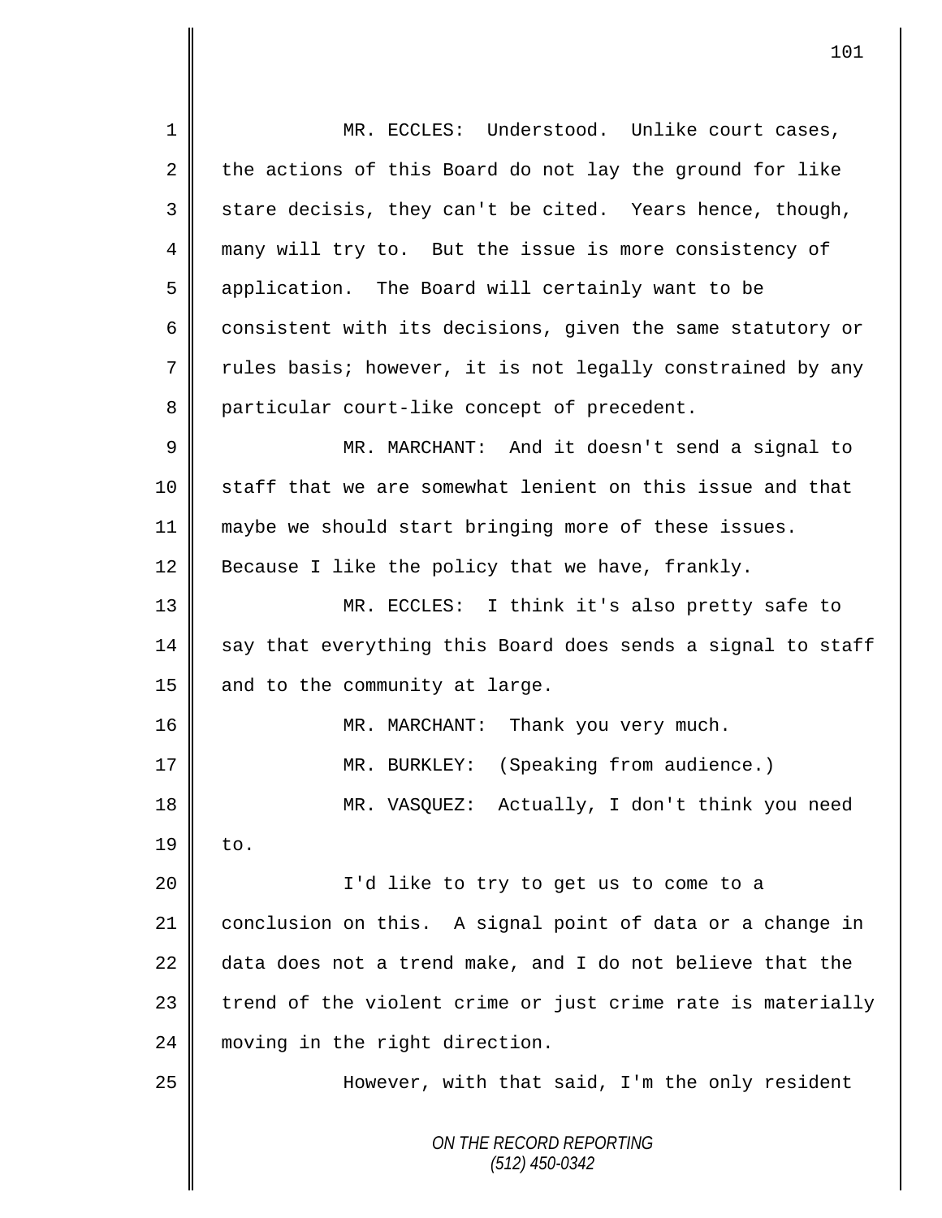MR. ECCLES: Understood. Unlike court cases, the actions of this Board do not lay the ground for like stare decisis, they can't be cited. Years hence, though, many will try to. But the issue is more consistency of application. The Board will certainly want to be consistent with its decisions, given the same statutory or rules basis; however, it is not legally constrained by any particular court-like concept of precedent.

MR. MARCHANT: And it doesn't send a signal to staff that we are somewhat lenient on this issue and that maybe we should start bringing more of these issues. Because I like the policy that we have, frankly.

MR. ECCLES: I think it's also pretty safe to say that everything this Board does sends a signal to staff and to the community at large.

MR. MARCHANT: Thank you very much.

MR. BURKLEY: (Speaking from audience.)

MR. VASQUEZ: Actually, I don't think you need to.

I'd like to try to get us to come to a conclusion on this. A signal point of data or a change in data does not a trend make, and I do not believe that the trend of the violent crime or just crime rate is materially moving in the right direction.

However, with that said, I'm the only resident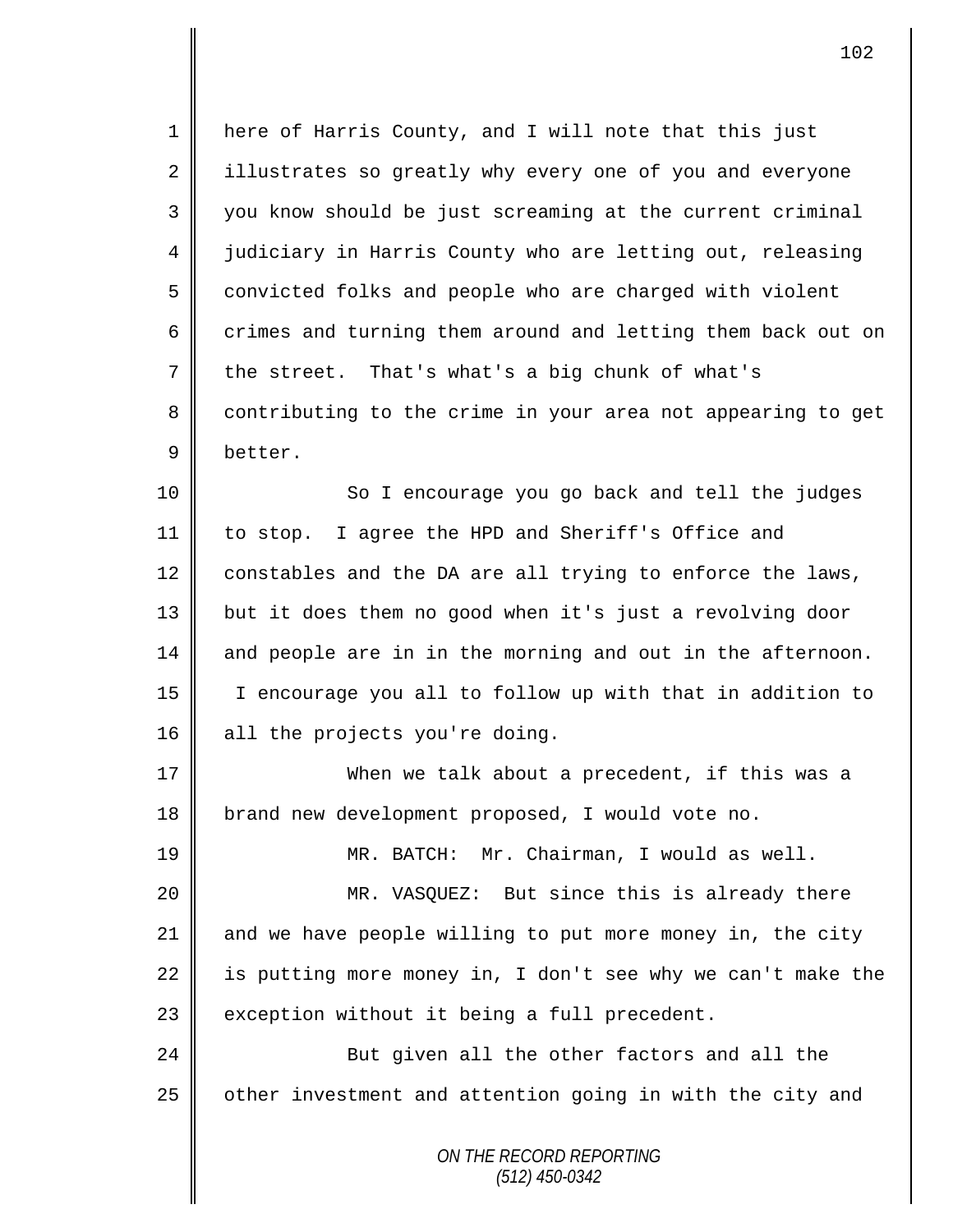here of Harris County, and I will note that this just illustrates so greatly why every one of you and everyone you know should be just screaming at the current criminal judiciary in Harris County who are letting out, releasing convicted folks and people who are charged with violent crimes and turning them around and letting them back out on the street. That's what's a big chunk of what's contributing to the crime in your area not appearing to get better.

So I encourage you go back and tell the judges to stop. I agree the HPD and Sheriff's Office and constables and the DA are all trying to enforce the laws, but it does them no good when it's just a revolving door and people are in in the morning and out in the afternoon. I encourage you all to follow up with that in addition to all the projects you're doing.

When we talk about a precedent, if this was a brand new development proposed, I would vote no.

MR. BATCH: Mr. Chairman, I would as well.

MR. VASQUEZ: But since this is already there and we have people willing to put more money in, the city is putting more money in, I don't see why we can't make the exception without it being a full precedent.

But given all the other factors and all the other investment and attention going in with the city and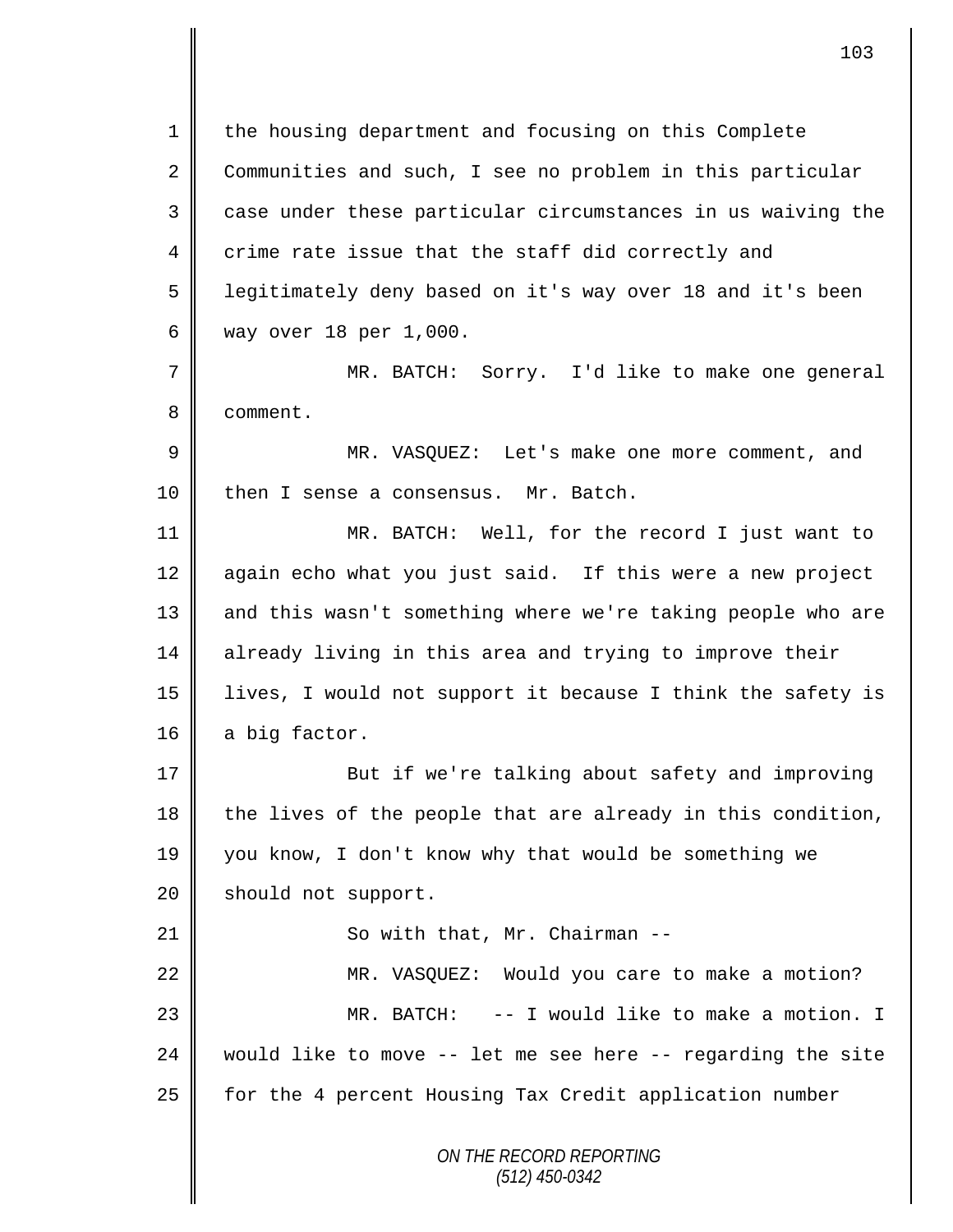1 the housing department and focusing on this Complete
2 Communities and such, I see no problem in this particular
3 case under these particular circumstances in us waiving the
4 crime rate issue that the staff did correctly and
5 legitimately deny based on it's way over 18 and it's been
6 way over 18 per 1,000.

7 MR. BATCH: Sorry. I'd like to make one general
8 comment.

9 MR. VASQUEZ: Let's make one more comment, and
10 then I sense a consensus. Mr. Batch.

11 MR. BATCH: Well, for the record I just want to
12 again echo what you just said. If this were a new project
13 and this wasn't something where we're taking people who are
14 already living in this area and trying to improve their
15 lives, I would not support it because I think the safety is
16 a big factor.

17 But if we're talking about safety and improving
18 the lives of the people that are already in this condition,
19 you know, I don't know why that would be something we
20 should not support.

21 So with that, Mr. Chairman --

22 MR. VASQUEZ: Would you care to make a motion?

23 MR. BATCH: -- I would like to make a motion. I
24 would like to move -- let me see here -- regarding the site
25 for the 4 percent Housing Tax Credit application number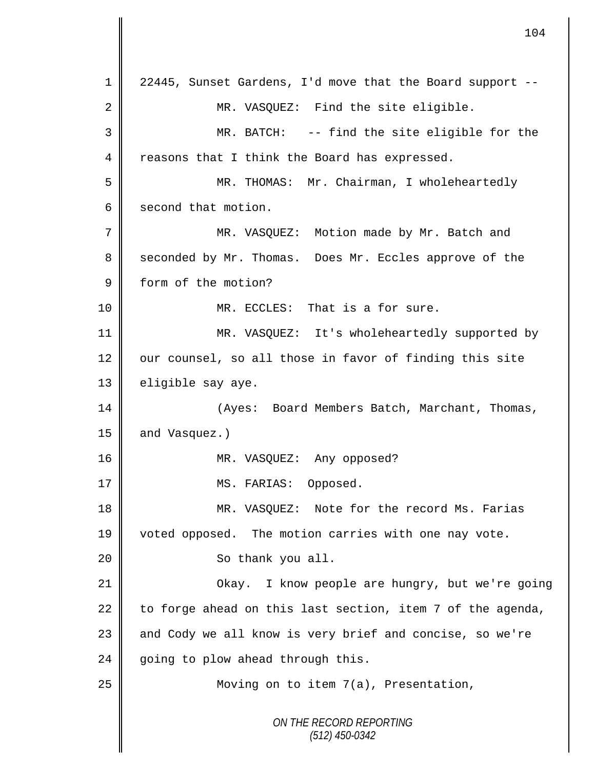1 22445, Sunset Gardens, I'd move that the Board support --

2 MR. VASQUEZ: Find the site eligible.

3 MR. BATCH: -- find the site eligible for the

4 reasons that I think the Board has expressed.

5 MR. THOMAS: Mr. Chairman, I wholeheartedly

6 second that motion.

7 MR. VASQUEZ: Motion made by Mr. Batch and

8 seconded by Mr. Thomas. Does Mr. Eccles approve of the

9 form of the motion?

10 MR. ECCLES: That is a for sure.

11 MR. VASQUEZ: It's wholeheartedly supported by

12 our counsel, so all those in favor of finding this site

13 eligible say aye.

14 (Ayes: Board Members Batch, Marchant, Thomas,

15 and Vasquez.)

16 MR. VASQUEZ: Any opposed?

17 MS. FARIAS: Opposed.

18 MR. VASQUEZ: Note for the record Ms. Farias

19 voted opposed. The motion carries with one nay vote.

20 So thank you all.

21 Okay. I know people are hungry, but we're going

22 to forge ahead on this last section, item 7 of the agenda,

23 and Cody we all know is very brief and concise, so we're

24 going to plow ahead through this.

25 Moving on to item 7(a), Presentation,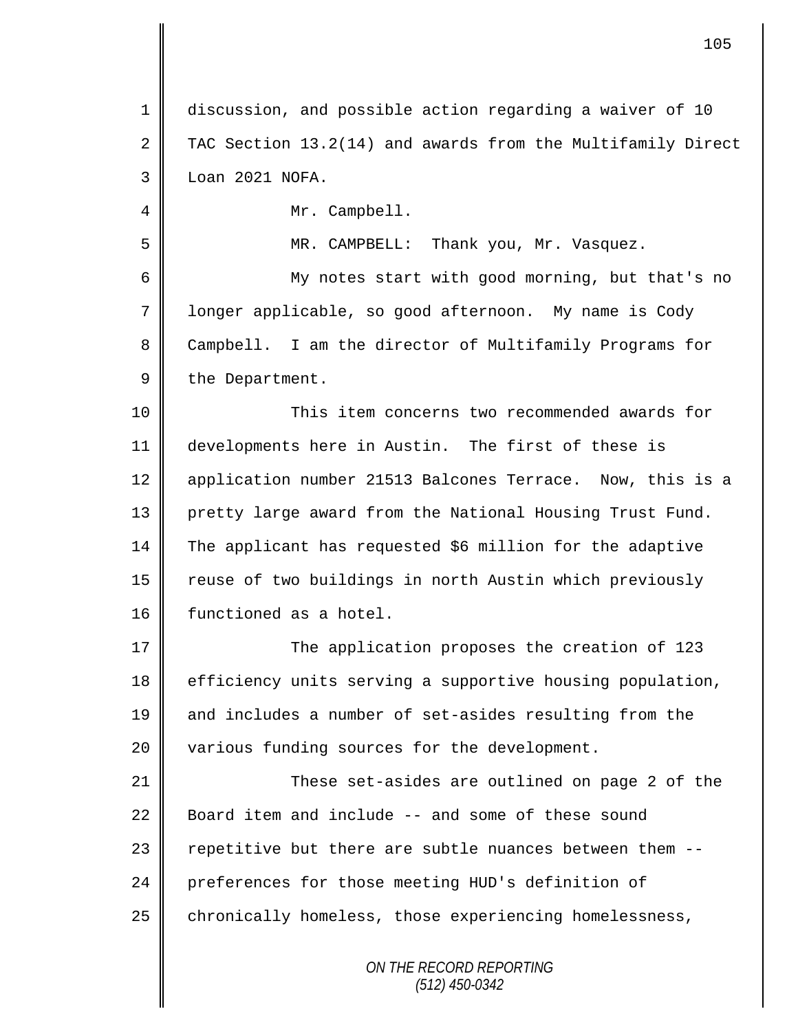discussion, and possible action regarding a waiver of 10 TAC Section 13.2(14) and awards from the Multifamily Direct Loan 2021 NOFA.

Mr. Campbell.

MR. CAMPBELL: Thank you, Mr. Vasquez.

My notes start with good morning, but that's no longer applicable, so good afternoon. My name is Cody Campbell. I am the director of Multifamily Programs for the Department.

This item concerns two recommended awards for developments here in Austin. The first of these is application number 21513 Balcones Terrace. Now, this is a pretty large award from the National Housing Trust Fund. The applicant has requested $6 million for the adaptive reuse of two buildings in north Austin which previously functioned as a hotel.

The application proposes the creation of 123 efficiency units serving a supportive housing population, and includes a number of set-asides resulting from the various funding sources for the development.

These set-asides are outlined on page 2 of the Board item and include -- and some of these sound repetitive but there are subtle nuances between them -- preferences for those meeting HUD's definition of chronically homeless, those experiencing homelessness,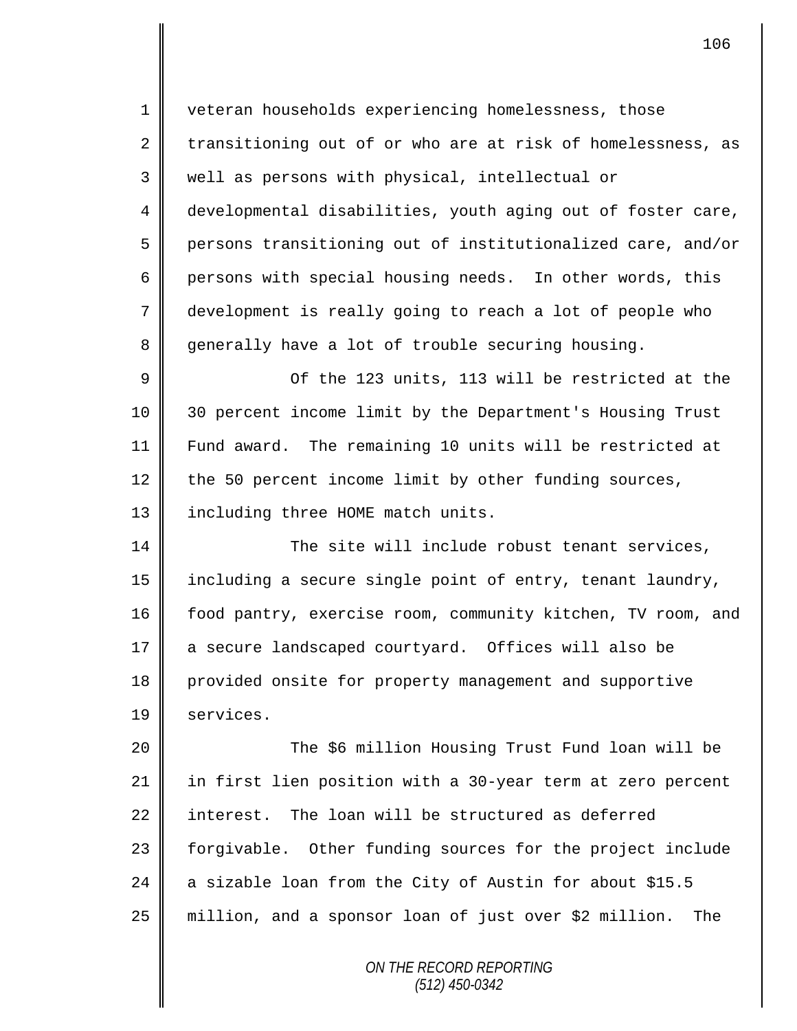veteran households experiencing homelessness, those transitioning out of or who are at risk of homelessness, as well as persons with physical, intellectual or developmental disabilities, youth aging out of foster care, persons transitioning out of institutionalized care, and/or persons with special housing needs. In other words, this development is really going to reach a lot of people who generally have a lot of trouble securing housing.

Of the 123 units, 113 will be restricted at the 30 percent income limit by the Department's Housing Trust Fund award. The remaining 10 units will be restricted at the 50 percent income limit by other funding sources, including three HOME match units.

The site will include robust tenant services, including a secure single point of entry, tenant laundry, food pantry, exercise room, community kitchen, TV room, and a secure landscaped courtyard. Offices will also be provided onsite for property management and supportive services.

The $6 million Housing Trust Fund loan will be in first lien position with a 30-year term at zero percent interest. The loan will be structured as deferred forgivable. Other funding sources for the project include a sizable loan from the City of Austin for about $15.5 million, and a sponsor loan of just over $2 million. The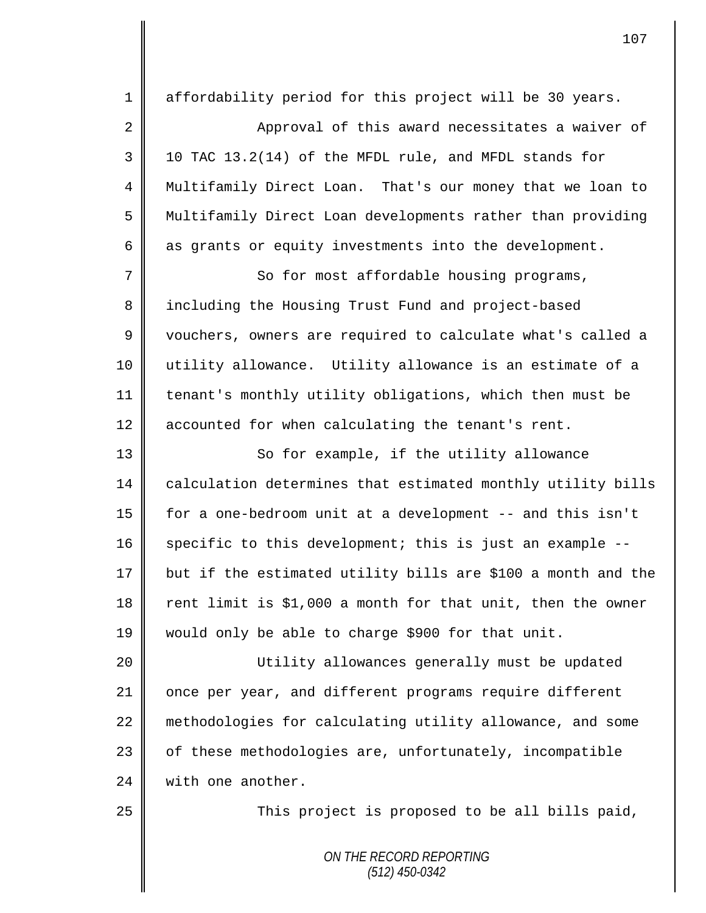affordability period for this project will be 30 years.

Approval of this award necessitates a waiver of 10 TAC 13.2(14) of the MFDL rule, and MFDL stands for Multifamily Direct Loan. That's our money that we loan to Multifamily Direct Loan developments rather than providing as grants or equity investments into the development.

So for most affordable housing programs, including the Housing Trust Fund and project-based vouchers, owners are required to calculate what's called a utility allowance. Utility allowance is an estimate of a tenant's monthly utility obligations, which then must be accounted for when calculating the tenant's rent.

So for example, if the utility allowance calculation determines that estimated monthly utility bills for a one-bedroom unit at a development -- and this isn't specific to this development; this is just an example -- but if the estimated utility bills are $100 a month and the rent limit is $1,000 a month for that unit, then the owner would only be able to charge $900 for that unit.

Utility allowances generally must be updated once per year, and different programs require different methodologies for calculating utility allowance, and some of these methodologies are, unfortunately, incompatible with one another.

This project is proposed to be all bills paid,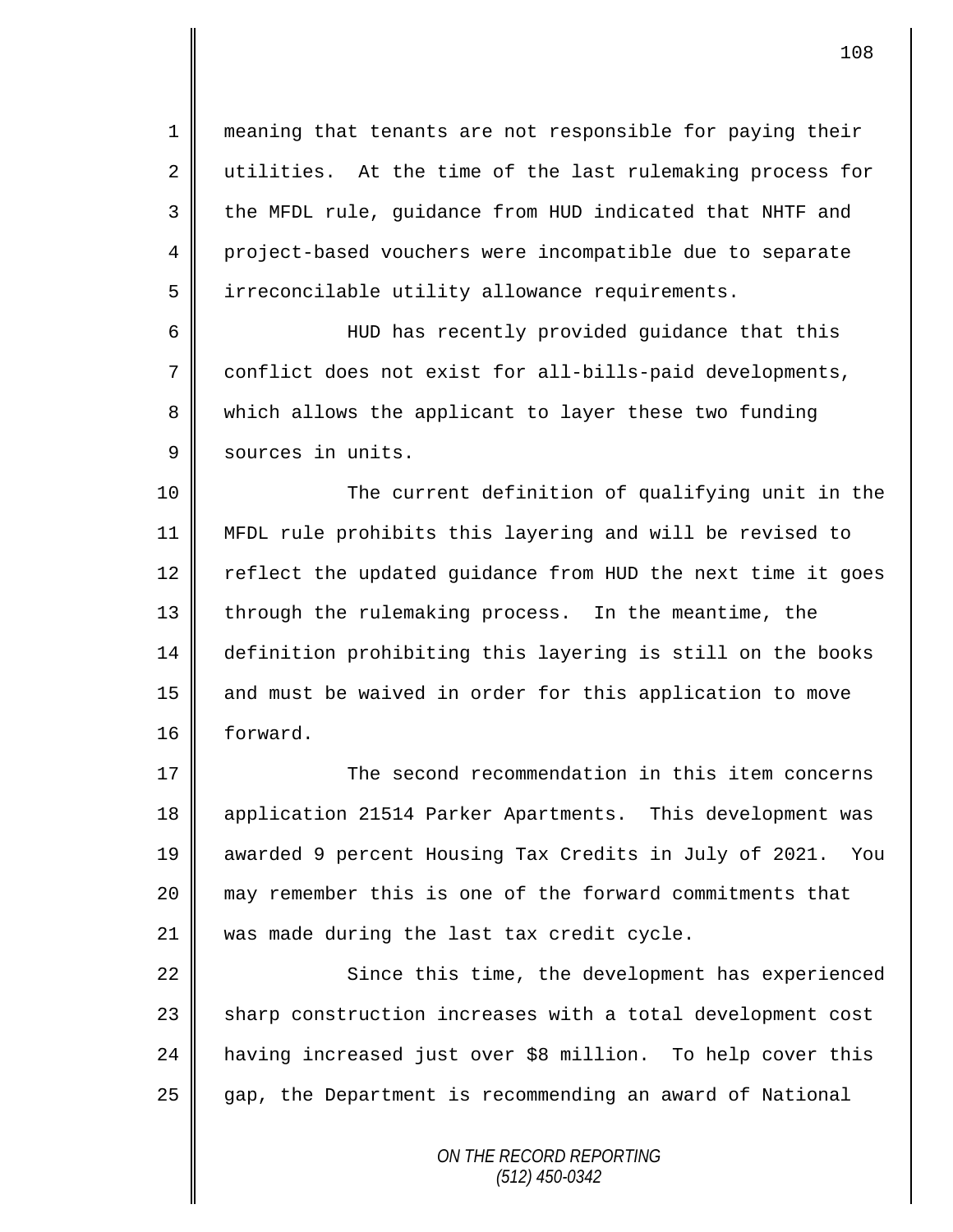meaning that tenants are not responsible for paying their utilities. At the time of the last rulemaking process for the MFDL rule, guidance from HUD indicated that NHTF and project-based vouchers were incompatible due to separate irreconcilable utility allowance requirements.

HUD has recently provided guidance that this conflict does not exist for all-bills-paid developments, which allows the applicant to layer these two funding sources in units.

The current definition of qualifying unit in the MFDL rule prohibits this layering and will be revised to reflect the updated guidance from HUD the next time it goes through the rulemaking process. In the meantime, the definition prohibiting this layering is still on the books and must be waived in order for this application to move forward.

The second recommendation in this item concerns application 21514 Parker Apartments. This development was awarded 9 percent Housing Tax Credits in July of 2021. You may remember this is one of the forward commitments that was made during the last tax credit cycle.

Since this time, the development has experienced sharp construction increases with a total development cost having increased just over $8 million. To help cover this gap, the Department is recommending an award of National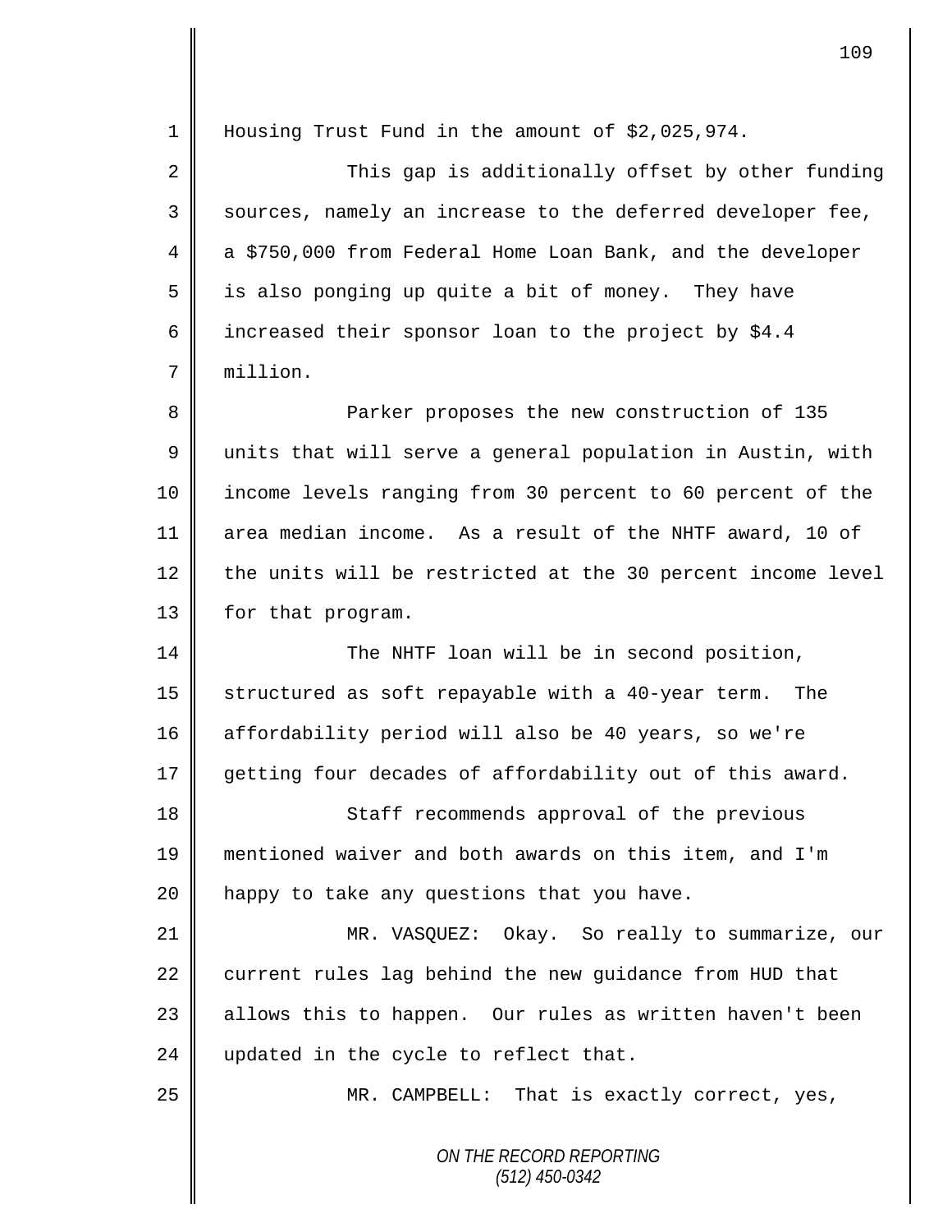Housing Trust Fund in the amount of $2,025,974.

This gap is additionally offset by other funding sources, namely an increase to the deferred developer fee, a $750,000 from Federal Home Loan Bank, and the developer is also ponging up quite a bit of money. They have increased their sponsor loan to the project by $4.4 million.

Parker proposes the new construction of 135 units that will serve a general population in Austin, with income levels ranging from 30 percent to 60 percent of the area median income. As a result of the NHTF award, 10 of the units will be restricted at the 30 percent income level for that program.

The NHTF loan will be in second position, structured as soft repayable with a 40-year term. The affordability period will also be 40 years, so we're getting four decades of affordability out of this award.

Staff recommends approval of the previous mentioned waiver and both awards on this item, and I'm happy to take any questions that you have.

MR. VASQUEZ: Okay. So really to summarize, our current rules lag behind the new guidance from HUD that allows this to happen. Our rules as written haven't been updated in the cycle to reflect that.

MR. CAMPBELL: That is exactly correct, yes,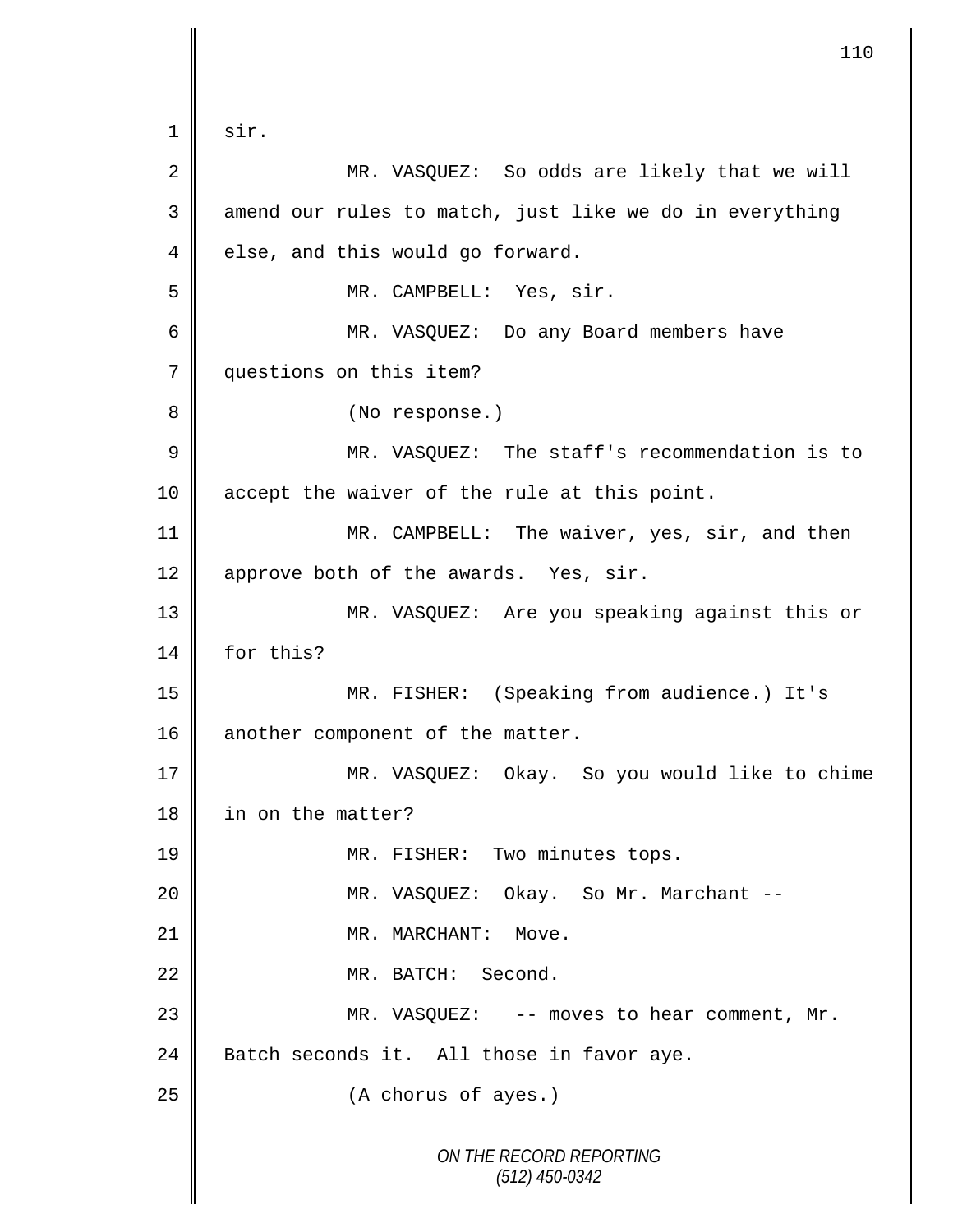1 sir.

2 MR. VASQUEZ: So odds are likely that we will

3 amend our rules to match, just like we do in everything

4 else, and this would go forward.

5 MR. CAMPBELL: Yes, sir.

6 MR. VASQUEZ: Do any Board members have

7 questions on this item?

8 (No response.)

9 MR. VASQUEZ: The staff's recommendation is to

10 accept the waiver of the rule at this point.

11 MR. CAMPBELL: The waiver, yes, sir, and then

12 approve both of the awards. Yes, sir.

13 MR. VASQUEZ: Are you speaking against this or

14 for this?

15 MR. FISHER: (Speaking from audience.) It's

16 another component of the matter.

17 MR. VASQUEZ: Okay. So you would like to chime

18 in on the matter?

19 MR. FISHER: Two minutes tops.

20 MR. VASQUEZ: Okay. So Mr. Marchant --

21 MR. MARCHANT: Move.

22 MR. BATCH: Second.

23 MR. VASQUEZ: -- moves to hear comment, Mr.

24 Batch seconds it. All those in favor aye.

25 (A chorus of ayes.)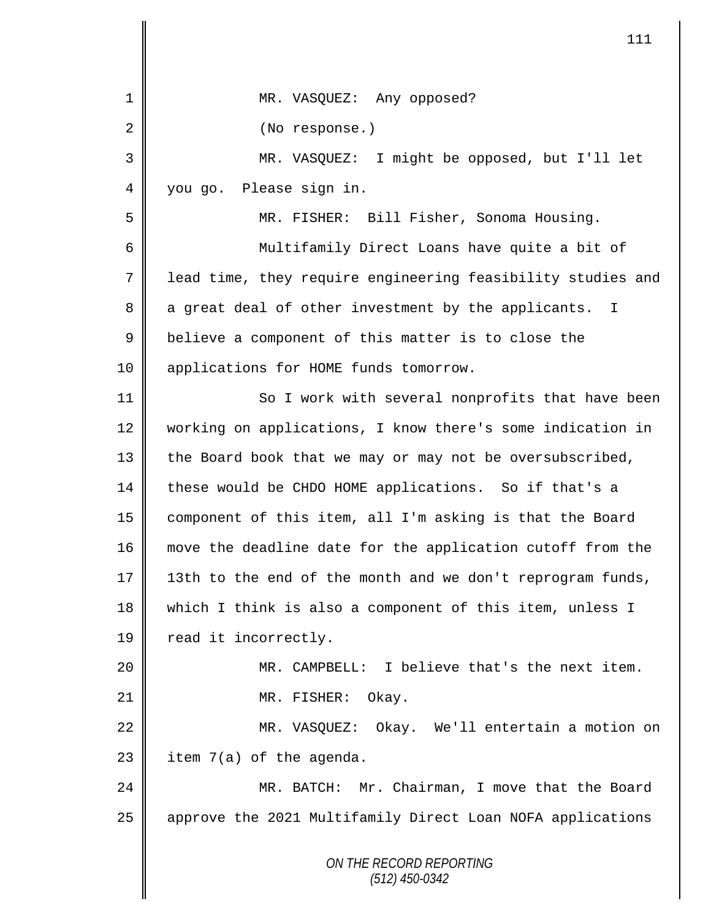MR. VASQUEZ: Any opposed?

(No response.)

MR. VASQUEZ: I might be opposed, but I'll let you go. Please sign in.

MR. FISHER: Bill Fisher, Sonoma Housing.

Multifamily Direct Loans have quite a bit of lead time, they require engineering feasibility studies and a great deal of other investment by the applicants. I believe a component of this matter is to close the applications for HOME funds tomorrow.

So I work with several nonprofits that have been working on applications, I know there's some indication in the Board book that we may or may not be oversubscribed, these would be CHDO HOME applications. So if that's a component of this item, all I'm asking is that the Board move the deadline date for the application cutoff from the 13th to the end of the month and we don't reprogram funds, which I think is also a component of this item, unless I read it incorrectly.

MR. CAMPBELL: I believe that's the next item.

MR. FISHER: Okay.

MR. VASQUEZ: Okay. We'll entertain a motion on item 7(a) of the agenda.

MR. BATCH: Mr. Chairman, I move that the Board approve the 2021 Multifamily Direct Loan NOFA applications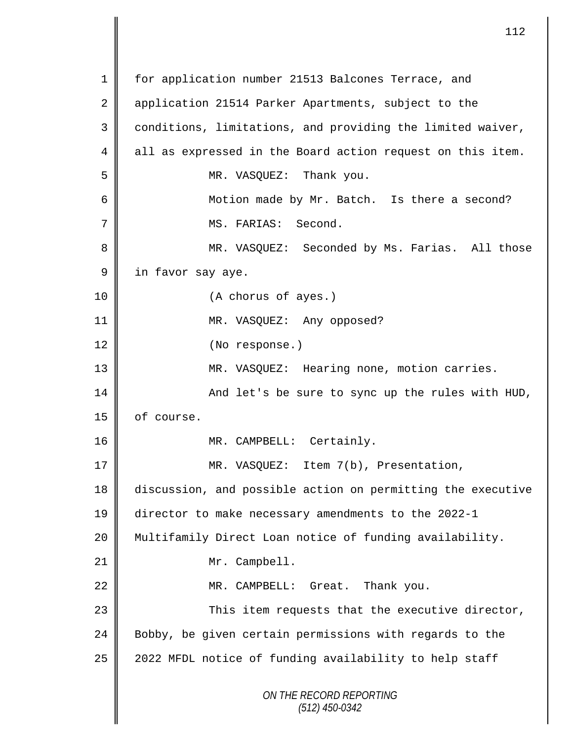for application number 21513 Balcones Terrace, and application 21514 Parker Apartments, subject to the conditions, limitations, and providing the limited waiver, all as expressed in the Board action request on this item.

MR. VASQUEZ: Thank you.

Motion made by Mr. Batch. Is there a second?

MS. FARIAS: Second.

MR. VASQUEZ: Seconded by Ms. Farias. All those in favor say aye.

(A chorus of ayes.)

MR. VASQUEZ: Any opposed?

(No response.)

MR. VASQUEZ: Hearing none, motion carries.

And let's be sure to sync up the rules with HUD, of course.

MR. CAMPBELL: Certainly.

MR. VASQUEZ: Item 7(b), Presentation, discussion, and possible action on permitting the executive director to make necessary amendments to the 2022-1 Multifamily Direct Loan notice of funding availability.

Mr. Campbell.

MR. CAMPBELL: Great. Thank you.

This item requests that the executive director, Bobby, be given certain permissions with regards to the 2022 MFDL notice of funding availability to help staff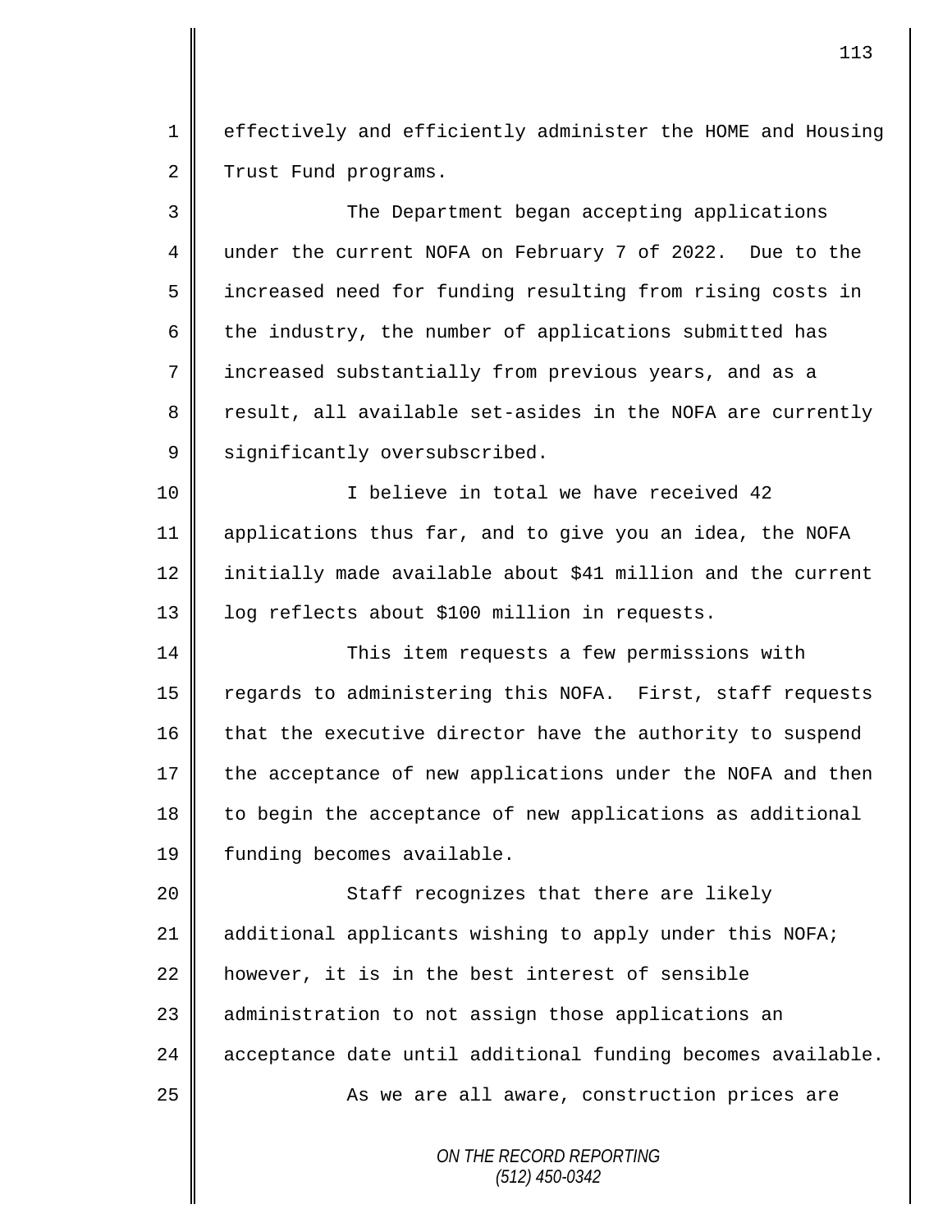effectively and efficiently administer the HOME and Housing Trust Fund programs.

The Department began accepting applications under the current NOFA on February 7 of 2022. Due to the increased need for funding resulting from rising costs in the industry, the number of applications submitted has increased substantially from previous years, and as a result, all available set-asides in the NOFA are currently significantly oversubscribed.

I believe in total we have received 42 applications thus far, and to give you an idea, the NOFA initially made available about $41 million and the current log reflects about $100 million in requests.

This item requests a few permissions with regards to administering this NOFA. First, staff requests that the executive director have the authority to suspend the acceptance of new applications under the NOFA and then to begin the acceptance of new applications as additional funding becomes available.

Staff recognizes that there are likely additional applicants wishing to apply under this NOFA; however, it is in the best interest of sensible administration to not assign those applications an acceptance date until additional funding becomes available.

As we are all aware, construction prices are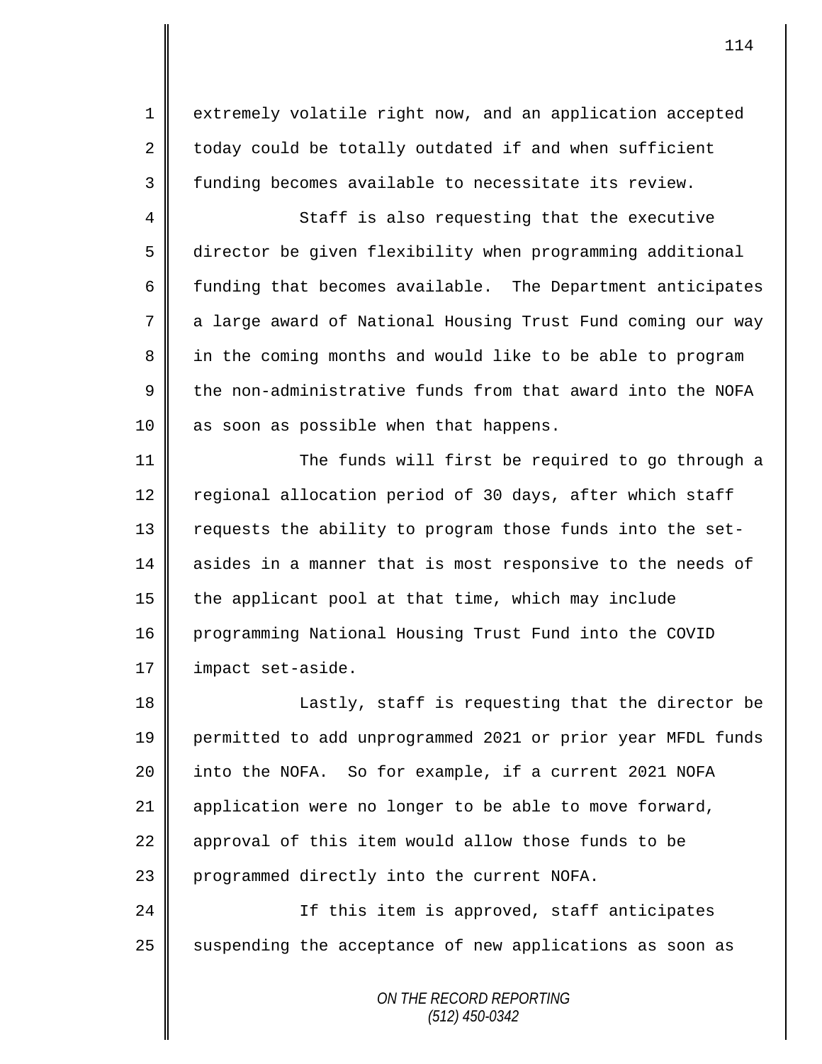extremely volatile right now, and an application accepted today could be totally outdated if and when sufficient funding becomes available to necessitate its review.

Staff is also requesting that the executive director be given flexibility when programming additional funding that becomes available. The Department anticipates a large award of National Housing Trust Fund coming our way in the coming months and would like to be able to program the non-administrative funds from that award into the NOFA as soon as possible when that happens.

The funds will first be required to go through a regional allocation period of 30 days, after which staff requests the ability to program those funds into the set-asides in a manner that is most responsive to the needs of the applicant pool at that time, which may include programming National Housing Trust Fund into the COVID impact set-aside.

Lastly, staff is requesting that the director be permitted to add unprogrammed 2021 or prior year MFDL funds into the NOFA. So for example, if a current 2021 NOFA application were no longer to be able to move forward, approval of this item would allow those funds to be programmed directly into the current NOFA.

If this item is approved, staff anticipates suspending the acceptance of new applications as soon as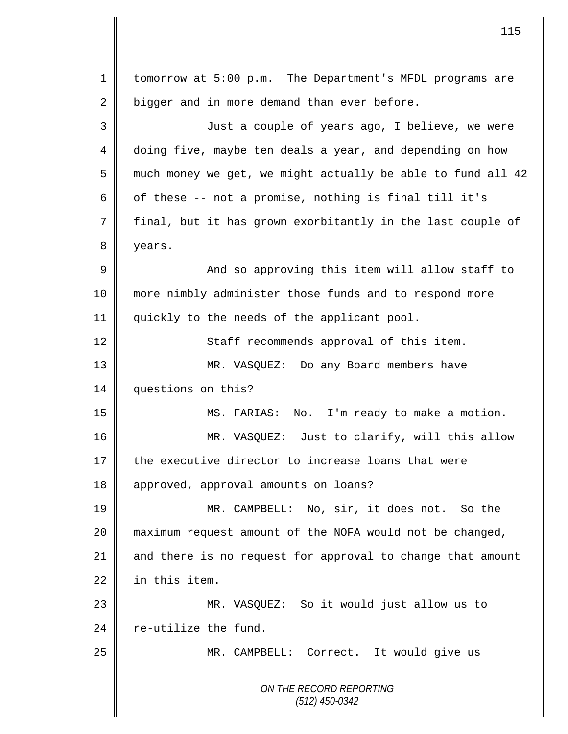tomorrow at 5:00 p.m. The Department's MFDL programs are bigger and in more demand than ever before.

Just a couple of years ago, I believe, we were doing five, maybe ten deals a year, and depending on how much money we get, we might actually be able to fund all 42 of these -- not a promise, nothing is final till it's final, but it has grown exorbitantly in the last couple of years.

And so approving this item will allow staff to more nimbly administer those funds and to respond more quickly to the needs of the applicant pool.

Staff recommends approval of this item.

MR. VASQUEZ: Do any Board members have questions on this?

MS. FARIAS: No. I'm ready to make a motion.

MR. VASQUEZ: Just to clarify, will this allow the executive director to increase loans that were approved, approval amounts on loans?

MR. CAMPBELL: No, sir, it does not. So the maximum request amount of the NOFA would not be changed, and there is no request for approval to change that amount in this item.

MR. VASQUEZ: So it would just allow us to re-utilize the fund.

MR. CAMPBELL: Correct. It would give us

ON THE RECORD REPORTING
(512) 450-0342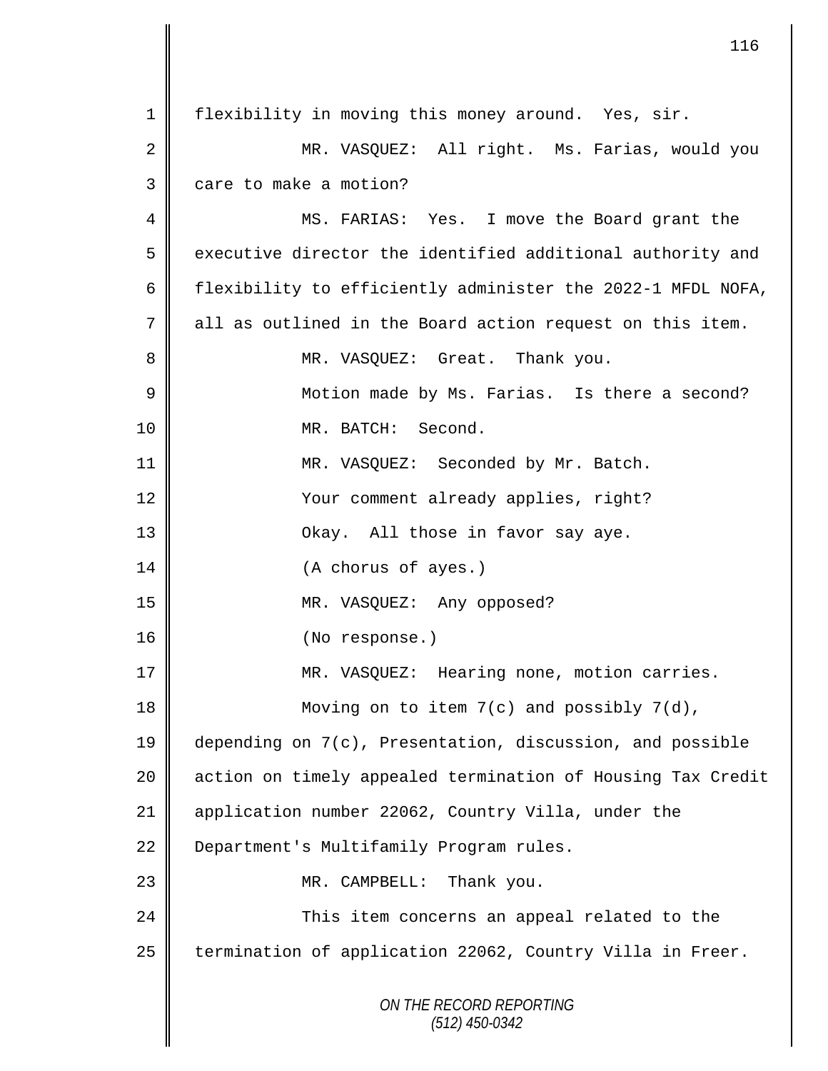flexibility in moving this money around. Yes, sir.

MR. VASQUEZ: All right. Ms. Farias, would you care to make a motion?

MS. FARIAS: Yes. I move the Board grant the executive director the identified additional authority and flexibility to efficiently administer the 2022-1 MFDL NOFA, all as outlined in the Board action request on this item.

MR. VASQUEZ: Great. Thank you.

Motion made by Ms. Farias. Is there a second?

MR. BATCH: Second.

MR. VASQUEZ: Seconded by Mr. Batch.

Your comment already applies, right?

Okay. All those in favor say aye.

(A chorus of ayes.)

MR. VASQUEZ: Any opposed?

(No response.)

MR. VASQUEZ: Hearing none, motion carries.

Moving on to item 7(c) and possibly 7(d), depending on 7(c), Presentation, discussion, and possible action on timely appealed termination of Housing Tax Credit application number 22062, Country Villa, under the Department's Multifamily Program rules.

MR. CAMPBELL: Thank you.

This item concerns an appeal related to the termination of application 22062, Country Villa in Freer.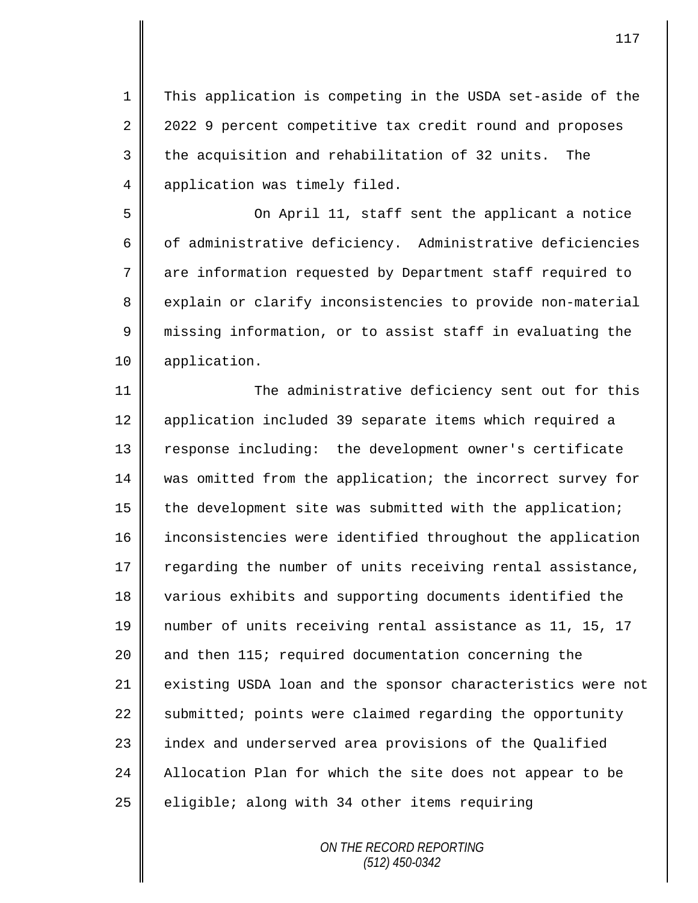This application is competing in the USDA set-aside of the 2022 9 percent competitive tax credit round and proposes the acquisition and rehabilitation of 32 units. The application was timely filed.

On April 11, staff sent the applicant a notice of administrative deficiency. Administrative deficiencies are information requested by Department staff required to explain or clarify inconsistencies to provide non-material missing information, or to assist staff in evaluating the application.

The administrative deficiency sent out for this application included 39 separate items which required a response including: the development owner's certificate was omitted from the application; the incorrect survey for the development site was submitted with the application; inconsistencies were identified throughout the application regarding the number of units receiving rental assistance, various exhibits and supporting documents identified the number of units receiving rental assistance as 11, 15, 17 and then 115; required documentation concerning the existing USDA loan and the sponsor characteristics were not submitted; points were claimed regarding the opportunity index and underserved area provisions of the Qualified Allocation Plan for which the site does not appear to be eligible; along with 34 other items requiring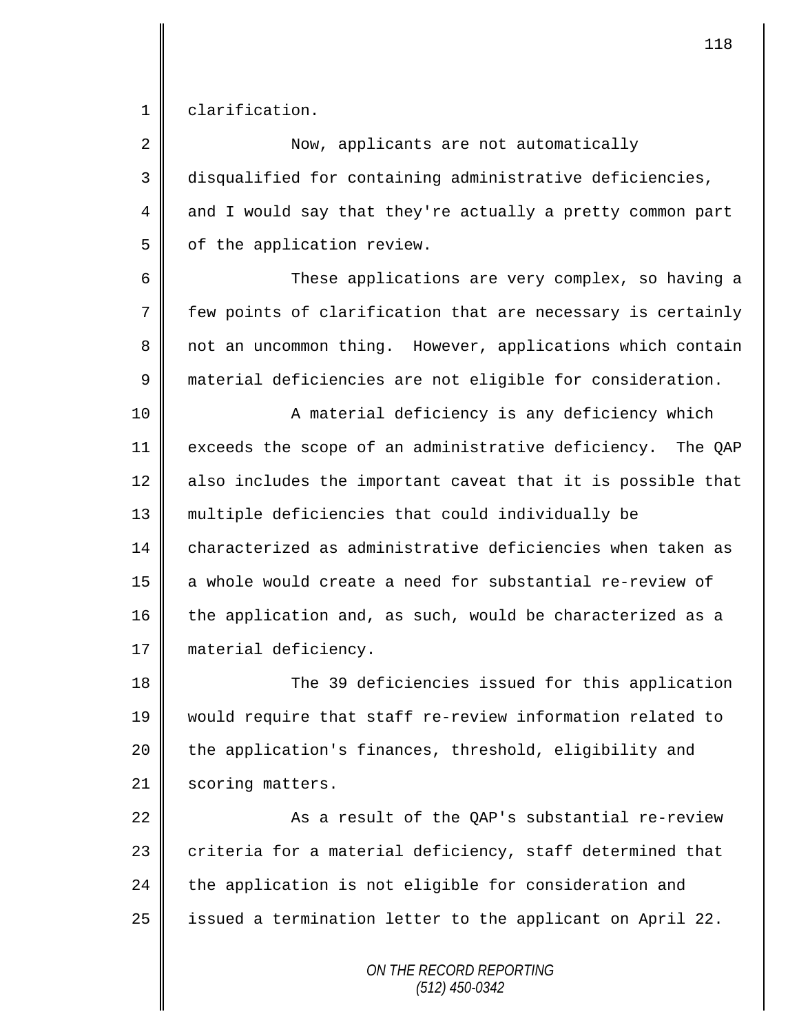clarification.

Now, applicants are not automatically disqualified for containing administrative deficiencies, and I would say that they're actually a pretty common part of the application review.

These applications are very complex, so having a few points of clarification that are necessary is certainly not an uncommon thing. However, applications which contain material deficiencies are not eligible for consideration.

A material deficiency is any deficiency which exceeds the scope of an administrative deficiency. The QAP also includes the important caveat that it is possible that multiple deficiencies that could individually be characterized as administrative deficiencies when taken as a whole would create a need for substantial re-review of the application and, as such, would be characterized as a material deficiency.

The 39 deficiencies issued for this application would require that staff re-review information related to the application's finances, threshold, eligibility and scoring matters.

As a result of the QAP's substantial re-review criteria for a material deficiency, staff determined that the application is not eligible for consideration and issued a termination letter to the applicant on April 22.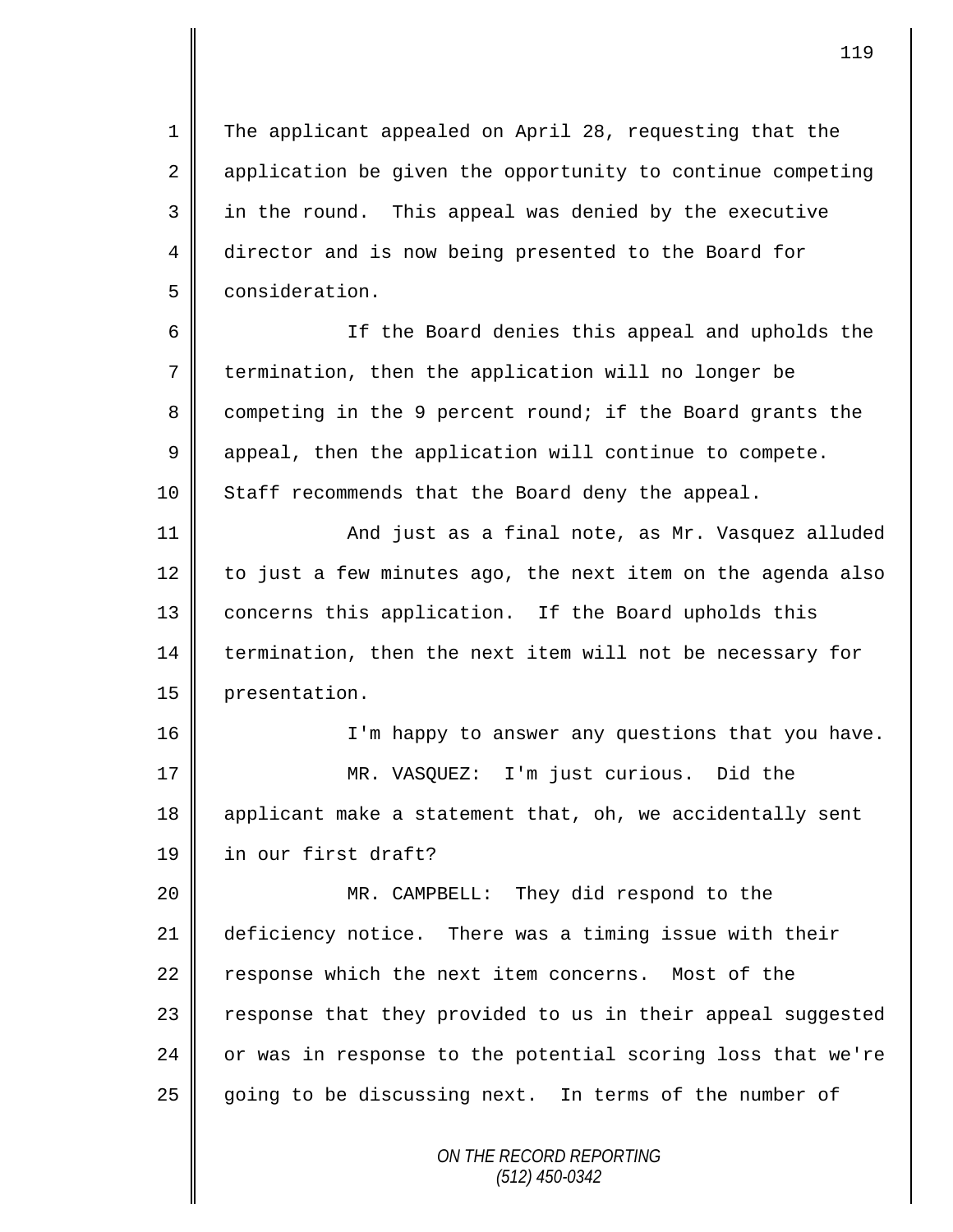The applicant appealed on April 28, requesting that the application be given the opportunity to continue competing in the round. This appeal was denied by the executive director and is now being presented to the Board for consideration.

If the Board denies this appeal and upholds the termination, then the application will no longer be competing in the 9 percent round; if the Board grants the appeal, then the application will continue to compete. Staff recommends that the Board deny the appeal.

And just as a final note, as Mr. Vasquez alluded to just a few minutes ago, the next item on the agenda also concerns this application. If the Board upholds this termination, then the next item will not be necessary for presentation.

I'm happy to answer any questions that you have.

MR. VASQUEZ: I'm just curious. Did the applicant make a statement that, oh, we accidentally sent in our first draft?

MR. CAMPBELL: They did respond to the deficiency notice. There was a timing issue with their response which the next item concerns. Most of the response that they provided to us in their appeal suggested or was in response to the potential scoring loss that we're going to be discussing next. In terms of the number of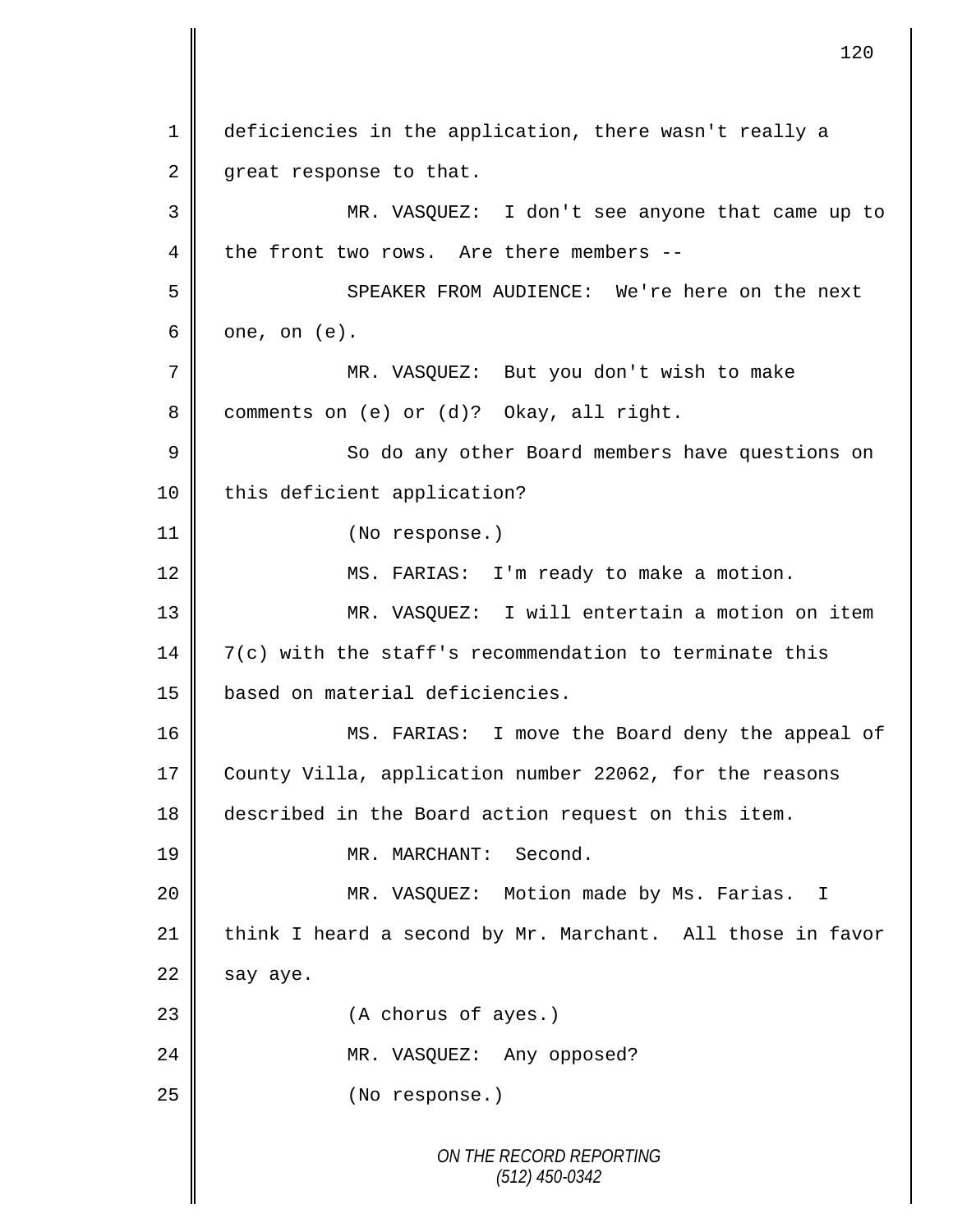deficiencies in the application, there wasn't really a great response to that.

MR. VASQUEZ: I don't see anyone that came up to the front two rows. Are there members --

SPEAKER FROM AUDIENCE: We're here on the next one, on (e).

MR. VASQUEZ: But you don't wish to make comments on (e) or (d)? Okay, all right.

So do any other Board members have questions on this deficient application?

(No response.)

MS. FARIAS: I'm ready to make a motion.

MR. VASQUEZ: I will entertain a motion on item 7(c) with the staff's recommendation to terminate this based on material deficiencies.

MS. FARIAS: I move the Board deny the appeal of County Villa, application number 22062, for the reasons described in the Board action request on this item.

MR. MARCHANT: Second.

MR. VASQUEZ: Motion made by Ms. Farias. I think I heard a second by Mr. Marchant. All those in favor say aye.

(A chorus of ayes.)

MR. VASQUEZ: Any opposed?

(No response.)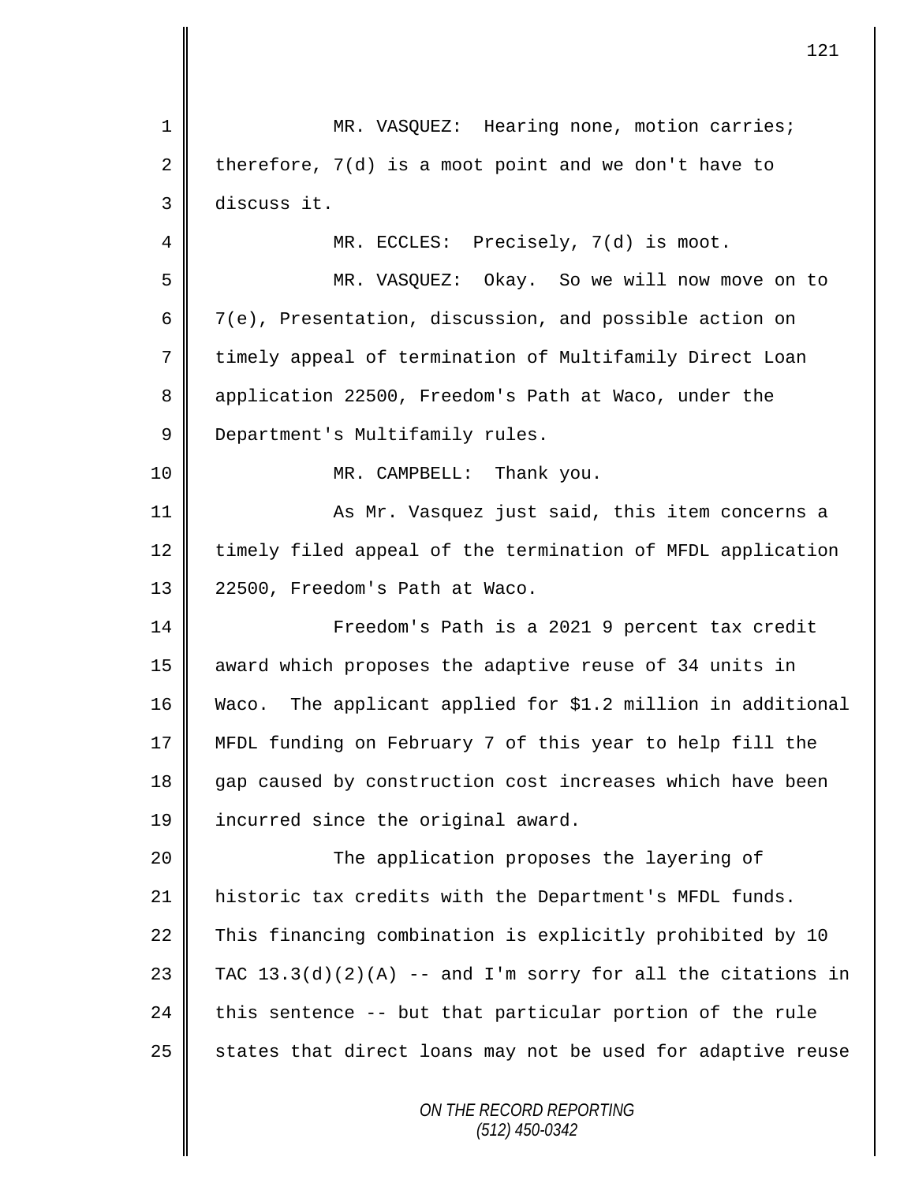MR. VASQUEZ: Hearing none, motion carries; therefore, 7(d) is a moot point and we don't have to discuss it.

MR. ECCLES: Precisely, 7(d) is moot.

MR. VASQUEZ: Okay. So we will now move on to 7(e), Presentation, discussion, and possible action on timely appeal of termination of Multifamily Direct Loan application 22500, Freedom's Path at Waco, under the Department's Multifamily rules.

MR. CAMPBELL: Thank you.

As Mr. Vasquez just said, this item concerns a timely filed appeal of the termination of MFDL application 22500, Freedom's Path at Waco.

Freedom's Path is a 2021 9 percent tax credit award which proposes the adaptive reuse of 34 units in Waco. The applicant applied for $1.2 million in additional MFDL funding on February 7 of this year to help fill the gap caused by construction cost increases which have been incurred since the original award.

The application proposes the layering of historic tax credits with the Department's MFDL funds. This financing combination is explicitly prohibited by 10 TAC 13.3(d)(2)(A) -- and I'm sorry for all the citations in this sentence -- but that particular portion of the rule states that direct loans may not be used for adaptive reuse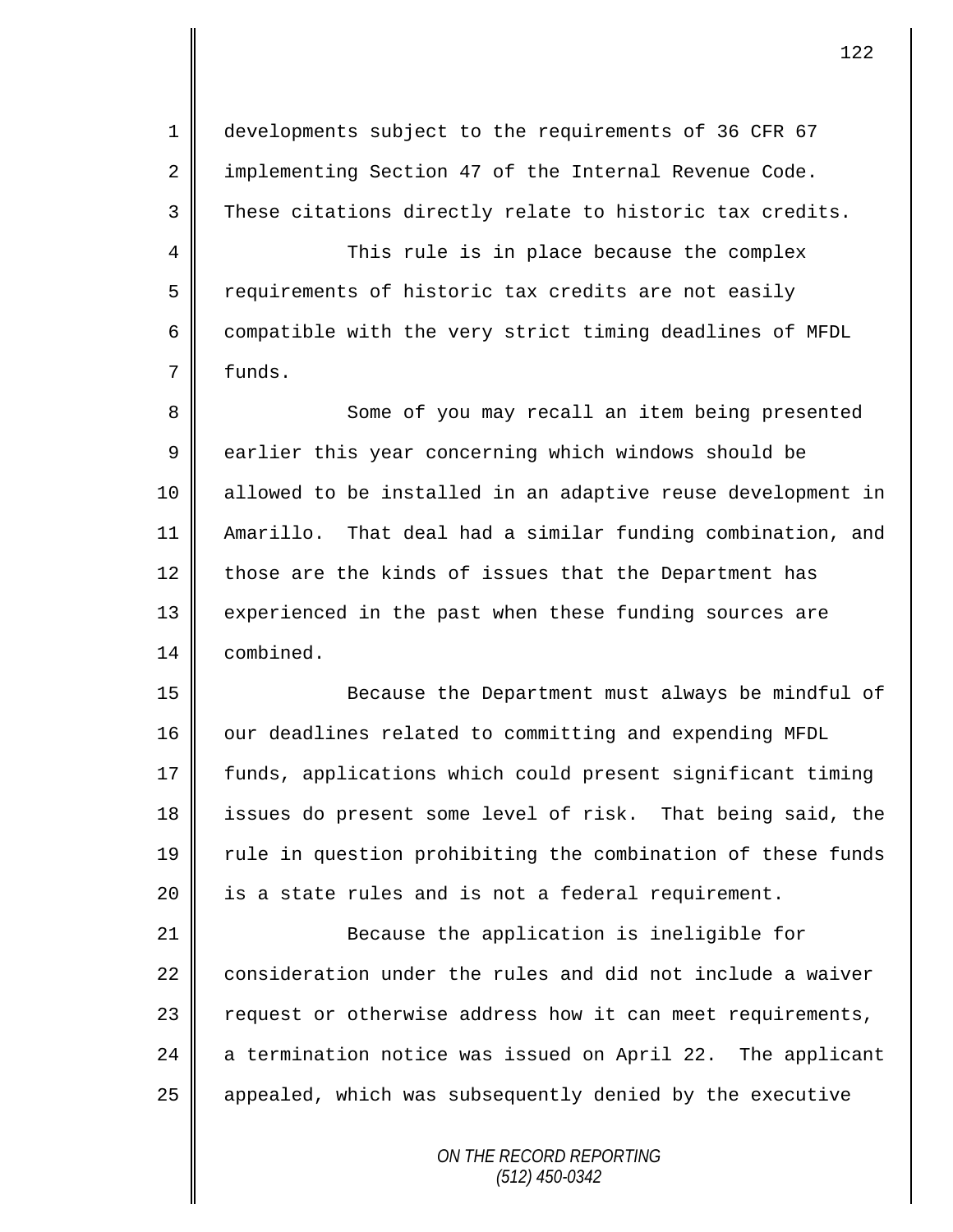developments subject to the requirements of 36 CFR 67 implementing Section 47 of the Internal Revenue Code. These citations directly relate to historic tax credits.

This rule is in place because the complex requirements of historic tax credits are not easily compatible with the very strict timing deadlines of MFDL funds.

Some of you may recall an item being presented earlier this year concerning which windows should be allowed to be installed in an adaptive reuse development in Amarillo. That deal had a similar funding combination, and those are the kinds of issues that the Department has experienced in the past when these funding sources are combined.

Because the Department must always be mindful of our deadlines related to committing and expending MFDL funds, applications which could present significant timing issues do present some level of risk. That being said, the rule in question prohibiting the combination of these funds is a state rules and is not a federal requirement.

Because the application is ineligible for consideration under the rules and did not include a waiver request or otherwise address how it can meet requirements, a termination notice was issued on April 22. The applicant appealed, which was subsequently denied by the executive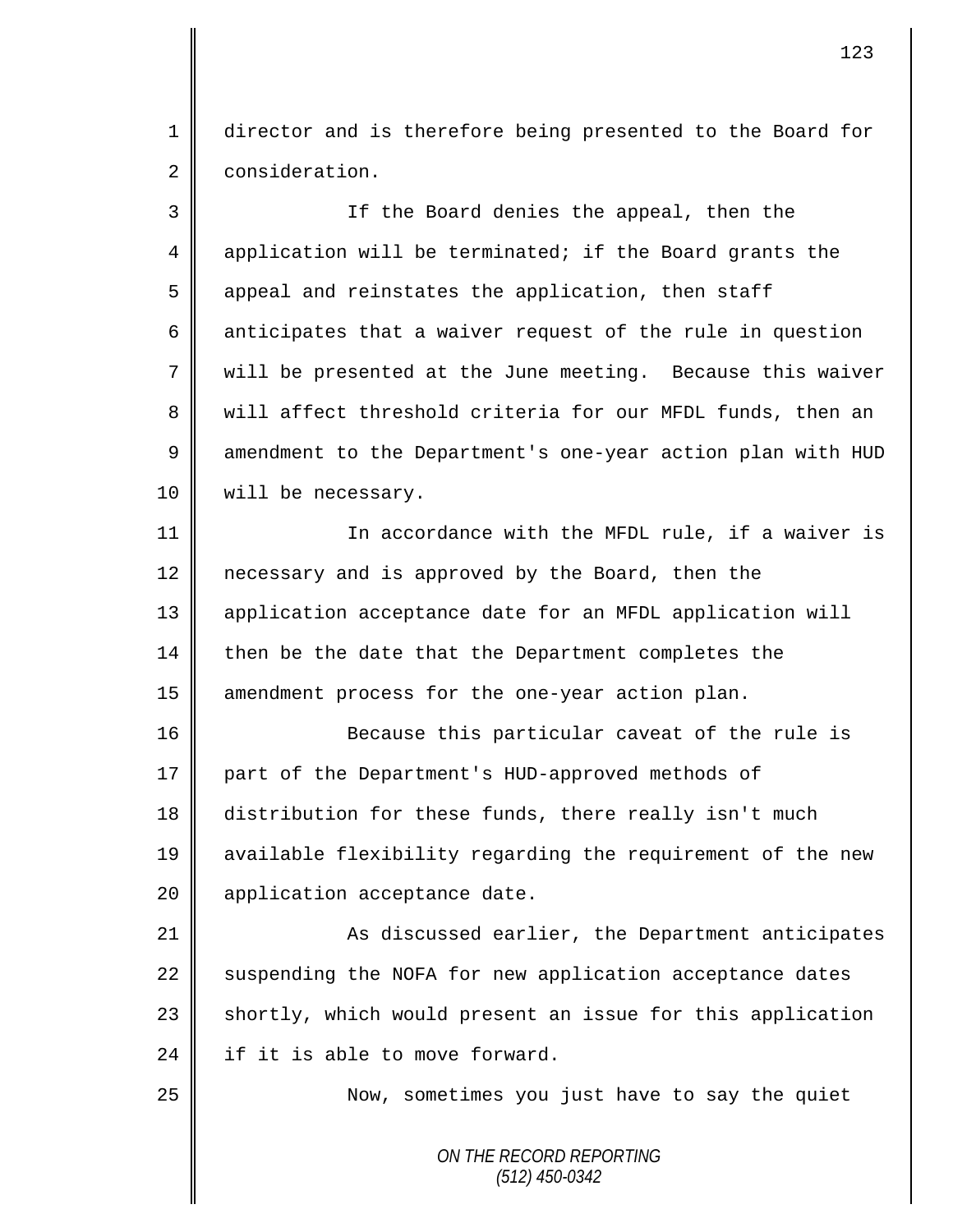director and is therefore being presented to the Board for consideration.

If the Board denies the appeal, then the application will be terminated; if the Board grants the appeal and reinstates the application, then staff anticipates that a waiver request of the rule in question will be presented at the June meeting. Because this waiver will affect threshold criteria for our MFDL funds, then an amendment to the Department's one-year action plan with HUD will be necessary.

In accordance with the MFDL rule, if a waiver is necessary and is approved by the Board, then the application acceptance date for an MFDL application will then be the date that the Department completes the amendment process for the one-year action plan.

Because this particular caveat of the rule is part of the Department's HUD-approved methods of distribution for these funds, there really isn't much available flexibility regarding the requirement of the new application acceptance date.

As discussed earlier, the Department anticipates suspending the NOFA for new application acceptance dates shortly, which would present an issue for this application if it is able to move forward.

Now, sometimes you just have to say the quiet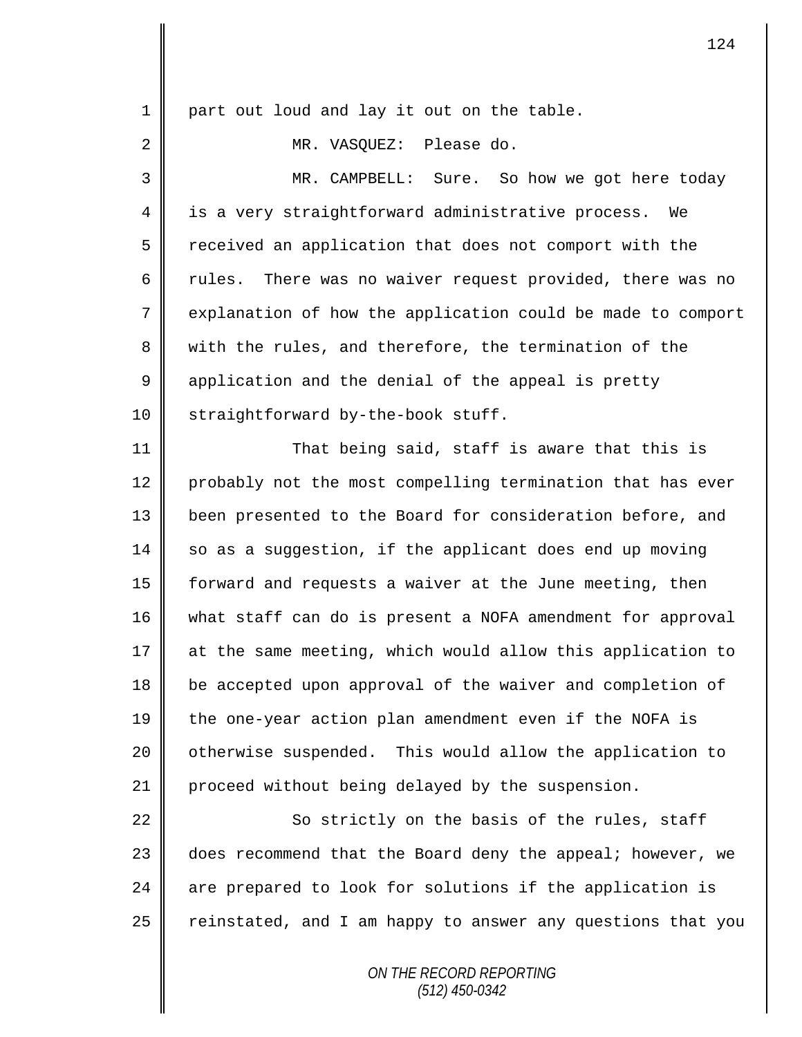part out loud and lay it out on the table.

MR. VASQUEZ: Please do.

MR. CAMPBELL: Sure. So how we got here today is a very straightforward administrative process. We received an application that does not comport with the rules. There was no waiver request provided, there was no explanation of how the application could be made to comport with the rules, and therefore, the termination of the application and the denial of the appeal is pretty straightforward by-the-book stuff.

That being said, staff is aware that this is probably not the most compelling termination that has ever been presented to the Board for consideration before, and so as a suggestion, if the applicant does end up moving forward and requests a waiver at the June meeting, then what staff can do is present a NOFA amendment for approval at the same meeting, which would allow this application to be accepted upon approval of the waiver and completion of the one-year action plan amendment even if the NOFA is otherwise suspended. This would allow the application to proceed without being delayed by the suspension.

So strictly on the basis of the rules, staff does recommend that the Board deny the appeal; however, we are prepared to look for solutions if the application is reinstated, and I am happy to answer any questions that you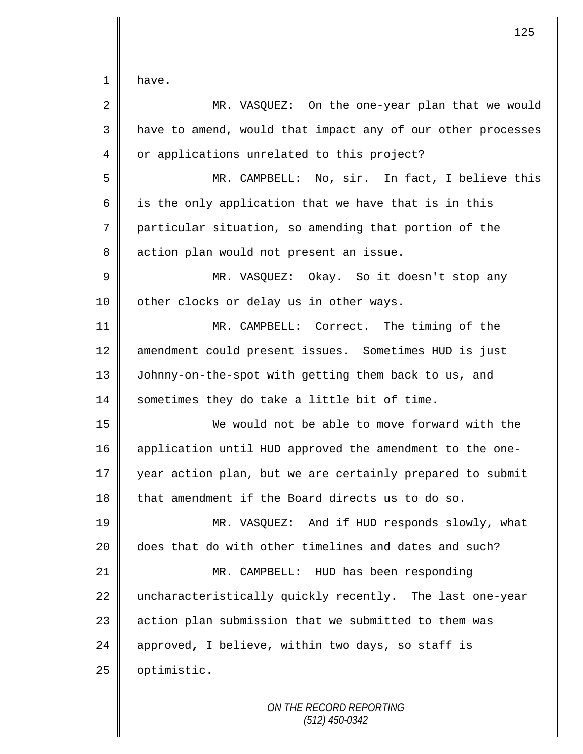have.

MR. VASQUEZ: On the one-year plan that we would have to amend, would that impact any of our other processes or applications unrelated to this project?

MR. CAMPBELL: No, sir. In fact, I believe this is the only application that we have that is in this particular situation, so amending that portion of the action plan would not present an issue.

MR. VASQUEZ: Okay. So it doesn't stop any other clocks or delay us in other ways.

MR. CAMPBELL: Correct. The timing of the amendment could present issues. Sometimes HUD is just Johnny-on-the-spot with getting them back to us, and sometimes they do take a little bit of time.

We would not be able to move forward with the application until HUD approved the amendment to the one-year action plan, but we are certainly prepared to submit that amendment if the Board directs us to do so.

MR. VASQUEZ: And if HUD responds slowly, what does that do with other timelines and dates and such?

MR. CAMPBELL: HUD has been responding uncharacteristically quickly recently. The last one-year action plan submission that we submitted to them was approved, I believe, within two days, so staff is optimistic.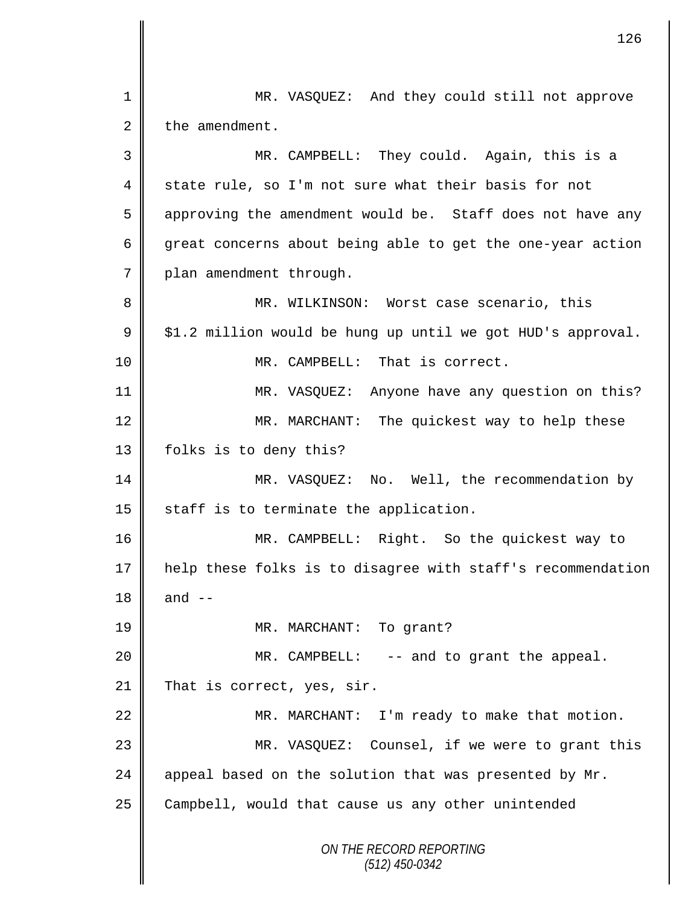MR. VASQUEZ: And they could still not approve the amendment.

MR. CAMPBELL: They could. Again, this is a state rule, so I'm not sure what their basis for not approving the amendment would be. Staff does not have any great concerns about being able to get the one-year action plan amendment through.

MR. WILKINSON: Worst case scenario, this $1.2 million would be hung up until we got HUD's approval.

MR. CAMPBELL: That is correct.

MR. VASQUEZ: Anyone have any question on this?

MR. MARCHANT: The quickest way to help these folks is to deny this?

MR. VASQUEZ: No. Well, the recommendation by staff is to terminate the application.

MR. CAMPBELL: Right. So the quickest way to help these folks is to disagree with staff's recommendation and --

MR. MARCHANT: To grant?

MR. CAMPBELL: -- and to grant the appeal. That is correct, yes, sir.

MR. MARCHANT: I'm ready to make that motion.

MR. VASQUEZ: Counsel, if we were to grant this appeal based on the solution that was presented by Mr. Campbell, would that cause us any other unintended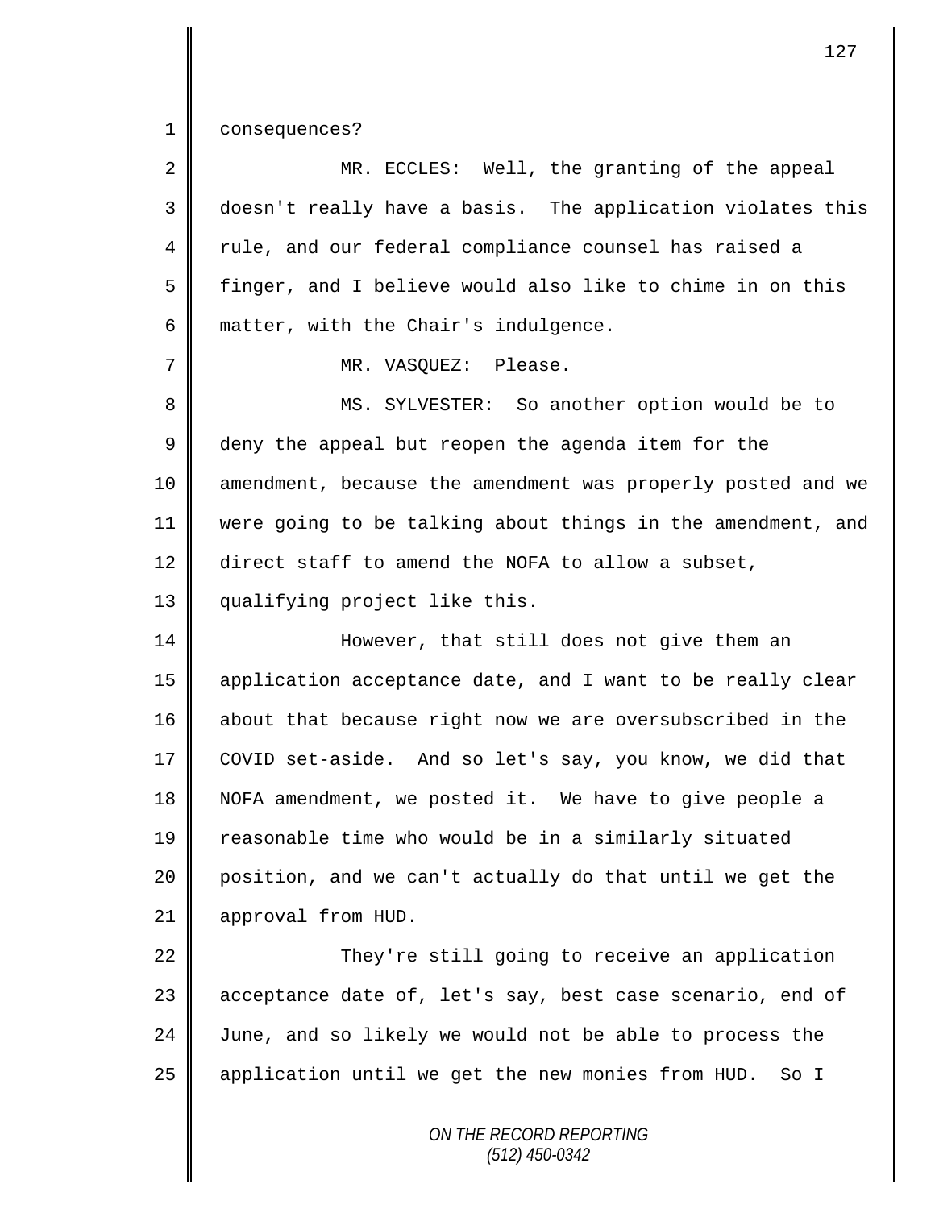1 consequences?

2 MR. ECCLES: Well, the granting of the appeal
3 doesn't really have a basis. The application violates this
4 rule, and our federal compliance counsel has raised a
5 finger, and I believe would also like to chime in on this
6 matter, with the Chair's indulgence.

7 MR. VASQUEZ: Please.

8 MS. SYLVESTER: So another option would be to
9 deny the appeal but reopen the agenda item for the
10 amendment, because the amendment was properly posted and we
11 were going to be talking about things in the amendment, and
12 direct staff to amend the NOFA to allow a subset,
13 qualifying project like this.

14 However, that still does not give them an
15 application acceptance date, and I want to be really clear
16 about that because right now we are oversubscribed in the
17 COVID set-aside. And so let's say, you know, we did that
18 NOFA amendment, we posted it. We have to give people a
19 reasonable time who would be in a similarly situated
20 position, and we can't actually do that until we get the
21 approval from HUD.

22 They're still going to receive an application
23 acceptance date of, let's say, best case scenario, end of
24 June, and so likely we would not be able to process the
25 application until we get the new monies from HUD. So I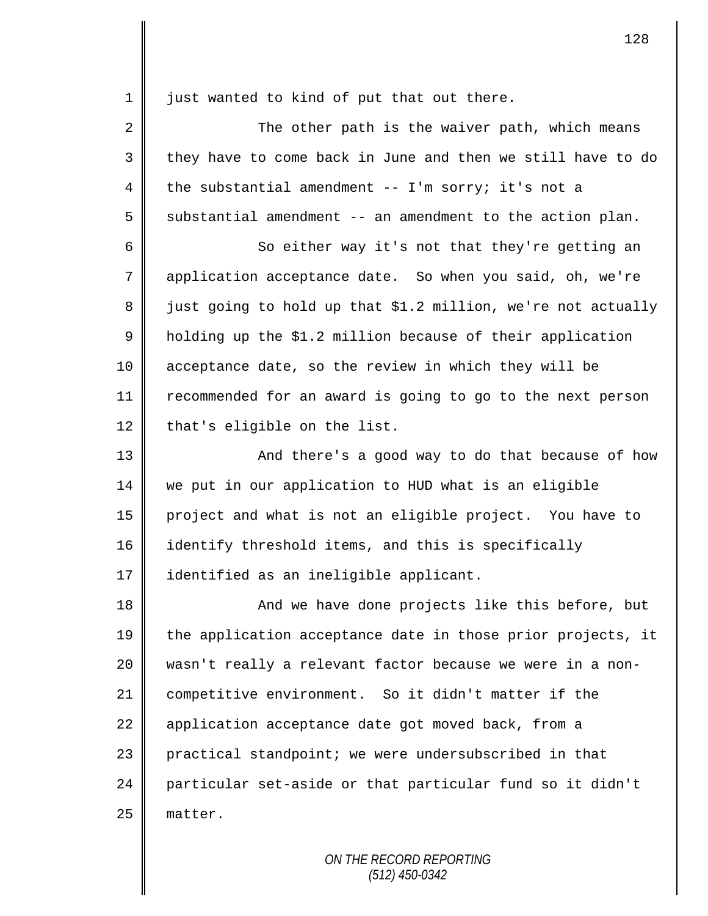just wanted to kind of put that out there.

The other path is the waiver path, which means they have to come back in June and then we still have to do the substantial amendment -- I'm sorry; it's not a substantial amendment -- an amendment to the action plan.

So either way it's not that they're getting an application acceptance date. So when you said, oh, we're just going to hold up that $1.2 million, we're not actually holding up the $1.2 million because of their application acceptance date, so the review in which they will be recommended for an award is going to go to the next person that's eligible on the list.

And there's a good way to do that because of how we put in our application to HUD what is an eligible project and what is not an eligible project. You have to identify threshold items, and this is specifically identified as an ineligible applicant.

And we have done projects like this before, but the application acceptance date in those prior projects, it wasn't really a relevant factor because we were in a non-competitive environment. So it didn't matter if the application acceptance date got moved back, from a practical standpoint; we were undersubscribed in that particular set-aside or that particular fund so it didn't matter.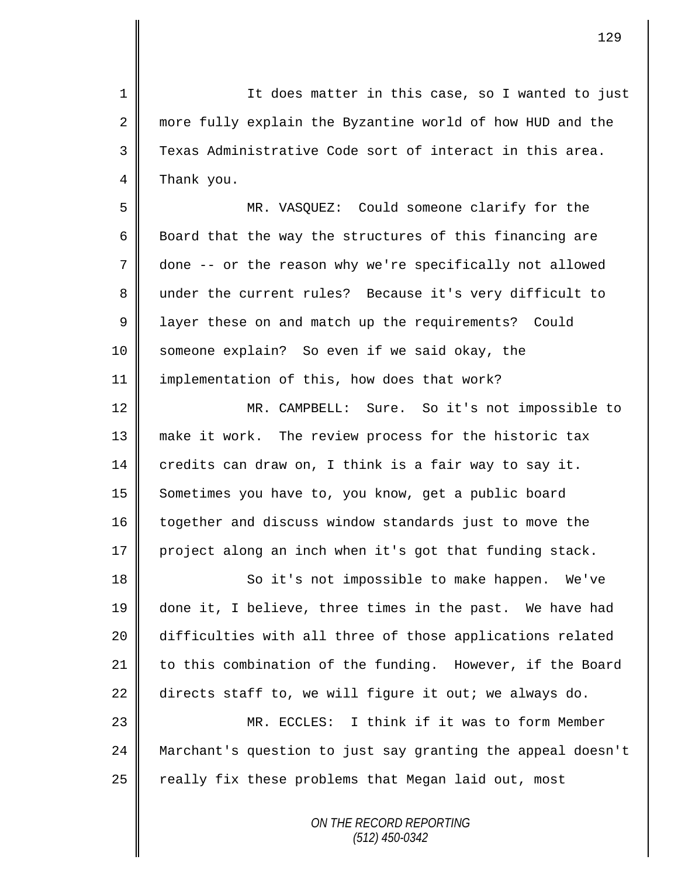It does matter in this case, so I wanted to just more fully explain the Byzantine world of how HUD and the Texas Administrative Code sort of interact in this area. Thank you.

MR. VASQUEZ: Could someone clarify for the Board that the way the structures of this financing are done -- or the reason why we're specifically not allowed under the current rules? Because it's very difficult to layer these on and match up the requirements? Could someone explain? So even if we said okay, the implementation of this, how does that work?

MR. CAMPBELL: Sure. So it's not impossible to make it work. The review process for the historic tax credits can draw on, I think is a fair way to say it. Sometimes you have to, you know, get a public board together and discuss window standards just to move the project along an inch when it's got that funding stack.

So it's not impossible to make happen. We've done it, I believe, three times in the past. We have had difficulties with all three of those applications related to this combination of the funding. However, if the Board directs staff to, we will figure it out; we always do.

MR. ECCLES: I think if it was to form Member Marchant's question to just say granting the appeal doesn't really fix these problems that Megan laid out, most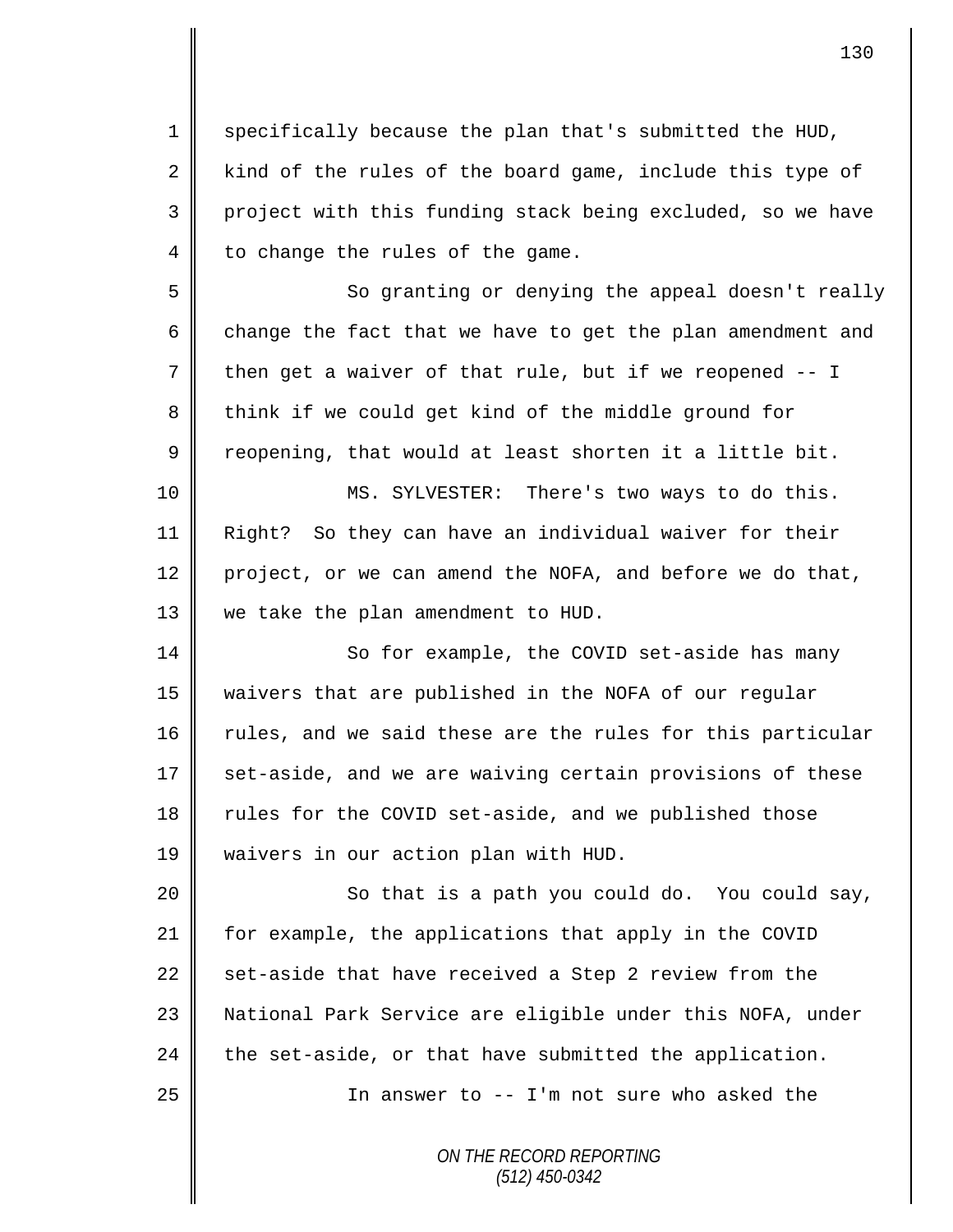specifically because the plan that's submitted the HUD, kind of the rules of the board game, include this type of project with this funding stack being excluded, so we have to change the rules of the game.

So granting or denying the appeal doesn't really change the fact that we have to get the plan amendment and then get a waiver of that rule, but if we reopened -- I think if we could get kind of the middle ground for reopening, that would at least shorten it a little bit.

MS. SYLVESTER: There's two ways to do this. Right? So they can have an individual waiver for their project, or we can amend the NOFA, and before we do that, we take the plan amendment to HUD.

So for example, the COVID set-aside has many waivers that are published in the NOFA of our regular rules, and we said these are the rules for this particular set-aside, and we are waiving certain provisions of these rules for the COVID set-aside, and we published those waivers in our action plan with HUD.

So that is a path you could do. You could say, for example, the applications that apply in the COVID set-aside that have received a Step 2 review from the National Park Service are eligible under this NOFA, under the set-aside, or that have submitted the application.

In answer to -- I'm not sure who asked the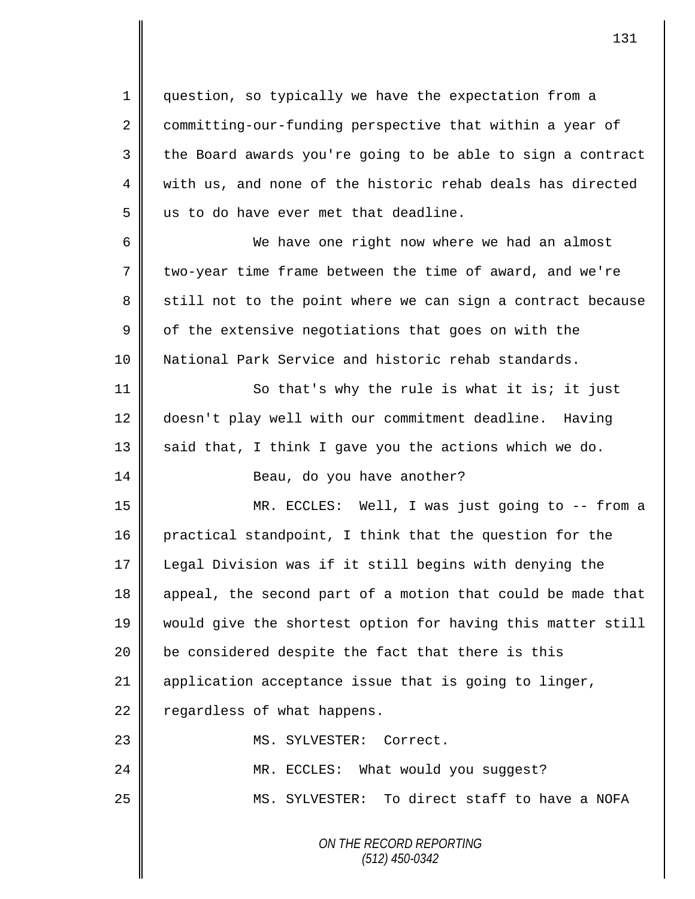question, so typically we have the expectation from a committing-our-funding perspective that within a year of the Board awards you're going to be able to sign a contract with us, and none of the historic rehab deals has directed us to do have ever met that deadline.

We have one right now where we had an almost two-year time frame between the time of award, and we're still not to the point where we can sign a contract because of the extensive negotiations that goes on with the National Park Service and historic rehab standards.

So that's why the rule is what it is; it just doesn't play well with our commitment deadline. Having said that, I think I gave you the actions which we do.

Beau, do you have another?

MR. ECCLES: Well, I was just going to -- from a practical standpoint, I think that the question for the Legal Division was if it still begins with denying the appeal, the second part of a motion that could be made that would give the shortest option for having this matter still be considered despite the fact that there is this application acceptance issue that is going to linger, regardless of what happens.

MS. SYLVESTER: Correct.

MR. ECCLES: What would you suggest?

MS. SYLVESTER: To direct staff to have a NOFA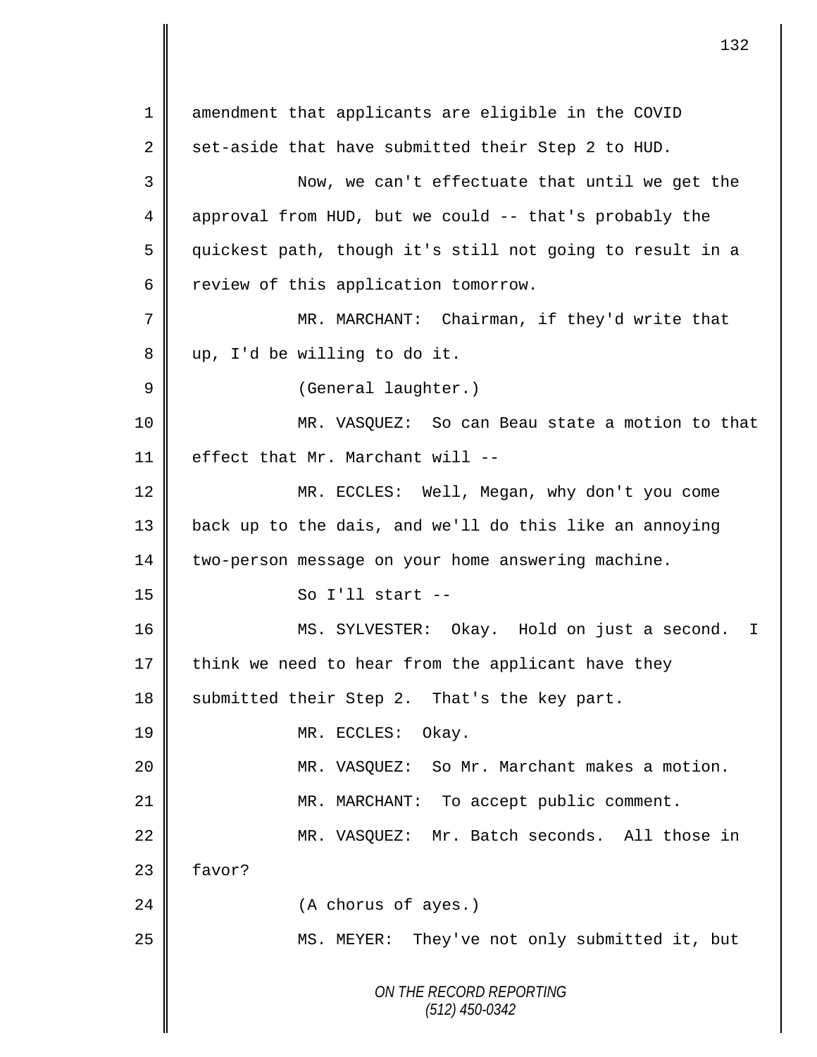1 amendment that applicants are eligible in the COVID
2 set-aside that have submitted their Step 2 to HUD.
3 Now, we can't effectuate that until we get the
4 approval from HUD, but we could -- that's probably the
5 quickest path, though it's still not going to result in a
6 review of this application tomorrow.
7 MR. MARCHANT: Chairman, if they'd write that
8 up, I'd be willing to do it.
9 (General laughter.)
10 MR. VASQUEZ: So can Beau state a motion to that
11 effect that Mr. Marchant will --
12 MR. ECCLES: Well, Megan, why don't you come
13 back up to the dais, and we'll do this like an annoying
14 two-person message on your home answering machine.
15 So I'll start --
16 MS. SYLVESTER: Okay. Hold on just a second. I
17 think we need to hear from the applicant have they
18 submitted their Step 2. That's the key part.
19 MR. ECCLES: Okay.
20 MR. VASQUEZ: So Mr. Marchant makes a motion.
21 MR. MARCHANT: To accept public comment.
22 MR. VASQUEZ: Mr. Batch seconds. All those in
23 favor?
24 (A chorus of ayes.)
25 MS. MEYER: They've not only submitted it, but

*ON THE RECORD REPORTING*
*(512) 450-0342*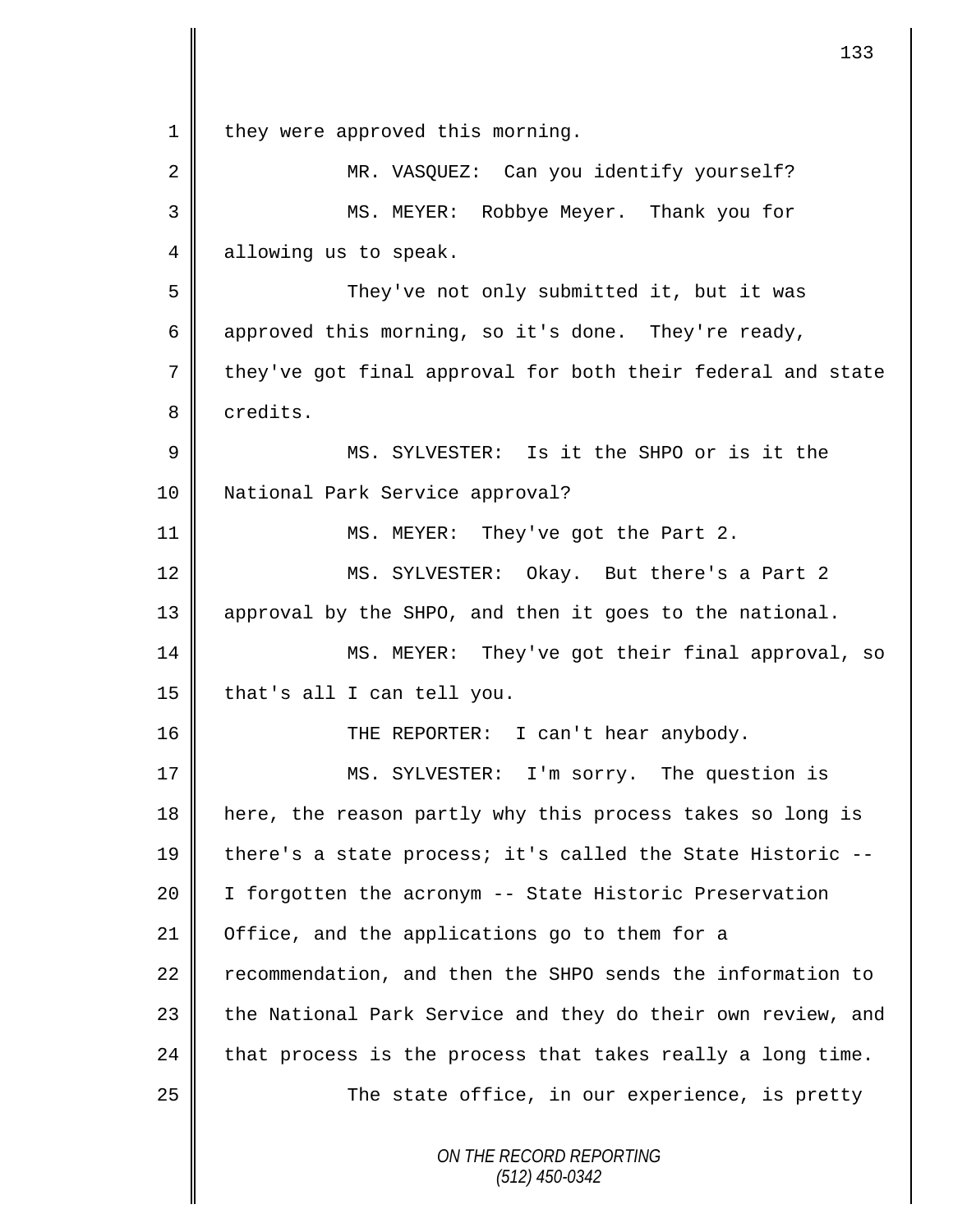1 they were approved this morning.

2 MR. VASQUEZ: Can you identify yourself?

3 MS. MEYER: Robbye Meyer. Thank you for

4 allowing us to speak.

5 They've not only submitted it, but it was

6 approved this morning, so it's done. They're ready,

7 they've got final approval for both their federal and state

8 credits.

9 MS. SYLVESTER: Is it the SHPO or is it the

10 National Park Service approval?

11 MS. MEYER: They've got the Part 2.

12 MS. SYLVESTER: Okay. But there's a Part 2

13 approval by the SHPO, and then it goes to the national.

14 MS. MEYER: They've got their final approval, so

15 that's all I can tell you.

16 THE REPORTER: I can't hear anybody.

17 MS. SYLVESTER: I'm sorry. The question is

18 here, the reason partly why this process takes so long is

19 there's a state process; it's called the State Historic --

20 I forgotten the acronym -- State Historic Preservation

21 Office, and the applications go to them for a

22 recommendation, and then the SHPO sends the information to

23 the National Park Service and they do their own review, and

24 that process is the process that takes really a long time.

25 The state office, in our experience, is pretty

*ON THE RECORD REPORTING*
*(512) 450-0342*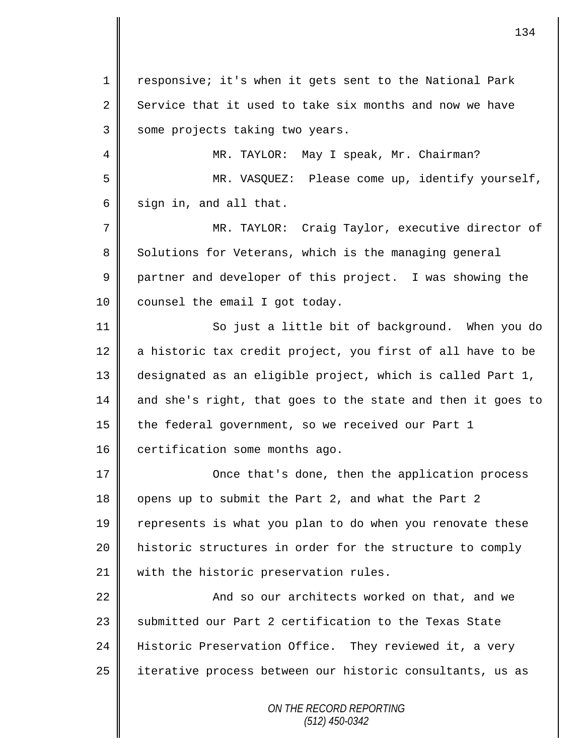responsive; it's when it gets sent to the National Park Service that it used to take six months and now we have some projects taking two years.

MR. TAYLOR: May I speak, Mr. Chairman?

MR. VASQUEZ: Please come up, identify yourself, sign in, and all that.

MR. TAYLOR: Craig Taylor, executive director of Solutions for Veterans, which is the managing general partner and developer of this project. I was showing the counsel the email I got today.

So just a little bit of background. When you do a historic tax credit project, you first of all have to be designated as an eligible project, which is called Part 1, and she's right, that goes to the state and then it goes to the federal government, so we received our Part 1 certification some months ago.

Once that's done, then the application process opens up to submit the Part 2, and what the Part 2 represents is what you plan to do when you renovate these historic structures in order for the structure to comply with the historic preservation rules.

And so our architects worked on that, and we submitted our Part 2 certification to the Texas State Historic Preservation Office. They reviewed it, a very iterative process between our historic consultants, us as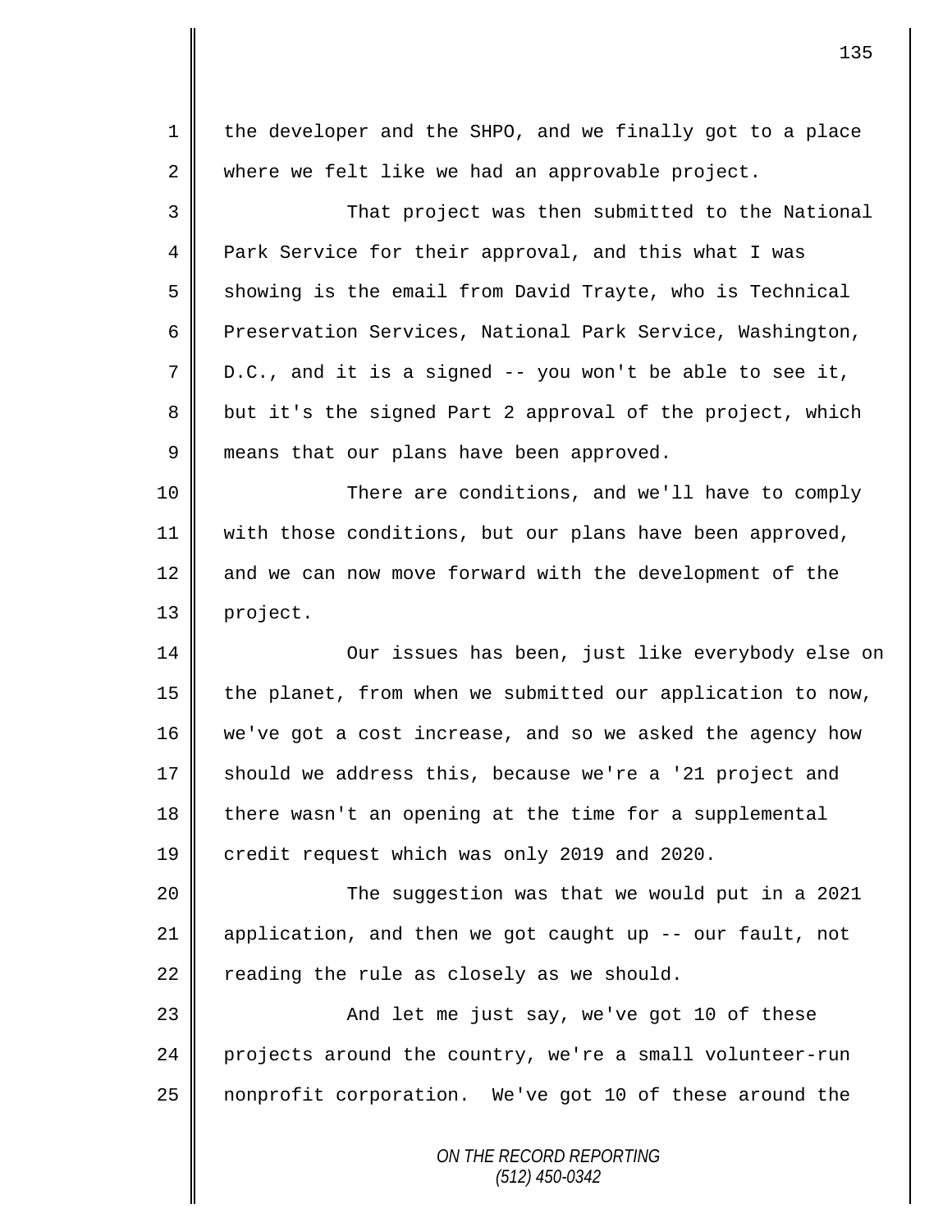the developer and the SHPO, and we finally got to a place where we felt like we had an approvable project.

That project was then submitted to the National Park Service for their approval, and this what I was showing is the email from David Trayte, who is Technical Preservation Services, National Park Service, Washington, D.C., and it is a signed -- you won't be able to see it, but it's the signed Part 2 approval of the project, which means that our plans have been approved.

There are conditions, and we'll have to comply with those conditions, but our plans have been approved, and we can now move forward with the development of the project.

Our issues has been, just like everybody else on the planet, from when we submitted our application to now, we've got a cost increase, and so we asked the agency how should we address this, because we're a '21 project and there wasn't an opening at the time for a supplemental credit request which was only 2019 and 2020.

The suggestion was that we would put in a 2021 application, and then we got caught up -- our fault, not reading the rule as closely as we should.

And let me just say, we've got 10 of these projects around the country, we're a small volunteer-run nonprofit corporation. We've got 10 of these around the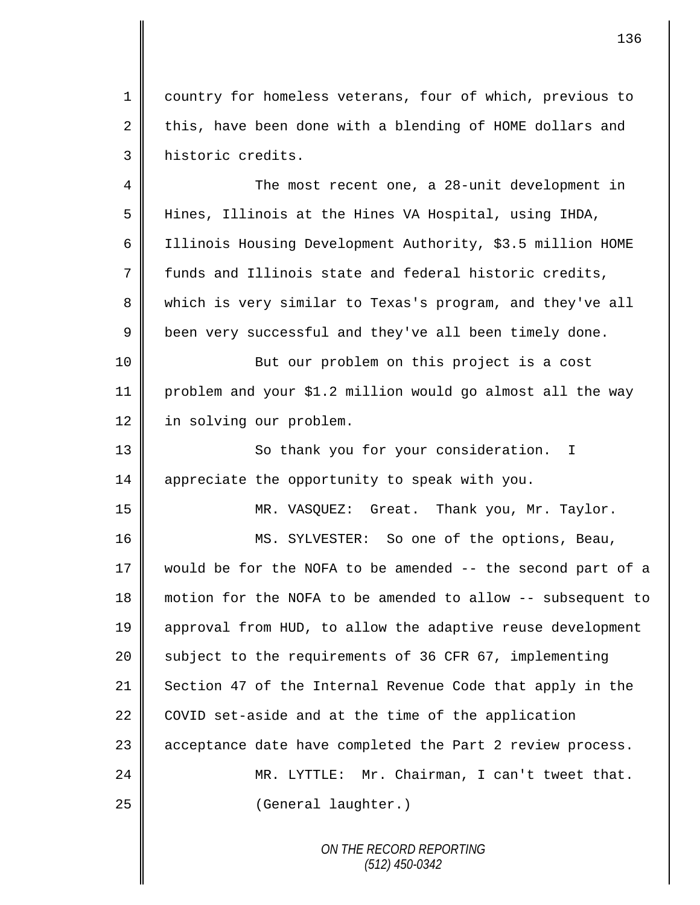country for homeless veterans, four of which, previous to this, have been done with a blending of HOME dollars and historic credits.

The most recent one, a 28-unit development in Hines, Illinois at the Hines VA Hospital, using IHDA, Illinois Housing Development Authority, $3.5 million HOME funds and Illinois state and federal historic credits, which is very similar to Texas's program, and they've all been very successful and they've all been timely done.

But our problem on this project is a cost problem and your $1.2 million would go almost all the way in solving our problem.

So thank you for your consideration. I appreciate the opportunity to speak with you.

MR. VASQUEZ: Great. Thank you, Mr. Taylor.

MS. SYLVESTER: So one of the options, Beau, would be for the NOFA to be amended -- the second part of a motion for the NOFA to be amended to allow -- subsequent to approval from HUD, to allow the adaptive reuse development subject to the requirements of 36 CFR 67, implementing Section 47 of the Internal Revenue Code that apply in the COVID set-aside and at the time of the application acceptance date have completed the Part 2 review process.

MR. LYTTLE: Mr. Chairman, I can't tweet that.

(General laughter.)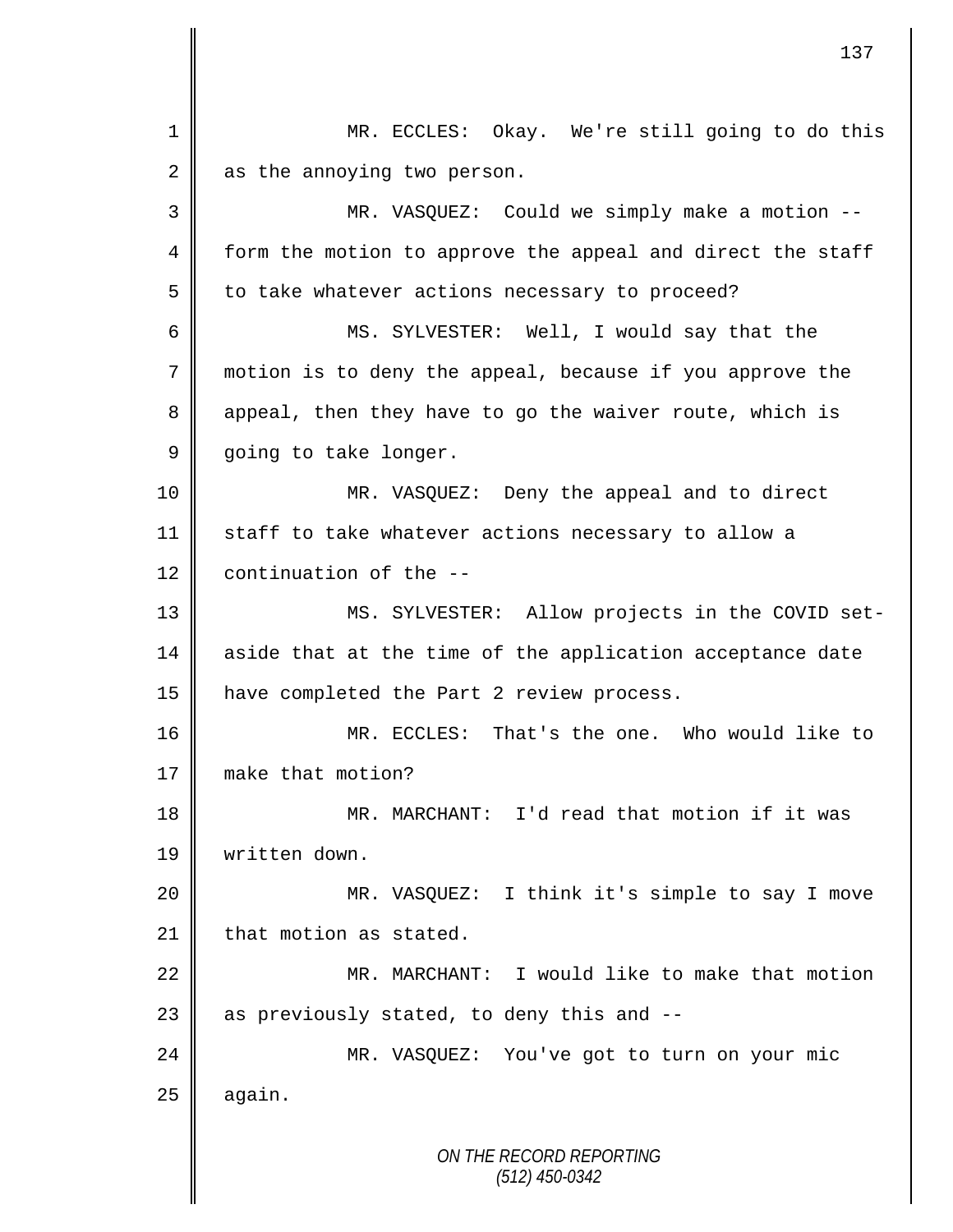MR. ECCLES: Okay. We're still going to do this as the annoying two person.

MR. VASQUEZ: Could we simply make a motion -- form the motion to approve the appeal and direct the staff to take whatever actions necessary to proceed?

MS. SYLVESTER: Well, I would say that the motion is to deny the appeal, because if you approve the appeal, then they have to go the waiver route, which is going to take longer.

MR. VASQUEZ: Deny the appeal and to direct staff to take whatever actions necessary to allow a continuation of the --

MS. SYLVESTER: Allow projects in the COVID set-aside that at the time of the application acceptance date have completed the Part 2 review process.

MR. ECCLES: That's the one. Who would like to make that motion?

MR. MARCHANT: I'd read that motion if it was written down.

MR. VASQUEZ: I think it's simple to say I move that motion as stated.

MR. MARCHANT: I would like to make that motion as previously stated, to deny this and --

MR. VASQUEZ: You've got to turn on your mic again.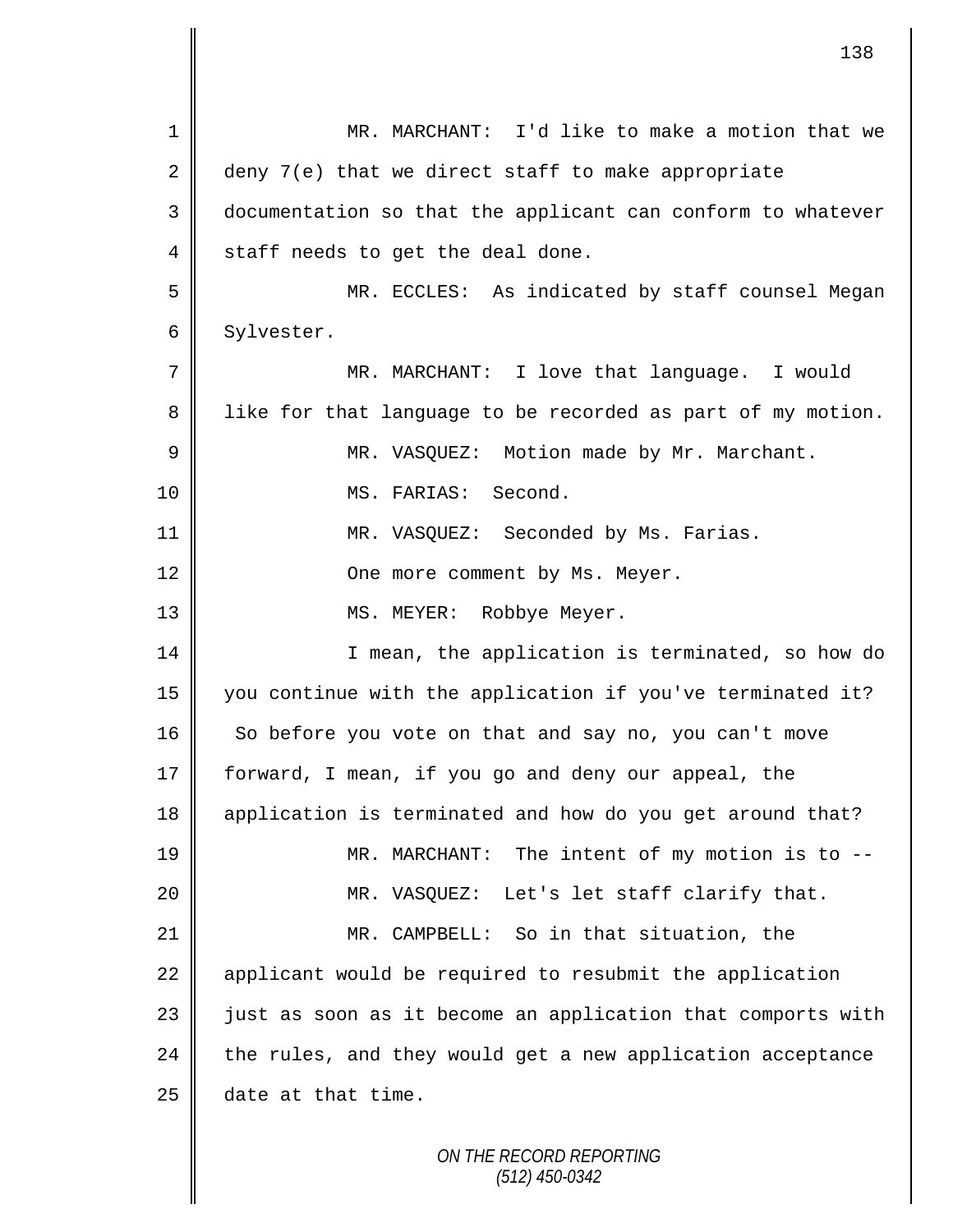MR. MARCHANT: I'd like to make a motion that we deny 7(e) that we direct staff to make appropriate documentation so that the applicant can conform to whatever staff needs to get the deal done.

MR. ECCLES: As indicated by staff counsel Megan Sylvester.

MR. MARCHANT: I love that language. I would like for that language to be recorded as part of my motion.

MR. VASQUEZ: Motion made by Mr. Marchant.

MS. FARIAS: Second.

MR. VASQUEZ: Seconded by Ms. Farias.

One more comment by Ms. Meyer.

MS. MEYER: Robbye Meyer.

I mean, the application is terminated, so how do you continue with the application if you've terminated it? So before you vote on that and say no, you can't move forward, I mean, if you go and deny our appeal, the application is terminated and how do you get around that?

MR. MARCHANT: The intent of my motion is to --

MR. VASQUEZ: Let's let staff clarify that.

MR. CAMPBELL: So in that situation, the applicant would be required to resubmit the application just as soon as it become an application that comports with the rules, and they would get a new application acceptance date at that time.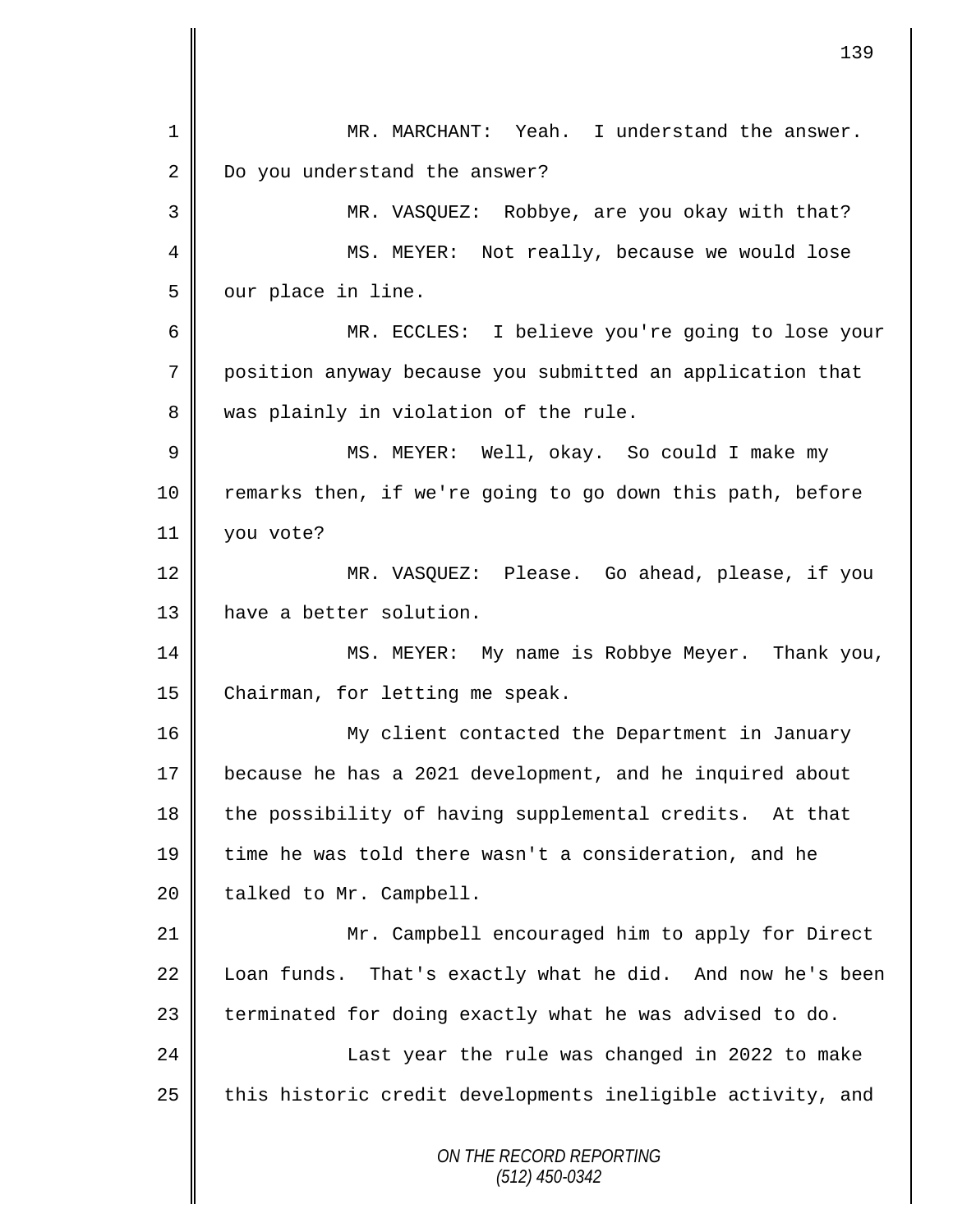MR. MARCHANT: Yeah. I understand the answer. Do you understand the answer?

MR. VASQUEZ: Robbye, are you okay with that?

MS. MEYER: Not really, because we would lose our place in line.

MR. ECCLES: I believe you're going to lose your position anyway because you submitted an application that was plainly in violation of the rule.

MS. MEYER: Well, okay. So could I make my remarks then, if we're going to go down this path, before you vote?

MR. VASQUEZ: Please. Go ahead, please, if you have a better solution.

MS. MEYER: My name is Robbye Meyer. Thank you, Chairman, for letting me speak.

My client contacted the Department in January because he has a 2021 development, and he inquired about the possibility of having supplemental credits. At that time he was told there wasn't a consideration, and he talked to Mr. Campbell.

Mr. Campbell encouraged him to apply for Direct Loan funds. That's exactly what he did. And now he's been terminated for doing exactly what he was advised to do.

Last year the rule was changed in 2022 to make this historic credit developments ineligible activity, and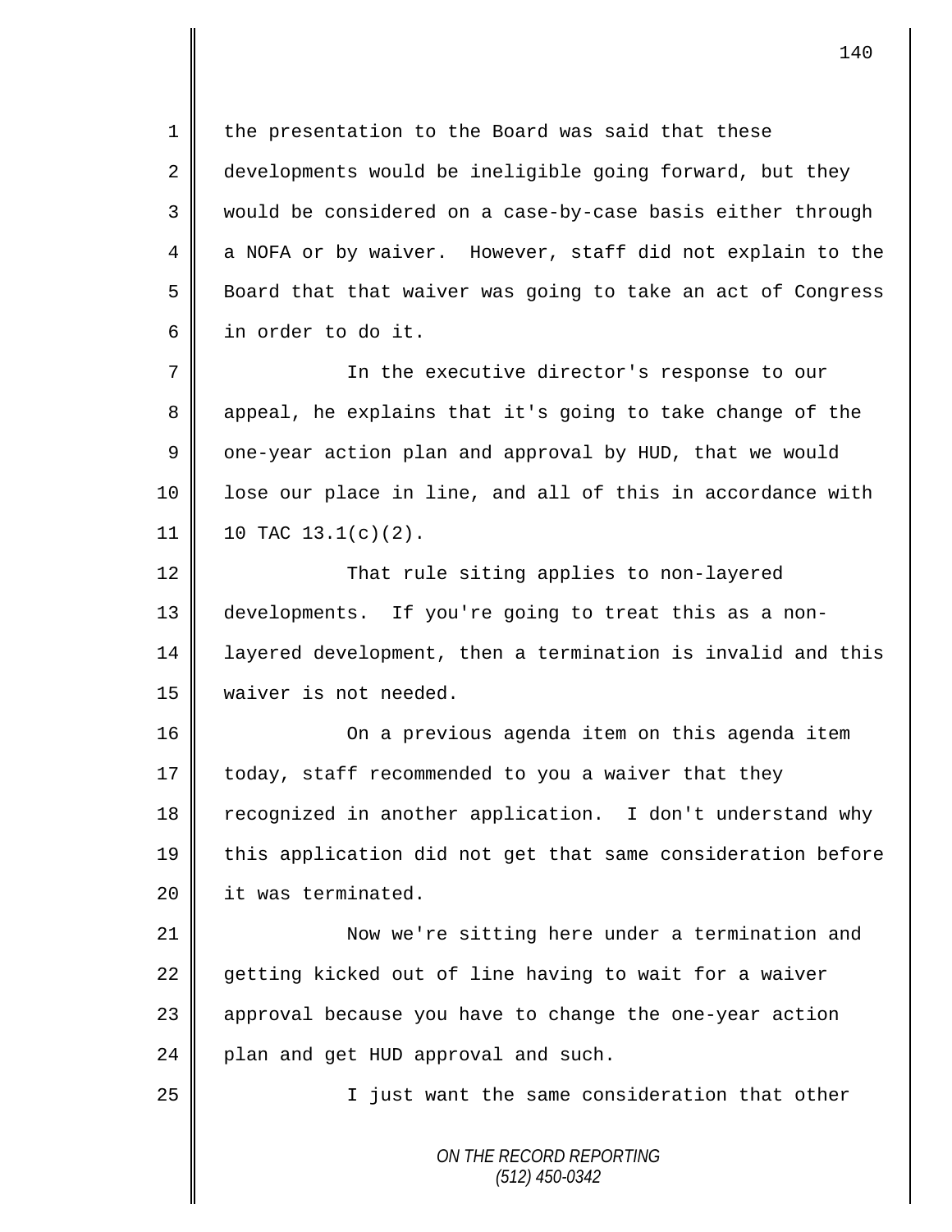the presentation to the Board was said that these developments would be ineligible going forward, but they would be considered on a case-by-case basis either through a NOFA or by waiver. However, staff did not explain to the Board that that waiver was going to take an act of Congress in order to do it.

In the executive director's response to our appeal, he explains that it's going to take change of the one-year action plan and approval by HUD, that we would lose our place in line, and all of this in accordance with 10 TAC 13.1(c)(2).

That rule siting applies to non-layered developments. If you're going to treat this as a non-layered development, then a termination is invalid and this waiver is not needed.

On a previous agenda item on this agenda item today, staff recommended to you a waiver that they recognized in another application. I don't understand why this application did not get that same consideration before it was terminated.

Now we're sitting here under a termination and getting kicked out of line having to wait for a waiver approval because you have to change the one-year action plan and get HUD approval and such.

I just want the same consideration that other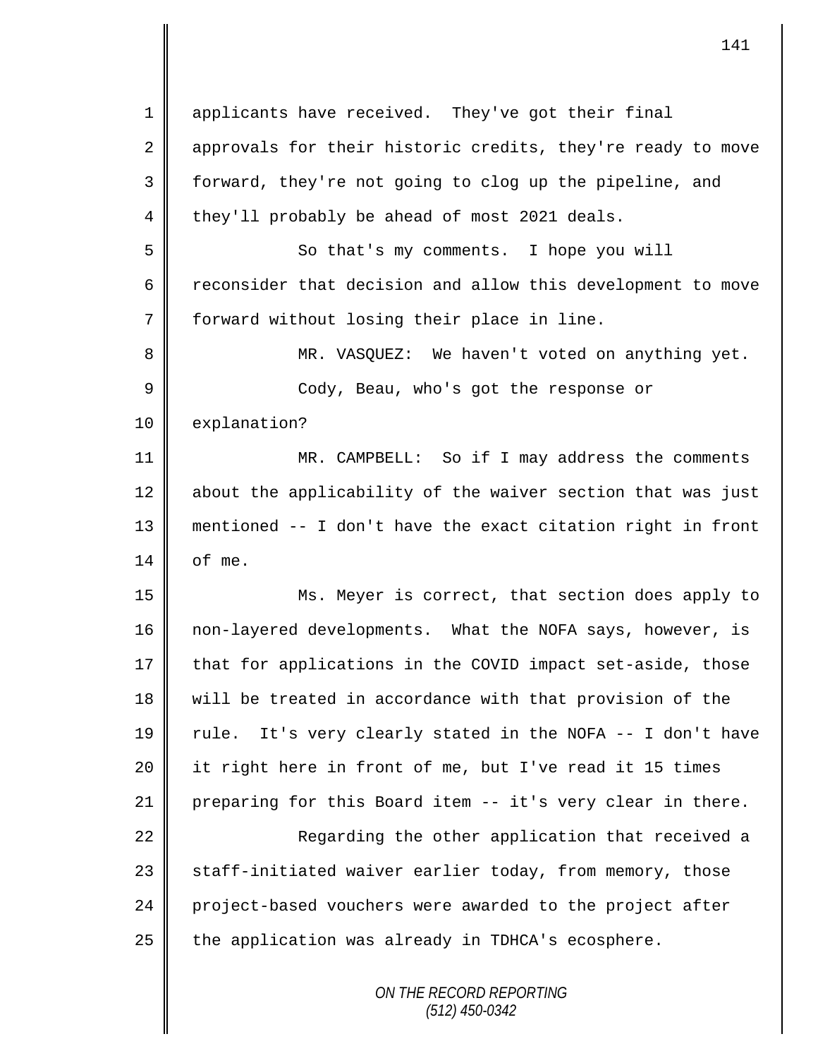applicants have received. They've got their final approvals for their historic credits, they're ready to move forward, they're not going to clog up the pipeline, and they'll probably be ahead of most 2021 deals.

So that's my comments. I hope you will reconsider that decision and allow this development to move forward without losing their place in line.

MR. VASQUEZ: We haven't voted on anything yet.

Cody, Beau, who's got the response or explanation?

MR. CAMPBELL: So if I may address the comments about the applicability of the waiver section that was just mentioned -- I don't have the exact citation right in front of me.

Ms. Meyer is correct, that section does apply to non-layered developments. What the NOFA says, however, is that for applications in the COVID impact set-aside, those will be treated in accordance with that provision of the rule. It's very clearly stated in the NOFA -- I don't have it right here in front of me, but I've read it 15 times preparing for this Board item -- it's very clear in there.

Regarding the other application that received a staff-initiated waiver earlier today, from memory, those project-based vouchers were awarded to the project after the application was already in TDHCA's ecosphere.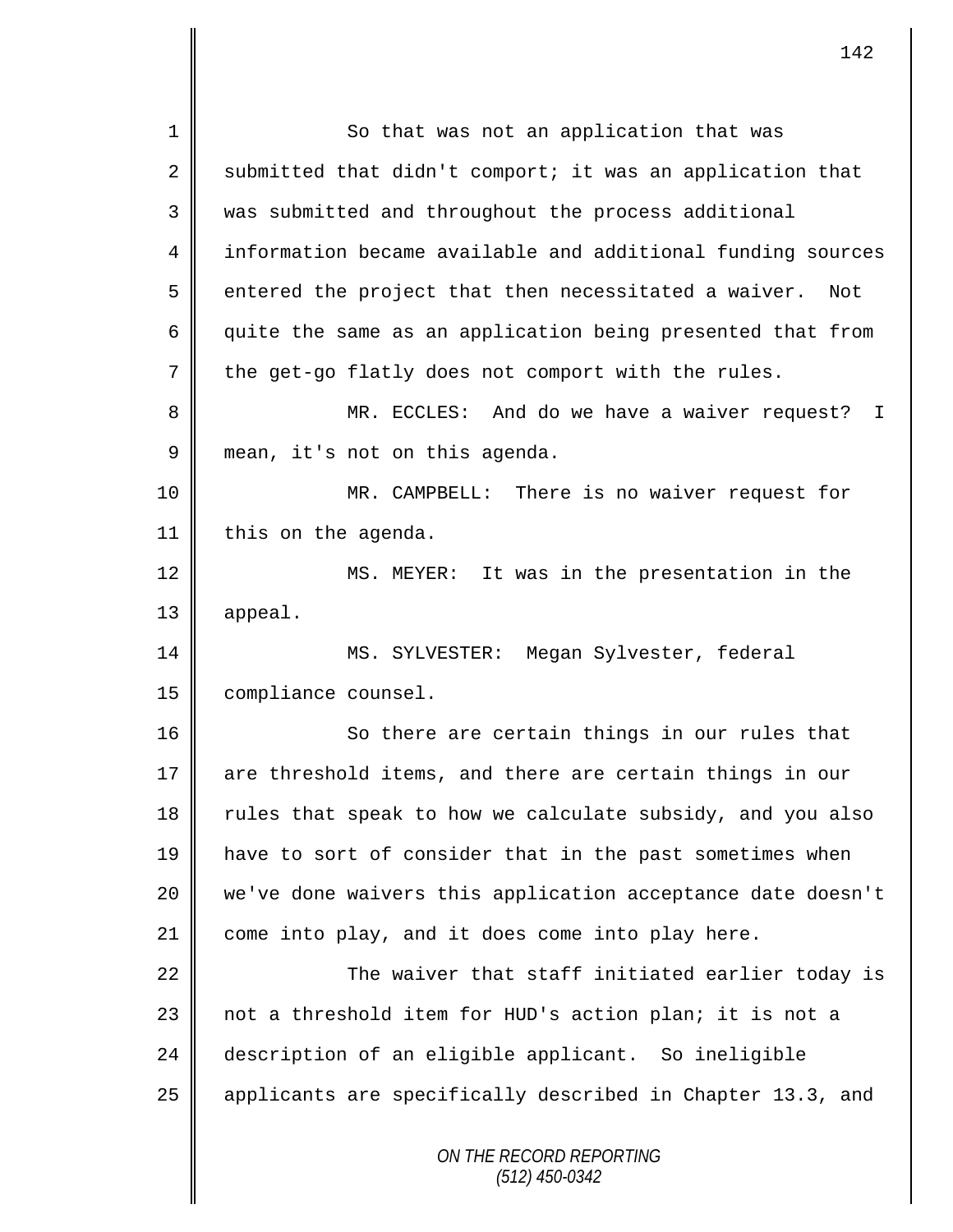So that was not an application that was submitted that didn't comport; it was an application that was submitted and throughout the process additional information became available and additional funding sources entered the project that then necessitated a waiver. Not quite the same as an application being presented that from the get-go flatly does not comport with the rules.

MR. ECCLES: And do we have a waiver request? I mean, it's not on this agenda.

MR. CAMPBELL: There is no waiver request for this on the agenda.

MS. MEYER: It was in the presentation in the appeal.

MS. SYLVESTER: Megan Sylvester, federal compliance counsel.

So there are certain things in our rules that are threshold items, and there are certain things in our rules that speak to how we calculate subsidy, and you also have to sort of consider that in the past sometimes when we've done waivers this application acceptance date doesn't come into play, and it does come into play here.

The waiver that staff initiated earlier today is not a threshold item for HUD's action plan; it is not a description of an eligible applicant. So ineligible applicants are specifically described in Chapter 13.3, and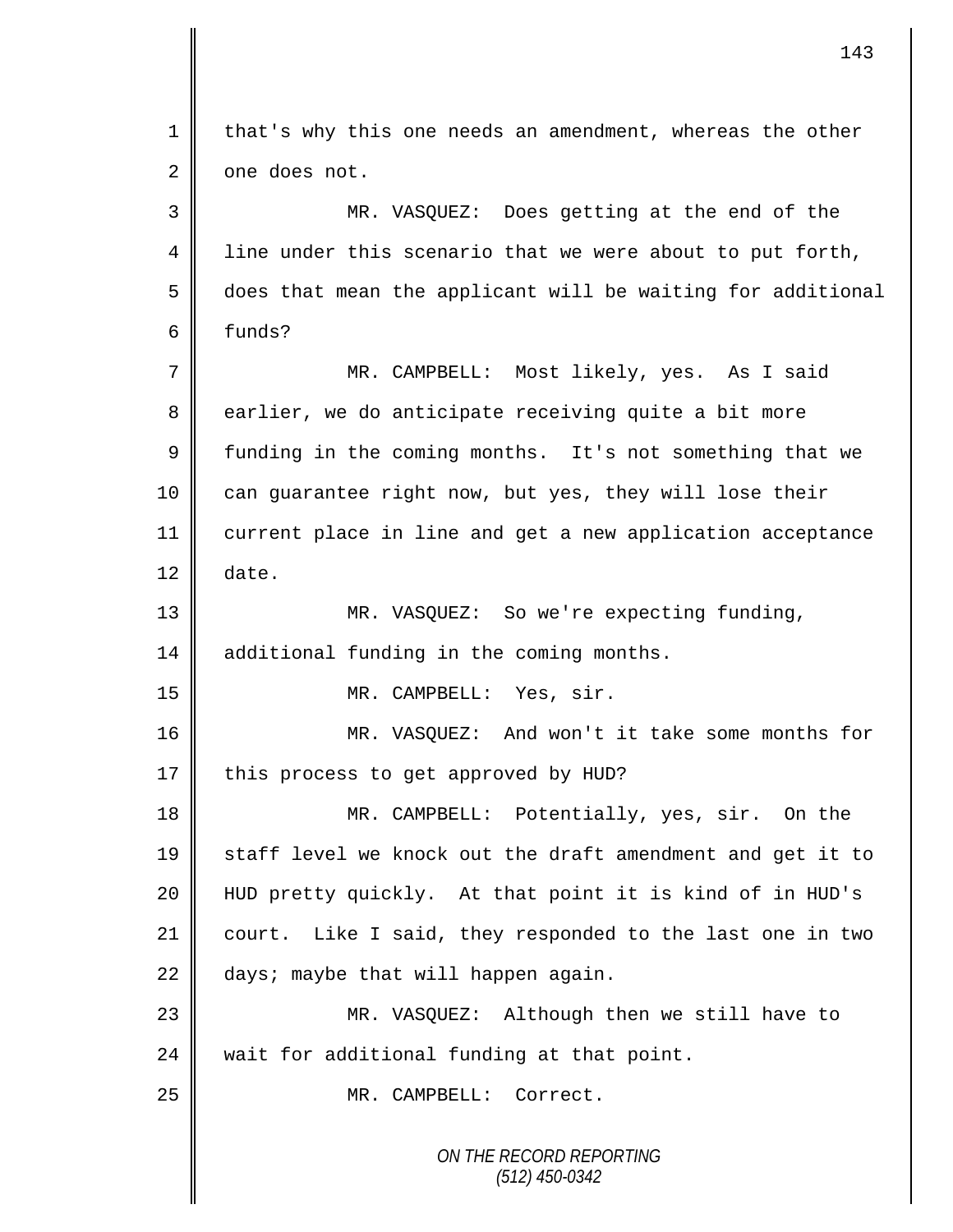that's why this one needs an amendment, whereas the other one does not.

MR. VASQUEZ: Does getting at the end of the line under this scenario that we were about to put forth, does that mean the applicant will be waiting for additional funds?

MR. CAMPBELL: Most likely, yes. As I said earlier, we do anticipate receiving quite a bit more funding in the coming months. It's not something that we can guarantee right now, but yes, they will lose their current place in line and get a new application acceptance date.

MR. VASQUEZ: So we're expecting funding, additional funding in the coming months.

MR. CAMPBELL: Yes, sir.

MR. VASQUEZ: And won't it take some months for this process to get approved by HUD?

MR. CAMPBELL: Potentially, yes, sir. On the staff level we knock out the draft amendment and get it to HUD pretty quickly. At that point it is kind of in HUD's court. Like I said, they responded to the last one in two days; maybe that will happen again.

MR. VASQUEZ: Although then we still have to wait for additional funding at that point.

MR. CAMPBELL: Correct.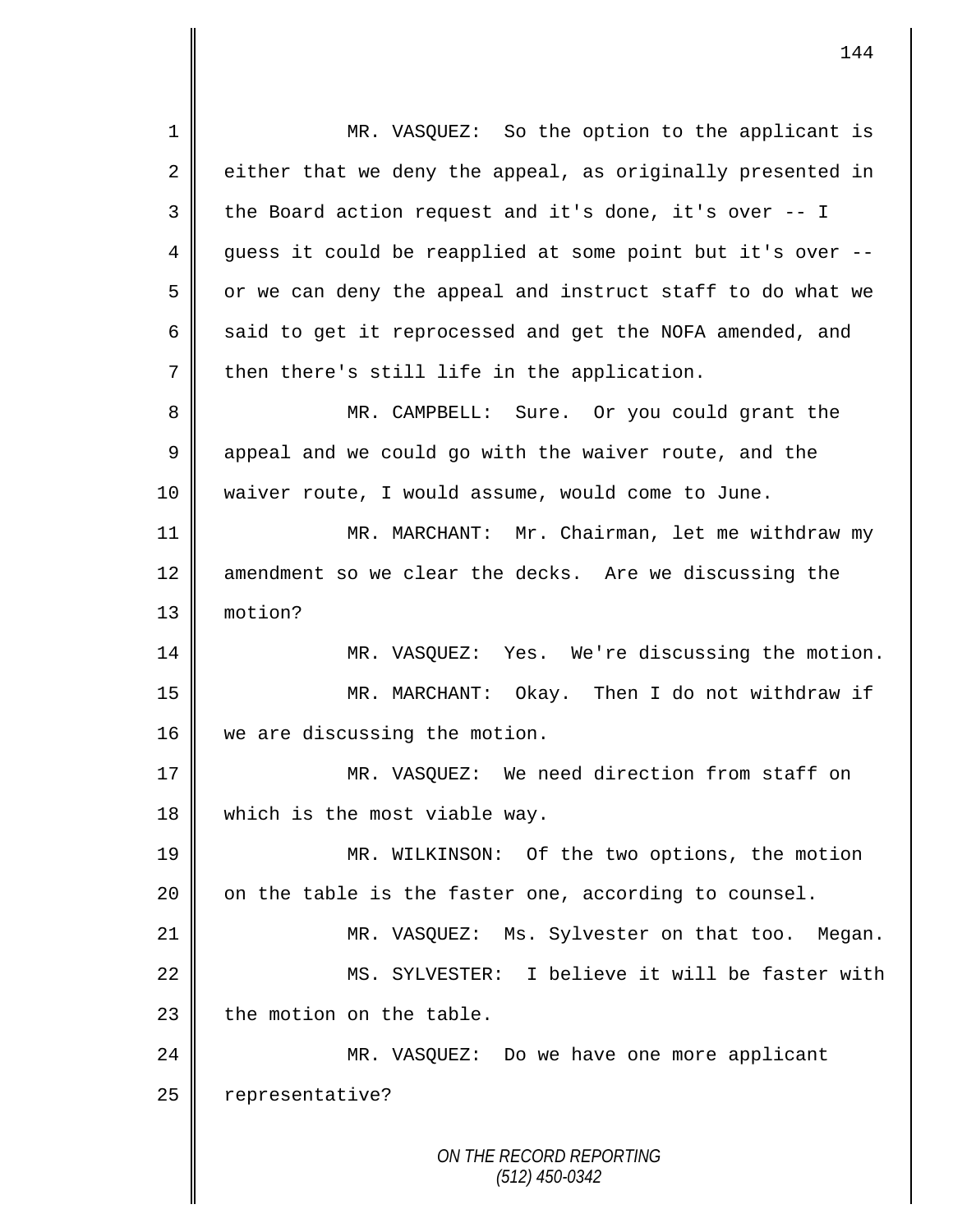MR. VASQUEZ: So the option to the applicant is either that we deny the appeal, as originally presented in the Board action request and it's done, it's over -- I guess it could be reapplied at some point but it's over -- or we can deny the appeal and instruct staff to do what we said to get it reprocessed and get the NOFA amended, and then there's still life in the application.

MR. CAMPBELL: Sure. Or you could grant the appeal and we could go with the waiver route, and the waiver route, I would assume, would come to June.

MR. MARCHANT: Mr. Chairman, let me withdraw my amendment so we clear the decks. Are we discussing the motion?

MR. VASQUEZ: Yes. We're discussing the motion.

MR. MARCHANT: Okay. Then I do not withdraw if we are discussing the motion.

MR. VASQUEZ: We need direction from staff on which is the most viable way.

MR. WILKINSON: Of the two options, the motion on the table is the faster one, according to counsel.

MR. VASQUEZ: Ms. Sylvester on that too. Megan.

MS. SYLVESTER: I believe it will be faster with the motion on the table.

MR. VASQUEZ: Do we have one more applicant representative?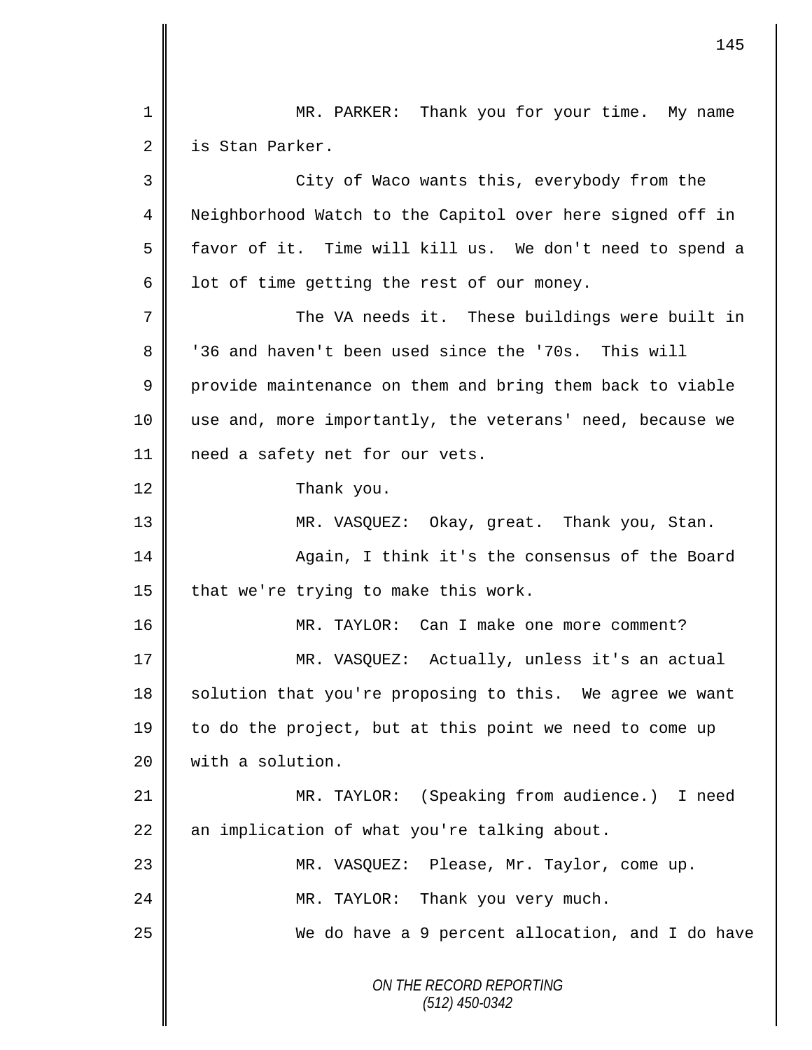MR. PARKER: Thank you for your time. My name is Stan Parker.

City of Waco wants this, everybody from the Neighborhood Watch to the Capitol over here signed off in favor of it. Time will kill us. We don't need to spend a lot of time getting the rest of our money.

The VA needs it. These buildings were built in '36 and haven't been used since the '70s. This will provide maintenance on them and bring them back to viable use and, more importantly, the veterans' need, because we need a safety net for our vets.

Thank you.

MR. VASQUEZ: Okay, great. Thank you, Stan.

Again, I think it's the consensus of the Board that we're trying to make this work.

MR. TAYLOR: Can I make one more comment?

MR. VASQUEZ: Actually, unless it's an actual solution that you're proposing to this. We agree we want to do the project, but at this point we need to come up with a solution.

MR. TAYLOR: (Speaking from audience.) I need an implication of what you're talking about.

MR. VASQUEZ: Please, Mr. Taylor, come up.

MR. TAYLOR: Thank you very much.

We do have a 9 percent allocation, and I do have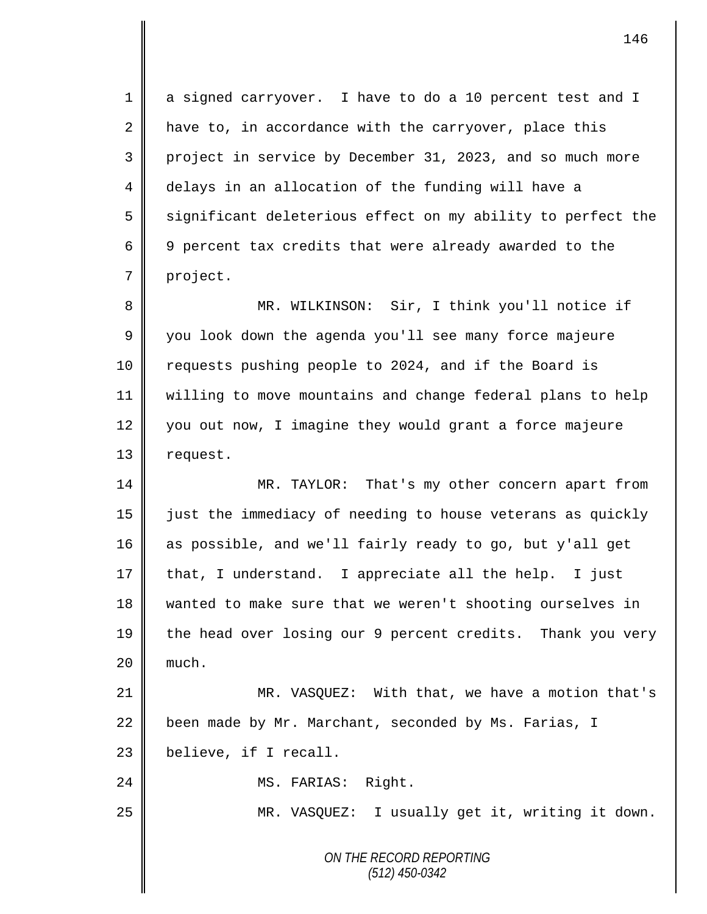a signed carryover. I have to do a 10 percent test and I have to, in accordance with the carryover, place this project in service by December 31, 2023, and so much more delays in an allocation of the funding will have a significant deleterious effect on my ability to perfect the 9 percent tax credits that were already awarded to the project.

MR. WILKINSON: Sir, I think you'll notice if you look down the agenda you'll see many force majeure requests pushing people to 2024, and if the Board is willing to move mountains and change federal plans to help you out now, I imagine they would grant a force majeure request.

MR. TAYLOR: That's my other concern apart from just the immediacy of needing to house veterans as quickly as possible, and we'll fairly ready to go, but y'all get that, I understand. I appreciate all the help. I just wanted to make sure that we weren't shooting ourselves in the head over losing our 9 percent credits. Thank you very much.

MR. VASQUEZ: With that, we have a motion that's been made by Mr. Marchant, seconded by Ms. Farias, I believe, if I recall.

MS. FARIAS: Right.

MR. VASQUEZ: I usually get it, writing it down.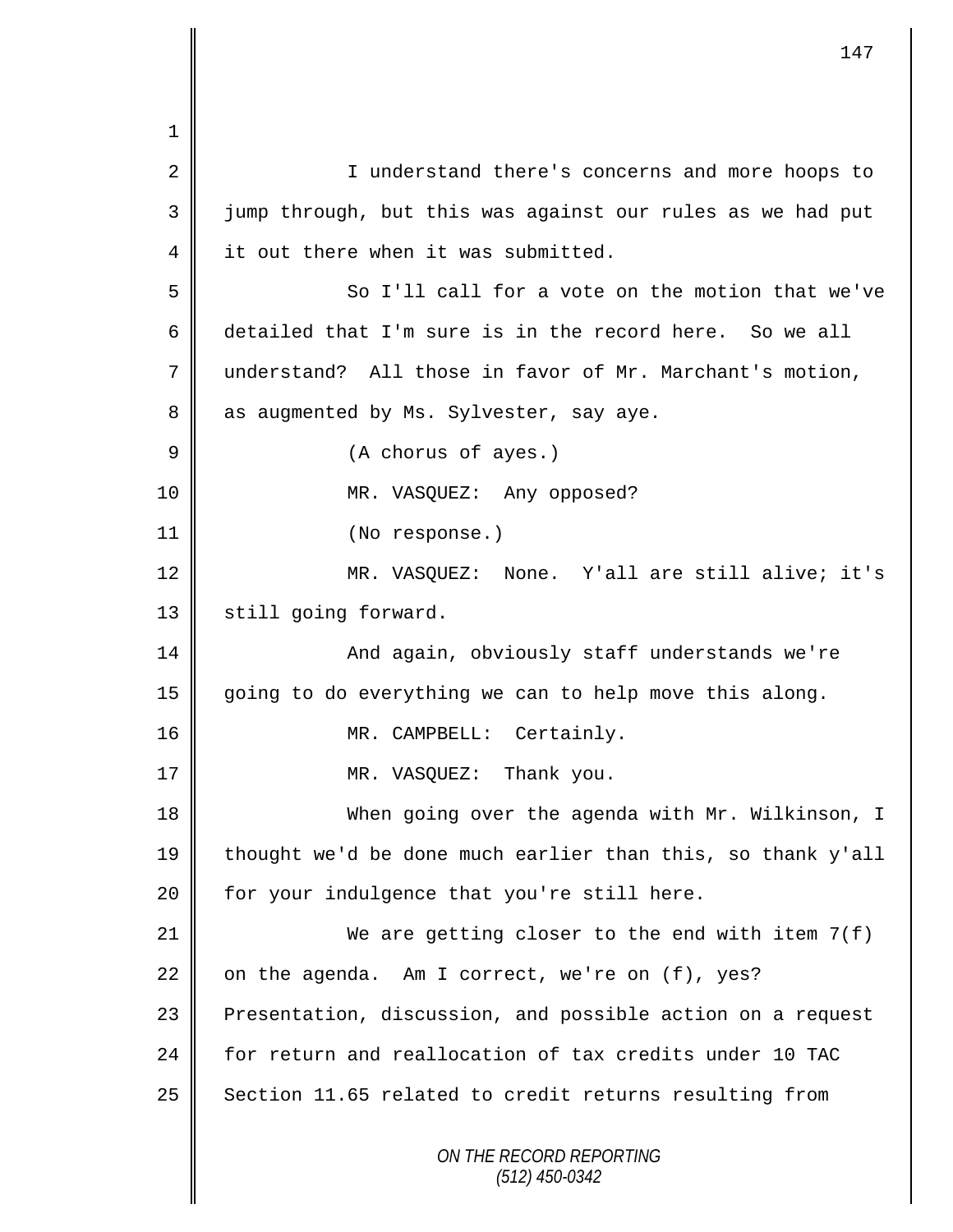I understand there's concerns and more hoops to jump through, but this was against our rules as we had put it out there when it was submitted.

So I'll call for a vote on the motion that we've detailed that I'm sure is in the record here. So we all understand? All those in favor of Mr. Marchant's motion, as augmented by Ms. Sylvester, say aye.

(A chorus of ayes.)

MR. VASQUEZ: Any opposed?

(No response.)

MR. VASQUEZ: None. Y'all are still alive; it's still going forward.

And again, obviously staff understands we're going to do everything we can to help move this along.

MR. CAMPBELL: Certainly.

MR. VASQUEZ: Thank you.

When going over the agenda with Mr. Wilkinson, I thought we'd be done much earlier than this, so thank y'all for your indulgence that you're still here.

We are getting closer to the end with item 7(f) on the agenda. Am I correct, we're on (f), yes? Presentation, discussion, and possible action on a request for return and reallocation of tax credits under 10 TAC Section 11.65 related to credit returns resulting from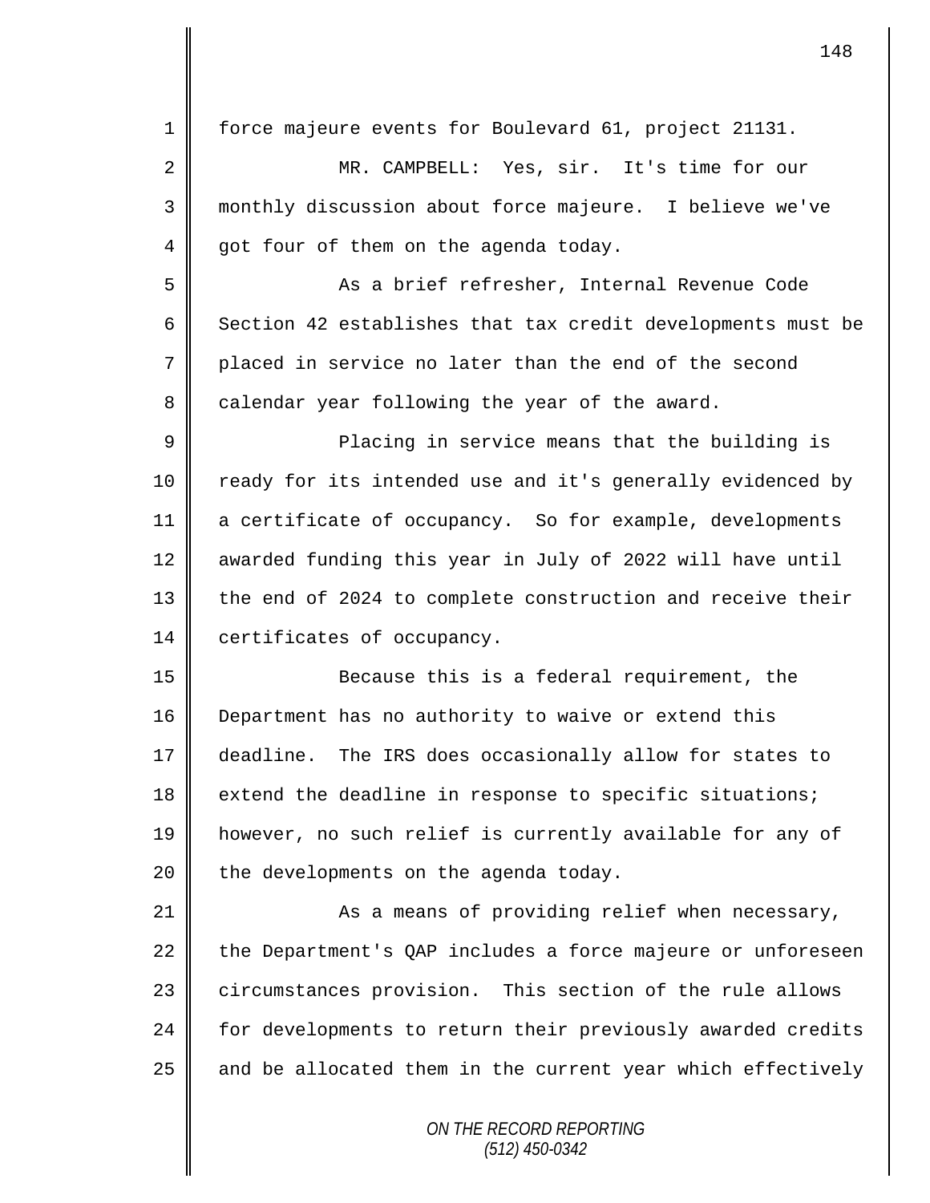force majeure events for Boulevard 61, project 21131.

MR. CAMPBELL: Yes, sir. It's time for our monthly discussion about force majeure. I believe we've got four of them on the agenda today.

As a brief refresher, Internal Revenue Code Section 42 establishes that tax credit developments must be placed in service no later than the end of the second calendar year following the year of the award.

Placing in service means that the building is ready for its intended use and it's generally evidenced by a certificate of occupancy. So for example, developments awarded funding this year in July of 2022 will have until the end of 2024 to complete construction and receive their certificates of occupancy.

Because this is a federal requirement, the Department has no authority to waive or extend this deadline. The IRS does occasionally allow for states to extend the deadline in response to specific situations; however, no such relief is currently available for any of the developments on the agenda today.

As a means of providing relief when necessary, the Department's QAP includes a force majeure or unforeseen circumstances provision. This section of the rule allows for developments to return their previously awarded credits and be allocated them in the current year which effectively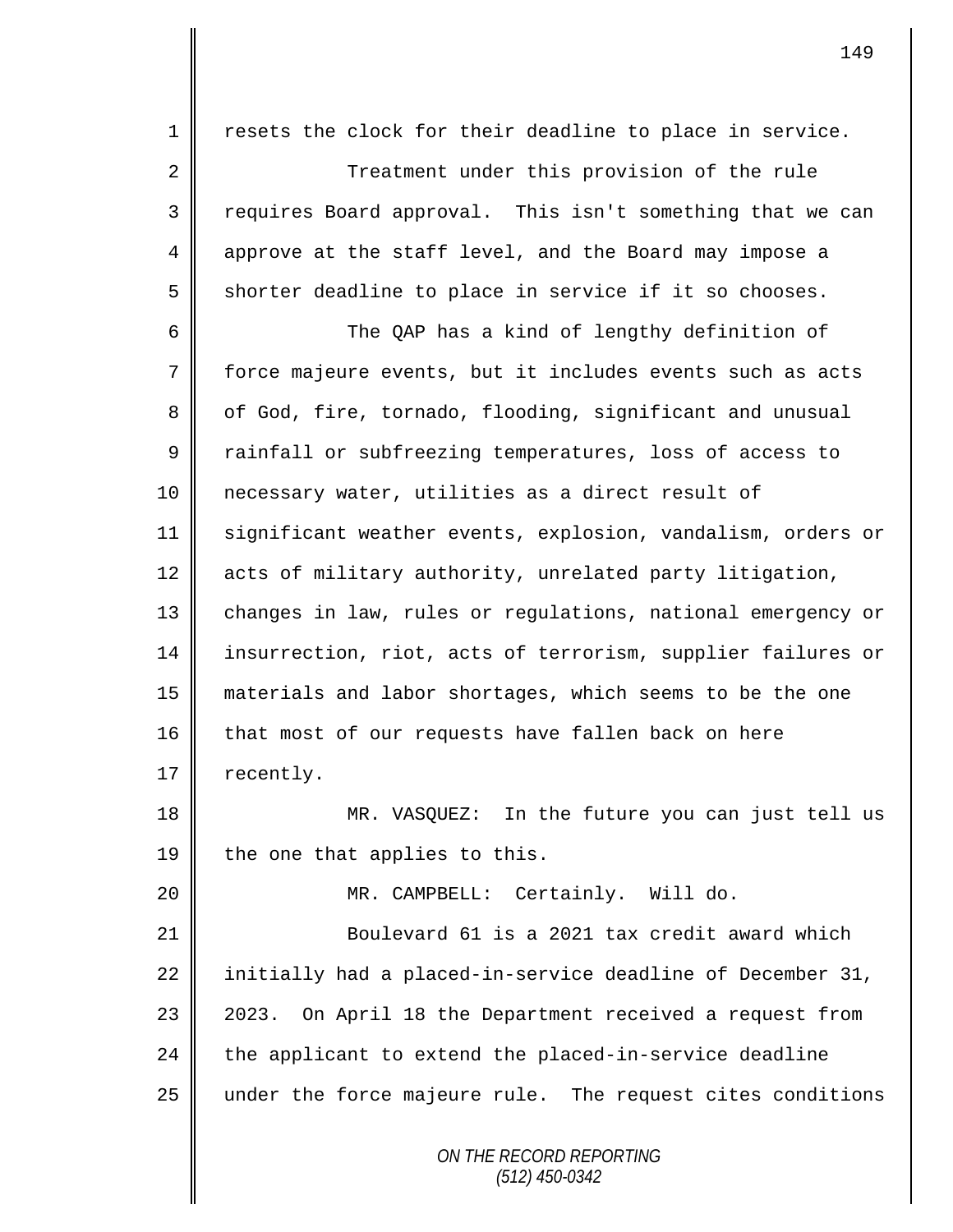resets the clock for their deadline to place in service.

Treatment under this provision of the rule requires Board approval. This isn't something that we can approve at the staff level, and the Board may impose a shorter deadline to place in service if it so chooses.

The QAP has a kind of lengthy definition of force majeure events, but it includes events such as acts of God, fire, tornado, flooding, significant and unusual rainfall or subfreezing temperatures, loss of access to necessary water, utilities as a direct result of significant weather events, explosion, vandalism, orders or acts of military authority, unrelated party litigation, changes in law, rules or regulations, national emergency or insurrection, riot, acts of terrorism, supplier failures or materials and labor shortages, which seems to be the one that most of our requests have fallen back on here recently.

MR. VASQUEZ: In the future you can just tell us the one that applies to this.

MR. CAMPBELL: Certainly. Will do.

Boulevard 61 is a 2021 tax credit award which initially had a placed-in-service deadline of December 31, 2023. On April 18 the Department received a request from the applicant to extend the placed-in-service deadline under the force majeure rule. The request cites conditions

*ON THE RECORD REPORTING*
*(512) 450-0342*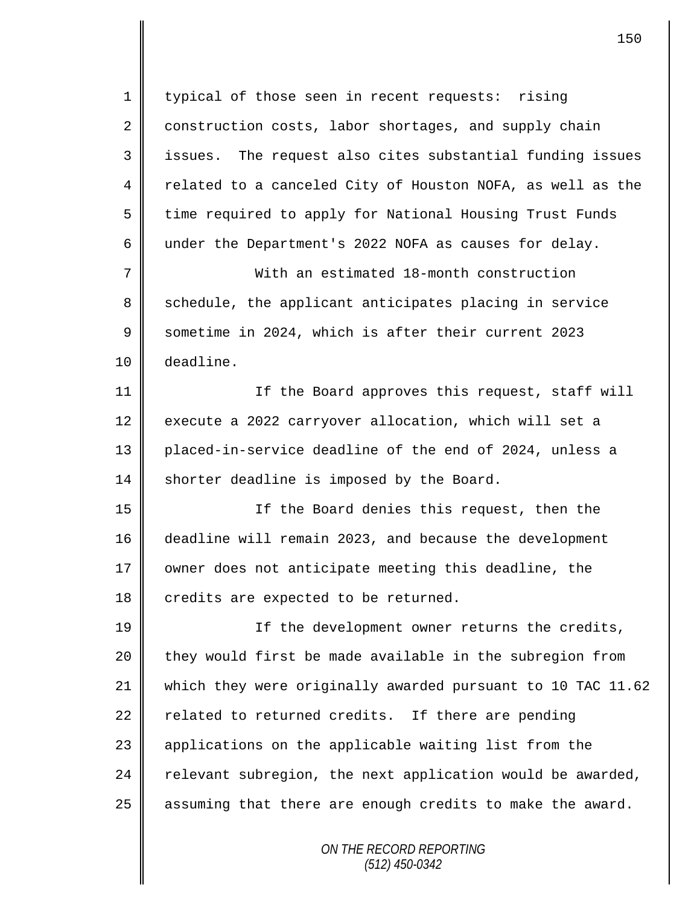typical of those seen in recent requests: rising construction costs, labor shortages, and supply chain issues. The request also cites substantial funding issues related to a canceled City of Houston NOFA, as well as the time required to apply for National Housing Trust Funds under the Department's 2022 NOFA as causes for delay.

With an estimated 18-month construction schedule, the applicant anticipates placing in service sometime in 2024, which is after their current 2023 deadline.

If the Board approves this request, staff will execute a 2022 carryover allocation, which will set a placed-in-service deadline of the end of 2024, unless a shorter deadline is imposed by the Board.

If the Board denies this request, then the deadline will remain 2023, and because the development owner does not anticipate meeting this deadline, the credits are expected to be returned.

If the development owner returns the credits, they would first be made available in the subregion from which they were originally awarded pursuant to 10 TAC 11.62 related to returned credits. If there are pending applications on the applicable waiting list from the relevant subregion, the next application would be awarded, assuming that there are enough credits to make the award.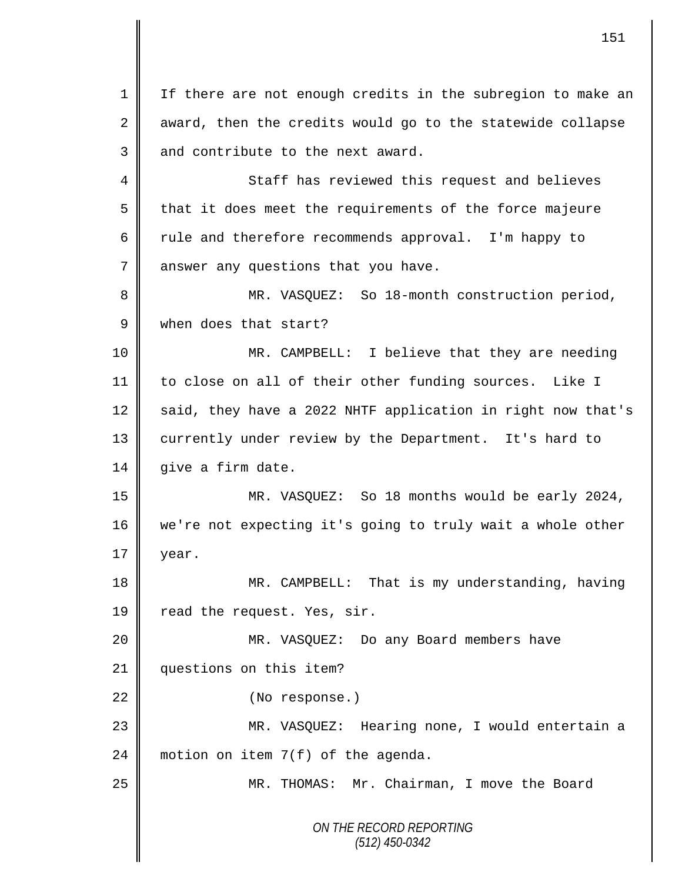If there are not enough credits in the subregion to make an award, then the credits would go to the statewide collapse and contribute to the next award.

Staff has reviewed this request and believes that it does meet the requirements of the force majeure rule and therefore recommends approval. I'm happy to answer any questions that you have.

MR. VASQUEZ: So 18-month construction period, when does that start?

MR. CAMPBELL: I believe that they are needing to close on all of their other funding sources. Like I said, they have a 2022 NHTF application in right now that's currently under review by the Department. It's hard to give a firm date.

MR. VASQUEZ: So 18 months would be early 2024, we're not expecting it's going to truly wait a whole other year.

MR. CAMPBELL: That is my understanding, having read the request. Yes, sir.

MR. VASQUEZ: Do any Board members have questions on this item?

(No response.)

MR. VASQUEZ: Hearing none, I would entertain a motion on item 7(f) of the agenda.

MR. THOMAS: Mr. Chairman, I move the Board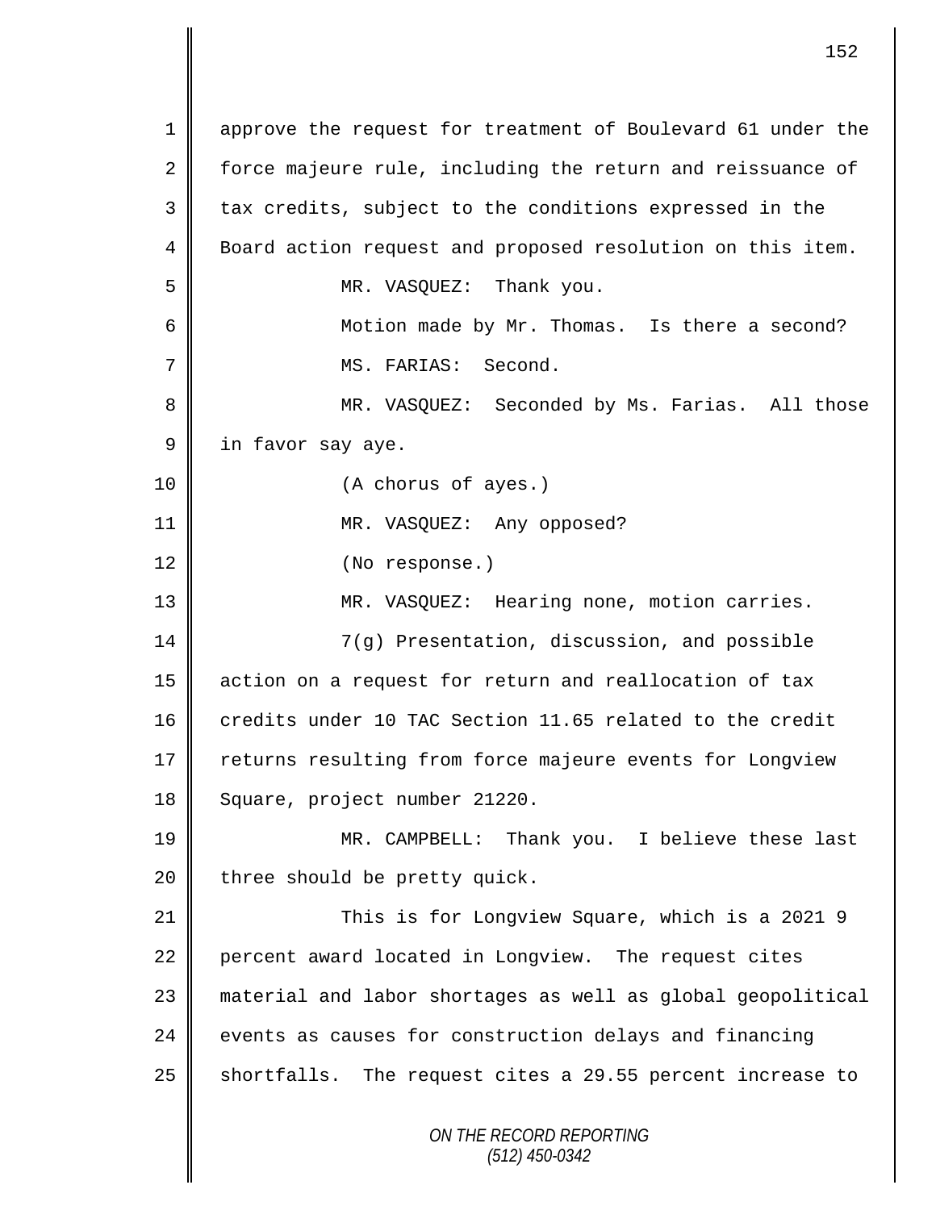approve the request for treatment of Boulevard 61 under the force majeure rule, including the return and reissuance of tax credits, subject to the conditions expressed in the Board action request and proposed resolution on this item.

MR. VASQUEZ: Thank you.

Motion made by Mr. Thomas. Is there a second?

MS. FARIAS: Second.

MR. VASQUEZ: Seconded by Ms. Farias. All those in favor say aye.

(A chorus of ayes.)

MR. VASQUEZ: Any opposed?

(No response.)

MR. VASQUEZ: Hearing none, motion carries.

7(g) Presentation, discussion, and possible action on a request for return and reallocation of tax credits under 10 TAC Section 11.65 related to the credit returns resulting from force majeure events for Longview Square, project number 21220.

MR. CAMPBELL: Thank you. I believe these last three should be pretty quick.

This is for Longview Square, which is a 2021 9 percent award located in Longview. The request cites material and labor shortages as well as global geopolitical events as causes for construction delays and financing shortfalls. The request cites a 29.55 percent increase to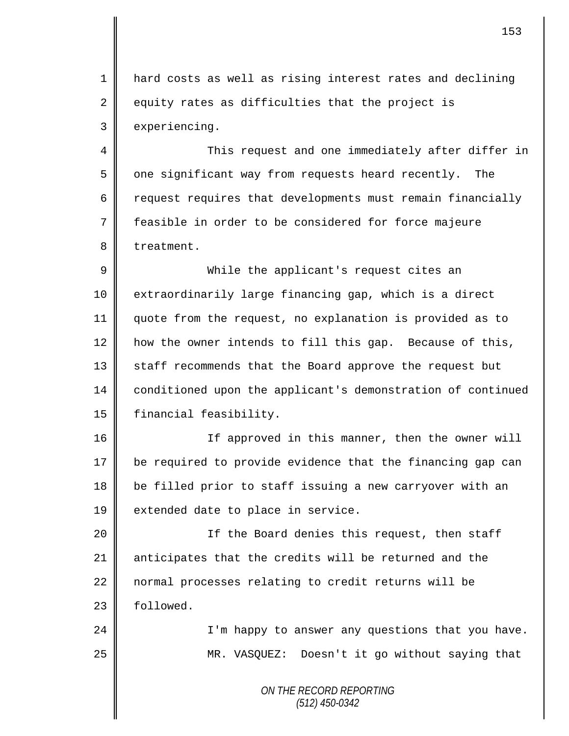hard costs as well as rising interest rates and declining equity rates as difficulties that the project is experiencing.

This request and one immediately after differ in one significant way from requests heard recently. The request requires that developments must remain financially feasible in order to be considered for force majeure treatment.

While the applicant's request cites an extraordinarily large financing gap, which is a direct quote from the request, no explanation is provided as to how the owner intends to fill this gap. Because of this, staff recommends that the Board approve the request but conditioned upon the applicant's demonstration of continued financial feasibility.

If approved in this manner, then the owner will be required to provide evidence that the financing gap can be filled prior to staff issuing a new carryover with an extended date to place in service.

If the Board denies this request, then staff anticipates that the credits will be returned and the normal processes relating to credit returns will be followed.

I'm happy to answer any questions that you have.

MR. VASQUEZ: Doesn't it go without saying that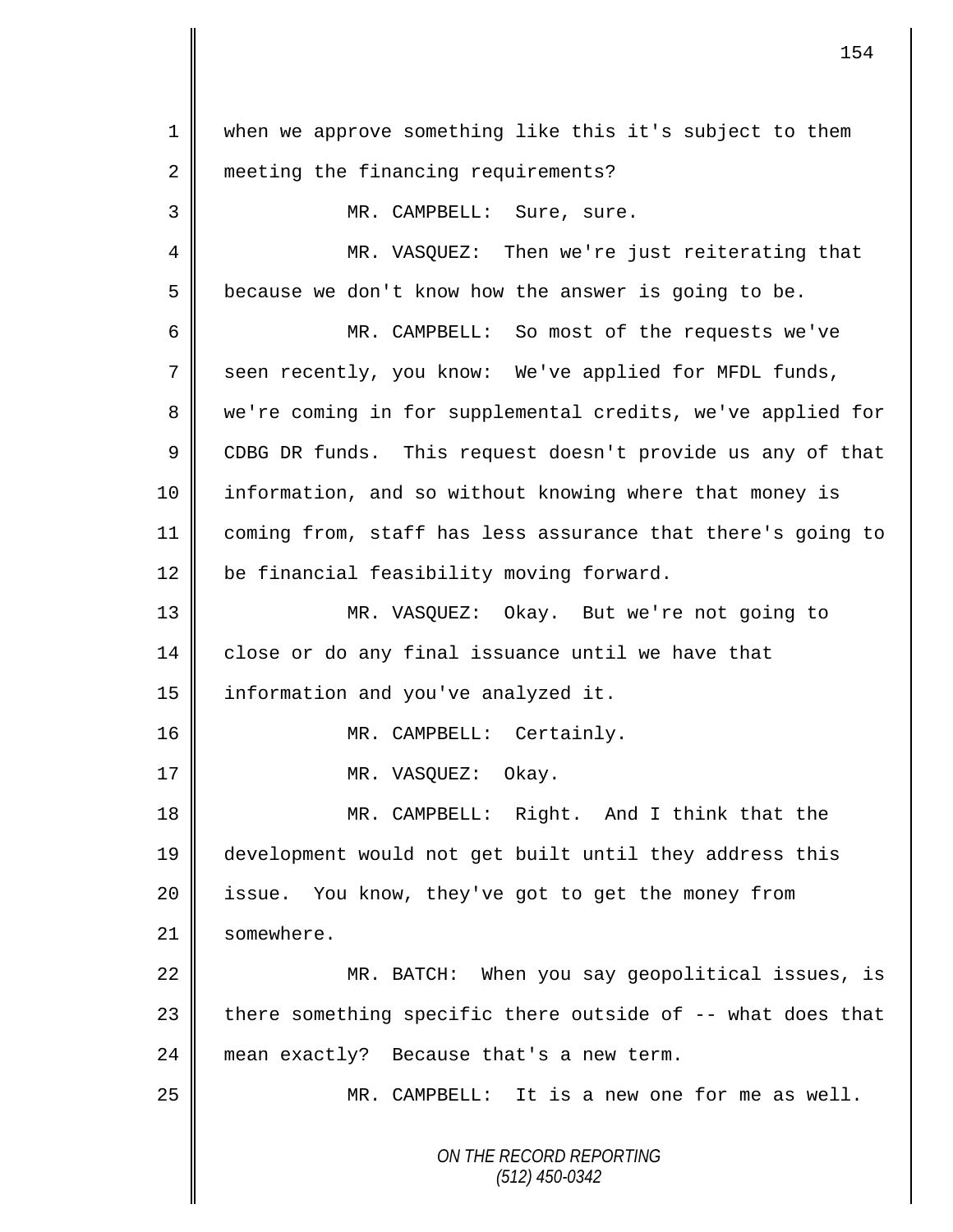when we approve something like this it's subject to them meeting the financing requirements?

MR. CAMPBELL: Sure, sure.

MR. VASQUEZ: Then we're just reiterating that because we don't know how the answer is going to be.

MR. CAMPBELL: So most of the requests we've seen recently, you know: We've applied for MFDL funds, we're coming in for supplemental credits, we've applied for CDBG DR funds. This request doesn't provide us any of that information, and so without knowing where that money is coming from, staff has less assurance that there's going to be financial feasibility moving forward.

MR. VASQUEZ: Okay. But we're not going to close or do any final issuance until we have that information and you've analyzed it.

MR. CAMPBELL: Certainly.

MR. VASQUEZ: Okay.

MR. CAMPBELL: Right. And I think that the development would not get built until they address this issue. You know, they've got to get the money from somewhere.

MR. BATCH: When you say geopolitical issues, is there something specific there outside of -- what does that mean exactly? Because that's a new term.

MR. CAMPBELL: It is a new one for me as well.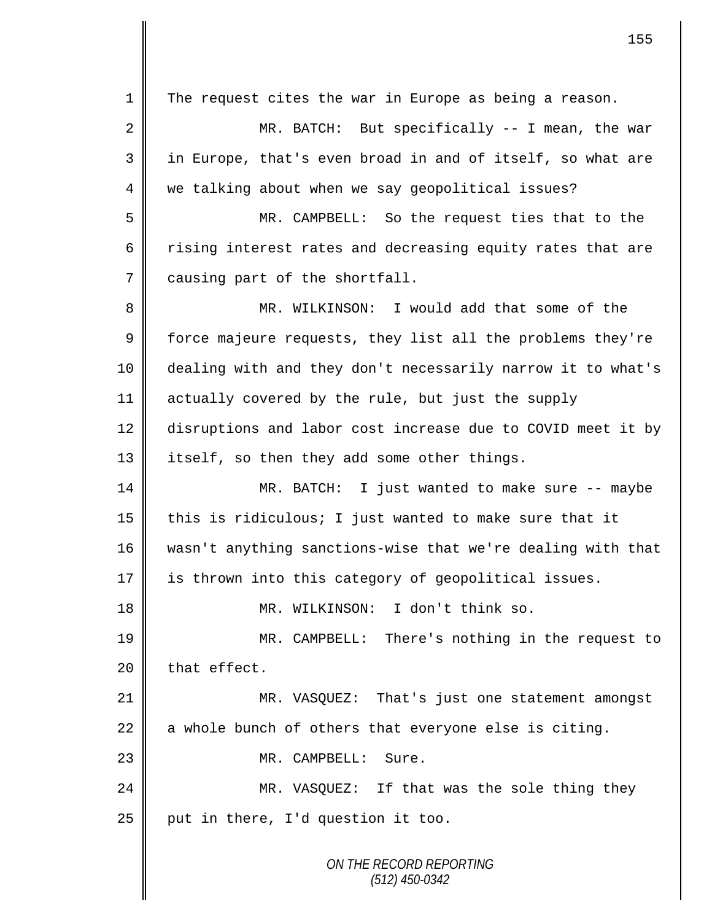The request cites the war in Europe as being a reason.

MR. BATCH: But specifically -- I mean, the war in Europe, that's even broad in and of itself, so what are we talking about when we say geopolitical issues?

MR. CAMPBELL: So the request ties that to the rising interest rates and decreasing equity rates that are causing part of the shortfall.

MR. WILKINSON: I would add that some of the force majeure requests, they list all the problems they're dealing with and they don't necessarily narrow it to what's actually covered by the rule, but just the supply disruptions and labor cost increase due to COVID meet it by itself, so then they add some other things.

MR. BATCH: I just wanted to make sure -- maybe this is ridiculous; I just wanted to make sure that it wasn't anything sanctions-wise that we're dealing with that is thrown into this category of geopolitical issues.

MR. WILKINSON: I don't think so.

MR. CAMPBELL: There's nothing in the request to that effect.

MR. VASQUEZ: That's just one statement amongst a whole bunch of others that everyone else is citing.

MR. CAMPBELL: Sure.

MR. VASQUEZ: If that was the sole thing they put in there, I'd question it too.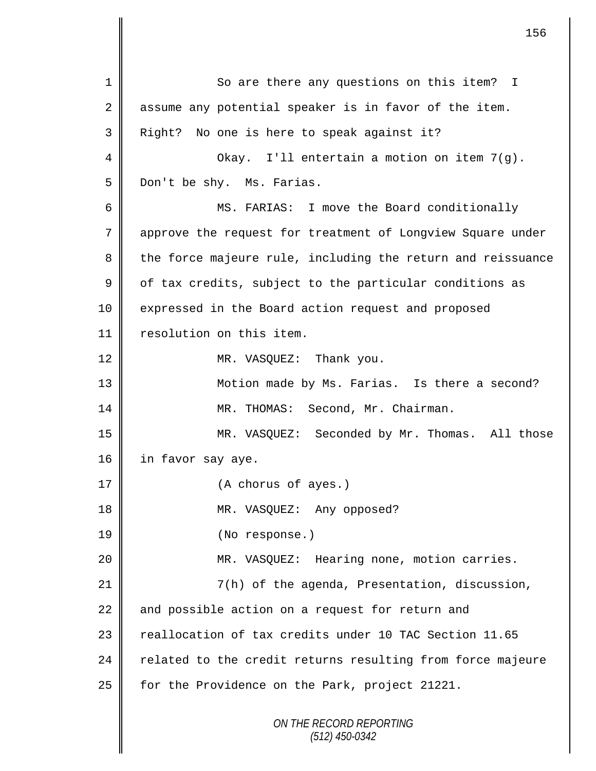So are there any questions on this item? I assume any potential speaker is in favor of the item. Right? No one is here to speak against it?

Okay. I'll entertain a motion on item 7(g). Don't be shy. Ms. Farias.

MS. FARIAS: I move the Board conditionally approve the request for treatment of Longview Square under the force majeure rule, including the return and reissuance of tax credits, subject to the particular conditions as expressed in the Board action request and proposed resolution on this item.

MR. VASQUEZ: Thank you.

Motion made by Ms. Farias. Is there a second?

MR. THOMAS: Second, Mr. Chairman.

MR. VASQUEZ: Seconded by Mr. Thomas. All those in favor say aye.

(A chorus of ayes.)

MR. VASQUEZ: Any opposed?

(No response.)

MR. VASQUEZ: Hearing none, motion carries.

7(h) of the agenda, Presentation, discussion, and possible action on a request for return and reallocation of tax credits under 10 TAC Section 11.65 related to the credit returns resulting from force majeure for the Providence on the Park, project 21221.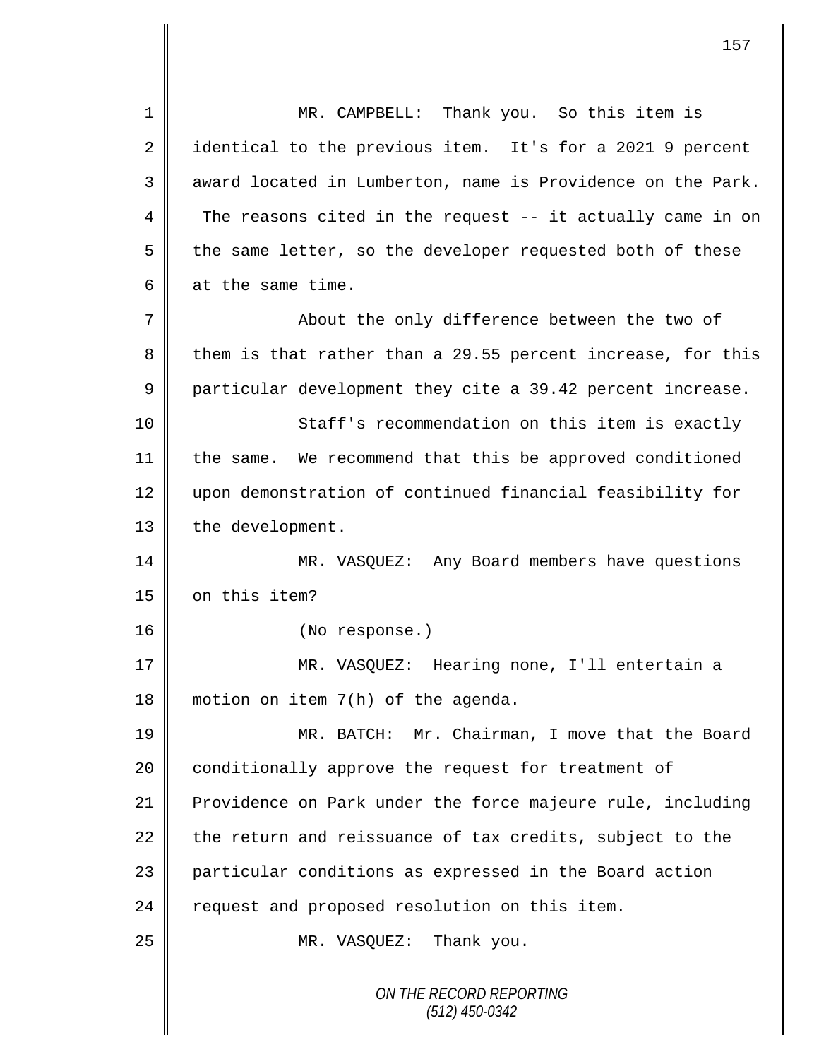MR. CAMPBELL: Thank you. So this item is identical to the previous item. It's for a 2021 9 percent award located in Lumberton, name is Providence on the Park. The reasons cited in the request -- it actually came in on the same letter, so the developer requested both of these at the same time.

About the only difference between the two of them is that rather than a 29.55 percent increase, for this particular development they cite a 39.42 percent increase.

Staff's recommendation on this item is exactly the same. We recommend that this be approved conditioned upon demonstration of continued financial feasibility for the development.

MR. VASQUEZ: Any Board members have questions on this item?

(No response.)

MR. VASQUEZ: Hearing none, I'll entertain a motion on item 7(h) of the agenda.

MR. BATCH: Mr. Chairman, I move that the Board conditionally approve the request for treatment of Providence on Park under the force majeure rule, including the return and reissuance of tax credits, subject to the particular conditions as expressed in the Board action request and proposed resolution on this item.

MR. VASQUEZ: Thank you.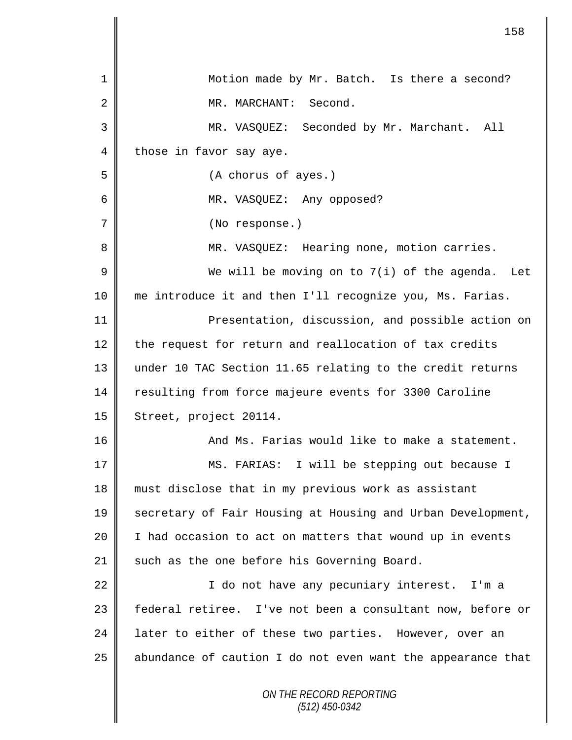Motion made by Mr. Batch. Is there a second?

MR. MARCHANT: Second.

MR. VASQUEZ: Seconded by Mr. Marchant. All those in favor say aye.

(A chorus of ayes.)

MR. VASQUEZ: Any opposed?

(No response.)

MR. VASQUEZ: Hearing none, motion carries.

We will be moving on to 7(i) of the agenda. Let me introduce it and then I'll recognize you, Ms. Farias.

Presentation, discussion, and possible action on the request for return and reallocation of tax credits under 10 TAC Section 11.65 relating to the credit returns resulting from force majeure events for 3300 Caroline Street, project 20114.

And Ms. Farias would like to make a statement.

MS. FARIAS: I will be stepping out because I must disclose that in my previous work as assistant secretary of Fair Housing at Housing and Urban Development, I had occasion to act on matters that wound up in events such as the one before his Governing Board.

I do not have any pecuniary interest. I'm a federal retiree. I've not been a consultant now, before or later to either of these two parties. However, over an abundance of caution I do not even want the appearance that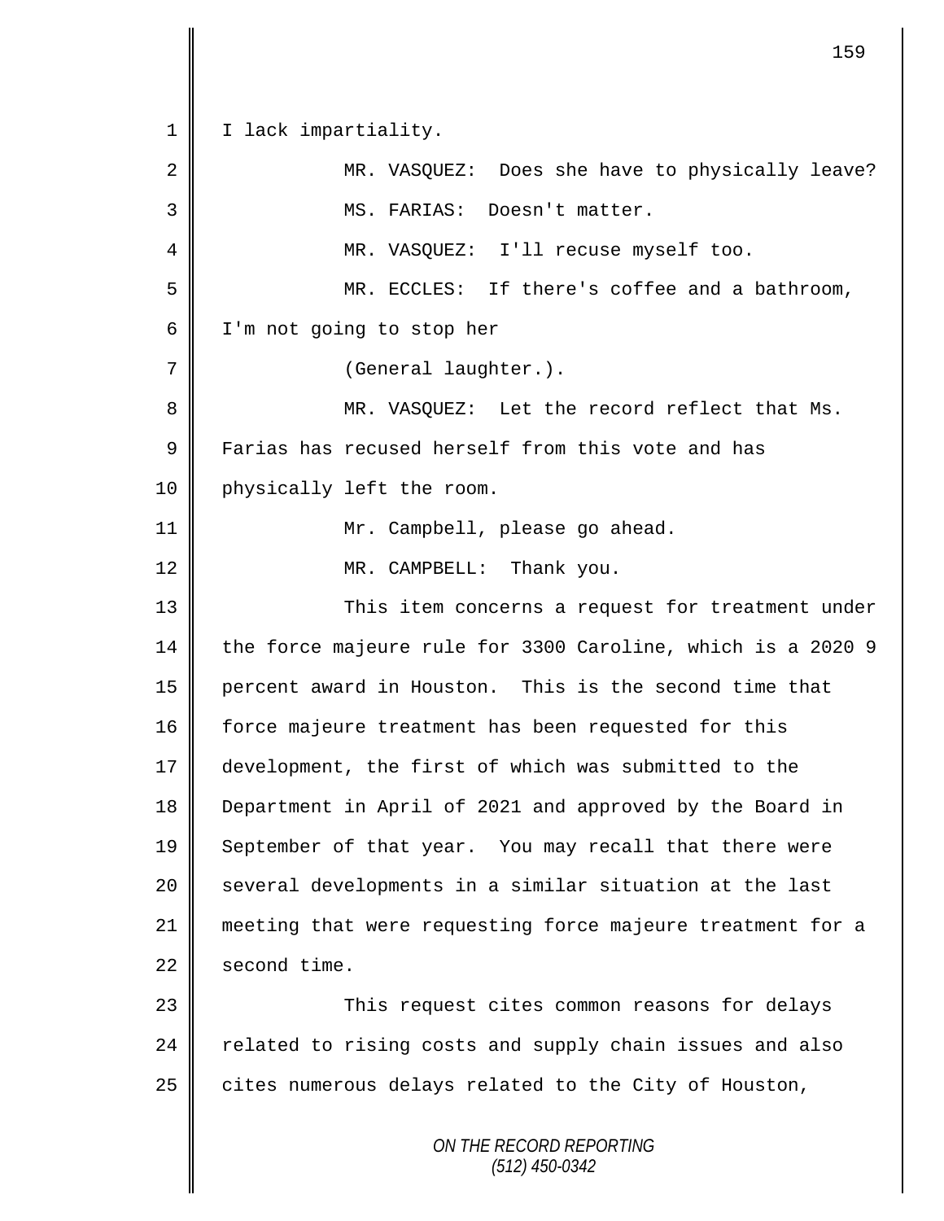I lack impartiality.

MR. VASQUEZ: Does she have to physically leave?

MS. FARIAS: Doesn't matter.

MR. VASQUEZ: I'll recuse myself too.

MR. ECCLES: If there's coffee and a bathroom, I'm not going to stop her

(General laughter.).

MR. VASQUEZ: Let the record reflect that Ms. Farias has recused herself from this vote and has physically left the room.

Mr. Campbell, please go ahead.

MR. CAMPBELL: Thank you.

This item concerns a request for treatment under the force majeure rule for 3300 Caroline, which is a 2020 9 percent award in Houston. This is the second time that force majeure treatment has been requested for this development, the first of which was submitted to the Department in April of 2021 and approved by the Board in September of that year. You may recall that there were several developments in a similar situation at the last meeting that were requesting force majeure treatment for a second time.

This request cites common reasons for delays related to rising costs and supply chain issues and also cites numerous delays related to the City of Houston,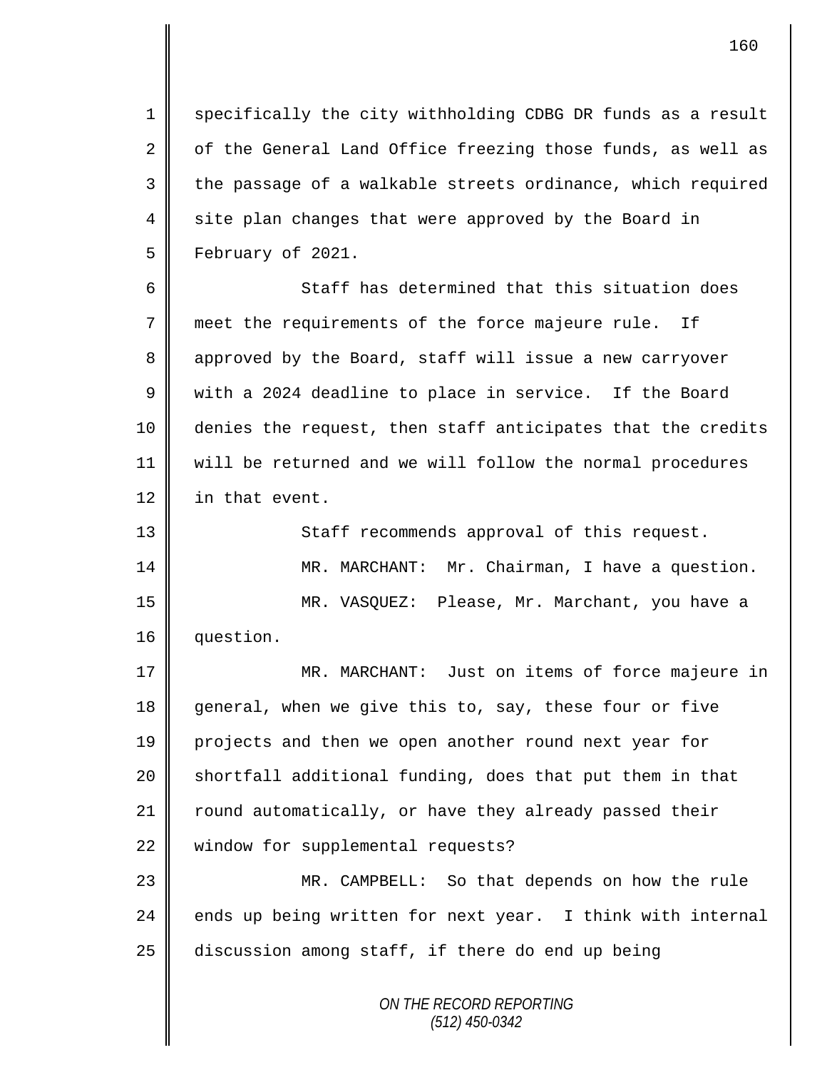specifically the city withholding CDBG DR funds as a result of the General Land Office freezing those funds, as well as the passage of a walkable streets ordinance, which required site plan changes that were approved by the Board in February of 2021.

Staff has determined that this situation does meet the requirements of the force majeure rule. If approved by the Board, staff will issue a new carryover with a 2024 deadline to place in service. If the Board denies the request, then staff anticipates that the credits will be returned and we will follow the normal procedures in that event.

Staff recommends approval of this request.

MR. MARCHANT: Mr. Chairman, I have a question.

MR. VASQUEZ: Please, Mr. Marchant, you have a question.

MR. MARCHANT: Just on items of force majeure in general, when we give this to, say, these four or five projects and then we open another round next year for shortfall additional funding, does that put them in that round automatically, or have they already passed their window for supplemental requests?

MR. CAMPBELL: So that depends on how the rule ends up being written for next year. I think with internal discussion among staff, if there do end up being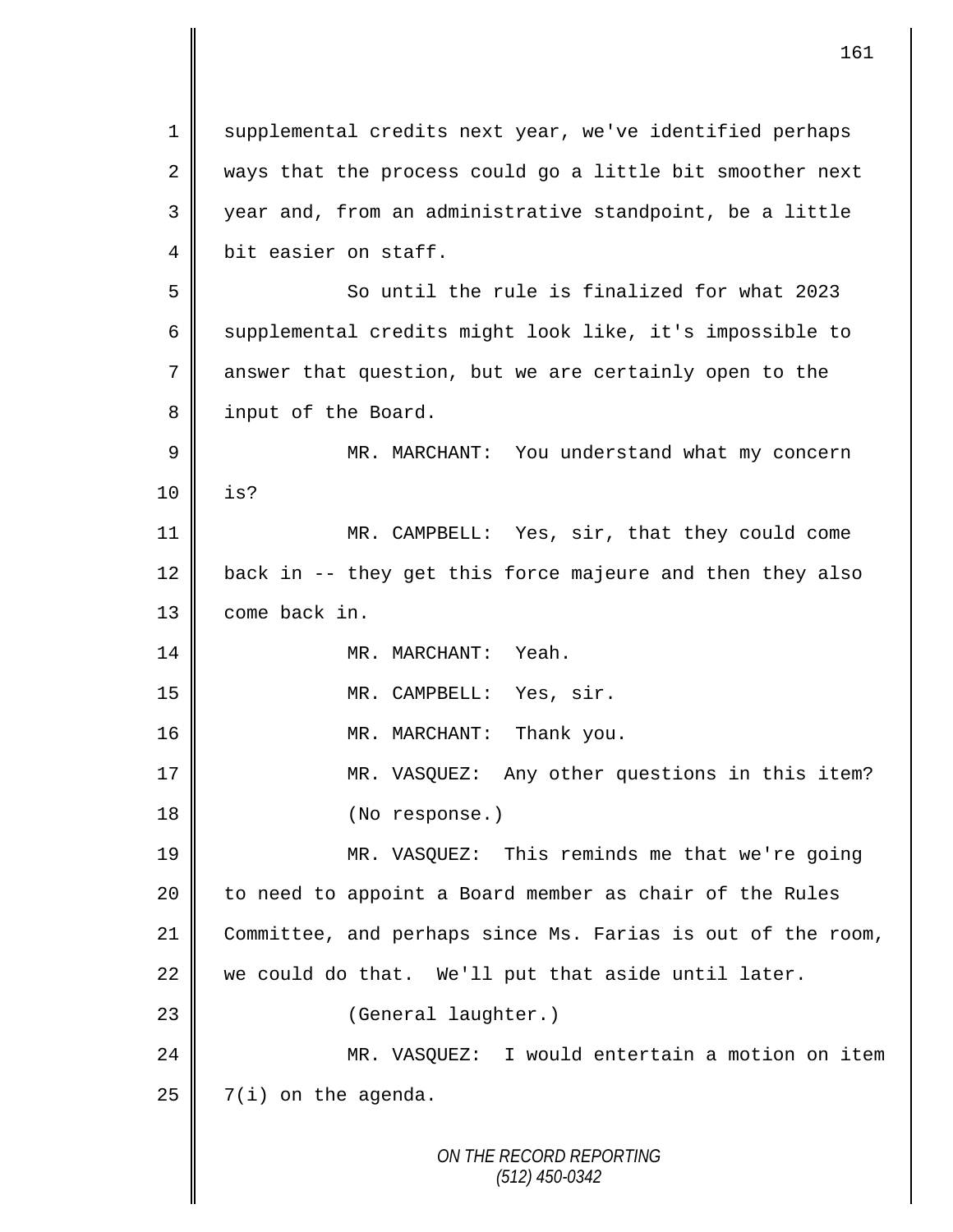supplemental credits next year, we've identified perhaps ways that the process could go a little bit smoother next year and, from an administrative standpoint, be a little bit easier on staff.

So until the rule is finalized for what 2023 supplemental credits might look like, it's impossible to answer that question, but we are certainly open to the input of the Board.

MR. MARCHANT: You understand what my concern is?

MR. CAMPBELL: Yes, sir, that they could come back in -- they get this force majeure and then they also come back in.

MR. MARCHANT: Yeah.

MR. CAMPBELL: Yes, sir.

MR. MARCHANT: Thank you.

MR. VASQUEZ: Any other questions in this item?

(No response.)

MR. VASQUEZ: This reminds me that we're going to need to appoint a Board member as chair of the Rules Committee, and perhaps since Ms. Farias is out of the room, we could do that. We'll put that aside until later.

(General laughter.)

MR. VASQUEZ: I would entertain a motion on item 7(i) on the agenda.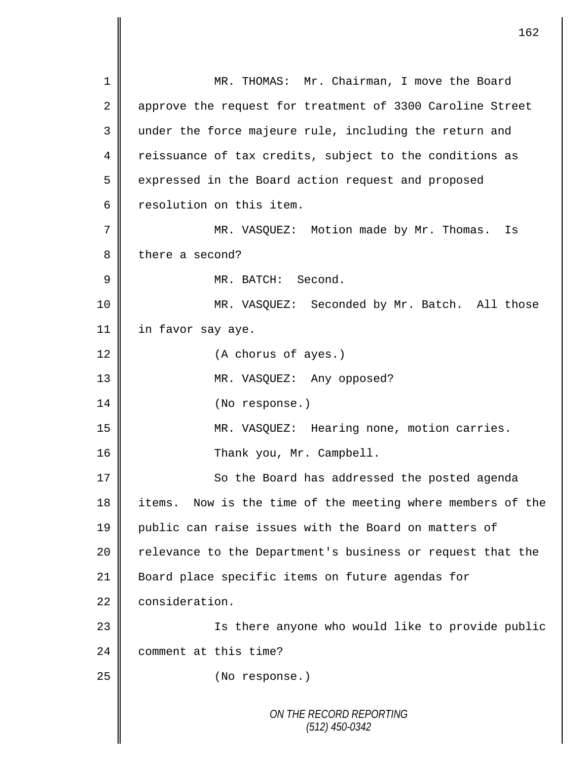MR. THOMAS: Mr. Chairman, I move the Board approve the request for treatment of 3300 Caroline Street under the force majeure rule, including the return and reissuance of tax credits, subject to the conditions as expressed in the Board action request and proposed resolution on this item.

MR. VASQUEZ: Motion made by Mr. Thomas. Is there a second?

MR. BATCH: Second.

MR. VASQUEZ: Seconded by Mr. Batch. All those in favor say aye.

(A chorus of ayes.)

MR. VASQUEZ: Any opposed?

(No response.)

MR. VASQUEZ: Hearing none, motion carries.

Thank you, Mr. Campbell.

So the Board has addressed the posted agenda items. Now is the time of the meeting where members of the public can raise issues with the Board on matters of relevance to the Department's business or request that the Board place specific items on future agendas for consideration.

Is there anyone who would like to provide public comment at this time?

(No response.)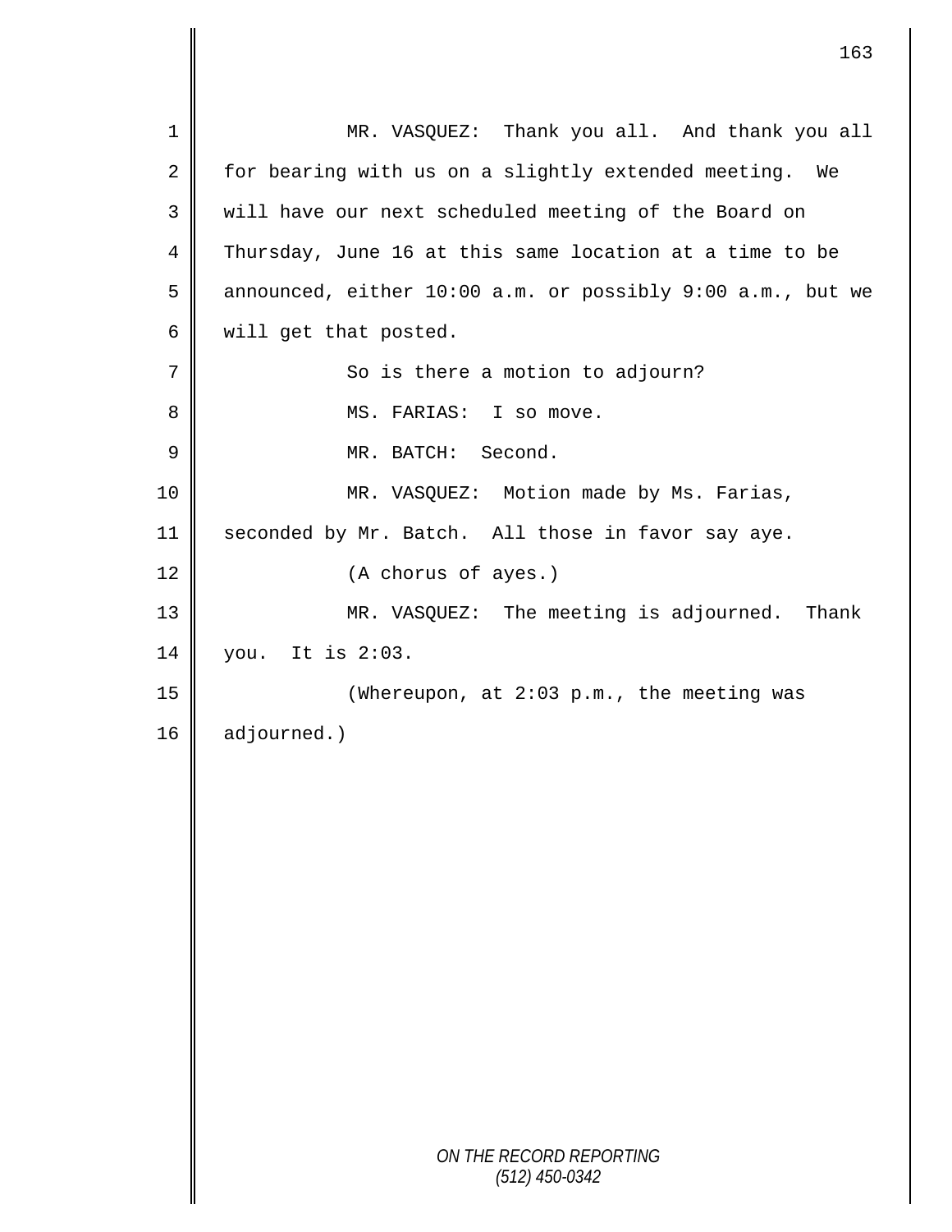MR. VASQUEZ: Thank you all. And thank you all for bearing with us on a slightly extended meeting. We will have our next scheduled meeting of the Board on Thursday, June 16 at this same location at a time to be announced, either 10:00 a.m. or possibly 9:00 a.m., but we will get that posted.

So is there a motion to adjourn?

MS. FARIAS: I so move.

MR. BATCH: Second.

MR. VASQUEZ: Motion made by Ms. Farias, seconded by Mr. Batch. All those in favor say aye.

(A chorus of ayes.)

MR. VASQUEZ: The meeting is adjourned. Thank you. It is 2:03.

(Whereupon, at 2:03 p.m., the meeting was adjourned.)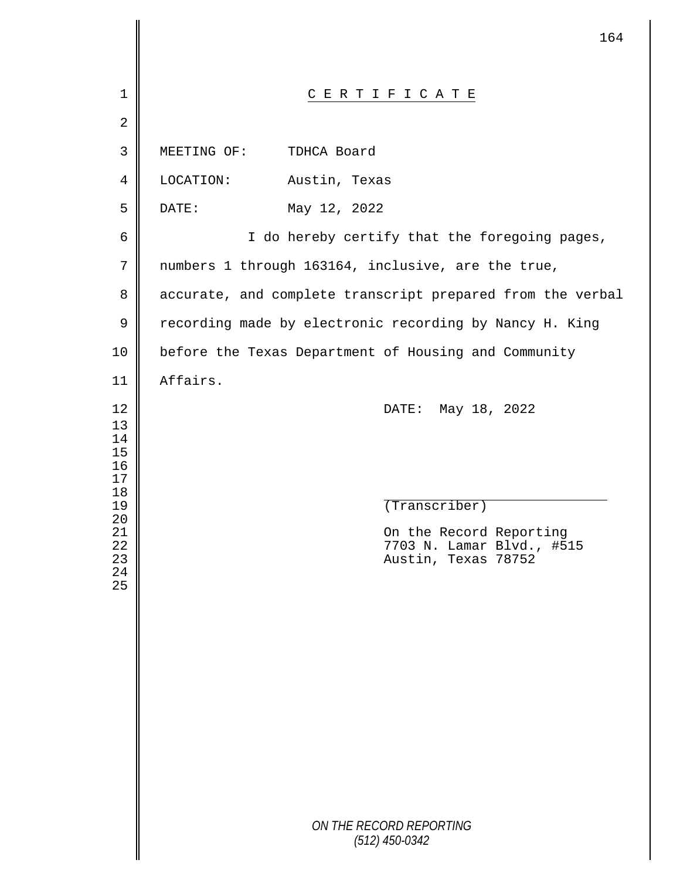# C E R T I F I C A T E

MEETING OF: TDHCA Board

LOCATION: Austin, Texas

DATE: May 12, 2022

I do hereby certify that the foregoing pages, numbers 1 through 163164, inclusive, are the true, accurate, and complete transcript prepared from the verbal recording made by electronic recording by Nancy H. King before the Texas Department of Housing and Community Affairs.

DATE: May 18, 2022

(Transcriber)

On the Record Reporting
7703 N. Lamar Blvd., #515
Austin, Texas 78752